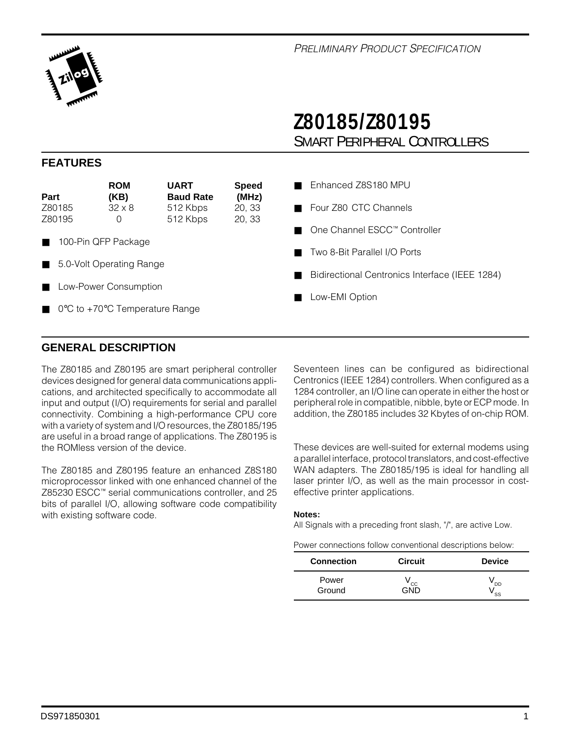*PRELIMINARY PRODUCT SPECIFICATION*

# Z80185/Z80195

## SMART PERIPHERAL CONTROLLERS

## FEATURES

| Part | ROM (KB) | UART Baud Rate | Speed (MHz) |
|---|---|---|---|
| Z80185 | 32 x 8 | 512 Kbps | 20, 33 |
| Z80195 | 0 | 512 Kbps | 20, 33 |

- 100-Pin QFP Package
- 5.0-Volt Operating Range
- Low-Power Consumption
- 0°C to +70°C Temperature Range
- Enhanced Z8S180 MPU
- Four Z80 CTC Channels
- One Channel ESCC™ Controller
- Two 8-Bit Parallel I/O Ports
- Bidirectional Centronics Interface (IEEE 1284)
- Low-EMI Option

## GENERAL DESCRIPTION

The Z80185 and Z80195 are smart peripheral controller devices designed for general data communications applications, and architected specifically to accommodate all input and output (I/O) requirements for serial and parallel connectivity. Combining a high-performance CPU core with a variety of system and I/O resources, the Z80185/195 are useful in a broad range of applications. The Z80195 is the ROMless version of the device.

The Z80185 and Z80195 feature an enhanced Z8S180 microprocessor linked with one enhanced channel of the Z85230 ESCC™ serial communications controller, and 25 bits of parallel I/O, allowing software code compatibility with existing software code.

Seventeen lines can be configured as bidirectional Centronics (IEEE 1284) controllers. When configured as a 1284 controller, an I/O line can operate in either the host or peripheral role in compatible, nibble, byte or ECP mode. In addition, the Z80185 includes 32 Kbytes of on-chip ROM.

These devices are well-suited for external modems using a parallel interface, protocol translators, and cost-effective WAN adapters. The Z80185/195 is ideal for handling all laser printer I/O, as well as the main processor in cost-effective printer applications.

**Notes:**
All Signals with a preceding front slash, "/", are active Low.

Power connections follow conventional descriptions below:

| Connection | Circuit | Device |
|---|---|---|
| Power | $V_{CC}$ | $V_{DD}$ |
| Ground | GND | $V_{SS}$ |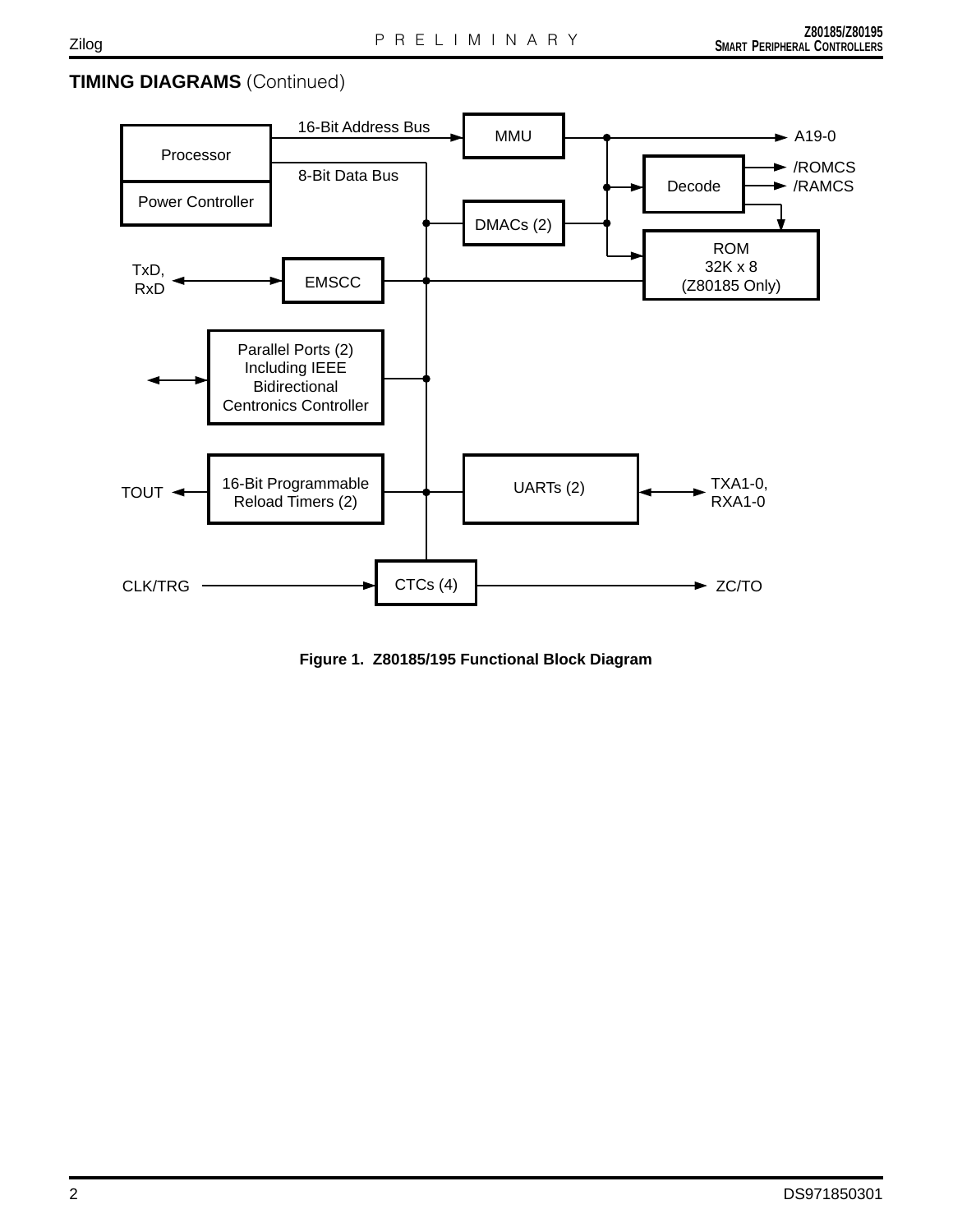## TIMING DIAGRAMS (Continued)

Processor | Power Controller | 16-Bit Address Bus | MMU | A19-0 | 8-Bit Data Bus | Decode | /ROMCS | /RAMCS | DMACs (2) | ROM 32K x 8 (Z80185 Only) | TxD, RxD | EMSCC | Parallel Ports (2) Including IEEE Bidirectional Centronics Controller | TOUT | 16-Bit Programmable Reload Timers (2) | UARTs (2) | TXA1-0, RXA1-0 | CLK/TRG | CTCs (4) | ZC/TO

**Figure 1. Z80185/195 Functional Block Diagram**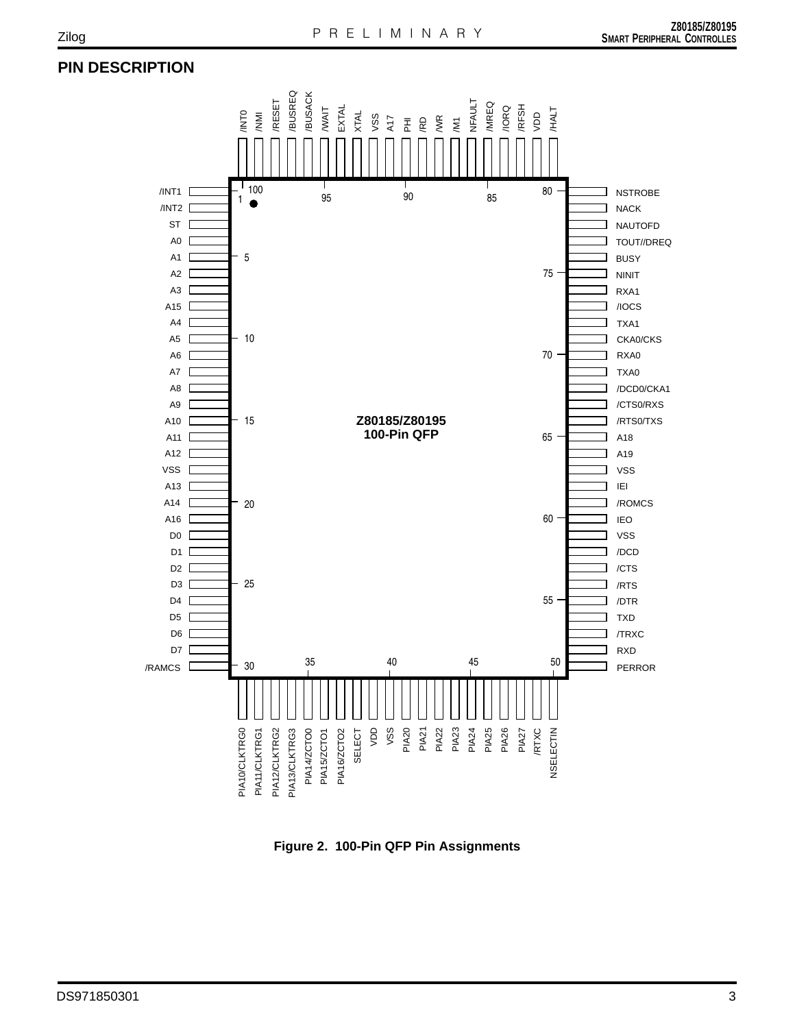## PIN DESCRIPTION

**Z80185/Z80195 100-Pin QFP**

| Pin | Signal | Pin | Signal | Pin | Signal | Pin | Signal |
|---|---|---|---|---|---|---|---|
| 1 | /INT1 | 31 | PIA10/CLKTRG0 | 51 | PERROR | 81 | /HALT |
| 2 | /INT2 | 32 | PIA11/CLKTRG1 | 52 | RXD | 82 | VDD |
| 3 | ST | 33 | PIA12/CLKTRG2 | 53 | /TRXC | 83 | /RFSH |
| 4 | A0 | 34 | PIA13/CLKTRG3 | 54 | TXD | 84 | /IORQ |
| 5 | A1 | 35 | PIA14/ZCTO0 | 55 | /DTR | 85 | /MREQ |
| 6 | A2 | 36 | PIA15/ZCTO1 | 56 | /RTS | 86 | NFAULT |
| 7 | A3 | 37 | PIA16/ZCTO2 | 57 | /CTS | 87 | /M1 |
| 8 | A15 | 38 | SELECT | 58 | /DCD | 88 | /WR |
| 9 | A4 | 39 | VDD | 59 | VSS | 89 | /RD |
| 10 | A5 | 40 | VSS | 60 | IEO | 90 | PHI |
| 11 | A6 | 41 | PIA20 | 61 | /ROMCS | 91 | A17 |
| 12 | A7 | 42 | PIA21 | 62 | IEI | 92 | VSS |
| 13 | A8 | 43 | PIA22 | 63 | VSS | 93 | XTAL |
| 14 | A9 | 44 | PIA23 | 64 | A19 | 94 | EXTAL |
| 15 | A10 | 45 | PIA24 | 65 | A18 | 95 | /WAIT |
| 16 | A11 | 46 | PIA25 | 66 | /RTS0/TXS | 96 | /BUSACK |
| 17 | A12 | 47 | PIA26 | 67 | /CTS0/RXS | 97 | /BUSREQ |
| 18 | VSS | 48 | PIA27 | 68 | /DCD0/CKA1 | 98 | /RESET |
| 19 | A13 | 49 | /RTXC | 69 | TXA0 | 99 | /NMI |
| 20 | A14 | 50 | NSELECTIN | 70 | RXA0 | 100 | /INT0 |
| 21 | A16 | | | 71 | CKA0/CKS | | |
| 22 | D0 | | | 72 | TXA1 | | |
| 23 | D1 | | | 73 | /IOCS | | |
| 24 | D2 | | | 74 | RXA1 | | |
| 25 | D3 | | | 75 | NINIT | | |
| 26 | D4 | | | 76 | BUSY | | |
| 27 | D5 | | | 77 | TOUT//DREQ | | |
| 28 | D6 | | | 78 | NAUTOFD | | |
| 29 | D7 | | | 79 | NACK | | |
| 30 | /RAMCS | | | 80 | NSTROBE | | |

**Figure 2. 100-Pin QFP Pin Assignments**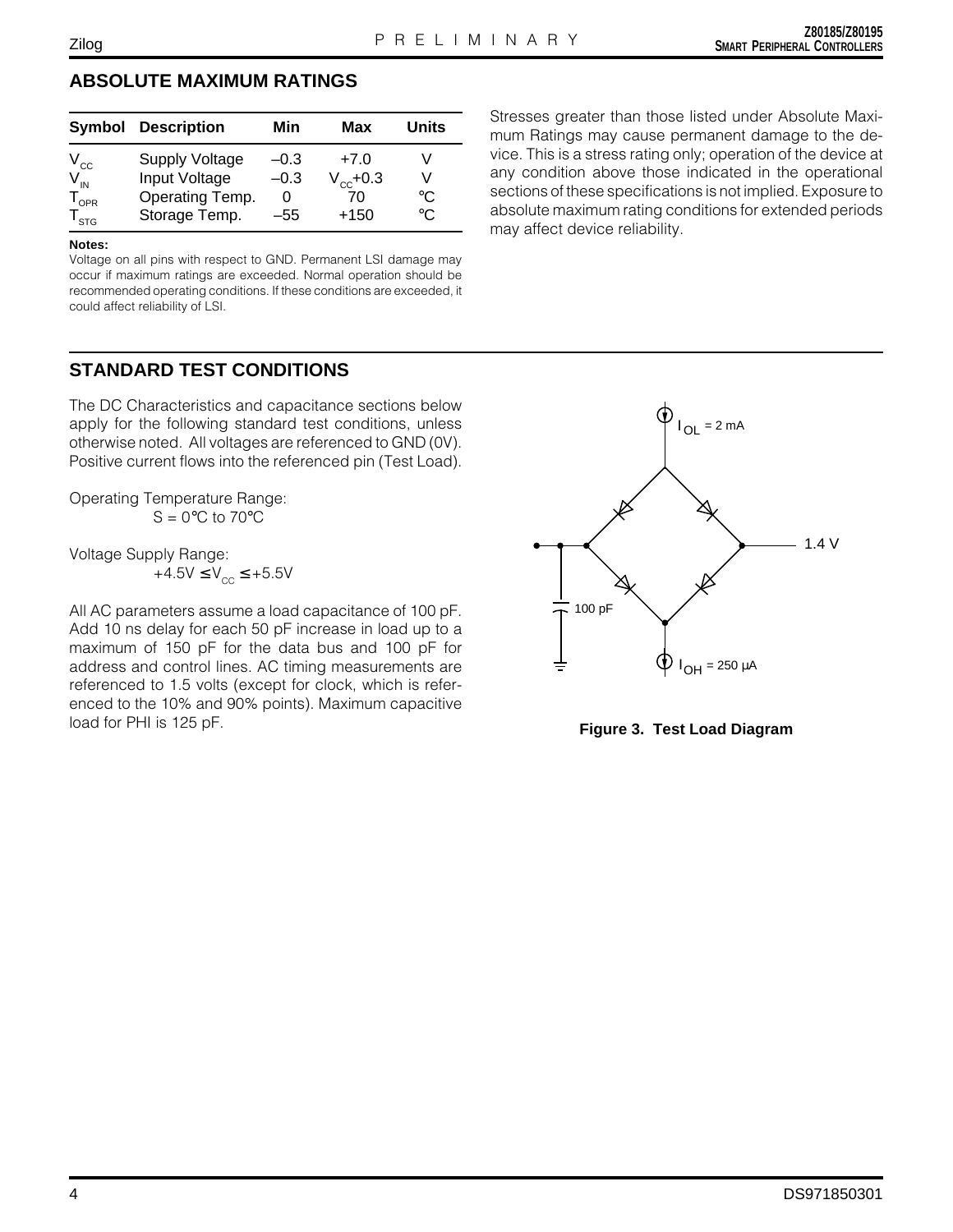## ABSOLUTE MAXIMUM RATINGS

| Symbol | Description | Min | Max | Units |
|---|---|---|---|---|
| $V_{CC}$ | Supply Voltage | –0.3 | +7.0 | V |
| $V_{IN}$ | Input Voltage | –0.3 | $V_{CC}$+0.3 | V |
| $T_{OPR}$ | Operating Temp. | 0 | 70 | °C |
| $T_{STG}$ | Storage Temp. | –55 | +150 | °C |

**Notes:**
Voltage on all pins with respect to GND. Permanent LSI damage may occur if maximum ratings are exceeded. Normal operation should be recommended operating conditions. If these conditions are exceeded, it could affect reliability of LSI.

Stresses greater than those listed under Absolute Maximum Ratings may cause permanent damage to the device. This is a stress rating only; operation of the device at any condition above those indicated in the operational sections of these specifications is not implied. Exposure to absolute maximum rating conditions for extended periods may affect device reliability.

## STANDARD TEST CONDITIONS

The DC Characteristics and capacitance sections below apply for the following standard test conditions, unless otherwise noted. All voltages are referenced to GND (0V). Positive current flows into the referenced pin (Test Load).

Operating Temperature Range:
S = 0°C to 70°C

Voltage Supply Range:
$+4.5V \leq V_{CC} \leq +5.5V$

All AC parameters assume a load capacitance of 100 pF. Add 10 ns delay for each 50 pF increase in load up to a maximum of 150 pF for the data bus and 100 pF for address and control lines. AC timing measurements are referenced to 1.5 volts (except for clock, which is referenced to the 10% and 90% points). Maximum capacitive load for PHI is 125 pF.

$I_{OL}$ = 2 mA

1.4 V

100 pF

$I_{OH}$ = 250 µA

**Figure 3. Test Load Diagram**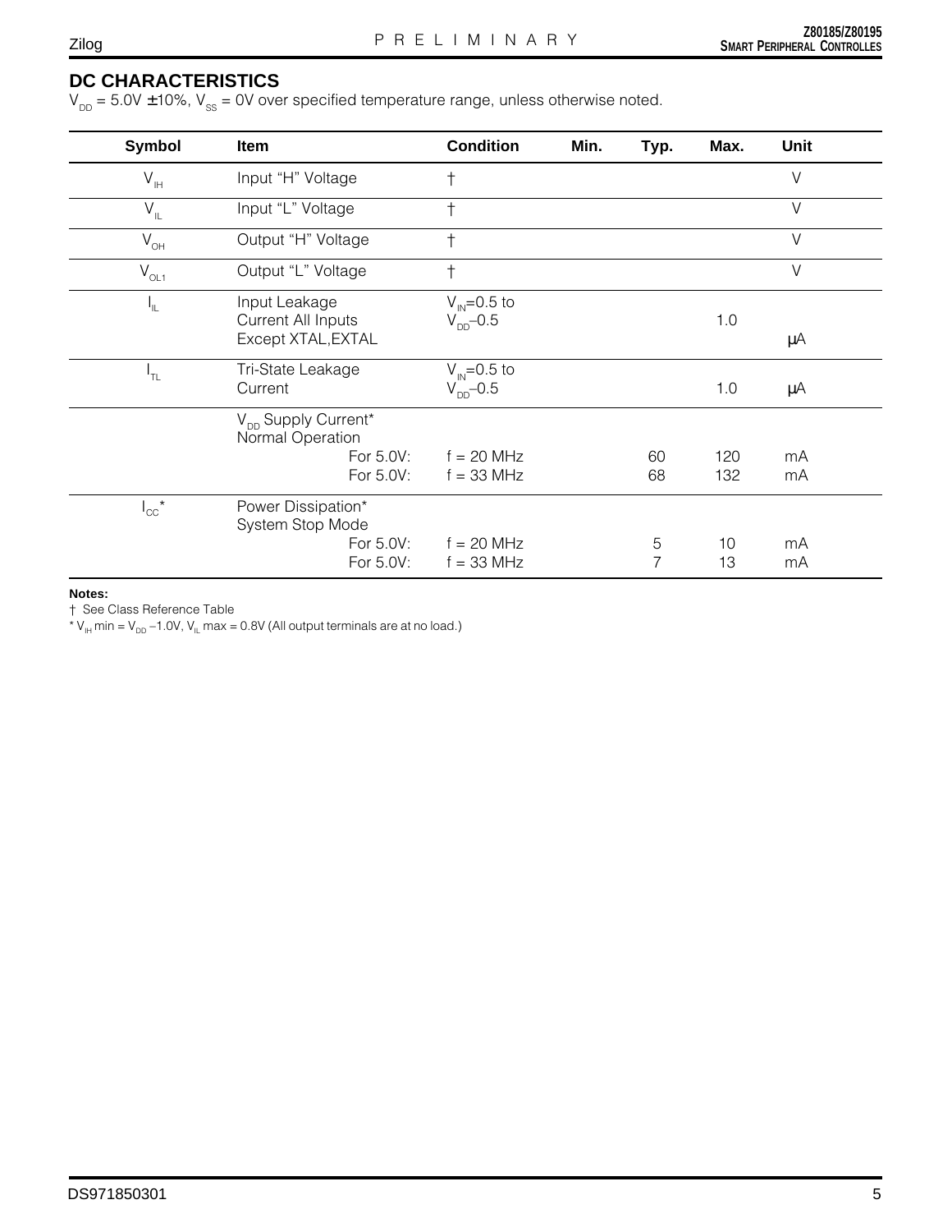## DC CHARACTERISTICS

$V_{DD}$ = 5.0V ±10%, $V_{SS}$ = 0V over specified temperature range, unless otherwise noted.

| Symbol | Item | Condition | Min. | Typ. | Max. | Unit |
|---|---|---|---|---|---|---|
| $V_{IH}$ | Input "H" Voltage | † | | | | V |
| $V_{IL}$ | Input "L" Voltage | † | | | | V |
| $V_{OH}$ | Output "H" Voltage | † | | | | V |
| $V_{OL1}$ | Output "L" Voltage | † | | | | V |
| $I_{IL}$ | Input Leakage Current All Inputs Except XTAL,EXTAL | $V_{IN}$=0.5 to $V_{DD}$–0.5 | | | 1.0 | µA |
| $I_{TL}$ | Tri-State Leakage Current | $V_{IN}$=0.5 to $V_{DD}$–0.5 | | | 1.0 | µA |
| | $V_{DD}$ Supply Current* Normal Operation | | | | | |
| | For 5.0V: | f = 20 MHz | | 60 | 120 | mA |
| | For 5.0V: | f = 33 MHz | | 68 | 132 | mA |
| $I_{CC}$* | Power Dissipation* System Stop Mode | | | | | |
| | For 5.0V: | f = 20 MHz | | 5 | 10 | mA |
| | For 5.0V: | f = 33 MHz | | 7 | 13 | mA |

**Notes:**

† See Class Reference Table

* $V_{IH}$ min = $V_{DD}$ –1.0V, $V_{IL}$ max = 0.8V (All output terminals are at no load.)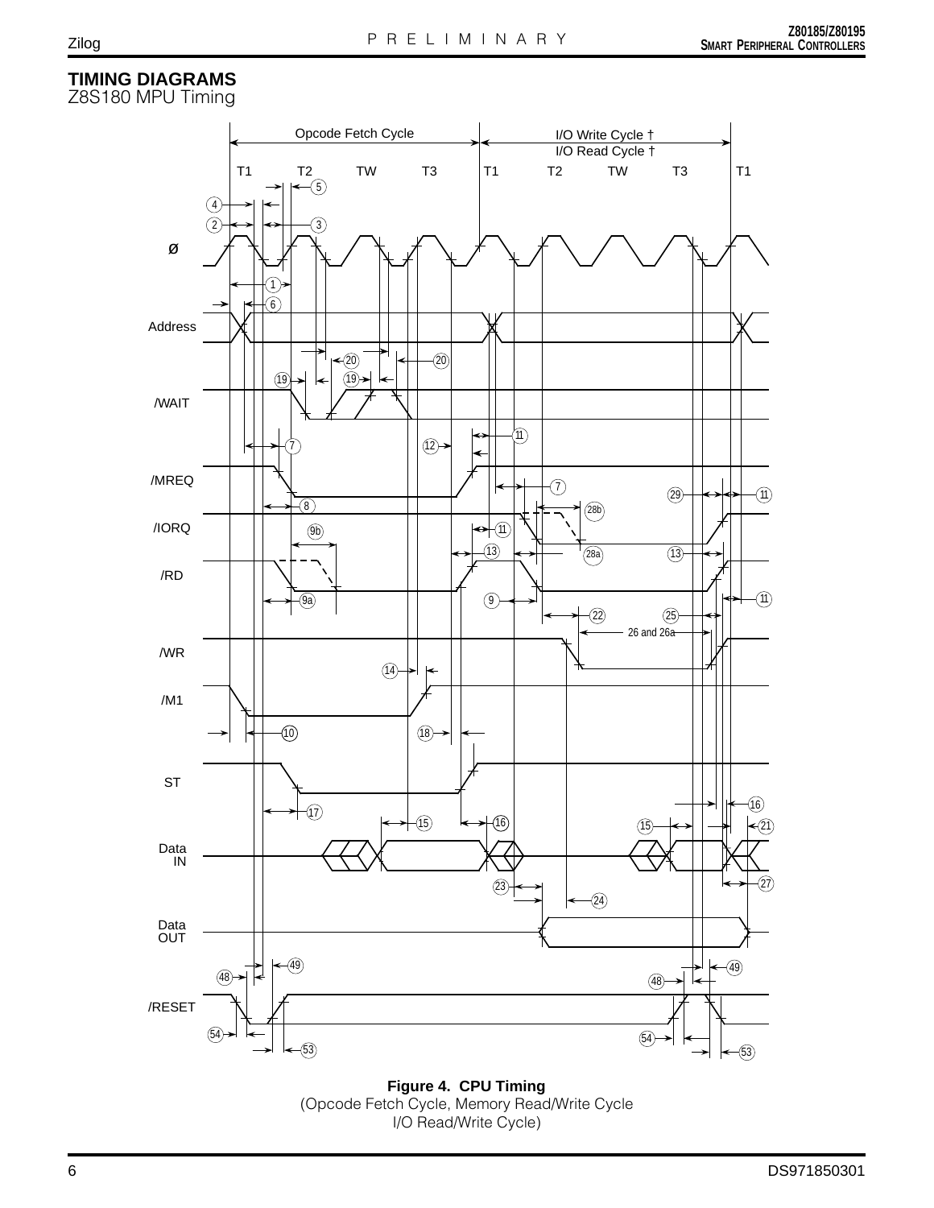## TIMING DIAGRAMS

Z8S180 MPU Timing

**Figure 4. CPU Timing**
(Opcode Fetch Cycle, Memory Read/Write Cycle
I/O Read/Write Cycle)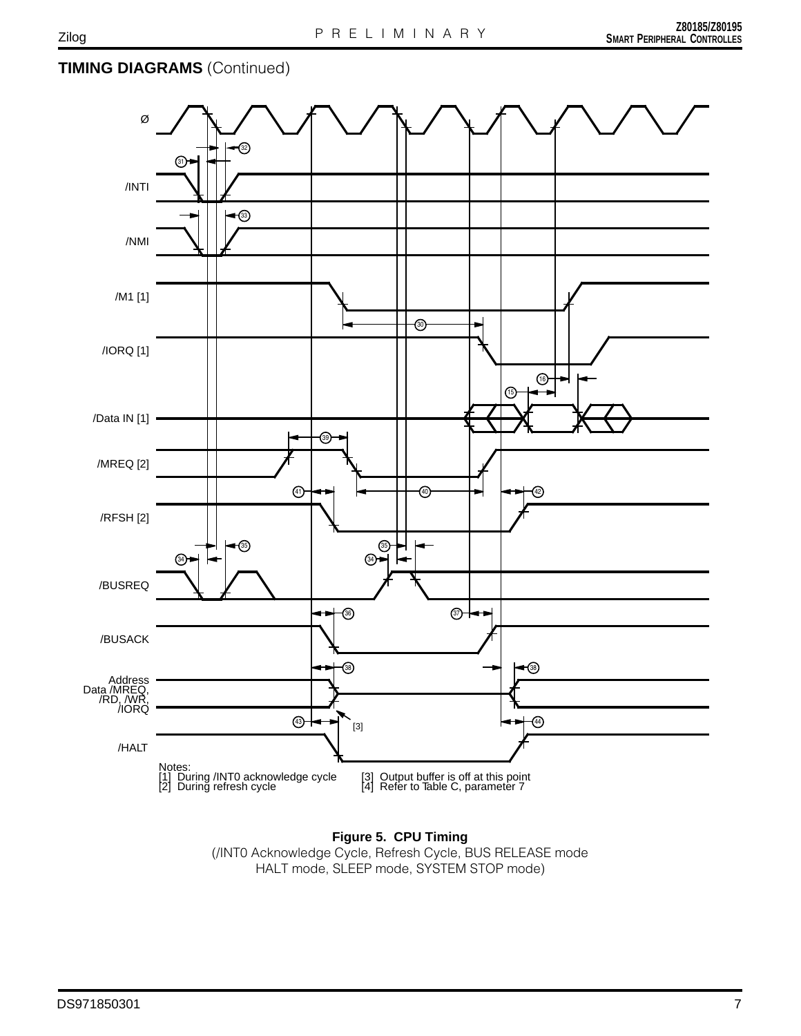## TIMING DIAGRAMS (Continued)

Notes:
[1] During /INT0 acknowledge cycle
[2] During refresh cycle
[3] Output buffer is off at this point
[4] Refer to Table C, parameter 7

**Figure 5. CPU Timing**
(/INT0 Acknowledge Cycle, Refresh Cycle, BUS RELEASE mode
HALT mode, SLEEP mode, SYSTEM STOP mode)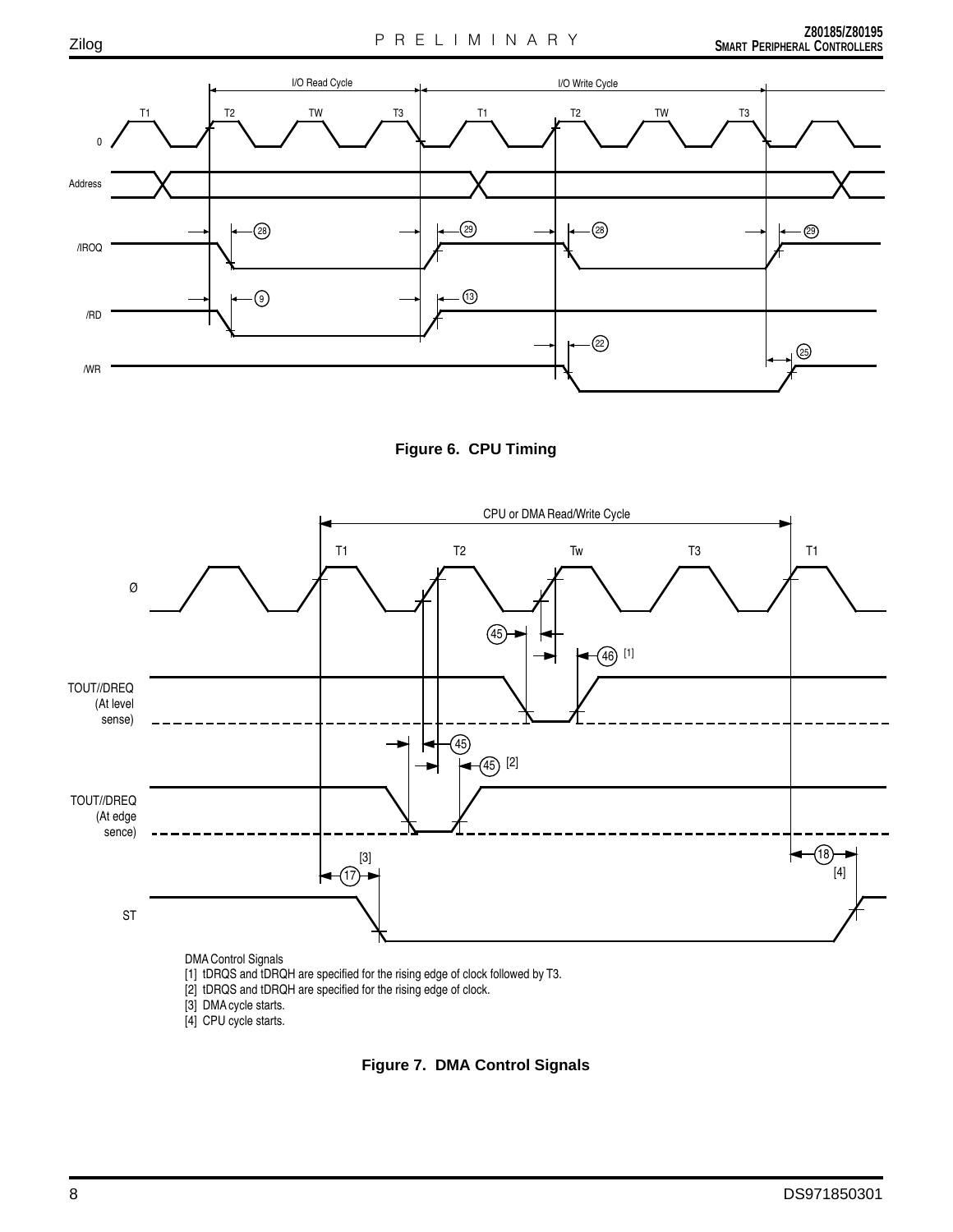Figure 6. CPU Timing

DMA Control Signals

[1] tDRQS and tDRQH are specified for the rising edge of clock followed by T3.

[2] tDRQS and tDRQH are specified for the rising edge of clock.

[3] DMA cycle starts.

[4] CPU cycle starts.

Figure 7. DMA Control Signals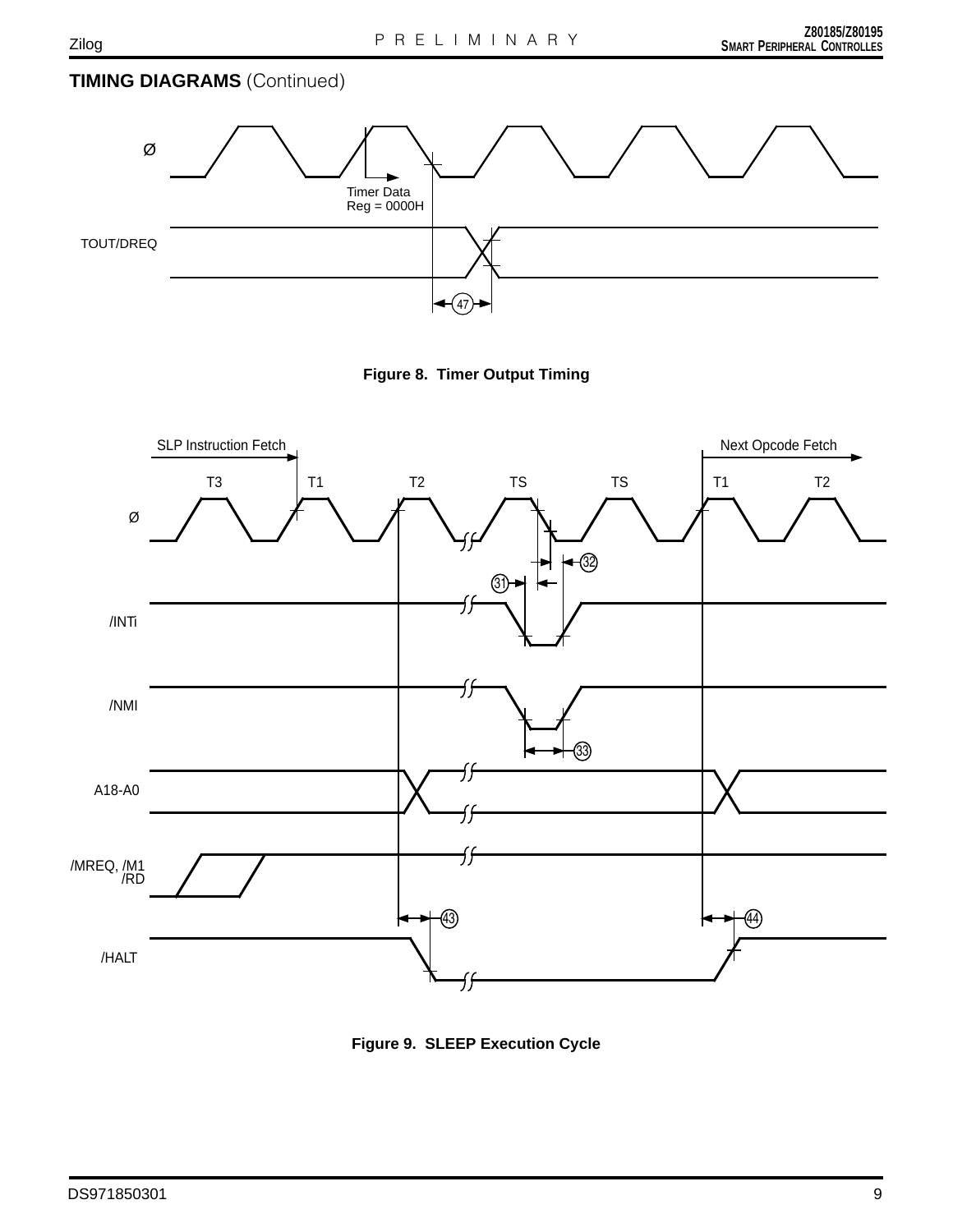## TIMING DIAGRAMS (Continued)

Ø

Timer Data Reg = 0000H

TOUT/DREQ

47

**Figure 8. Timer Output Timing**

SLP Instruction Fetch

Next Opcode Fetch

T3 T1 T2 TS TS T1 T2

Ø

32

31

/INTi

/NMI

33

A18-A0

/MREQ, /M1 /RD

43

44

/HALT

**Figure 9. SLEEP Execution Cycle**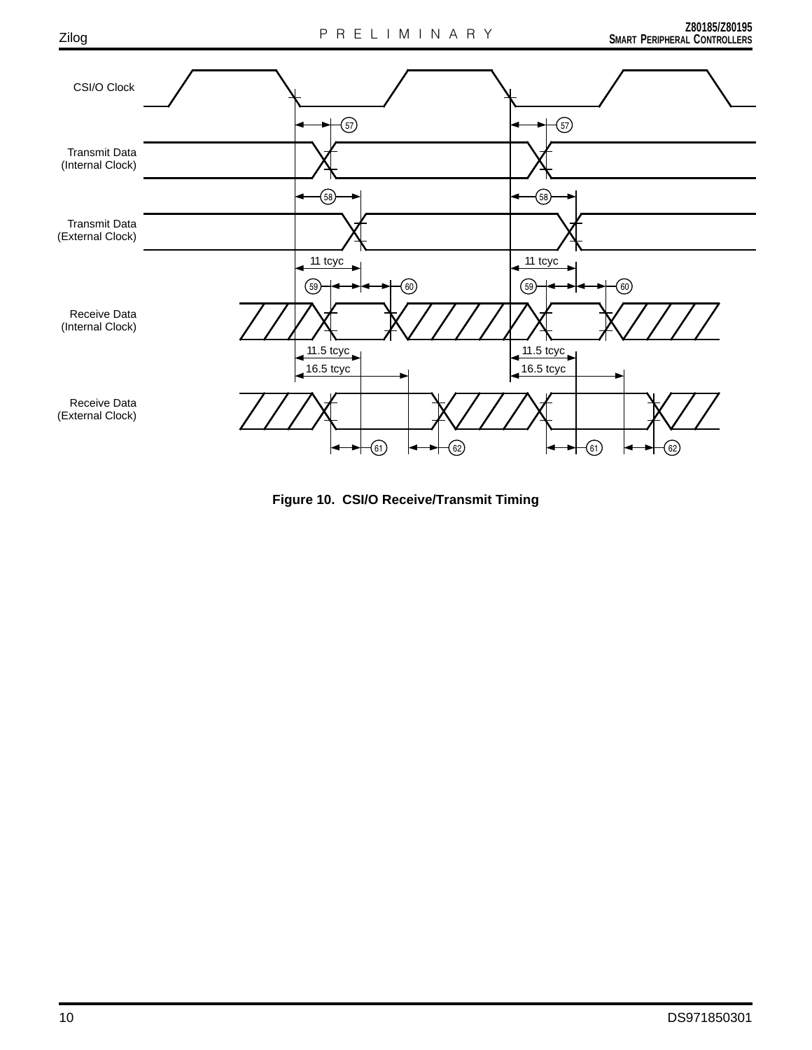CSI/O Clock

Transmit Data (Internal Clock)

Transmit Data (External Clock)

11 tcyc

Receive Data (Internal Clock)

11.5 tcyc

16.5 tcyc

Receive Data (External Clock)

57 58 59 60 61 62

**Figure 10. CSI/O Receive/Transmit Timing**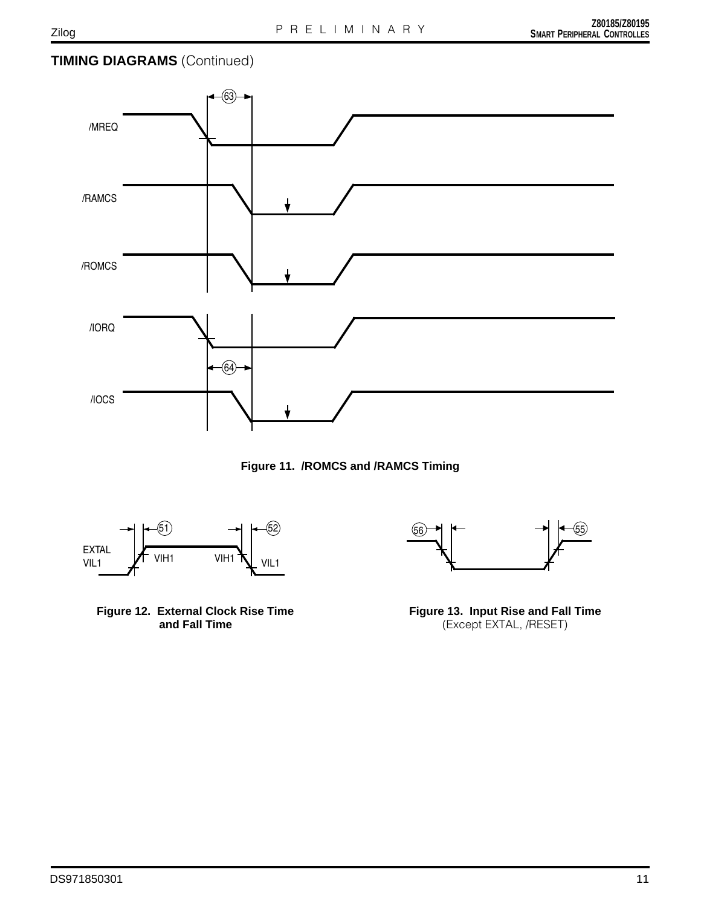## TIMING DIAGRAMS (Continued)

Figure 11. /ROMCS and /RAMCS Timing

Figure 12. External Clock Rise Time and Fall Time

Figure 13. Input Rise and Fall Time (Except EXTAL, /RESET)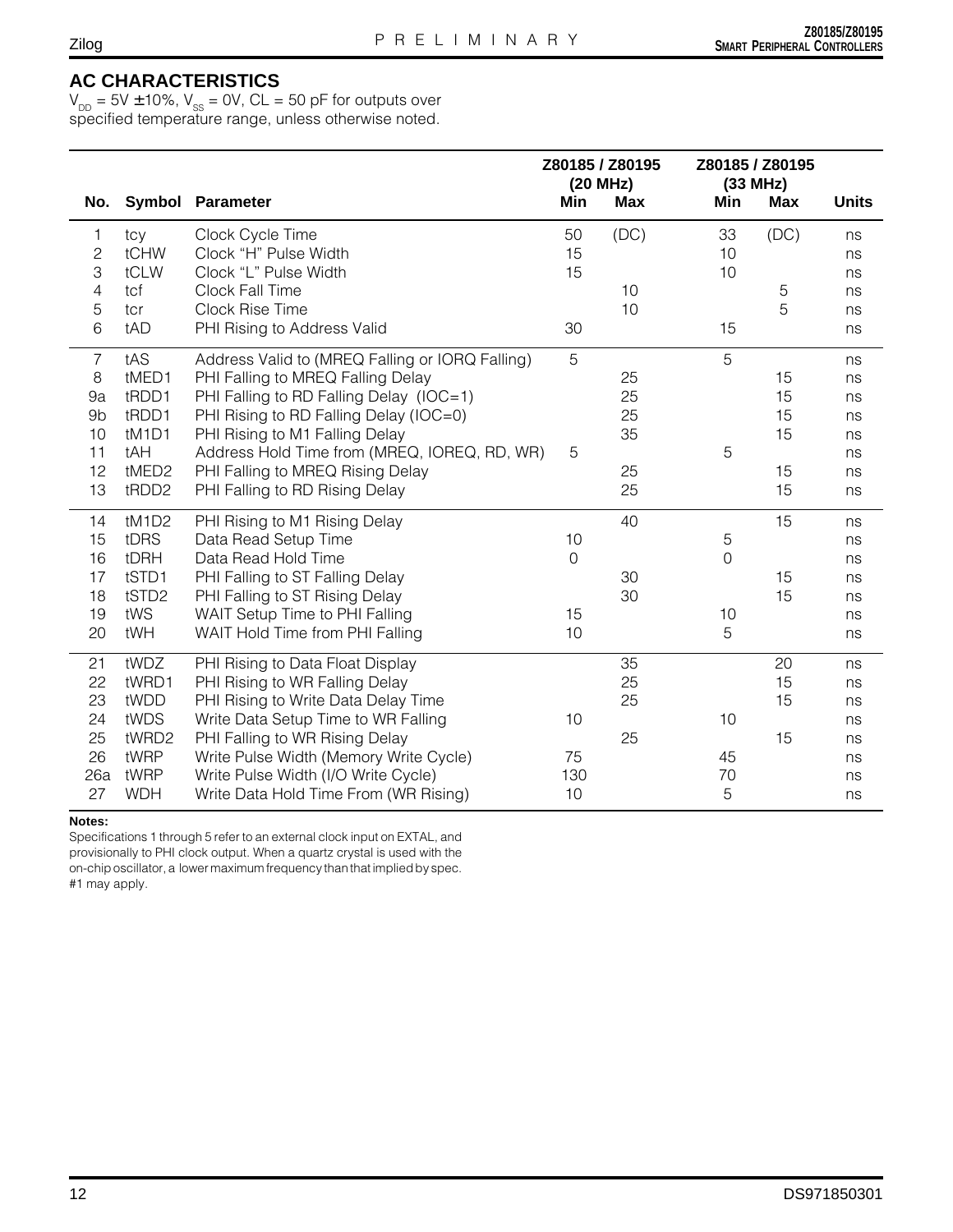## AC CHARACTERISTICS

$V_{DD}$ = 5V ±10%, $V_{SS}$ = 0V, CL = 50 pF for outputs over specified temperature range, unless otherwise noted.

| No. | Symbol | Parameter | Z80185 / Z80195 (20 MHz) Min | Max | Z80185 / Z80195 (33 MHz) Min | Max | Units |
|---|---|---|---|---|---|---|---|
| 1 | tcy | Clock Cycle Time | 50 | (DC) | 33 | (DC) | ns |
| 2 | tCHW | Clock “H” Pulse Width | 15 | | 10 | | ns |
| 3 | tCLW | Clock “L” Pulse Width | 15 | | 10 | | ns |
| 4 | tcf | Clock Fall Time | | 10 | | 5 | ns |
| 5 | tcr | Clock Rise Time | | 10 | | 5 | ns |
| 6 | tAD | PHI Rising to Address Valid | 30 | | 15 | | ns |
| 7 | tAS | Address Valid to (MREQ Falling or IORQ Falling) | 5 | | 5 | | ns |
| 8 | tMED1 | PHI Falling to MREQ Falling Delay | | 25 | | 15 | ns |
| 9a | tRDD1 | PHI Falling to RD Falling Delay (IOC=1) | | 25 | | 15 | ns |
| 9b | tRDD1 | PHI Rising to RD Falling Delay (IOC=0) | | 25 | | 15 | ns |
| 10 | tM1D1 | PHI Rising to M1 Falling Delay | | 35 | | 15 | ns |
| 11 | tAH | Address Hold Time from (MREQ, IOREQ, RD, WR) | 5 | | 5 | | ns |
| 12 | tMED2 | PHI Falling to MREQ Rising Delay | | 25 | | 15 | ns |
| 13 | tRDD2 | PHI Falling to RD Rising Delay | | 25 | | 15 | ns |
| 14 | tM1D2 | PHI Rising to M1 Rising Delay | | 40 | | 15 | ns |
| 15 | tDRS | Data Read Setup Time | 10 | | 5 | | ns |
| 16 | tDRH | Data Read Hold Time | 0 | | 0 | | ns |
| 17 | tSTD1 | PHI Falling to ST Falling Delay | | 30 | | 15 | ns |
| 18 | tSTD2 | PHI Falling to ST Rising Delay | | 30 | | 15 | ns |
| 19 | tWS | WAIT Setup Time to PHI Falling | 15 | | 10 | | ns |
| 20 | tWH | WAIT Hold Time from PHI Falling | 10 | | 5 | | ns |
| 21 | tWDZ | PHI Rising to Data Float Display | | 35 | | 20 | ns |
| 22 | tWRD1 | PHI Rising to WR Falling Delay | | 25 | | 15 | ns |
| 23 | tWDD | PHI Rising to Write Data Delay Time | | 25 | | 15 | ns |
| 24 | tWDS | Write Data Setup Time to WR Falling | 10 | | 10 | | ns |
| 25 | tWRD2 | PHI Falling to WR Rising Delay | | 25 | | 15 | ns |
| 26 | tWRP | Write Pulse Width (Memory Write Cycle) | 75 | | 45 | | ns |
| 26a | tWRP | Write Pulse Width (I/O Write Cycle) | 130 | | 70 | | ns |
| 27 | WDH | Write Data Hold Time From (WR Rising) | 10 | | 5 | | ns |

**Notes:**

Specifications 1 through 5 refer to an external clock input on EXTAL, and provisionally to PHI clock output. When a quartz crystal is used with the on-chip oscillator, a lower maximum frequency than that implied by spec. #1 may apply.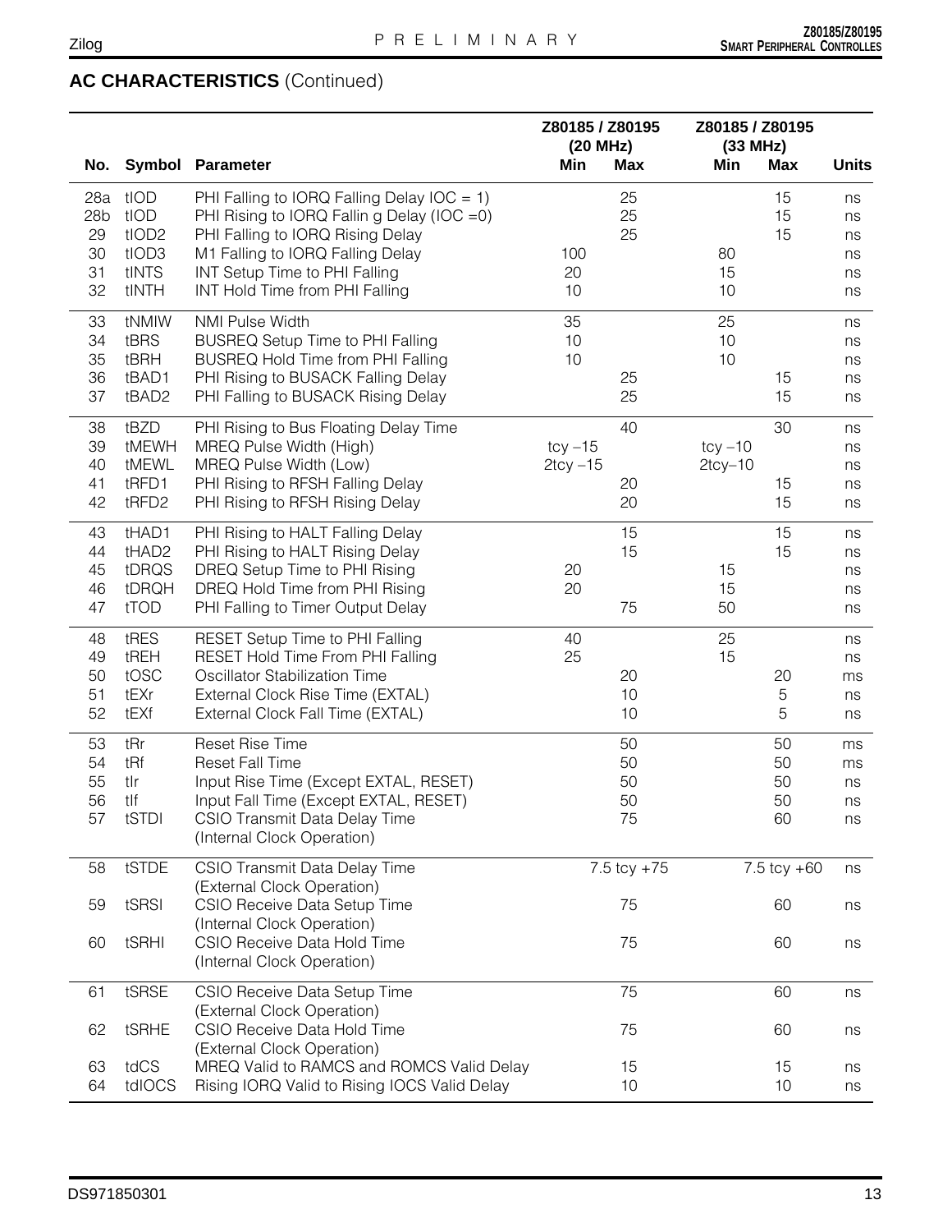## AC CHARACTERISTICS (Continued)

| No. | Symbol | Parameter | Z80185 / Z80195 (20 MHz) Min | Z80185 / Z80195 (20 MHz) Max | Z80185 / Z80195 (33 MHz) Min | Z80185 / Z80195 (33 MHz) Max | Units |
|---|---|---|---|---|---|---|---|
| 28a | tIOD | PHI Falling to IORQ Falling Delay IOC = 1) | | 25 | | 15 | ns |
| 28b | tIOD | PHI Rising to IORQ Fallin g Delay (IOC =0) | | 25 | | 15 | ns |
| 29 | tIOD2 | PHI Falling to IORQ Rising Delay | | 25 | | 15 | ns |
| 30 | tIOD3 | M1 Falling to IORQ Falling Delay | 100 | | 80 | | ns |
| 31 | tINTS | INT Setup Time to PHI Falling | 20 | | 15 | | ns |
| 32 | tINTH | INT Hold Time from PHI Falling | 10 | | 10 | | ns |
| 33 | tNMIW | NMI Pulse Width | 35 | | 25 | | ns |
| 34 | tBRS | BUSREQ Setup Time to PHI Falling | 10 | | 10 | | ns |
| 35 | tBRH | BUSREQ Hold Time from PHI Falling | 10 | | 10 | | ns |
| 36 | tBAD1 | PHI Rising to BUSACK Falling Delay | | 25 | | 15 | ns |
| 37 | tBAD2 | PHI Falling to BUSACK Rising Delay | | 25 | | 15 | ns |
| 38 | tBZD | PHI Rising to Bus Floating Delay Time | | 40 | | 30 | ns |
| 39 | tMEWH | MREQ Pulse Width (High) | tcy –15 | | tcy –10 | | ns |
| 40 | tMEWL | MREQ Pulse Width (Low) | 2tcy –15 | | 2tcy–10 | | ns |
| 41 | tRFD1 | PHI Rising to RFSH Falling Delay | | 20 | | 15 | ns |
| 42 | tRFD2 | PHI Rising to RFSH Rising Delay | | 20 | | 15 | ns |
| 43 | tHAD1 | PHI Rising to HALT Falling Delay | | 15 | | 15 | ns |
| 44 | tHAD2 | PHI Rising to HALT Rising Delay | | 15 | | 15 | ns |
| 45 | tDRQS | DREQ Setup Time to PHI Rising | 20 | | 15 | | ns |
| 46 | tDRQH | DREQ Hold Time from PHI Rising | 20 | | 15 | | ns |
| 47 | tTOD | PHI Falling to Timer Output Delay | | 75 | 50 | | ns |
| 48 | tRES | RESET Setup Time to PHI Falling | 40 | | 25 | | ns |
| 49 | tREH | RESET Hold Time From PHI Falling | 25 | | 15 | | ns |
| 50 | tOSC | Oscillator Stabilization Time | | 20 | | 20 | ms |
| 51 | tEXr | External Clock Rise Time (EXTAL) | | 10 | | 5 | ns |
| 52 | tEXf | External Clock Fall Time (EXTAL) | | 10 | | 5 | ns |
| 53 | tRr | Reset Rise Time | | 50 | | 50 | ms |
| 54 | tRf | Reset Fall Time | | 50 | | 50 | ms |
| 55 | tIr | Input Rise Time (Except EXTAL, RESET) | | 50 | | 50 | ns |
| 56 | tIf | Input Fall Time (Except EXTAL, RESET) | | 50 | | 50 | ns |
| 57 | tSTDI | CSIO Transmit Data Delay Time (Internal Clock Operation) | | 75 | | 60 | ns |
| 58 | tSTDE | CSIO Transmit Data Delay Time (External Clock Operation) | | 7.5 tcy +75 | | 7.5 tcy +60 | ns |
| 59 | tSRSI | CSIO Receive Data Setup Time (Internal Clock Operation) | | 75 | | 60 | ns |
| 60 | tSRHI | CSIO Receive Data Hold Time (Internal Clock Operation) | | 75 | | 60 | ns |
| 61 | tSRSE | CSIO Receive Data Setup Time (External Clock Operation) | | 75 | | 60 | ns |
| 62 | tSRHE | CSIO Receive Data Hold Time (External Clock Operation) | | 75 | | 60 | ns |
| 63 | tdCS | MREQ Valid to RAMCS and ROMCS Valid Delay | | 15 | | 15 | ns |
| 64 | tdIOCS | Rising IORQ Valid to Rising IOCS Valid Delay | | 10 | | 10 | ns |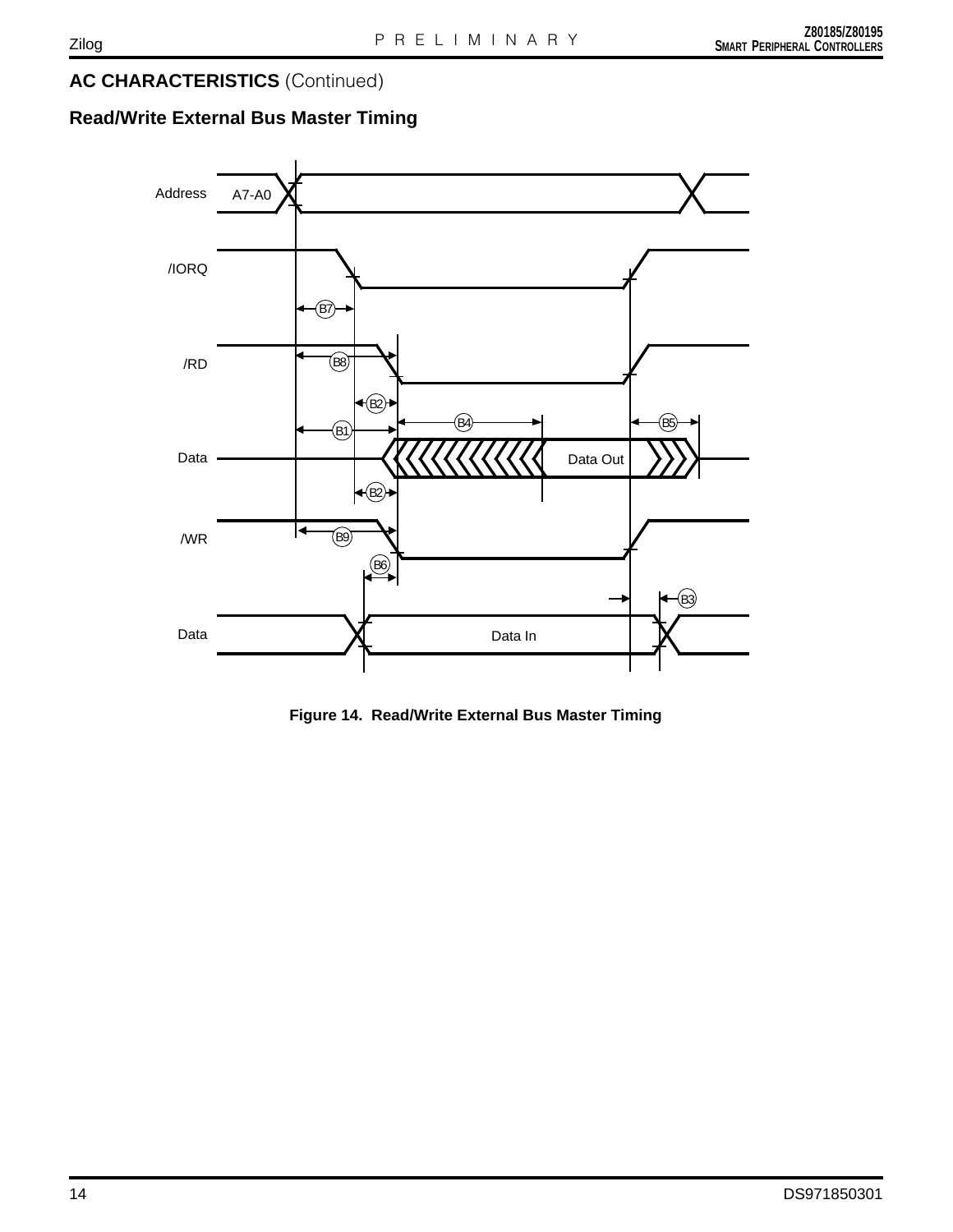## AC CHARACTERISTICS (Continued)

### Read/Write External Bus Master Timing

**Figure 14. Read/Write External Bus Master Timing**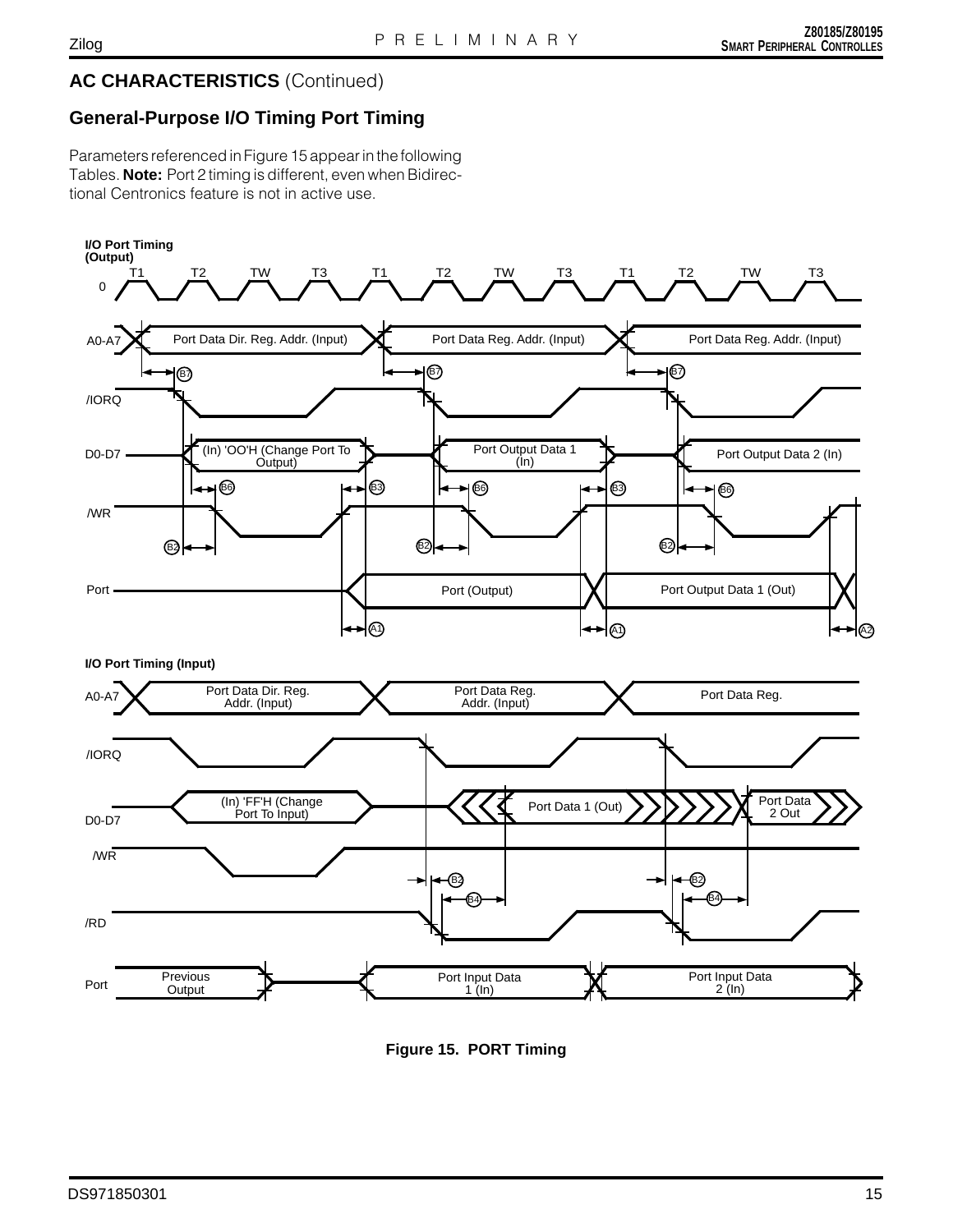## AC CHARACTERISTICS (Continued)

### General-Purpose I/O Timing Port Timing

Parameters referenced in Figure 15 appear in the following Tables. **Note:** Port 2 timing is different, even when Bidirectional Centronics feature is not in active use.

**Figure 15. PORT Timing**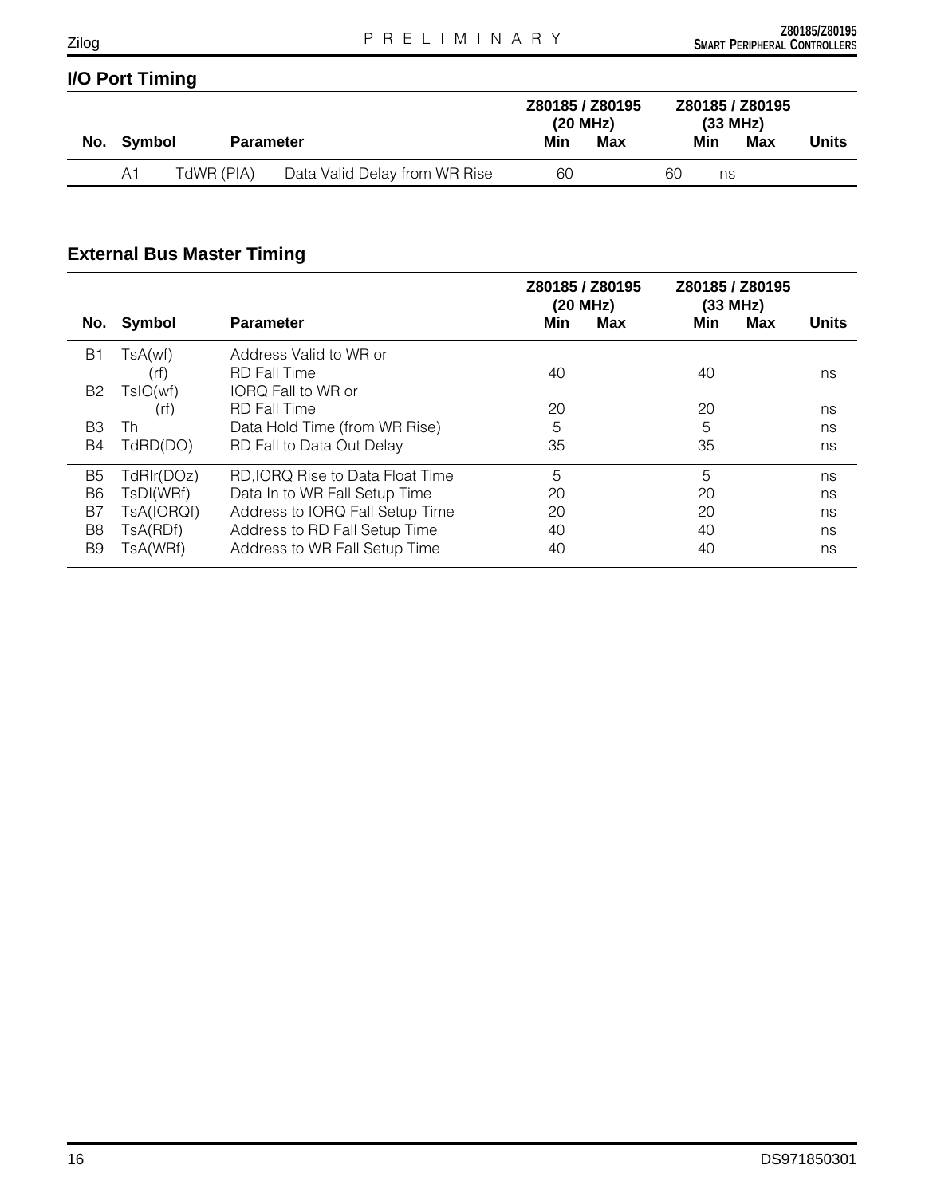## I/O Port Timing

| No. | Symbol | Parameter | Z80185 / Z80195 (20 MHz) Min | Max | Z80185 / Z80195 (33 MHz) Min | Max | Units |
|---|---|---|---|---|---|---|---|
| A1 | TdWR (PIA) | Data Valid Delay from WR Rise | 60 | | 60 | ns | |

## External Bus Master Timing

| No. | Symbol | Parameter | Z80185 / Z80195 (20 MHz) Min | Max | Z80185 / Z80195 (33 MHz) Min | Max | Units |
|---|---|---|---|---|---|---|---|
| B1 | TsA(wf) (rf) | Address Valid to WR or RD Fall Time | 40 | | 40 | | ns |
| B2 | TsIO(wf) (rf) | IORQ Fall to WR or RD Fall Time | 20 | | 20 | | ns |
| B3 | Th | Data Hold Time (from WR Rise) | 5 | | 5 | | ns |
| B4 | TdRD(DO) | RD Fall to Data Out Delay | 35 | | 35 | | ns |
| B5 | TdRIr(DOz) | RD,IORQ Rise to Data Float Time | 5 | | 5 | | ns |
| B6 | TsDI(WRf) | Data In to WR Fall Setup Time | 20 | | 20 | | ns |
| B7 | TsA(IORQf) | Address to IORQ Fall Setup Time | 20 | | 20 | | ns |
| B8 | TsA(RDf) | Address to RD Fall Setup Time | 40 | | 40 | | ns |
| B9 | TsA(WRf) | Address to WR Fall Setup Time | 40 | | 40 | | ns |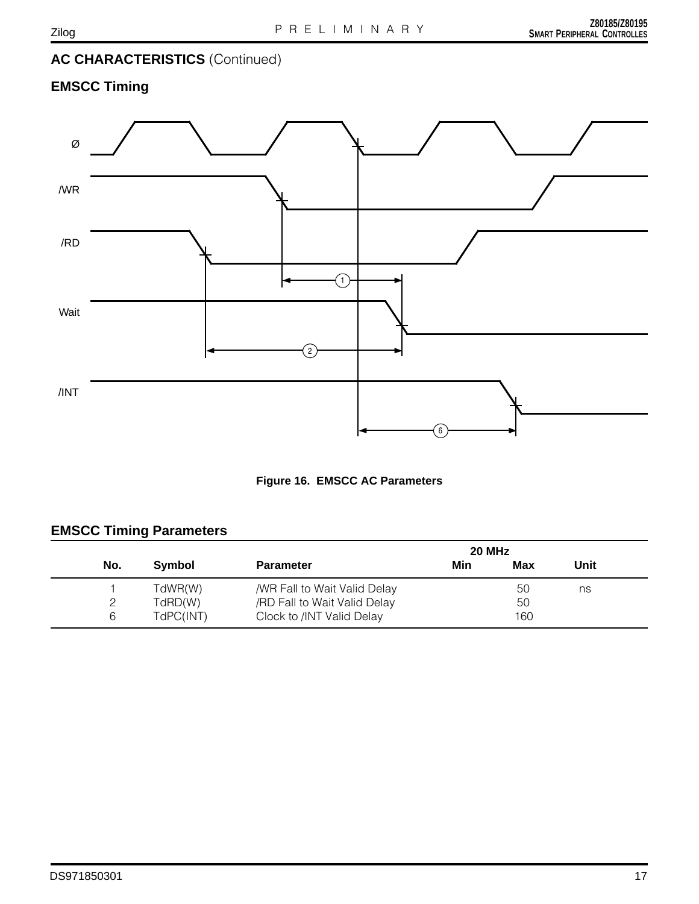## AC CHARACTERISTICS (Continued)

### EMSCC Timing

**Figure 16. EMSCC AC Parameters**

### EMSCC Timing Parameters

| No. | Symbol | Parameter | 20 MHz Min | 20 MHz Max | Unit |
|---|---|---|---|---|---|
| 1 | TdWR(W) | /WR Fall to Wait Valid Delay | | 50 | ns |
| 2 | TdRD(W) | /RD Fall to Wait Valid Delay | | 50 | |
| 6 | TdPC(INT) | Clock to /INT Valid Delay | | 160 | |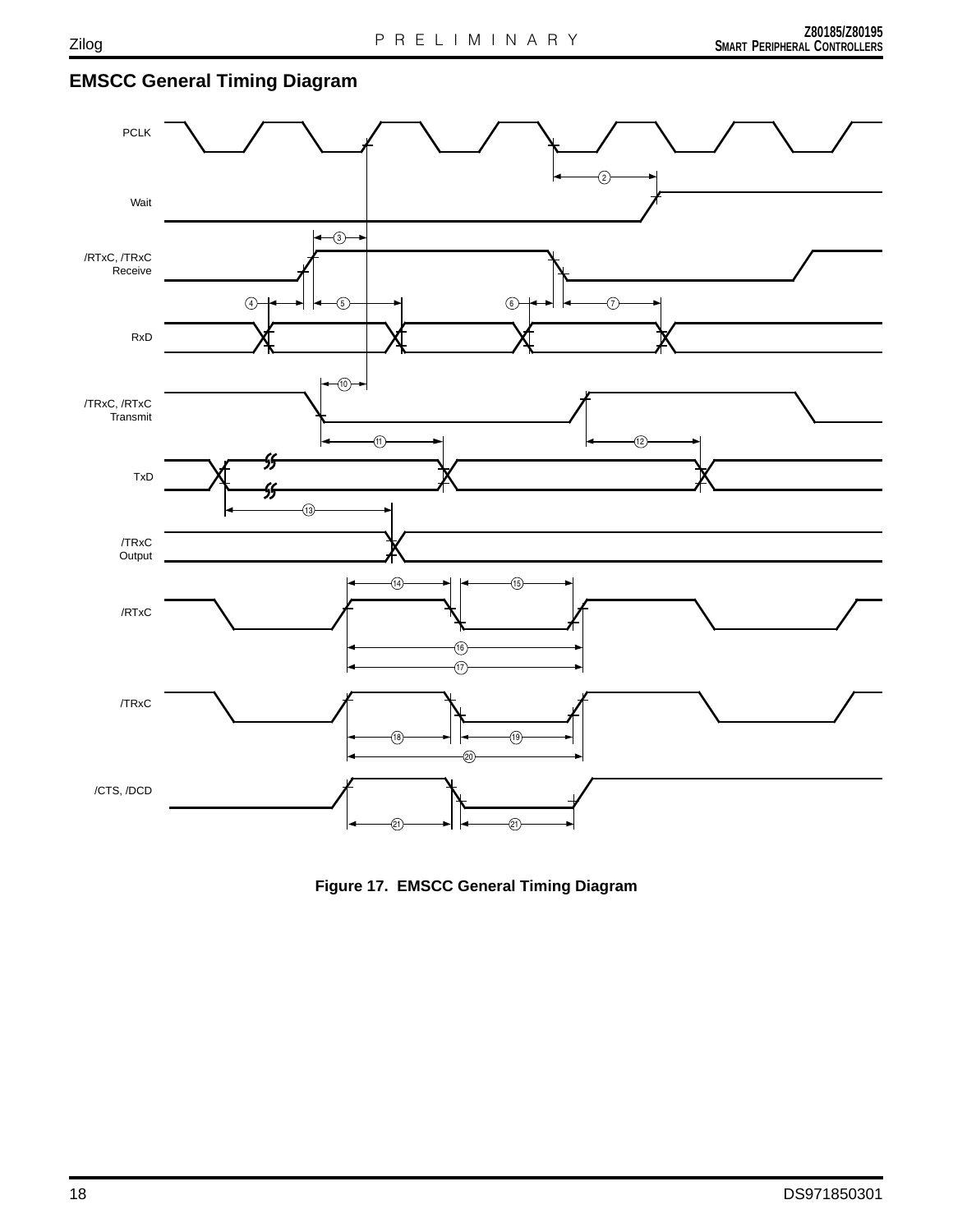## EMSCC General Timing Diagram

Figure 17. EMSCC General Timing Diagram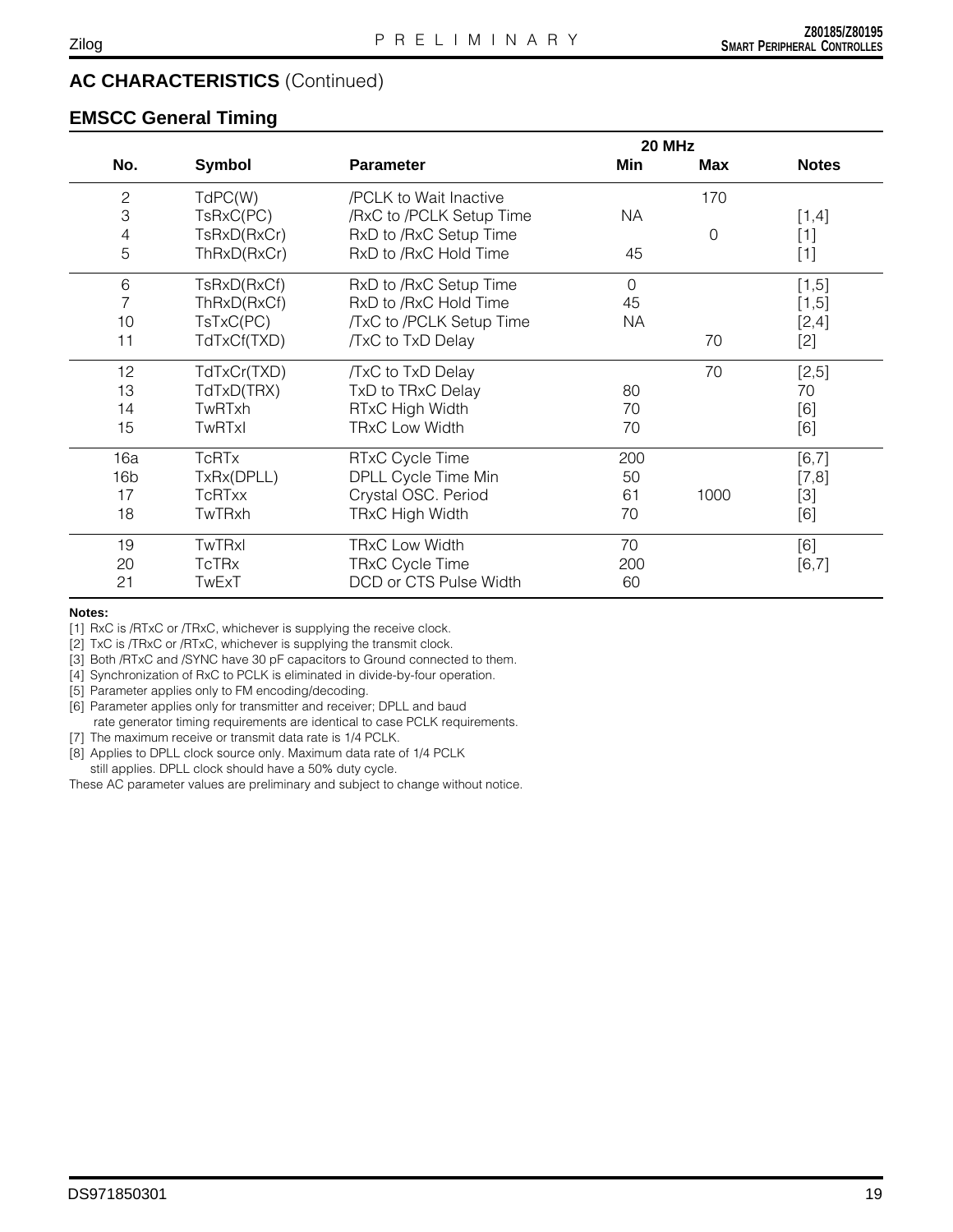## AC CHARACTERISTICS (Continued)

### EMSCC General Timing

| No. | Symbol | Parameter | 20 MHz Min | 20 MHz Max | Notes |
|---|---|---|---|---|---|
| 2 | TdPC(W) | /PCLK to Wait Inactive | | 170 | |
| 3 | TsRxC(PC) | /RxC to /PCLK Setup Time | NA | | [1,4] |
| 4 | TsRxD(RxCr) | RxD to /RxC Setup Time | | 0 | [1] |
| 5 | ThRxD(RxCr) | RxD to /RxC Hold Time | 45 | | [1] |
| 6 | TsRxD(RxCf) | RxD to /RxC Setup Time | 0 | | [1,5] |
| 7 | ThRxD(RxCf) | RxD to /RxC Hold Time | 45 | | [1,5] |
| 10 | TsTxC(PC) | /TxC to /PCLK Setup Time | NA | | [2,4] |
| 11 | TdTxCf(TXD) | /TxC to TxD Delay | | 70 | [2] |
| 12 | TdTxCr(TXD) | /TxC to TxD Delay | | 70 | [2,5] |
| 13 | TdTxD(TRX) | TxD to TRxC Delay | 80 | | 70 |
| 14 | TwRTxh | RTxC High Width | 70 | | [6] |
| 15 | TwRTxl | TRxC Low Width | 70 | | [6] |
| 16a | TcRTx | RTxC Cycle Time | 200 | | [6,7] |
| 16b | TxRx(DPLL) | DPLL Cycle Time Min | 50 | | [7,8] |
| 17 | TcRTxx | Crystal OSC. Period | 61 | 1000 | [3] |
| 18 | TwTRxh | TRxC High Width | 70 | | [6] |
| 19 | TwTRxl | TRxC Low Width | 70 | | [6] |
| 20 | TcTRx | TRxC Cycle Time | 200 | | [6,7] |
| 21 | TwExT | DCD or CTS Pulse Width | 60 | | |

**Notes:**

[1] RxC is /RTxC or /TRxC, whichever is supplying the receive clock.
[2] TxC is /TRxC or /RTxC, whichever is supplying the transmit clock.
[3] Both /RTxC and /SYNC have 30 pF capacitors to Ground connected to them.
[4] Synchronization of RxC to PCLK is eliminated in divide-by-four operation.
[5] Parameter applies only to FM encoding/decoding.
[6] Parameter applies only for transmitter and receiver; DPLL and baud rate generator timing requirements are identical to case PCLK requirements.
[7] The maximum receive or transmit data rate is 1/4 PCLK.
[8] Applies to DPLL clock source only. Maximum data rate of 1/4 PCLK still applies. DPLL clock should have a 50% duty cycle.

These AC parameter values are preliminary and subject to change without notice.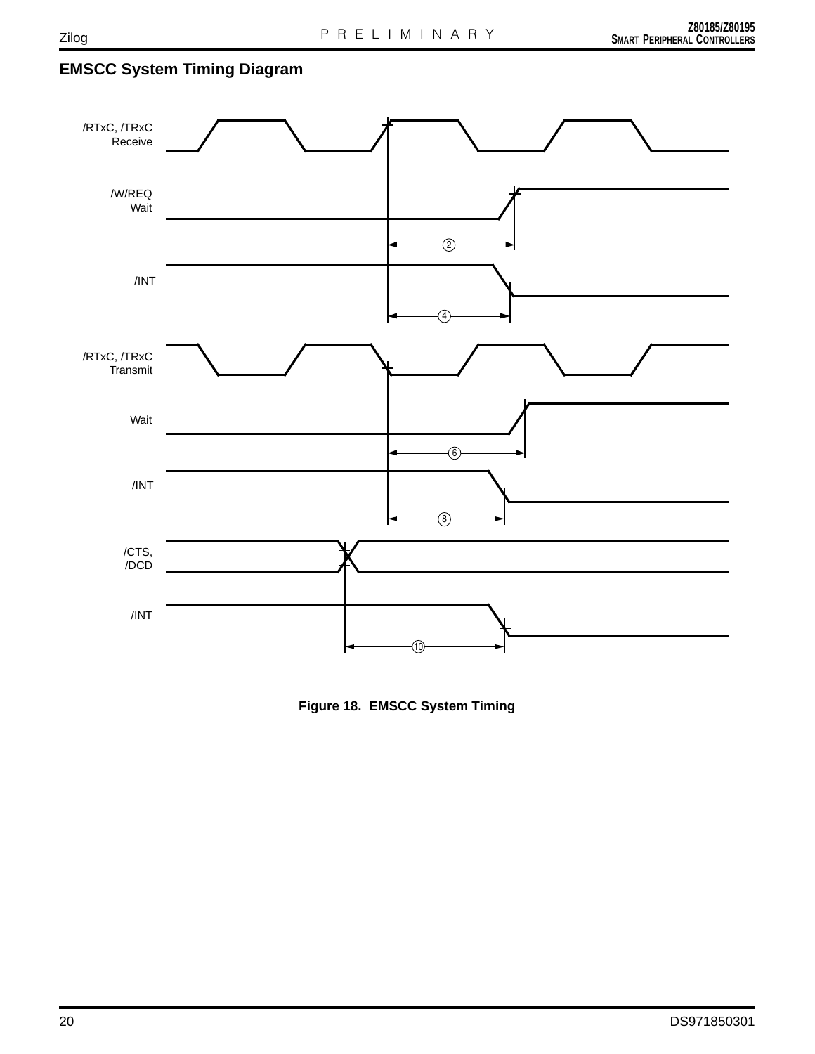## EMSCC System Timing Diagram

/RTxC, /TRxC Receive

/W/REQ Wait

2

/INT

4

/RTxC, /TRxC Transmit

Wait

6

/INT

8

/CTS, /DCD

/INT

10

**Figure 18. EMSCC System Timing**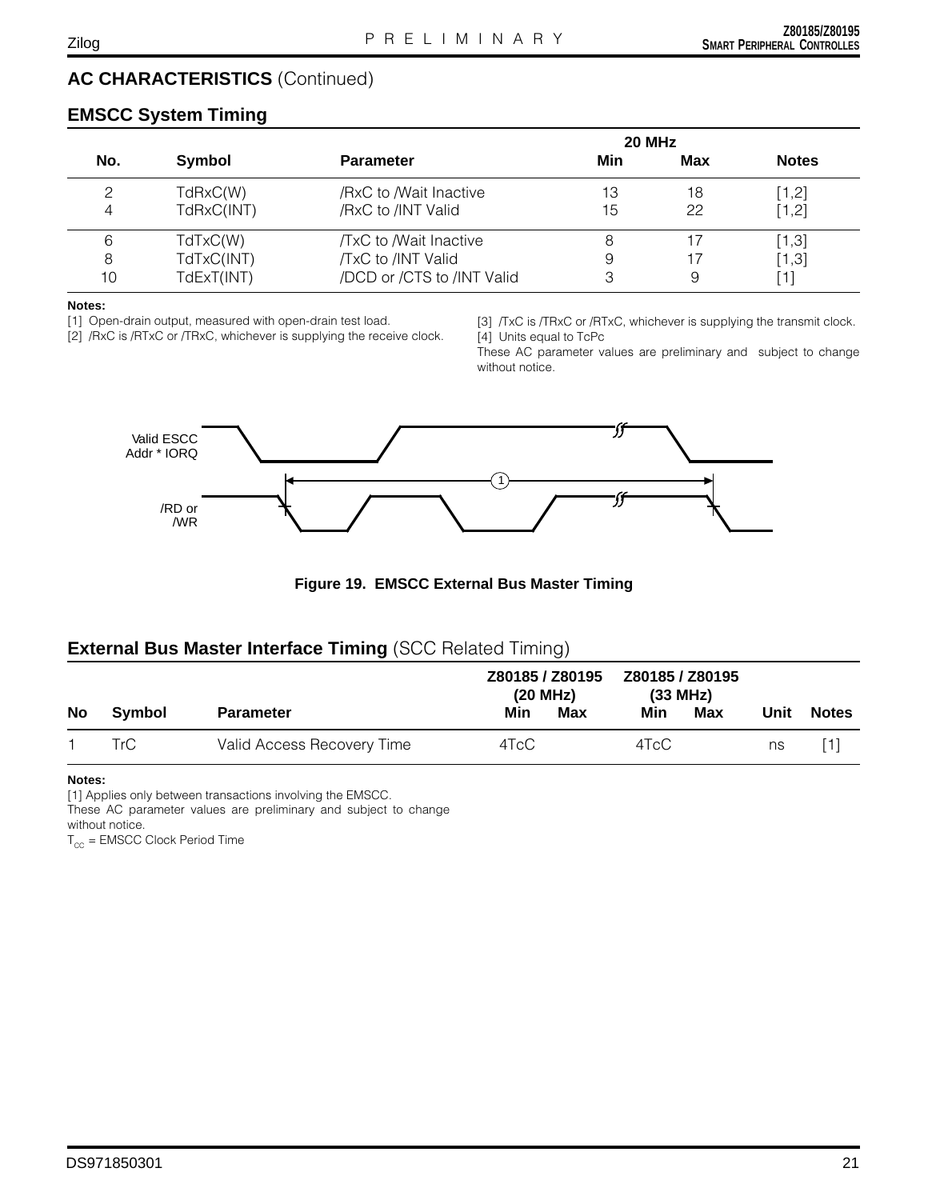## AC CHARACTERISTICS (Continued)

### EMSCC System Timing

| No. | Symbol | Parameter | 20 MHz Min | 20 MHz Max | Notes |
|---|---|---|---|---|---|
| 2 | TdRxC(W) | /RxC to /Wait Inactive | 13 | 18 | [1,2] |
| 4 | TdRxC(INT) | /RxC to /INT Valid | 15 | 22 | [1,2] |
| 6 | TdTxC(W) | /TxC to /Wait Inactive | 8 | 17 | [1,3] |
| 8 | TdTxC(INT) | /TxC to /INT Valid | 9 | 17 | [1,3] |
| 10 | TdExT(INT) | /DCD or /CTS to /INT Valid | 3 | 9 | [1] |

**Notes:**

[1] Open-drain output, measured with open-drain test load.
[2] /RxC is /RTxC or /TRxC, whichever is supplying the receive clock.
[3] /TxC is /TRxC or /RTxC, whichever is supplying the transmit clock.
[4] Units equal to TcPc
These AC parameter values are preliminary and subject to change without notice.

**Figure 19. EMSCC External Bus Master Timing**

### External Bus Master Interface Timing (SCC Related Timing)

| No | Symbol | Parameter | Z80185 / Z80195 (20 MHz) Min | Z80185 / Z80195 (20 MHz) Max | Z80185 / Z80195 (33 MHz) Min | Z80185 / Z80195 (33 MHz) Max | Unit | Notes |
|---|---|---|---|---|---|---|---|---|
| 1 | TrC | Valid Access Recovery Time | 4TcC | | 4TcC | | ns | [1] |

**Notes:**

[1] Applies only between transactions involving the EMSCC.
These AC parameter values are preliminary and subject to change without notice.
$T_{CC}$ = EMSCC Clock Period Time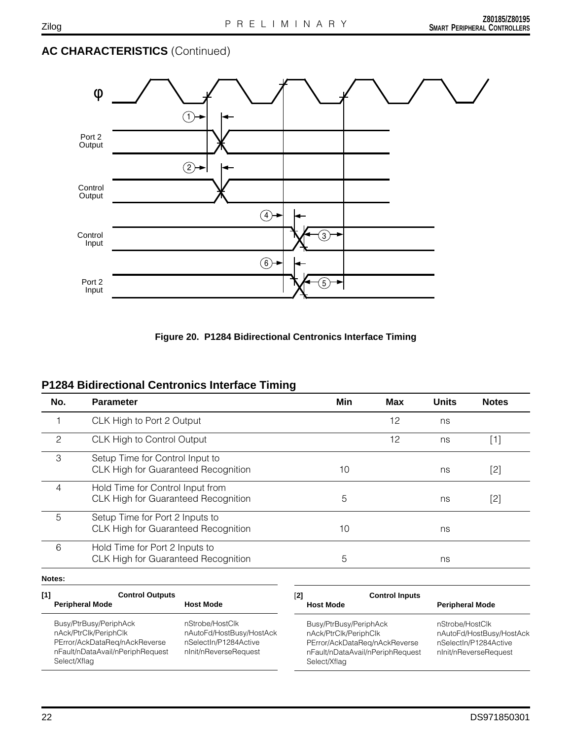## AC CHARACTERISTICS (Continued)

**Figure 20. P1284 Bidirectional Centronics Interface Timing**

### P1284 Bidirectional Centronics Interface Timing

| No. | Parameter | Min | Max | Units | Notes |
|---|---|---|---|---|---|
| 1 | CLK High to Port 2 Output | | 12 | ns | |
| 2 | CLK High to Control Output | | 12 | ns | [1] |
| 3 | Setup Time for Control Input to CLK High for Guaranteed Recognition | 10 | | ns | [2] |
| 4 | Hold Time for Control Input from CLK High for Guaranteed Recognition | 5 | | ns | [2] |
| 5 | Setup Time for Port 2 Inputs to CLK High for Guaranteed Recognition | 10 | | ns | |
| 6 | Hold Time for Port 2 Inputs to CLK High for Guaranteed Recognition | 5 | | ns | |

**Notes:**

**[1] Control Outputs**

| Peripheral Mode | Host Mode |
|---|---|
| Busy/PtrBusy/PeriphAck<br>nAck/PtrClk/PeriphClk<br>PError/AckDataReq/nAckReverse<br>nFault/nDataAvail/nPeriphRequest<br>Select/Xflag | nStrobe/HostClk<br>nAutoFd/HostBusy/HostAck<br>nSelectIn/P1284Active<br>nInit/nReverseRequest |

**[2] Control Inputs**

| Host Mode | Peripheral Mode |
|---|---|
| Busy/PtrBusy/PeriphAck<br>nAck/PtrClk/PeriphClk<br>PError/AckDataReq/nAckReverse<br>nFault/nDataAvail/nPeriphRequest<br>Select/Xflag | nStrobe/HostClk<br>nAutoFd/HostBusy/HostAck<br>nSelectIn/P1284Active<br>nInit/nReverseRequest |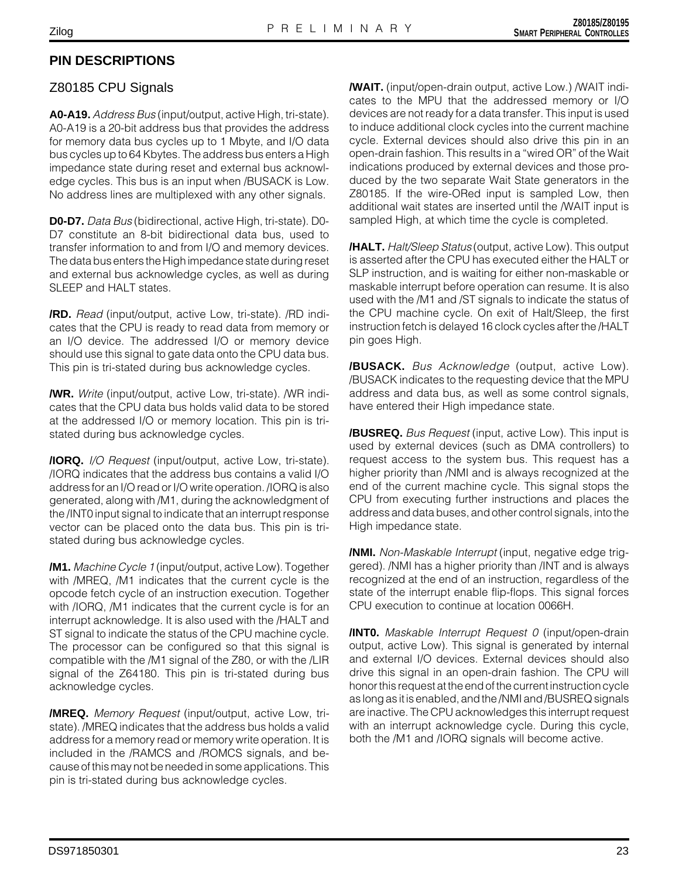## PIN DESCRIPTIONS

### Z80185 CPU Signals

**A0-A19.** *Address Bus* (input/output, active High, tri-state). A0-A19 is a 20-bit address bus that provides the address for memory data bus cycles up to 1 Mbyte, and I/O data bus cycles up to 64 Kbytes. The address bus enters a High impedance state during reset and external bus acknowledge cycles. This bus is an input when /BUSACK is Low. No address lines are multiplexed with any other signals.

**D0-D7.** *Data Bus* (bidirectional, active High, tri-state). D0-D7 constitute an 8-bit bidirectional data bus, used to transfer information to and from I/O and memory devices. The data bus enters the High impedance state during reset and external bus acknowledge cycles, as well as during SLEEP and HALT states.

**/RD.** *Read* (input/output, active Low, tri-state). /RD indicates that the CPU is ready to read data from memory or an I/O device. The addressed I/O or memory device should use this signal to gate data onto the CPU data bus. This pin is tri-stated during bus acknowledge cycles.

**/WR.** *Write* (input/output, active Low, tri-state). /WR indicates that the CPU data bus holds valid data to be stored at the addressed I/O or memory location. This pin is tri-stated during bus acknowledge cycles.

**/IORQ.** *I/O Request* (input/output, active Low, tri-state). /IORQ indicates that the address bus contains a valid I/O address for an I/O read or I/O write operation. /IORQ is also generated, along with /M1, during the acknowledgment of the /INT0 input signal to indicate that an interrupt response vector can be placed onto the data bus. This pin is tri-stated during bus acknowledge cycles.

**/M1.** *Machine Cycle 1* (input/output, active Low). Together with /MREQ, /M1 indicates that the current cycle is the opcode fetch cycle of an instruction execution. Together with /IORQ, /M1 indicates that the current cycle is for an interrupt acknowledge. It is also used with the /HALT and ST signal to indicate the status of the CPU machine cycle. The processor can be configured so that this signal is compatible with the /M1 signal of the Z80, or with the /LIR signal of the Z64180. This pin is tri-stated during bus acknowledge cycles.

**/MREQ.** *Memory Request* (input/output, active Low, tri-state). /MREQ indicates that the address bus holds a valid address for a memory read or memory write operation. It is included in the /RAMCS and /ROMCS signals, and because of this may not be needed in some applications. This pin is tri-stated during bus acknowledge cycles.

**/WAIT.** (input/open-drain output, active Low.) /WAIT indicates to the MPU that the addressed memory or I/O devices are not ready for a data transfer. This input is used to induce additional clock cycles into the current machine cycle. External devices should also drive this pin in an open-drain fashion. This results in a "wired OR" of the Wait indications produced by external devices and those produced by the two separate Wait State generators in the Z80185. If the wire-ORed input is sampled Low, then additional wait states are inserted until the /WAIT input is sampled High, at which time the cycle is completed.

**/HALT.** *Halt/Sleep Status* (output, active Low). This output is asserted after the CPU has executed either the HALT or SLP instruction, and is waiting for either non-maskable or maskable interrupt before operation can resume. It is also used with the /M1 and /ST signals to indicate the status of the CPU machine cycle. On exit of Halt/Sleep, the first instruction fetch is delayed 16 clock cycles after the /HALT pin goes High.

**/BUSACK.** *Bus Acknowledge* (output, active Low). /BUSACK indicates to the requesting device that the MPU address and data bus, as well as some control signals, have entered their High impedance state.

**/BUSREQ.** *Bus Request* (input, active Low). This input is used by external devices (such as DMA controllers) to request access to the system bus. This request has a higher priority than /NMI and is always recognized at the end of the current machine cycle. This signal stops the CPU from executing further instructions and places the address and data buses, and other control signals, into the High impedance state.

**/NMI.** *Non-Maskable Interrupt* (input, negative edge triggered). /NMI has a higher priority than /INT and is always recognized at the end of an instruction, regardless of the state of the interrupt enable flip-flops. This signal forces CPU execution to continue at location 0066H.

**/INT0.** *Maskable Interrupt Request 0* (input/open-drain output, active Low). This signal is generated by internal and external I/O devices. External devices should also drive this signal in an open-drain fashion. The CPU will honor this request at the end of the current instruction cycle as long as it is enabled, and the /NMI and /BUSREQ signals are inactive. The CPU acknowledges this interrupt request with an interrupt acknowledge cycle. During this cycle, both the /M1 and /IORQ signals will become active.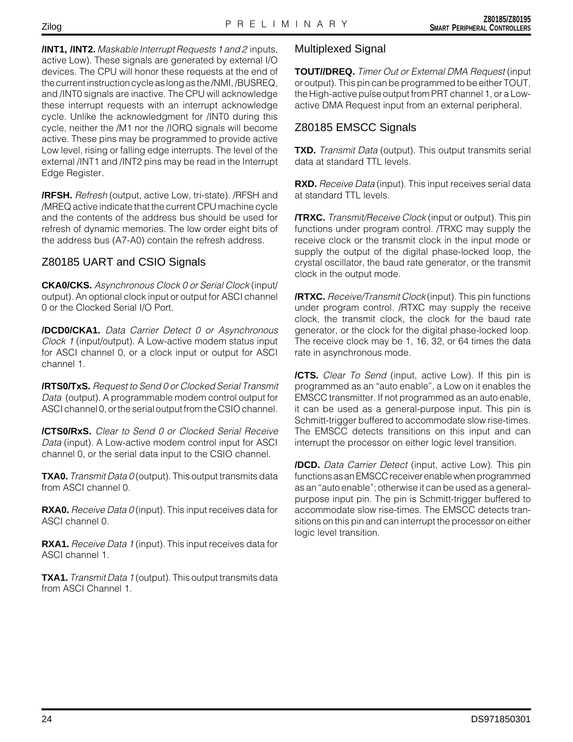**/INT1, /INT2.** *Maskable Interrupt Requests 1 and 2* inputs, active Low). These signals are generated by external I/O devices. The CPU will honor these requests at the end of the current instruction cycle as long as the /NMI, /BUSREQ, and /INT0 signals are inactive. The CPU will acknowledge these interrupt requests with an interrupt acknowledge cycle. Unlike the acknowledgment for /INT0 during this cycle, neither the /M1 nor the /IORQ signals will become active. These pins may be programmed to provide active Low level, rising or falling edge interrupts. The level of the external /INT1 and /INT2 pins may be read in the Interrupt Edge Register.

**/RFSH.** *Refresh* (output, active Low, tri-state). /RFSH and /MREQ active indicate that the current CPU machine cycle and the contents of the address bus should be used for refresh of dynamic memories. The low order eight bits of the address bus (A7-A0) contain the refresh address.

## Z80185 UART and CSIO Signals

**CKA0/CKS.** *Asynchronous Clock 0 or Serial Clock* (input/output). An optional clock input or output for ASCI channel 0 or the Clocked Serial I/O Port.

**/DCD0/CKA1.** *Data Carrier Detect 0 or Asynchronous Clock 1* (input/output). A Low-active modem status input for ASCI channel 0, or a clock input or output for ASCI channel 1.

**/RTS0/TxS.** *Request to Send 0 or Clocked Serial Transmit Data* (output). A programmable modem control output for ASCI channel 0, or the serial output from the CSIO channel.

**/CTS0/RxS.** *Clear to Send 0 or Clocked Serial Receive Data* (input). A Low-active modem control input for ASCI channel 0, or the serial data input to the CSIO channel.

**TXA0.** *Transmit Data 0* (output). This output transmits data from ASCI channel 0.

**RXA0.** *Receive Data 0* (input). This input receives data for ASCI channel 0.

**RXA1.** *Receive Data 1* (input). This input receives data for ASCI channel 1.

**TXA1.** *Transmit Data 1* (output). This output transmits data from ASCI Channel 1.

## Multiplexed Signal

**TOUT//DREQ.** *Timer Out or External DMA Request* (input or output). This pin can be programmed to be either TOUT, the High-active pulse output from PRT channel 1, or a Low-active DMA Request input from an external peripheral.

## Z80185 EMSCC Signals

**TXD.** *Transmit Data* (output). This output transmits serial data at standard TTL levels.

**RXD.** *Receive Data* (input). This input receives serial data at standard TTL levels.

**/TRXC.** *Transmit/Receive Clock* (input or output). This pin functions under program control. /TRXC may supply the receive clock or the transmit clock in the input mode or supply the output of the digital phase-locked loop, the crystal oscillator, the baud rate generator, or the transmit clock in the output mode.

**/RTXC.** *Receive/Transmit Clock* (input). This pin functions under program control. /RTXC may supply the receive clock, the transmit clock, the clock for the baud rate generator, or the clock for the digital phase-locked loop. The receive clock may be 1, 16, 32, or 64 times the data rate in asynchronous mode.

**/CTS.** *Clear To Send* (input, active Low). If this pin is programmed as an "auto enable", a Low on it enables the EMSCC transmitter. If not programmed as an auto enable, it can be used as a general-purpose input. This pin is Schmitt-trigger buffered to accommodate slow rise-times. The EMSCC detects transitions on this input and can interrupt the processor on either logic level transition.

**/DCD.** *Data Carrier Detect* (input, active Low). This pin functions as an EMSCC receiver enable when programmed as an "auto enable"; otherwise it can be used as a general-purpose input pin. The pin is Schmitt-trigger buffered to accommodate slow rise-times. The EMSCC detects transitions on this pin and can interrupt the processor on either logic level transition.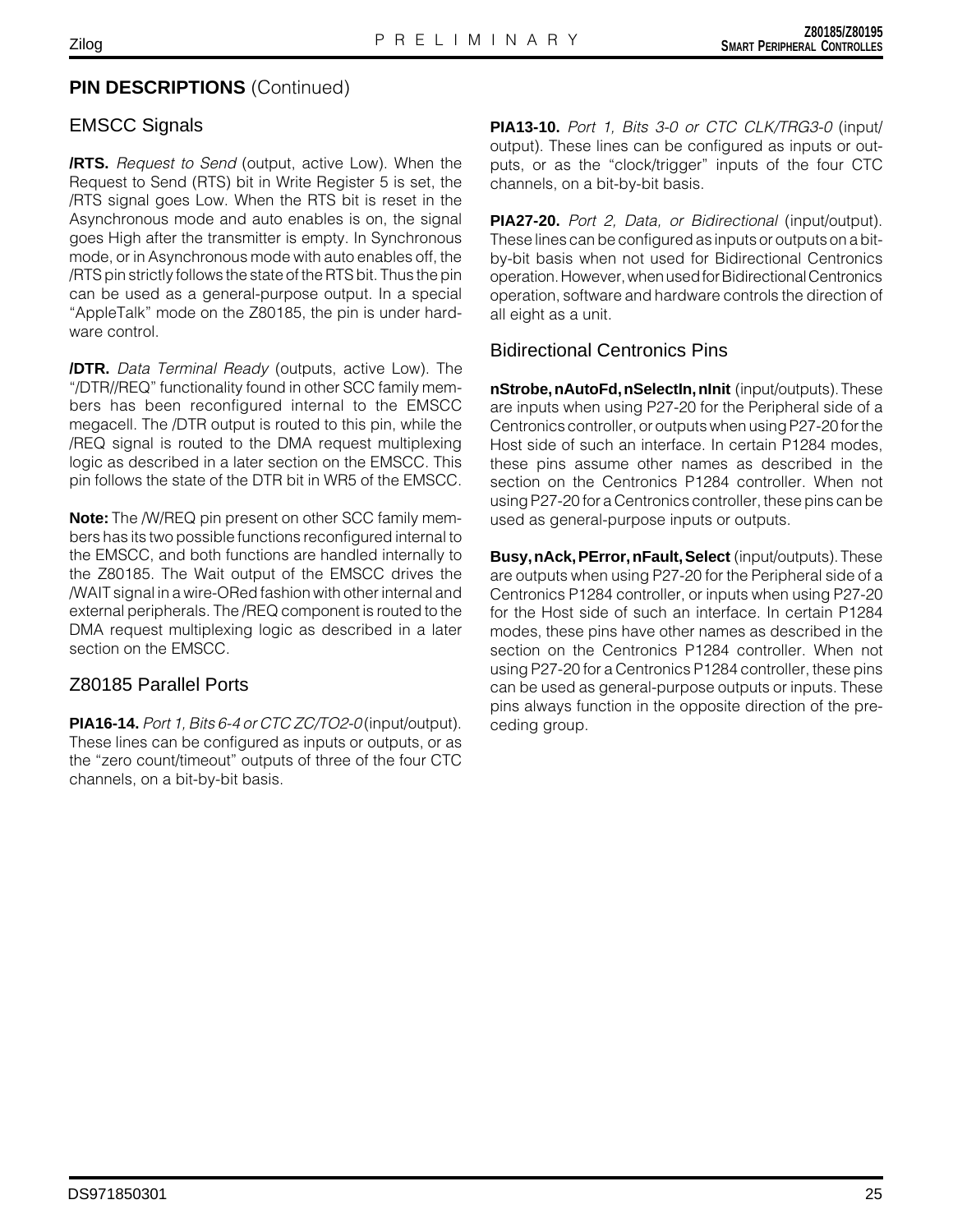## PIN DESCRIPTIONS (Continued)

### EMSCC Signals

**/RTS.** *Request to Send* (output, active Low). When the Request to Send (RTS) bit in Write Register 5 is set, the /RTS signal goes Low. When the RTS bit is reset in the Asynchronous mode and auto enables is on, the signal goes High after the transmitter is empty. In Synchronous mode, or in Asynchronous mode with auto enables off, the /RTS pin strictly follows the state of the RTS bit. Thus the pin can be used as a general-purpose output. In a special "AppleTalk" mode on the Z80185, the pin is under hardware control.

**/DTR.** *Data Terminal Ready* (outputs, active Low). The "/DTR//REQ" functionality found in other SCC family members has been reconfigured internal to the EMSCC megacell. The /DTR output is routed to this pin, while the /REQ signal is routed to the DMA request multiplexing logic as described in a later section on the EMSCC. This pin follows the state of the DTR bit in WR5 of the EMSCC.

**Note:** The /W/REQ pin present on other SCC family members has its two possible functions reconfigured internal to the EMSCC, and both functions are handled internally to the Z80185. The Wait output of the EMSCC drives the /WAIT signal in a wire-ORed fashion with other internal and external peripherals. The /REQ component is routed to the DMA request multiplexing logic as described in a later section on the EMSCC.

### Z80185 Parallel Ports

**PIA16-14.** *Port 1, Bits 6-4 or CTC ZC/TO2-0* (input/output). These lines can be configured as inputs or outputs, or as the "zero count/timeout" outputs of three of the four CTC channels, on a bit-by-bit basis.

**PIA13-10.** *Port 1, Bits 3-0 or CTC CLK/TRG3-0* (input/output). These lines can be configured as inputs or outputs, or as the "clock/trigger" inputs of the four CTC channels, on a bit-by-bit basis.

**PIA27-20.** *Port 2, Data, or Bidirectional* (input/output). These lines can be configured as inputs or outputs on a bit-by-bit basis when not used for Bidirectional Centronics operation. However, when used for Bidirectional Centronics operation, software and hardware controls the direction of all eight as a unit.

### Bidirectional Centronics Pins

**nStrobe, nAutoFd, nSelectIn, nInit** (input/outputs). These are inputs when using P27-20 for the Peripheral side of a Centronics controller, or outputs when using P27-20 for the Host side of such an interface. In certain P1284 modes, these pins assume other names as described in the section on the Centronics P1284 controller. When not using P27-20 for a Centronics controller, these pins can be used as general-purpose inputs or outputs.

**Busy, nAck, PError, nFault, Select** (input/outputs). These are outputs when using P27-20 for the Peripheral side of a Centronics P1284 controller, or inputs when using P27-20 for the Host side of such an interface. In certain P1284 modes, these pins have other names as described in the section on the Centronics P1284 controller. When not using P27-20 for a Centronics P1284 controller, these pins can be used as general-purpose outputs or inputs. These pins always function in the opposite direction of the preceding group.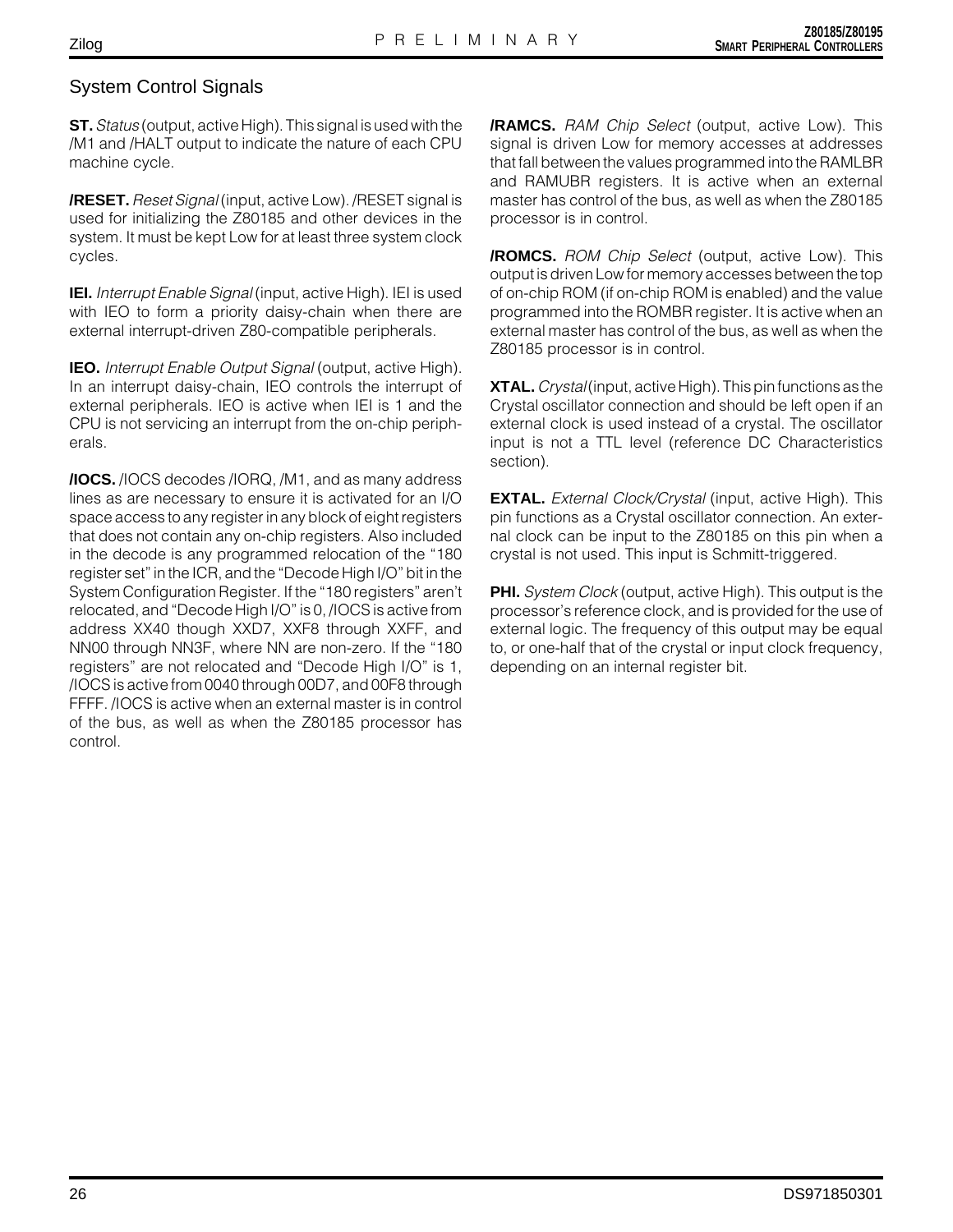## System Control Signals

**ST.** *Status* (output, active High). This signal is used with the /M1 and /HALT output to indicate the nature of each CPU machine cycle.

**/RESET.** *Reset Signal* (input, active Low). /RESET signal is used for initializing the Z80185 and other devices in the system. It must be kept Low for at least three system clock cycles.

**IEI.** *Interrupt Enable Signal* (input, active High). IEI is used with IEO to form a priority daisy-chain when there are external interrupt-driven Z80-compatible peripherals.

**IEO.** *Interrupt Enable Output Signal* (output, active High). In an interrupt daisy-chain, IEO controls the interrupt of external peripherals. IEO is active when IEI is 1 and the CPU is not servicing an interrupt from the on-chip peripherals.

**/IOCS.** /IOCS decodes /IORQ, /M1, and as many address lines as are necessary to ensure it is activated for an I/O space access to any register in any block of eight registers that does not contain any on-chip registers. Also included in the decode is any programmed relocation of the "180 register set" in the ICR, and the "Decode High I/O" bit in the System Configuration Register. If the "180 registers" aren't relocated, and "Decode High I/O" is 0, /IOCS is active from address XX40 though XXD7, XXF8 through XXFF, and NN00 through NN3F, where NN are non-zero. If the "180 registers" are not relocated and "Decode High I/O" is 1, /IOCS is active from 0040 through 00D7, and 00F8 through FFFF. /IOCS is active when an external master is in control of the bus, as well as when the Z80185 processor has control.

**/RAMCS.** *RAM Chip Select* (output, active Low). This signal is driven Low for memory accesses at addresses that fall between the values programmed into the RAMLBR and RAMUBR registers. It is active when an external master has control of the bus, as well as when the Z80185 processor is in control.

**/ROMCS.** *ROM Chip Select* (output, active Low). This output is driven Low for memory accesses between the top of on-chip ROM (if on-chip ROM is enabled) and the value programmed into the ROMBR register. It is active when an external master has control of the bus, as well as when the Z80185 processor is in control.

**XTAL.** *Crystal* (input, active High). This pin functions as the Crystal oscillator connection and should be left open if an external clock is used instead of a crystal. The oscillator input is not a TTL level (reference DC Characteristics section).

**EXTAL.** *External Clock/Crystal* (input, active High). This pin functions as a Crystal oscillator connection. An external clock can be input to the Z80185 on this pin when a crystal is not used. This input is Schmitt-triggered.

**PHI.** *System Clock* (output, active High). This output is the processor's reference clock, and is provided for the use of external logic. The frequency of this output may be equal to, or one-half that of the crystal or input clock frequency, depending on an internal register bit.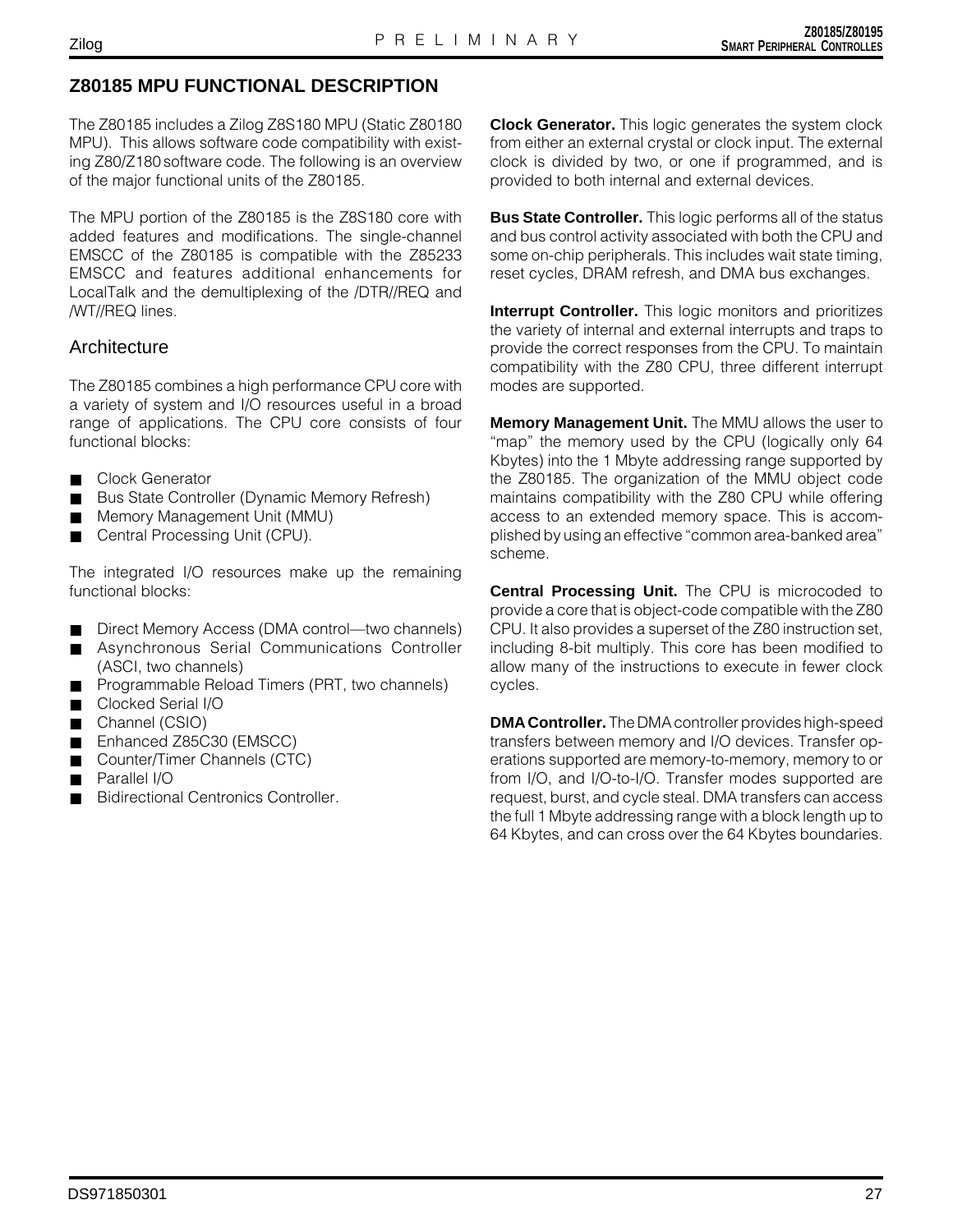## Z80185 MPU FUNCTIONAL DESCRIPTION

The Z80185 includes a Zilog Z8S180 MPU (Static Z80180 MPU). This allows software code compatibility with existing Z80/Z180 software code. The following is an overview of the major functional units of the Z80185.

The MPU portion of the Z80185 is the Z8S180 core with added features and modifications. The single-channel EMSCC of the Z80185 is compatible with the Z85233 EMSCC and features additional enhancements for LocalTalk and the demultiplexing of the /DTR//REQ and /WT//REQ lines.

### Architecture

The Z80185 combines a high performance CPU core with a variety of system and I/O resources useful in a broad range of applications. The CPU core consists of four functional blocks:

- Clock Generator
- Bus State Controller (Dynamic Memory Refresh)
- Memory Management Unit (MMU)
- Central Processing Unit (CPU).

The integrated I/O resources make up the remaining functional blocks:

- Direct Memory Access (DMA control—two channels)
- Asynchronous Serial Communications Controller (ASCI, two channels)
- Programmable Reload Timers (PRT, two channels)
- Clocked Serial I/O
- Channel (CSIO)
- Enhanced Z85C30 (EMSCC)
- Counter/Timer Channels (CTC)
- Parallel I/O
- Bidirectional Centronics Controller.

**Clock Generator.** This logic generates the system clock from either an external crystal or clock input. The external clock is divided by two, or one if programmed, and is provided to both internal and external devices.

**Bus State Controller.** This logic performs all of the status and bus control activity associated with both the CPU and some on-chip peripherals. This includes wait state timing, reset cycles, DRAM refresh, and DMA bus exchanges.

**Interrupt Controller.** This logic monitors and prioritizes the variety of internal and external interrupts and traps to provide the correct responses from the CPU. To maintain compatibility with the Z80 CPU, three different interrupt modes are supported.

**Memory Management Unit.** The MMU allows the user to "map" the memory used by the CPU (logically only 64 Kbytes) into the 1 Mbyte addressing range supported by the Z80185. The organization of the MMU object code maintains compatibility with the Z80 CPU while offering access to an extended memory space. This is accomplished by using an effective "common area-banked area" scheme.

**Central Processing Unit.** The CPU is microcoded to provide a core that is object-code compatible with the Z80 CPU. It also provides a superset of the Z80 instruction set, including 8-bit multiply. This core has been modified to allow many of the instructions to execute in fewer clock cycles.

**DMA Controller.** The DMA controller provides high-speed transfers between memory and I/O devices. Transfer operations supported are memory-to-memory, memory to or from I/O, and I/O-to-I/O. Transfer modes supported are request, burst, and cycle steal. DMA transfers can access the full 1 Mbyte addressing range with a block length up to 64 Kbytes, and can cross over the 64 Kbytes boundaries.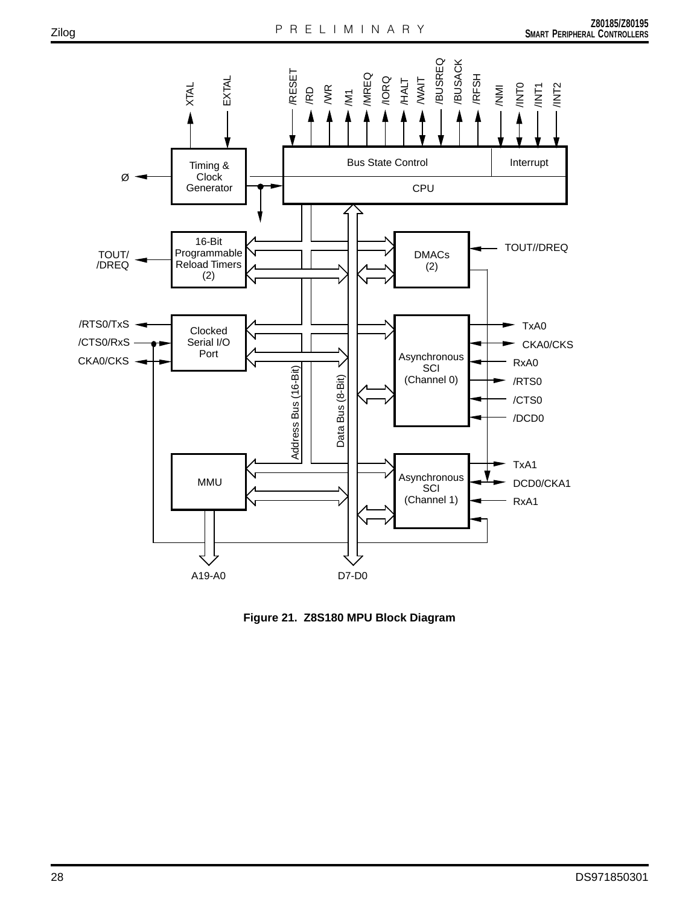Figure 21. Z8S180 MPU Block Diagram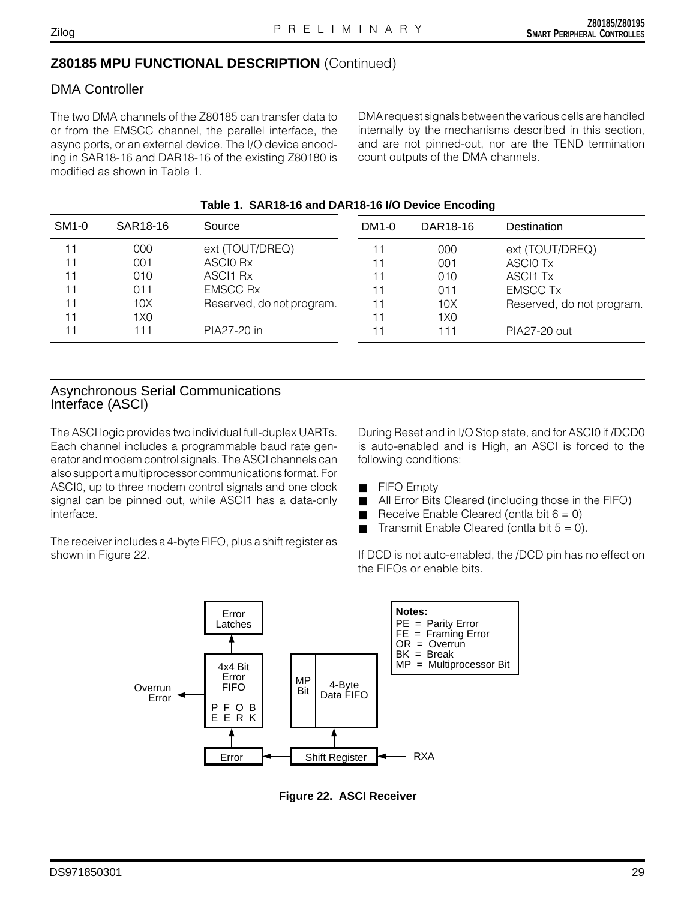## Z80185 MPU FUNCTIONAL DESCRIPTION (Continued)

### DMA Controller

The two DMA channels of the Z80185 can transfer data to or from the EMSCC channel, the parallel interface, the async ports, or an external device. The I/O device encoding in SAR18-16 and DAR18-16 of the existing Z80180 is modified as shown in Table 1.

DMA request signals between the various cells are handled internally by the mechanisms described in this section, and are not pinned-out, nor are the TEND termination count outputs of the DMA channels.

**Table 1. SAR18-16 and DAR18-16 I/O Device Encoding**

| SM1-0 | SAR18-16 | Source | DM1-0 | DAR18-16 | Destination |
|---|---|---|---|---|---|
| 11 | 000 | ext (TOUT/DREQ) | 11 | 000 | ext (TOUT/DREQ) |
| 11 | 001 | ASCI0 Rx | 11 | 001 | ASCI0 Tx |
| 11 | 010 | ASCI1 Rx | 11 | 010 | ASCI1 Tx |
| 11 | 011 | EMSCC Rx | 11 | 011 | EMSCC Tx |
| 11 | 10X | Reserved, do not program. | 11 | 10X | Reserved, do not program. |
| 11 | 1X0 | | 11 | 1X0 | |
| 11 | 111 | PIA27-20 in | 11 | 111 | PIA27-20 out |

### Asynchronous Serial Communications Interface (ASCI)

The ASCI logic provides two individual full-duplex UARTs. Each channel includes a programmable baud rate generator and modem control signals. The ASCI channels can also support a multiprocessor communications format. For ASCI0, up to three modem control signals and one clock signal can be pinned out, while ASCI1 has a data-only interface.

The receiver includes a 4-byte FIFO, plus a shift register as shown in Figure 22.

During Reset and in I/O Stop state, and for ASCI0 if /DCD0 is auto-enabled and is High, an ASCI is forced to the following conditions:

- FIFO Empty
- All Error Bits Cleared (including those in the FIFO)
- Receive Enable Cleared (cntla bit 6 = 0)
- Transmit Enable Cleared (cntla bit 5 = 0).

If DCD is not auto-enabled, the /DCD pin has no effect on the FIFOs or enable bits.

**Figure 22. ASCI Receiver**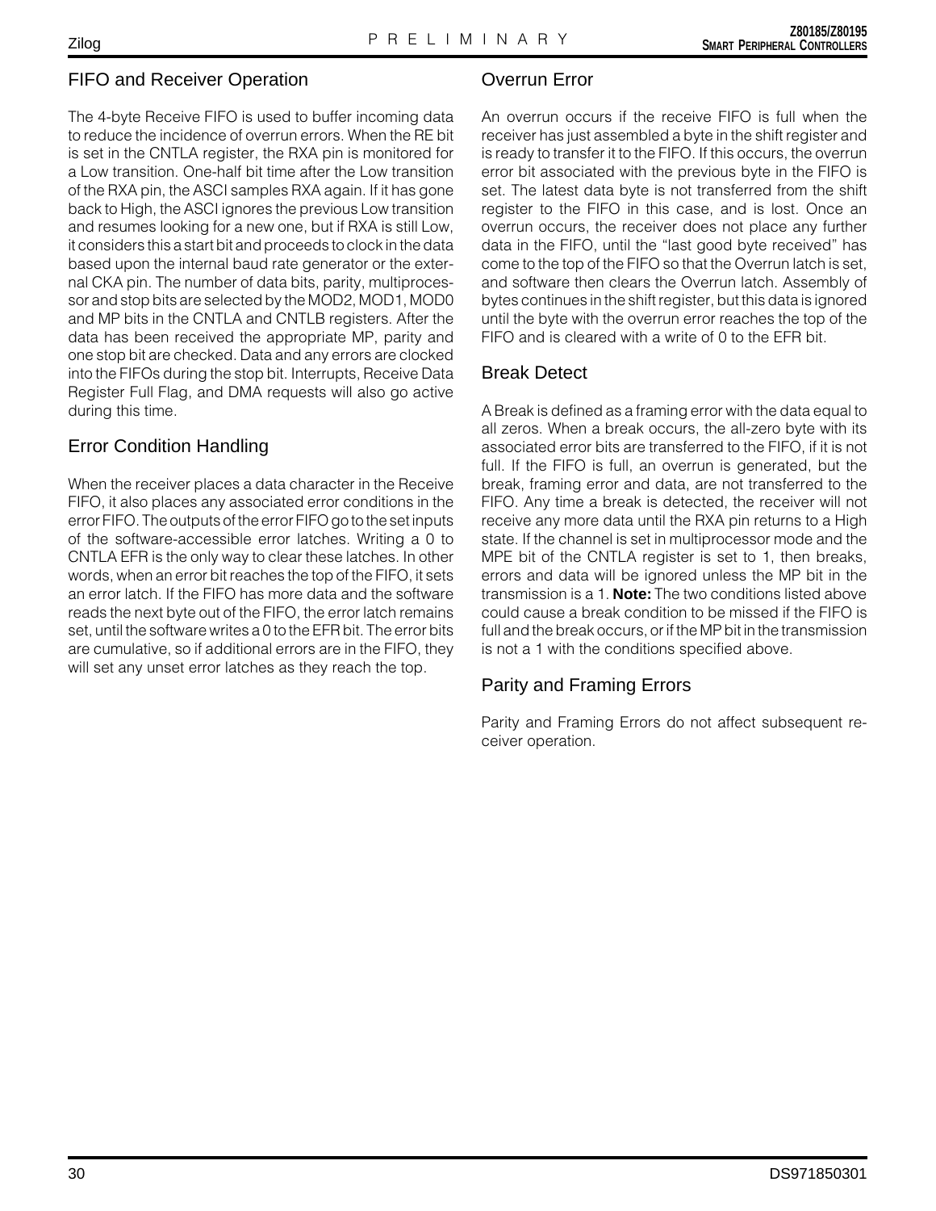## FIFO and Receiver Operation

The 4-byte Receive FIFO is used to buffer incoming data to reduce the incidence of overrun errors. When the RE bit is set in the CNTLA register, the RXA pin is monitored for a Low transition. One-half bit time after the Low transition of the RXA pin, the ASCI samples RXA again. If it has gone back to High, the ASCI ignores the previous Low transition and resumes looking for a new one, but if RXA is still Low, it considers this a start bit and proceeds to clock in the data based upon the internal baud rate generator or the external CKA pin. The number of data bits, parity, multiprocessor and stop bits are selected by the MOD2, MOD1, MOD0 and MP bits in the CNTLA and CNTLB registers. After the data has been received the appropriate MP, parity and one stop bit are checked. Data and any errors are clocked into the FIFOs during the stop bit. Interrupts, Receive Data Register Full Flag, and DMA requests will also go active during this time.

## Error Condition Handling

When the receiver places a data character in the Receive FIFO, it also places any associated error conditions in the error FIFO. The outputs of the error FIFO go to the set inputs of the software-accessible error latches. Writing a 0 to CNTLA EFR is the only way to clear these latches. In other words, when an error bit reaches the top of the FIFO, it sets an error latch. If the FIFO has more data and the software reads the next byte out of the FIFO, the error latch remains set, until the software writes a 0 to the EFR bit. The error bits are cumulative, so if additional errors are in the FIFO, they will set any unset error latches as they reach the top.

## Overrun Error

An overrun occurs if the receive FIFO is full when the receiver has just assembled a byte in the shift register and is ready to transfer it to the FIFO. If this occurs, the overrun error bit associated with the previous byte in the FIFO is set. The latest data byte is not transferred from the shift register to the FIFO in this case, and is lost. Once an overrun occurs, the receiver does not place any further data in the FIFO, until the “last good byte received” has come to the top of the FIFO so that the Overrun latch is set, and software then clears the Overrun latch. Assembly of bytes continues in the shift register, but this data is ignored until the byte with the overrun error reaches the top of the FIFO and is cleared with a write of 0 to the EFR bit.

## Break Detect

A Break is defined as a framing error with the data equal to all zeros. When a break occurs, the all-zero byte with its associated error bits are transferred to the FIFO, if it is not full. If the FIFO is full, an overrun is generated, but the break, framing error and data, are not transferred to the FIFO. Any time a break is detected, the receiver will not receive any more data until the RXA pin returns to a High state. If the channel is set in multiprocessor mode and the MPE bit of the CNTLA register is set to 1, then breaks, errors and data will be ignored unless the MP bit in the transmission is a 1. **Note:** The two conditions listed above could cause a break condition to be missed if the FIFO is full and the break occurs, or if the MP bit in the transmission is not a 1 with the conditions specified above.

## Parity and Framing Errors

Parity and Framing Errors do not affect subsequent receiver operation.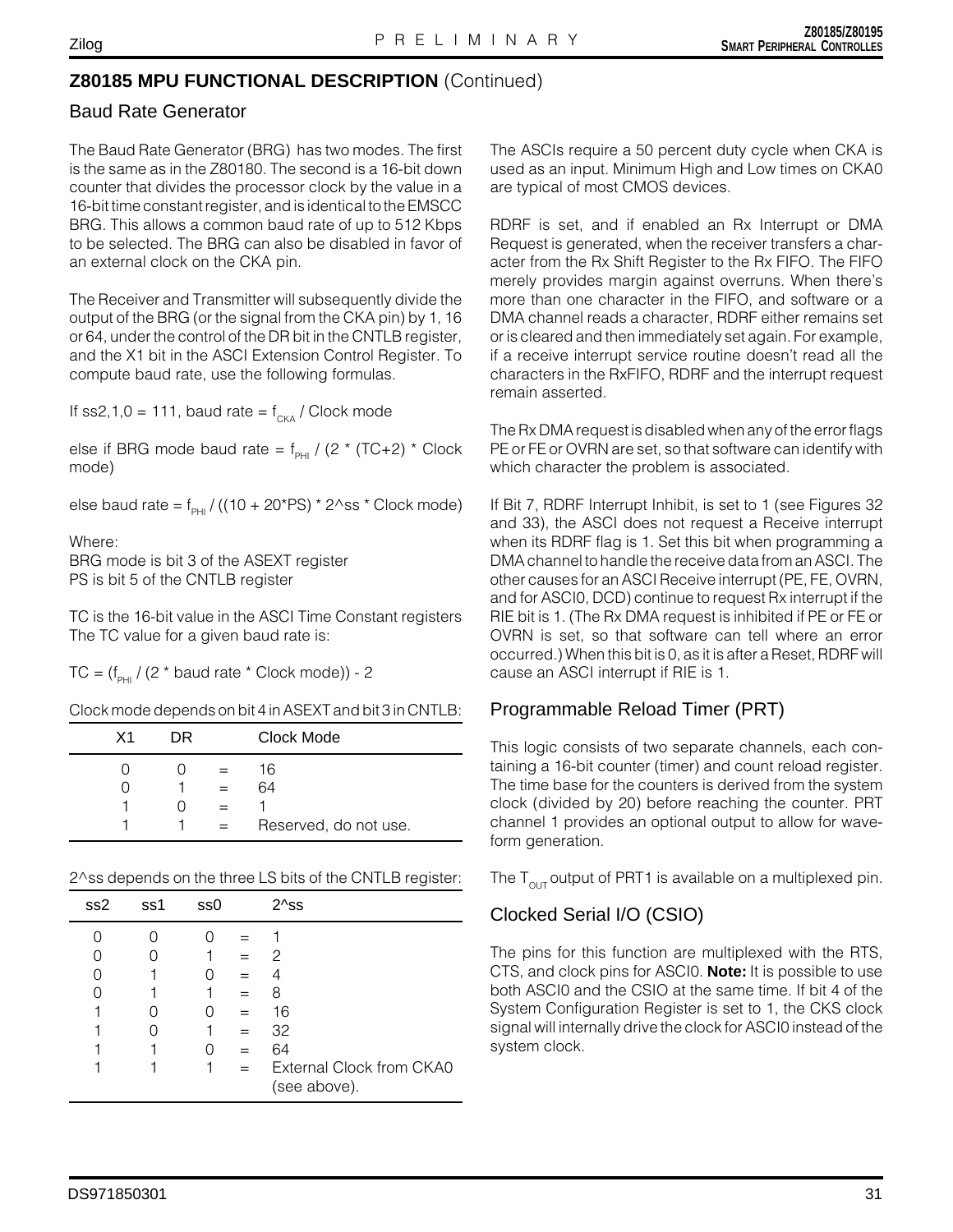## Z80185 MPU FUNCTIONAL DESCRIPTION (Continued)

### Baud Rate Generator

The Baud Rate Generator (BRG) has two modes. The first is the same as in the Z80180. The second is a 16-bit down counter that divides the processor clock by the value in a 16-bit time constant register, and is identical to the EMSCC BRG. This allows a common baud rate of up to 512 Kbps to be selected. The BRG can also be disabled in favor of an external clock on the CKA pin.

The Receiver and Transmitter will subsequently divide the output of the BRG (or the signal from the CKA pin) by 1, 16 or 64, under the control of the DR bit in the CNTLB register, and the X1 bit in the ASCI Extension Control Register. To compute baud rate, use the following formulas.

If ss2,1,0 = 111, baud rate = $f_{CKA}$ / Clock mode

else if BRG mode baud rate = $f_{PHI}$ / (2 * (TC+2) * Clock mode)

else baud rate = $f_{PHI}$ / ((10 + 20*PS) * 2^ss * Clock mode)

Where:
BRG mode is bit 3 of the ASEXT register
PS is bit 5 of the CNTLB register

TC is the 16-bit value in the ASCI Time Constant registers
The TC value for a given baud rate is:

TC = ($f_{PHI}$ / (2 * baud rate * Clock mode)) - 2

Clock mode depends on bit 4 in ASEXT and bit 3 in CNTLB:

| X1 | DR | | Clock Mode |
|---|---|---|---|
| 0 | 0 | = | 16 |
| 0 | 1 | = | 64 |
| 1 | 0 | = | 1 |
| 1 | 1 | = | Reserved, do not use. |

2^ss depends on the three LS bits of the CNTLB register:

| ss2 | ss1 | ss0 | | 2^ss |
|---|---|---|---|---|
| 0 | 0 | 0 | = | 1 |
| 0 | 0 | 1 | = | 2 |
| 0 | 1 | 0 | = | 4 |
| 0 | 1 | 1 | = | 8 |
| 1 | 0 | 0 | = | 16 |
| 1 | 0 | 1 | = | 32 |
| 1 | 1 | 0 | = | 64 |
| 1 | 1 | 1 | = | External Clock from CKA0 (see above). |

The ASCIs require a 50 percent duty cycle when CKA is used as an input. Minimum High and Low times on CKA0 are typical of most CMOS devices.

RDRF is set, and if enabled an Rx Interrupt or DMA Request is generated, when the receiver transfers a character from the Rx Shift Register to the Rx FIFO. The FIFO merely provides margin against overruns. When there's more than one character in the FIFO, and software or a DMA channel reads a character, RDRF either remains set or is cleared and then immediately set again. For example, if a receive interrupt service routine doesn't read all the characters in the RxFIFO, RDRF and the interrupt request remain asserted.

The Rx DMA request is disabled when any of the error flags PE or FE or OVRN are set, so that software can identify with which character the problem is associated.

If Bit 7, RDRF Interrupt Inhibit, is set to 1 (see Figures 32 and 33), the ASCI does not request a Receive interrupt when its RDRF flag is 1. Set this bit when programming a DMA channel to handle the receive data from an ASCI. The other causes for an ASCI Receive interrupt (PE, FE, OVRN, and for ASCI0, DCD) continue to request Rx interrupt if the RIE bit is 1. (The Rx DMA request is inhibited if PE or FE or OVRN is set, so that software can tell where an error occurred.) When this bit is 0, as it is after a Reset, RDRF will cause an ASCI interrupt if RIE is 1.

### Programmable Reload Timer (PRT)

This logic consists of two separate channels, each containing a 16-bit counter (timer) and count reload register. The time base for the counters is derived from the system clock (divided by 20) before reaching the counter. PRT channel 1 provides an optional output to allow for waveform generation.

The $T_{OUT}$ output of PRT1 is available on a multiplexed pin.

### Clocked Serial I/O (CSIO)

The pins for this function are multiplexed with the RTS, CTS, and clock pins for ASCI0. **Note:** It is possible to use both ASCI0 and the CSIO at the same time. If bit 4 of the System Configuration Register is set to 1, the CKS clock signal will internally drive the clock for ASCI0 instead of the system clock.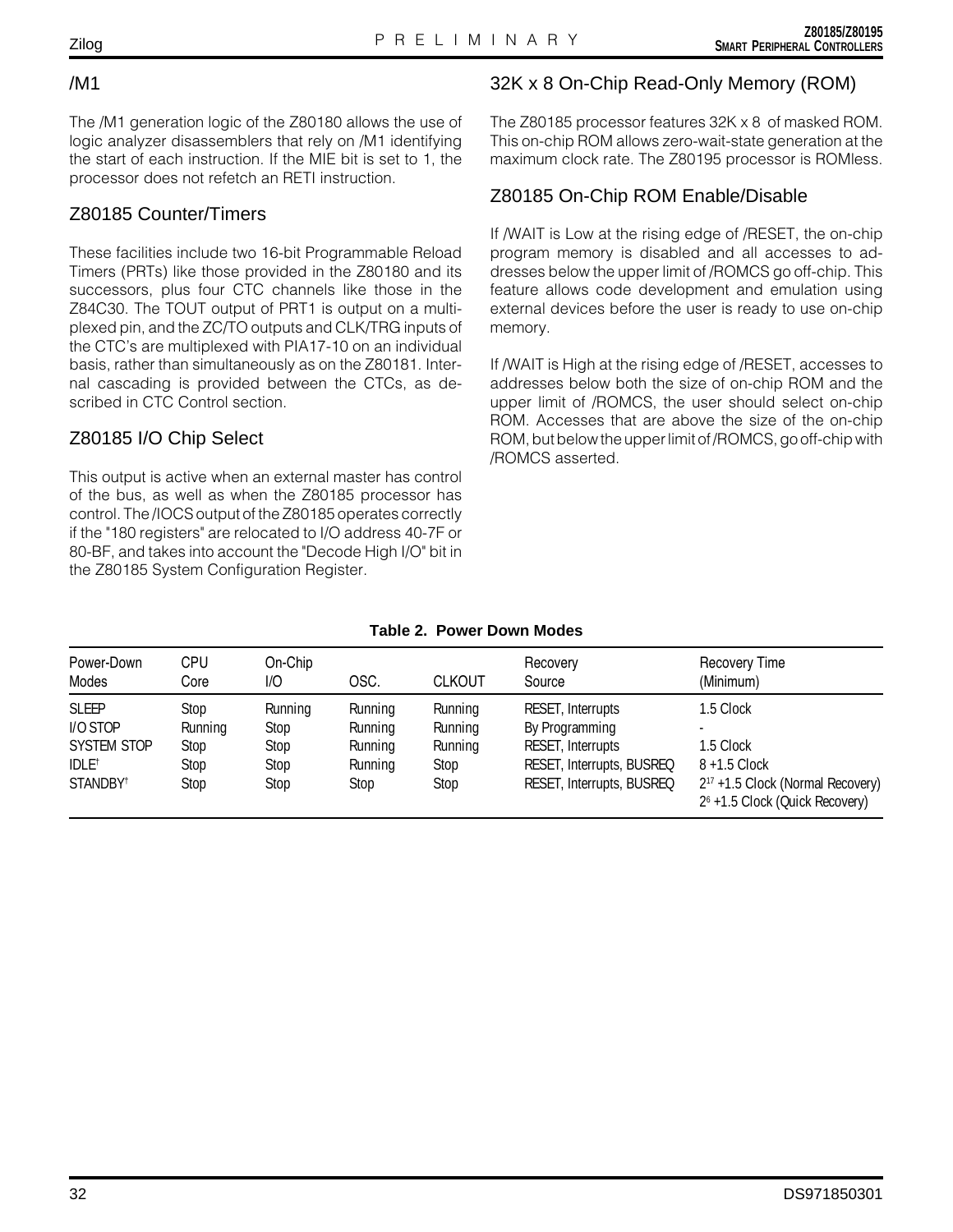## /M1

The /M1 generation logic of the Z80180 allows the use of logic analyzer disassemblers that rely on /M1 identifying the start of each instruction. If the MIE bit is set to 1, the processor does not refetch an RETI instruction.

## Z80185 Counter/Timers

These facilities include two 16-bit Programmable Reload Timers (PRTs) like those provided in the Z80180 and its successors, plus four CTC channels like those in the Z84C30. The TOUT output of PRT1 is output on a multiplexed pin, and the ZC/TO outputs and CLK/TRG inputs of the CTC's are multiplexed with PIA17-10 on an individual basis, rather than simultaneously as on the Z80181. Internal cascading is provided between the CTCs, as described in CTC Control section.

## Z80185 I/O Chip Select

This output is active when an external master has control of the bus, as well as when the Z80185 processor has control. The /IOCS output of the Z80185 operates correctly if the "180 registers" are relocated to I/O address 40-7F or 80-BF, and takes into account the "Decode High I/O" bit in the Z80185 System Configuration Register.

## 32K x 8 On-Chip Read-Only Memory (ROM)

The Z80185 processor features 32K x 8 of masked ROM. This on-chip ROM allows zero-wait-state generation at the maximum clock rate. The Z80195 processor is ROMless.

## Z80185 On-Chip ROM Enable/Disable

If /WAIT is Low at the rising edge of /RESET, the on-chip program memory is disabled and all accesses to addresses below the upper limit of /ROMCS go off-chip. This feature allows code development and emulation using external devices before the user is ready to use on-chip memory.

If /WAIT is High at the rising edge of /RESET, accesses to addresses below both the size of on-chip ROM and the upper limit of /ROMCS, the user should select on-chip ROM. Accesses that are above the size of the on-chip ROM, but below the upper limit of /ROMCS, go off-chip with /ROMCS asserted.

**Table 2. Power Down Modes**

| Power-Down Modes | CPU Core | On-Chip I/O | OSC. | CLKOUT | Recovery Source | Recovery Time (Minimum) |
|---|---|---|---|---|---|---|
| SLEEP | Stop | Running | Running | Running | RESET, Interrupts | 1.5 Clock |
| I/O STOP | Running | Stop | Running | Running | By Programming | - |
| SYSTEM STOP | Stop | Stop | Running | Running | RESET, Interrupts | 1.5 Clock |
| IDLE† | Stop | Stop | Running | Stop | RESET, Interrupts, BUSREQ | 8 +1.5 Clock |
| STANDBY† | Stop | Stop | Stop | Stop | RESET, Interrupts, BUSREQ | $2^{17}$ +1.5 Clock (Normal Recovery) $2^{6}$ +1.5 Clock (Quick Recovery) |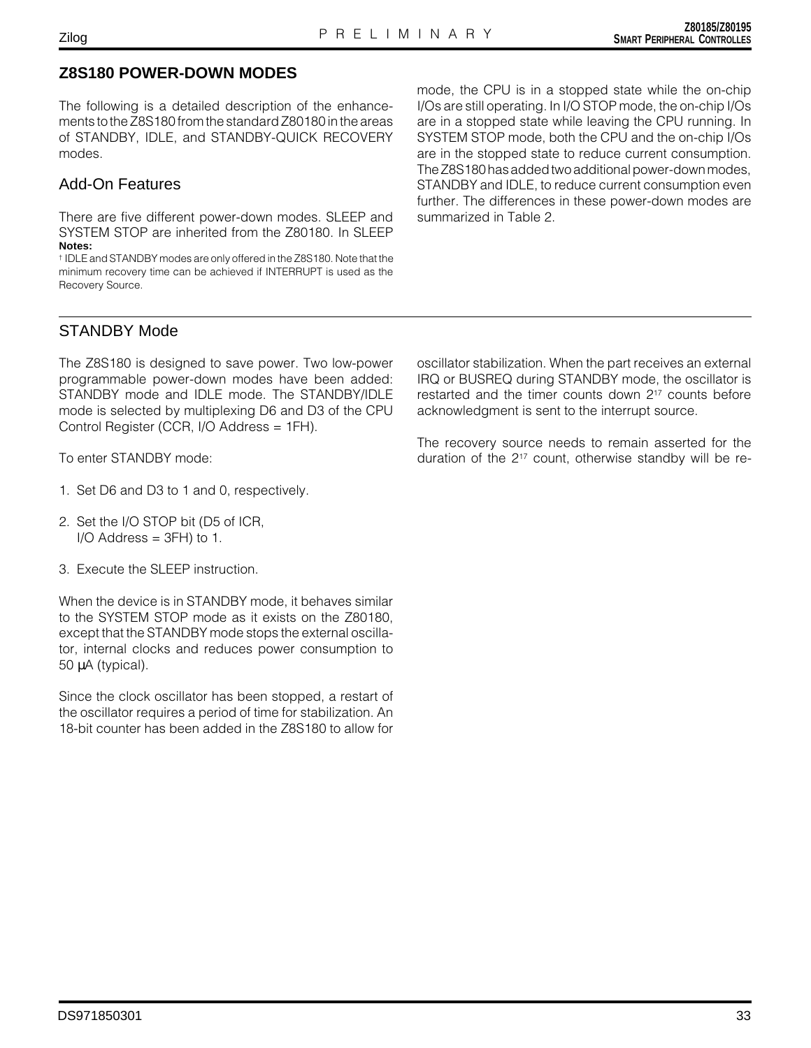## Z8S180 POWER-DOWN MODES

The following is a detailed description of the enhancements to the Z8S180 from the standard Z80180 in the areas of STANDBY, IDLE, and STANDBY-QUICK RECOVERY modes.

### Add-On Features

There are five different power-down modes. SLEEP and SYSTEM STOP are inherited from the Z80180. In SLEEP mode, the CPU is in a stopped state while the on-chip I/Os are still operating. In I/O STOP mode, the on-chip I/Os are in a stopped state while leaving the CPU running. In SYSTEM STOP mode, both the CPU and the on-chip I/Os are in the stopped state to reduce current consumption. The Z8S180 has added two additional power-down modes, STANDBY and IDLE, to reduce current consumption even further. The differences in these power-down modes are summarized in Table 2.

**Notes:**

† IDLE and STANDBY modes are only offered in the Z8S180. Note that the minimum recovery time can be achieved if INTERRUPT is used as the Recovery Source.

### STANDBY Mode

The Z8S180 is designed to save power. Two low-power programmable power-down modes have been added: STANDBY mode and IDLE mode. The STANDBY/IDLE mode is selected by multiplexing D6 and D3 of the CPU Control Register (CCR, I/O Address = 1FH).

To enter STANDBY mode:

1. Set D6 and D3 to 1 and 0, respectively.
2. Set the I/O STOP bit (D5 of ICR, I/O Address = 3FH) to 1.
3. Execute the SLEEP instruction.

When the device is in STANDBY mode, it behaves similar to the SYSTEM STOP mode as it exists on the Z80180, except that the STANDBY mode stops the external oscillator, internal clocks and reduces power consumption to 50 µA (typical).

Since the clock oscillator has been stopped, a restart of the oscillator requires a period of time for stabilization. An 18-bit counter has been added in the Z8S180 to allow for oscillator stabilization. When the part receives an external IRQ or BUSREQ during STANDBY mode, the oscillator is restarted and the timer counts down $2^{17}$ counts before acknowledgment is sent to the interrupt source.

The recovery source needs to remain asserted for the duration of the $2^{17}$ count, otherwise standby will be re-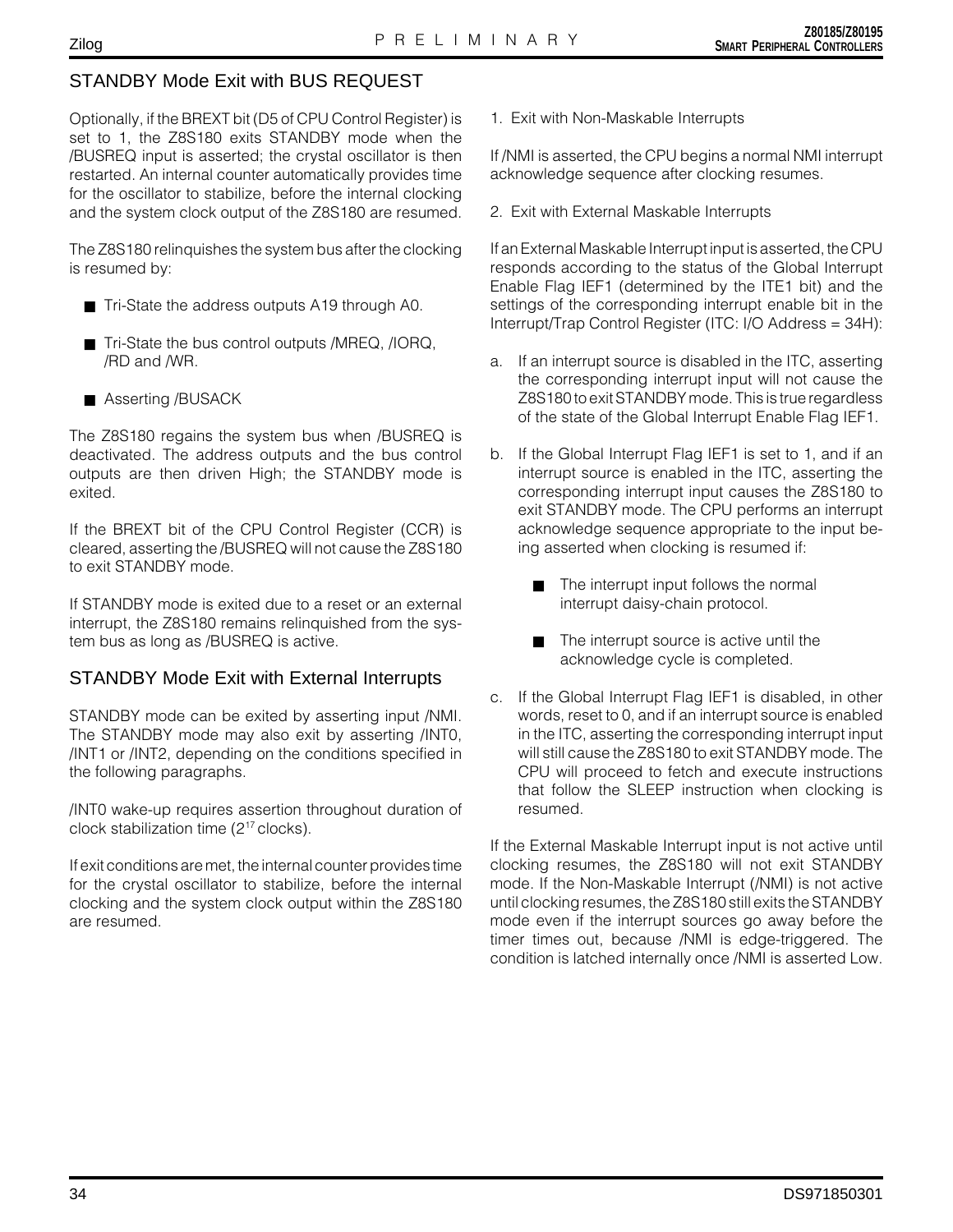## STANDBY Mode Exit with BUS REQUEST

Optionally, if the BREXT bit (D5 of CPU Control Register) is set to 1, the Z8S180 exits STANDBY mode when the /BUSREQ input is asserted; the crystal oscillator is then restarted. An internal counter automatically provides time for the oscillator to stabilize, before the internal clocking and the system clock output of the Z8S180 are resumed.

The Z8S180 relinquishes the system bus after the clocking is resumed by:

- Tri-State the address outputs A19 through A0.
- Tri-State the bus control outputs /MREQ, /IORQ, /RD and /WR.
- Asserting /BUSACK

The Z8S180 regains the system bus when /BUSREQ is deactivated. The address outputs and the bus control outputs are then driven High; the STANDBY mode is exited.

If the BREXT bit of the CPU Control Register (CCR) is cleared, asserting the /BUSREQ will not cause the Z8S180 to exit STANDBY mode.

If STANDBY mode is exited due to a reset or an external interrupt, the Z8S180 remains relinquished from the system bus as long as /BUSREQ is active.

## STANDBY Mode Exit with External Interrupts

STANDBY mode can be exited by asserting input /NMI. The STANDBY mode may also exit by asserting /INT0, /INT1 or /INT2, depending on the conditions specified in the following paragraphs.

/INT0 wake-up requires assertion throughout duration of clock stabilization time ($2^{17}$ clocks).

If exit conditions are met, the internal counter provides time for the crystal oscillator to stabilize, before the internal clocking and the system clock output within the Z8S180 are resumed.

1. Exit with Non-Maskable Interrupts

If /NMI is asserted, the CPU begins a normal NMI interrupt acknowledge sequence after clocking resumes.

2. Exit with External Maskable Interrupts

If an External Maskable Interrupt input is asserted, the CPU responds according to the status of the Global Interrupt Enable Flag IEF1 (determined by the ITE1 bit) and the settings of the corresponding interrupt enable bit in the Interrupt/Trap Control Register (ITC: I/O Address = 34H):

a. If an interrupt source is disabled in the ITC, asserting the corresponding interrupt input will not cause the Z8S180 to exit STANDBY mode. This is true regardless of the state of the Global Interrupt Enable Flag IEF1.

b. If the Global Interrupt Flag IEF1 is set to 1, and if an interrupt source is enabled in the ITC, asserting the corresponding interrupt input causes the Z8S180 to exit STANDBY mode. The CPU performs an interrupt acknowledge sequence appropriate to the input being asserted when clocking is resumed if:

   - The interrupt input follows the normal interrupt daisy-chain protocol.
   - The interrupt source is active until the acknowledge cycle is completed.

c. If the Global Interrupt Flag IEF1 is disabled, in other words, reset to 0, and if an interrupt source is enabled in the ITC, asserting the corresponding interrupt input will still cause the Z8S180 to exit STANDBY mode. The CPU will proceed to fetch and execute instructions that follow the SLEEP instruction when clocking is resumed.

If the External Maskable Interrupt input is not active until clocking resumes, the Z8S180 will not exit STANDBY mode. If the Non-Maskable Interrupt (/NMI) is not active until clocking resumes, the Z8S180 still exits the STANDBY mode even if the interrupt sources go away before the timer times out, because /NMI is edge-triggered. The condition is latched internally once /NMI is asserted Low.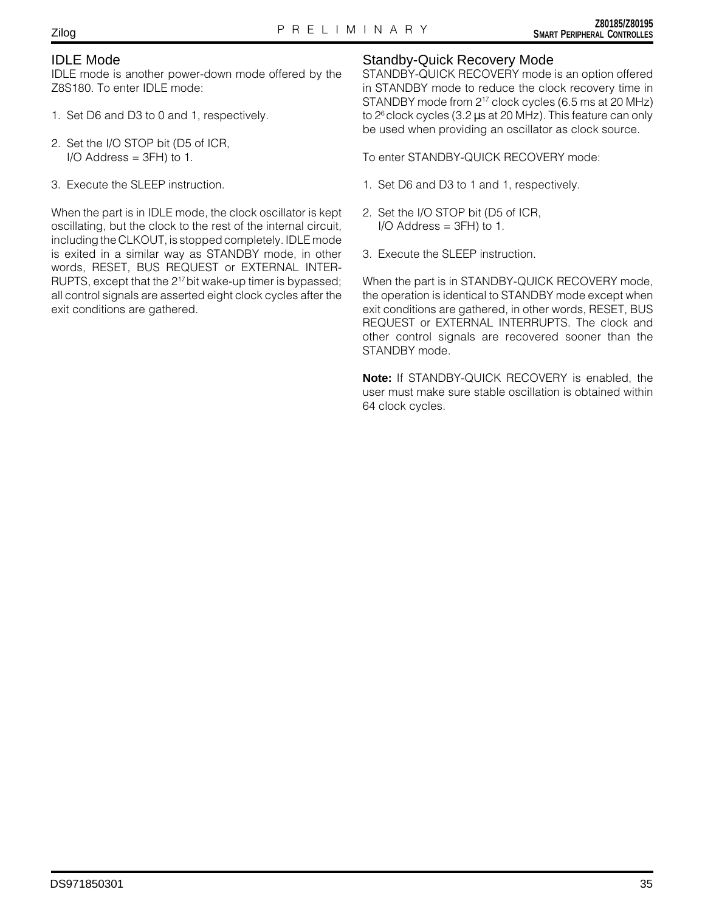## IDLE Mode

IDLE mode is another power-down mode offered by the Z8S180. To enter IDLE mode:

1. Set D6 and D3 to 0 and 1, respectively.
2. Set the I/O STOP bit (D5 of ICR, I/O Address = 3FH) to 1.
3. Execute the SLEEP instruction.

When the part is in IDLE mode, the clock oscillator is kept oscillating, but the clock to the rest of the internal circuit, including the CLKOUT, is stopped completely. IDLE mode is exited in a similar way as STANDBY mode, in other words, RESET, BUS REQUEST or EXTERNAL INTERRUPTS, except that the $2^{17}$ bit wake-up timer is bypassed; all control signals are asserted eight clock cycles after the exit conditions are gathered.

## Standby-Quick Recovery Mode

STANDBY-QUICK RECOVERY mode is an option offered in STANDBY mode to reduce the clock recovery time in STANDBY mode from $2^{17}$ clock cycles (6.5 ms at 20 MHz) to $2^{6}$ clock cycles (3.2 µs at 20 MHz). This feature can only be used when providing an oscillator as clock source.

To enter STANDBY-QUICK RECOVERY mode:

1. Set D6 and D3 to 1 and 1, respectively.
2. Set the I/O STOP bit (D5 of ICR, I/O Address = 3FH) to 1.
3. Execute the SLEEP instruction.

When the part is in STANDBY-QUICK RECOVERY mode, the operation is identical to STANDBY mode except when exit conditions are gathered, in other words, RESET, BUS REQUEST or EXTERNAL INTERRUPTS. The clock and other control signals are recovered sooner than the STANDBY mode.

**Note:** If STANDBY-QUICK RECOVERY is enabled, the user must make sure stable oscillation is obtained within 64 clock cycles.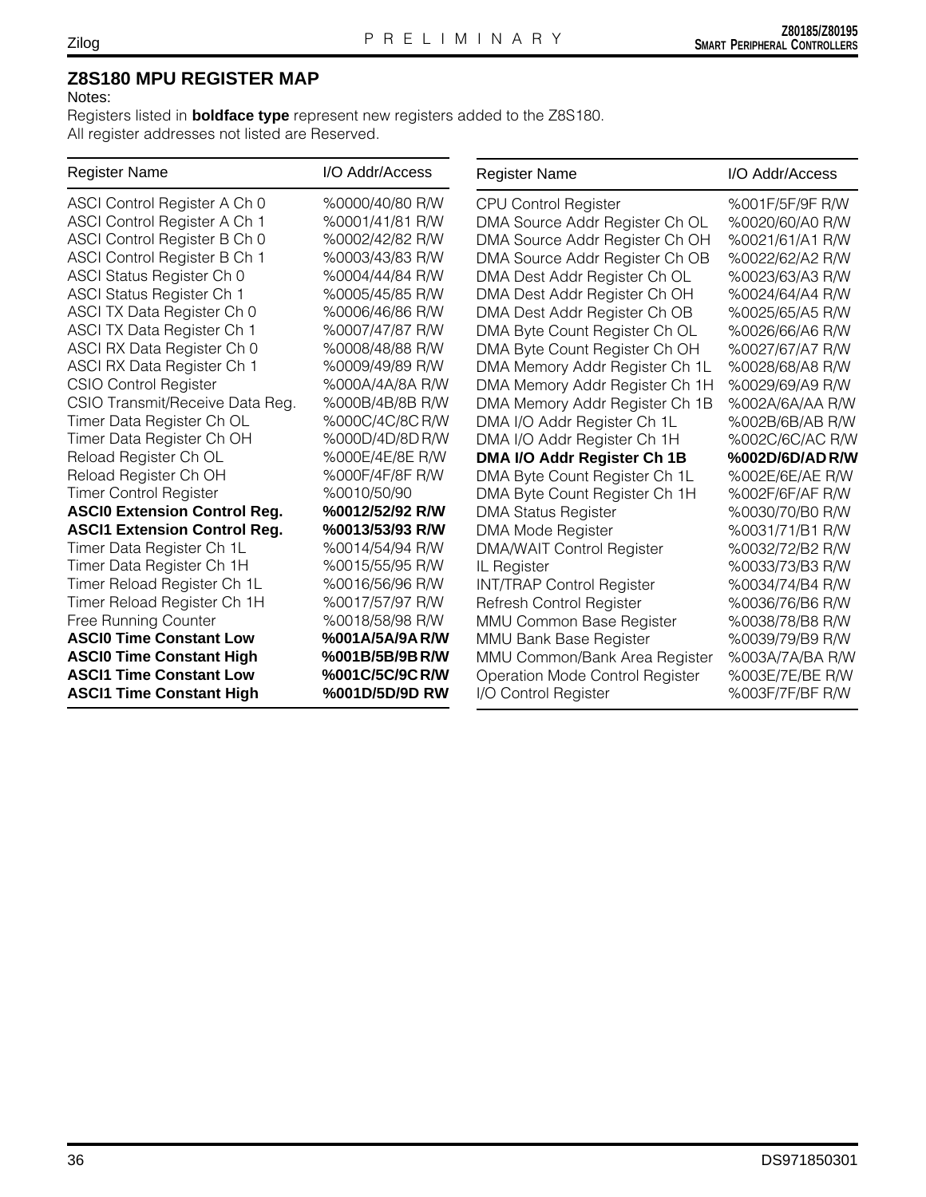## Z8S180 MPU REGISTER MAP

Notes:

Registers listed in **boldface type** represent new registers added to the Z8S180.
All register addresses not listed are Reserved.

| Register Name | I/O Addr/Access |
|---|---|
| ASCI Control Register A Ch 0 | %0000/40/80 R/W |
| ASCI Control Register A Ch 1 | %0001/41/81 R/W |
| ASCI Control Register B Ch 0 | %0002/42/82 R/W |
| ASCI Control Register B Ch 1 | %0003/43/83 R/W |
| ASCI Status Register Ch 0 | %0004/44/84 R/W |
| ASCI Status Register Ch 1 | %0005/45/85 R/W |
| ASCI TX Data Register Ch 0 | %0006/46/86 R/W |
| ASCI TX Data Register Ch 1 | %0007/47/87 R/W |
| ASCI RX Data Register Ch 0 | %0008/48/88 R/W |
| ASCI RX Data Register Ch 1 | %0009/49/89 R/W |
| CSIO Control Register | %000A/4A/8A R/W |
| CSIO Transmit/Receive Data Reg. | %000B/4B/8B R/W |
| Timer Data Register Ch OL | %000C/4C/8C R/W |
| Timer Data Register Ch OH | %000D/4D/8D R/W |
| Reload Register Ch OL | %000E/4E/8E R/W |
| Reload Register Ch OH | %000F/4F/8F R/W |
| Timer Control Register | %0010/50/90 |
| **ASCI0 Extension Control Reg.** | **%0012/52/92 R/W** |
| **ASCI1 Extension Control Reg.** | **%0013/53/93 R/W** |
| Timer Data Register Ch 1L | %0014/54/94 R/W |
| Timer Data Register Ch 1H | %0015/55/95 R/W |
| Timer Reload Register Ch 1L | %0016/56/96 R/W |
| Timer Reload Register Ch 1H | %0017/57/97 R/W |
| Free Running Counter | %0018/58/98 R/W |
| **ASCI0 Time Constant Low** | **%001A/5A/9A R/W** |
| **ASCI0 Time Constant High** | **%001B/5B/9B R/W** |
| **ASCI1 Time Constant Low** | **%001C/5C/9C R/W** |
| **ASCI1 Time Constant High** | **%001D/5D/9D RW** |

| Register Name | I/O Addr/Access |
|---|---|
| CPU Control Register | %001F/5F/9F R/W |
| DMA Source Addr Register Ch OL | %0020/60/A0 R/W |
| DMA Source Addr Register Ch OH | %0021/61/A1 R/W |
| DMA Source Addr Register Ch OB | %0022/62/A2 R/W |
| DMA Dest Addr Register Ch OL | %0023/63/A3 R/W |
| DMA Dest Addr Register Ch OH | %0024/64/A4 R/W |
| DMA Dest Addr Register Ch OB | %0025/65/A5 R/W |
| DMA Byte Count Register Ch OL | %0026/66/A6 R/W |
| DMA Byte Count Register Ch OH | %0027/67/A7 R/W |
| DMA Memory Addr Register Ch 1L | %0028/68/A8 R/W |
| DMA Memory Addr Register Ch 1H | %0029/69/A9 R/W |
| DMA Memory Addr Register Ch 1B | %002A/6A/AA R/W |
| DMA I/O Addr Register Ch 1L | %002B/6B/AB R/W |
| DMA I/O Addr Register Ch 1H | %002C/6C/AC R/W |
| **DMA I/O Addr Register Ch 1B** | **%002D/6D/AD R/W** |
| DMA Byte Count Register Ch 1L | %002E/6E/AE R/W |
| DMA Byte Count Register Ch 1H | %002F/6F/AF R/W |
| DMA Status Register | %0030/70/B0 R/W |
| DMA Mode Register | %0031/71/B1 R/W |
| DMA/WAIT Control Register | %0032/72/B2 R/W |
| IL Register | %0033/73/B3 R/W |
| INT/TRAP Control Register | %0034/74/B4 R/W |
| Refresh Control Register | %0036/76/B6 R/W |
| MMU Common Base Register | %0038/78/B8 R/W |
| MMU Bank Base Register | %0039/79/B9 R/W |
| MMU Common/Bank Area Register | %003A/7A/BA R/W |
| Operation Mode Control Register | %003E/7E/BE R/W |
| I/O Control Register | %003F/7F/BF R/W |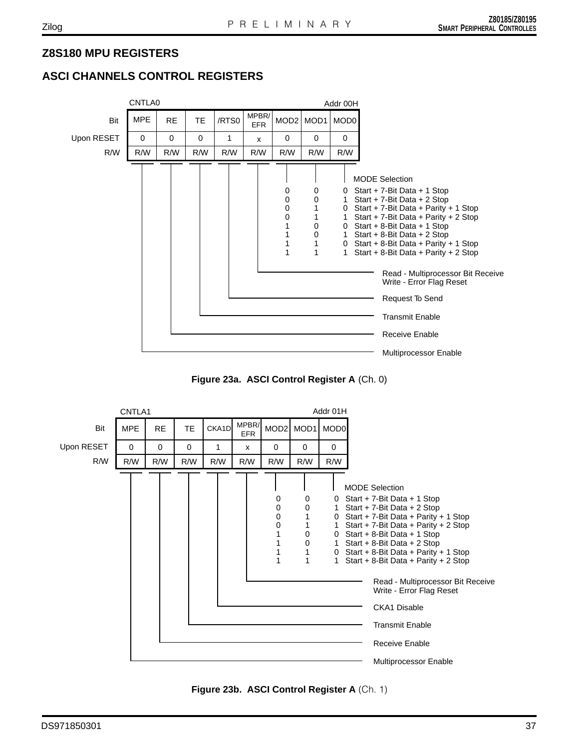## Z8S180 MPU REGISTERS

## ASCI CHANNELS CONTROL REGISTERS

CNTLA0 — Addr 00H

| Bit | MPE | RE | TE | /RTS0 | MPBR/EFR | MOD2 | MOD1 | MOD0 |
|---|---|---|---|---|---|---|---|---|
| Upon RESET | 0 | 0 | 0 | 1 | x | 0 | 0 | 0 |
| R/W | R/W | R/W | R/W | R/W | R/W | R/W | R/W | R/W |

MODE Selection

| MOD2 | MOD1 | MOD0 | Mode |
|---|---|---|---|
| 0 | 0 | 0 | Start + 7-Bit Data + 1 Stop |
| 0 | 0 | 1 | Start + 7-Bit Data + 2 Stop |
| 0 | 1 | 0 | Start + 7-Bit Data + Parity + 1 Stop |
| 0 | 1 | 1 | Start + 7-Bit Data + Parity + 2 Stop |
| 1 | 0 | 0 | Start + 8-Bit Data + 1 Stop |
| 1 | 0 | 1 | Start + 8-Bit Data + 2 Stop |
| 1 | 1 | 0 | Start + 8-Bit Data + Parity + 1 Stop |
| 1 | 1 | 1 | Start + 8-Bit Data + Parity + 2 Stop |

- MPBR/EFR: Read - Multiprocessor Bit Receive; Write - Error Flag Reset
- /RTS0: Request To Send
- TE: Transmit Enable
- RE: Receive Enable
- MPE: Multiprocessor Enable

**Figure 23a. ASCI Control Register A** (Ch. 0)

CNTLA1 — Addr 01H

| Bit | MPE | RE | TE | CKA1D | MPBR/EFR | MOD2 | MOD1 | MOD0 |
|---|---|---|---|---|---|---|---|---|
| Upon RESET | 0 | 0 | 0 | 1 | x | 0 | 0 | 0 |
| R/W | R/W | R/W | R/W | R/W | R/W | R/W | R/W | R/W |

MODE Selection

| MOD2 | MOD1 | MOD0 | Mode |
|---|---|---|---|
| 0 | 0 | 0 | Start + 7-Bit Data + 1 Stop |
| 0 | 0 | 1 | Start + 7-Bit Data + 2 Stop |
| 0 | 1 | 0 | Start + 7-Bit Data + Parity + 1 Stop |
| 0 | 1 | 1 | Start + 7-Bit Data + Parity + 2 Stop |
| 1 | 0 | 0 | Start + 8-Bit Data + 1 Stop |
| 1 | 0 | 1 | Start + 8-Bit Data + 2 Stop |
| 1 | 1 | 0 | Start + 8-Bit Data + Parity + 1 Stop |
| 1 | 1 | 1 | Start + 8-Bit Data + Parity + 2 Stop |

- MPBR/EFR: Read - Multiprocessor Bit Receive; Write - Error Flag Reset
- CKA1D: CKA1 Disable
- TE: Transmit Enable
- RE: Receive Enable
- MPE: Multiprocessor Enable

**Figure 23b. ASCI Control Register A** (Ch. 1)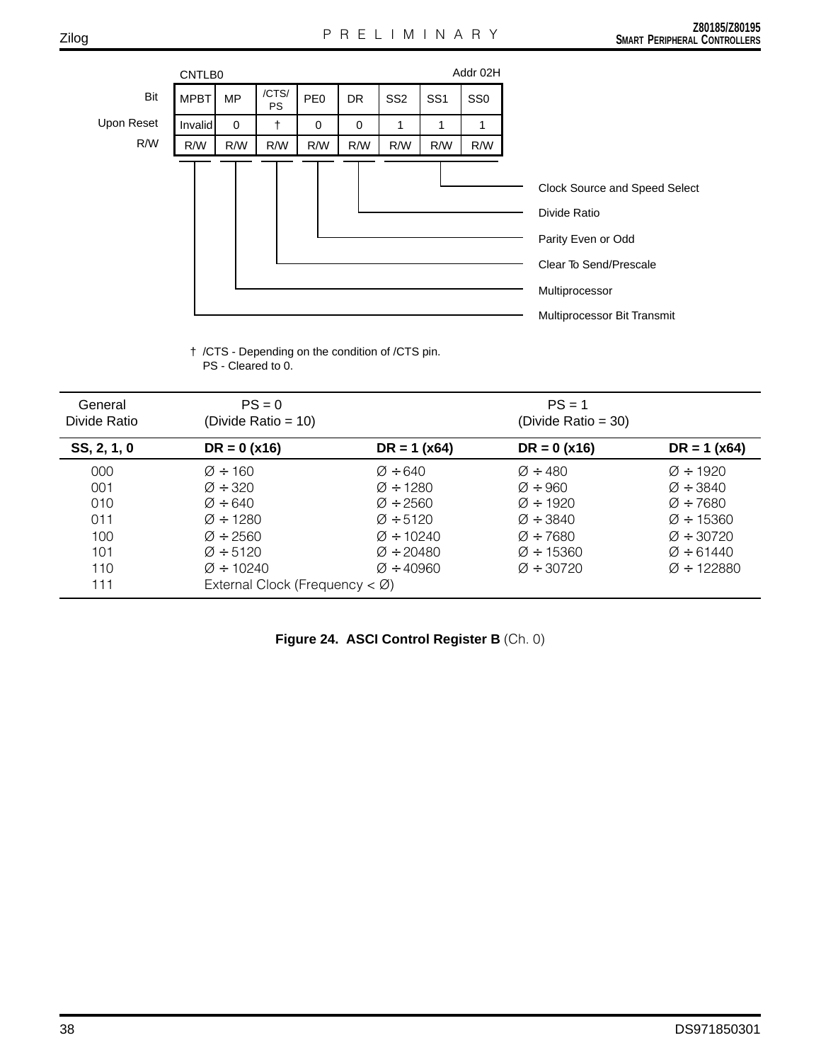CNTLB0 — Addr 02H

| Bit | MPBT | MP | /CTS/PS | PE0 | DR | SS2 | SS1 | SS0 |
|---|---|---|---|---|---|---|---|---|
| Upon Reset | Invalid | 0 | † | 0 | 0 | 1 | 1 | 1 |
| R/W | R/W | R/W | R/W | R/W | R/W | R/W | R/W | R/W |

- SS2, SS1, SS0: Clock Source and Speed Select
- DR: Divide Ratio
- PE0: Parity Even or Odd
- /CTS/PS: Clear To Send/Prescale
- MP: Multiprocessor
- MPBT: Multiprocessor Bit Transmit

† /CTS - Depending on the condition of /CTS pin.
PS - Cleared to 0.

| General Divide Ratio | PS = 0 (Divide Ratio = 10) | | PS = 1 (Divide Ratio = 30) | |
|---|---|---|---|---|
| **SS, 2, 1, 0** | **DR = 0 (x16)** | **DR = 1 (x64)** | **DR = 0 (x16)** | **DR = 1 (x64)** |
| 000 | Ø ÷ 160 | Ø ÷ 640 | Ø ÷ 480 | Ø ÷ 1920 |
| 001 | Ø ÷ 320 | Ø ÷ 1280 | Ø ÷ 960 | Ø ÷ 3840 |
| 010 | Ø ÷ 640 | Ø ÷ 2560 | Ø ÷ 1920 | Ø ÷ 7680 |
| 011 | Ø ÷ 1280 | Ø ÷ 5120 | Ø ÷ 3840 | Ø ÷ 15360 |
| 100 | Ø ÷ 2560 | Ø ÷ 10240 | Ø ÷ 7680 | Ø ÷ 30720 |
| 101 | Ø ÷ 5120 | Ø ÷ 20480 | Ø ÷ 15360 | Ø ÷ 61440 |
| 110 | Ø ÷ 10240 | Ø ÷ 40960 | Ø ÷ 30720 | Ø ÷ 122880 |
| 111 | External Clock (Frequency < Ø) | | | |

**Figure 24. ASCI Control Register B** (Ch. 0)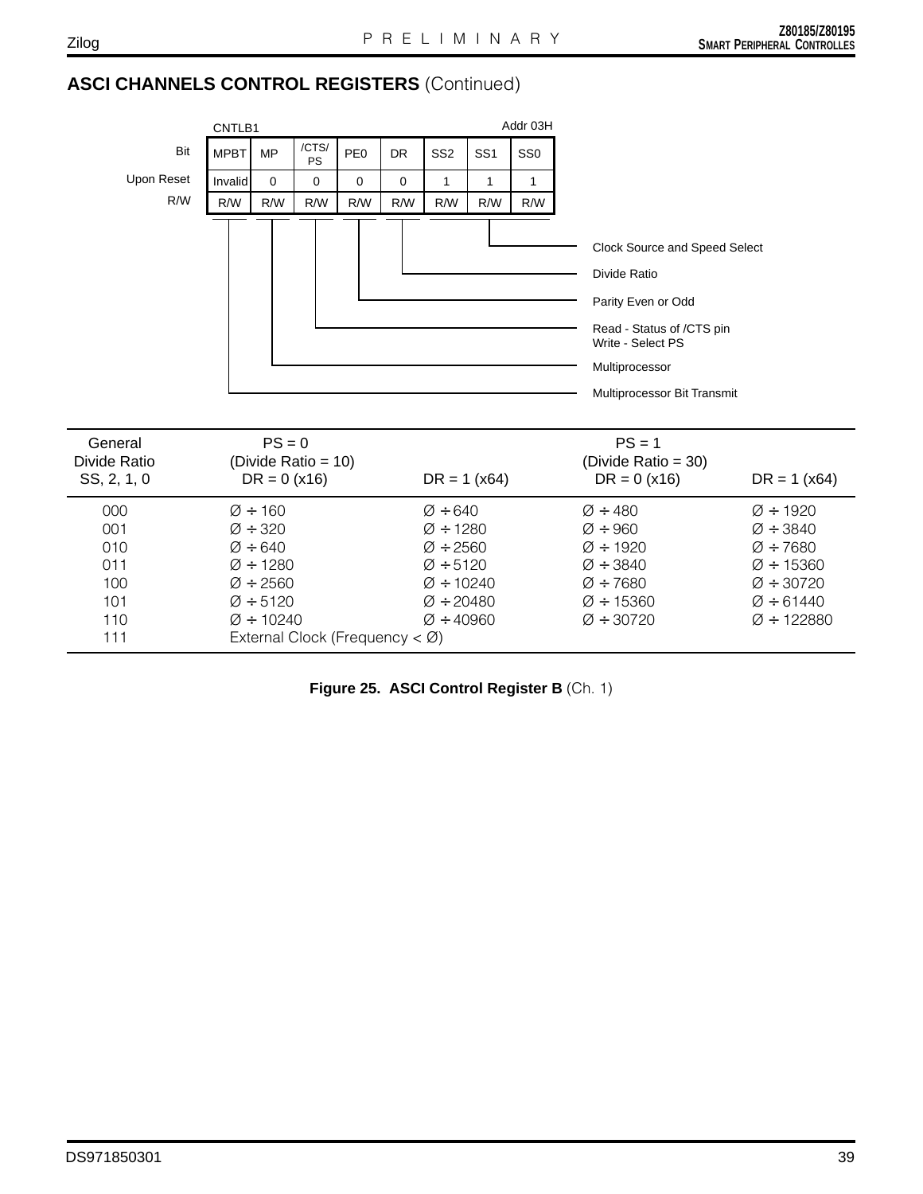## ASCI CHANNELS CONTROL REGISTERS (Continued)

CNTLB1 — Addr 03H

| Bit | MPBT | MP | /CTS/PS | PE0 | DR | SS2 | SS1 | SS0 |
|---|---|---|---|---|---|---|---|---|
| Upon Reset | Invalid | 0 | 0 | 0 | 0 | 1 | 1 | 1 |
| R/W | R/W | R/W | R/W | R/W | R/W | R/W | R/W | R/W |

- SS2, SS1, SS0: Clock Source and Speed Select
- DR: Divide Ratio
- PE0: Parity Even or Odd
- /CTS/PS: Read - Status of /CTS pin; Write - Select PS
- MP: Multiprocessor
- MPBT: Multiprocessor Bit Transmit

| General Divide Ratio SS, 2, 1, 0 | PS = 0 (Divide Ratio = 10) DR = 0 (x16) | DR = 1 (x64) | PS = 1 (Divide Ratio = 30) DR = 0 (x16) | DR = 1 (x64) |
|---|---|---|---|---|
| 000 | Ø ÷ 160 | Ø ÷ 640 | Ø ÷ 480 | Ø ÷ 1920 |
| 001 | Ø ÷ 320 | Ø ÷ 1280 | Ø ÷ 960 | Ø ÷ 3840 |
| 010 | Ø ÷ 640 | Ø ÷ 2560 | Ø ÷ 1920 | Ø ÷ 7680 |
| 011 | Ø ÷ 1280 | Ø ÷ 5120 | Ø ÷ 3840 | Ø ÷ 15360 |
| 100 | Ø ÷ 2560 | Ø ÷ 10240 | Ø ÷ 7680 | Ø ÷ 30720 |
| 101 | Ø ÷ 5120 | Ø ÷ 20480 | Ø ÷ 15360 | Ø ÷ 61440 |
| 110 | Ø ÷ 10240 | Ø ÷ 40960 | Ø ÷ 30720 | Ø ÷ 122880 |
| 111 | External Clock (Frequency < Ø) | | | |

**Figure 25. ASCI Control Register B** (Ch. 1)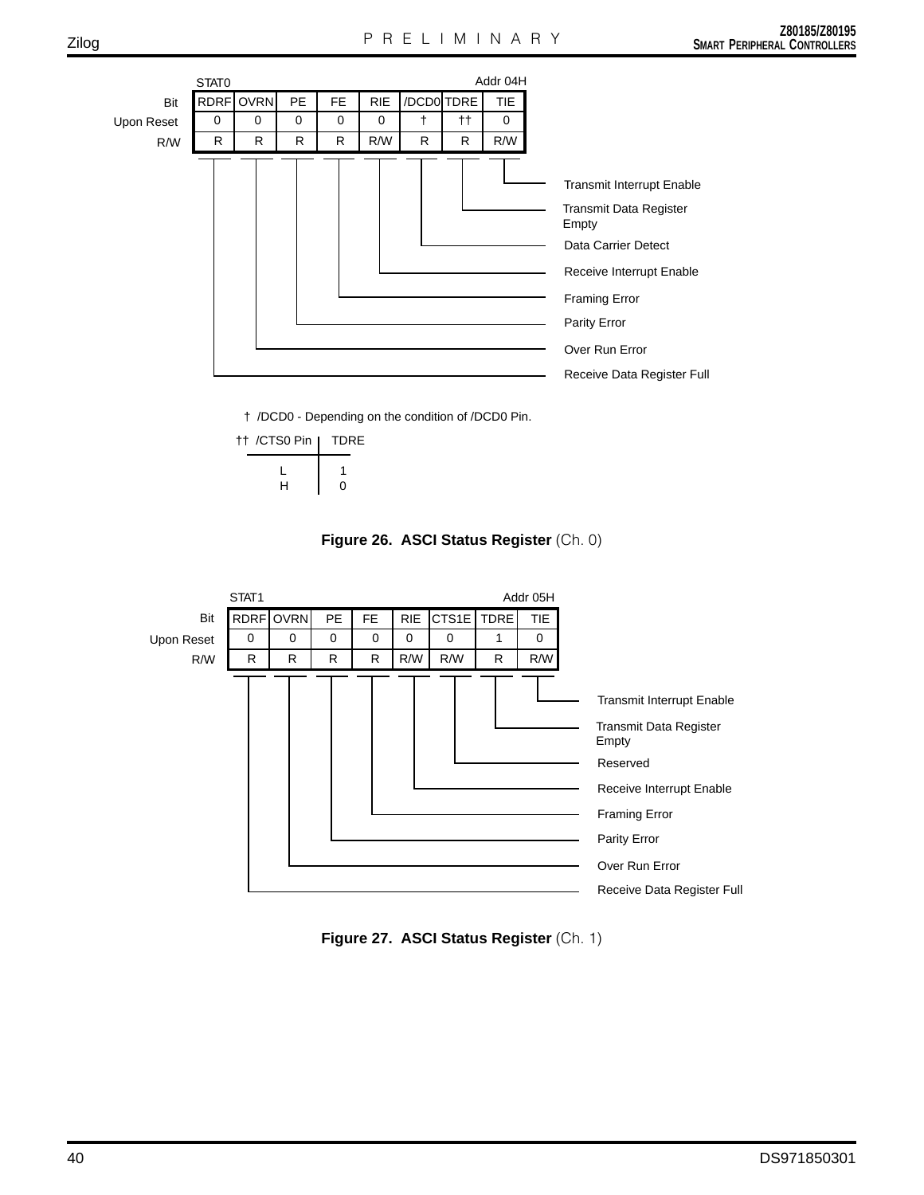STAT0 — Addr 04H

| Bit | RDRF | OVRN | PE | FE | RIE | /DCD0 | TDRE | TIE |
|---|---|---|---|---|---|---|---|---|
| Upon Reset | 0 | 0 | 0 | 0 | 0 | † | †† | 0 |
| R/W | R | R | R | R | R/W | R | R | R/W |

- TIE: Transmit Interrupt Enable
- TDRE: Transmit Data Register Empty
- /DCD0: Data Carrier Detect
- RIE: Receive Interrupt Enable
- FE: Framing Error
- PE: Parity Error
- OVRN: Over Run Error
- RDRF: Receive Data Register Full

† /DCD0 - Depending on the condition of /DCD0 Pin.

| †† /CTS0 Pin | TDRE |
|---|---|
| L | 1 |
| H | 0 |

**Figure 26. ASCI Status Register** (Ch. 0)

STAT1 — Addr 05H

| Bit | RDRF | OVRN | PE | FE | RIE | CTS1E | TDRE | TIE |
|---|---|---|---|---|---|---|---|---|
| Upon Reset | 0 | 0 | 0 | 0 | 0 | 0 | 1 | 0 |
| R/W | R | R | R | R | R/W | R/W | R | R/W |

- TIE: Transmit Interrupt Enable
- TDRE: Transmit Data Register Empty
- CTS1E: Reserved
- RIE: Receive Interrupt Enable
- FE: Framing Error
- PE: Parity Error
- OVRN: Over Run Error
- RDRF: Receive Data Register Full

**Figure 27. ASCI Status Register** (Ch. 1)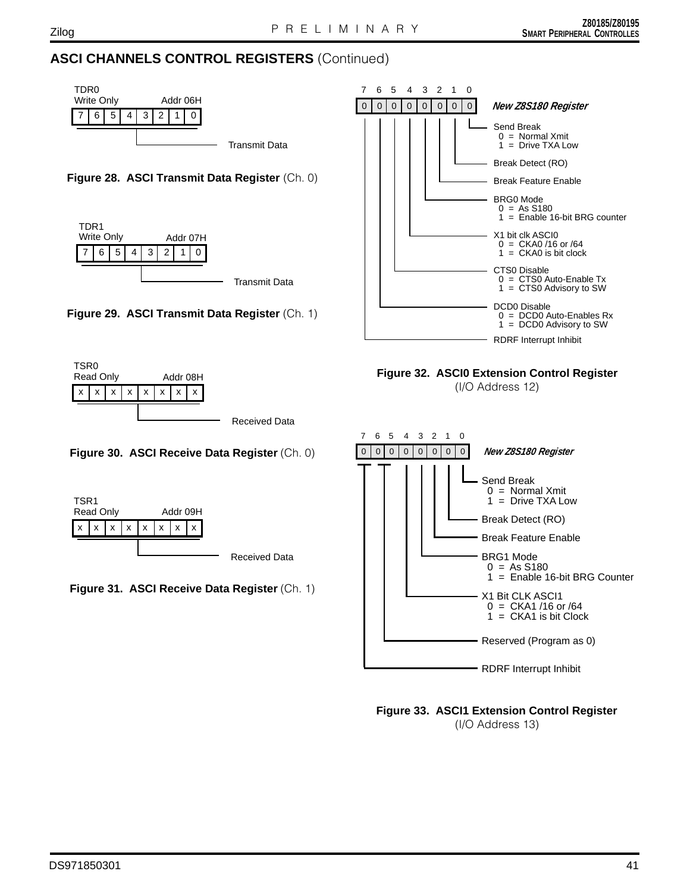## ASCI CHANNELS CONTROL REGISTERS (Continued)

TDR0
Write Only — Addr 06H

| 7 | 6 | 5 | 4 | 3 | 2 | 1 | 0 |
|---|---|---|---|---|---|---|---|

Bits 7–0: Transmit Data

**Figure 28. ASCI Transmit Data Register** (Ch. 0)

TDR1
Write Only — Addr 07H

| 7 | 6 | 5 | 4 | 3 | 2 | 1 | 0 |
|---|---|---|---|---|---|---|---|

Bits 7–0: Transmit Data

**Figure 29. ASCI Transmit Data Register** (Ch. 1)

TSR0
Read Only — Addr 08H

| x | x | x | x | x | x | x | x |
|---|---|---|---|---|---|---|---|

Bits 7–0: Received Data

**Figure 30. ASCI Receive Data Register** (Ch. 0)

TSR1
Read Only — Addr 09H

| x | x | x | x | x | x | x | x |
|---|---|---|---|---|---|---|---|

Bits 7–0: Received Data

**Figure 31. ASCI Receive Data Register** (Ch. 1)

*New Z8S180 Register*

| 7 | 6 | 5 | 4 | 3 | 2 | 1 | 0 |
|---|---|---|---|---|---|---|---|
| 0 | 0 | 0 | 0 | 0 | 0 | 0 | 0 |

- Bit 0: Send Break
  - 0 = Normal Xmit
  - 1 = Drive TXA Low
- Bit 1: Break Detect (RO)
- Bit 2: Break Feature Enable
- Bit 3: BRG0 Mode
  - 0 = As S180
  - 1 = Enable 16-bit BRG counter
- Bit 4: X1 bit clk ASCI0
  - 0 = CKA0 /16 or /64
  - 1 = CKA0 is bit clock
- Bit 5: CTS0 Disable
  - 0 = CTS0 Auto-Enable Tx
  - 1 = CTS0 Advisory to SW
- Bit 6: DCD0 Disable
  - 0 = DCD0 Auto-Enables Rx
  - 1 = DCD0 Advisory to SW
- Bit 7: RDRF Interrupt Inhibit

**Figure 32. ASCI0 Extension Control Register**
(I/O Address 12)

*New Z8S180 Register*

| 7 | 6 | 5 | 4 | 3 | 2 | 1 | 0 |
|---|---|---|---|---|---|---|---|
| 0 | 0 | 0 | 0 | 0 | 0 | 0 | 0 |

- Bit 0: Send Break
  - 0 = Normal Xmit
  - 1 = Drive TXA Low
- Bit 1: Break Detect (RO)
- Bit 2: Break Feature Enable
- Bit 3: BRG1 Mode
  - 0 = As S180
  - 1 = Enable 16-bit BRG Counter
- Bit 4: X1 Bit CLK ASCI1
  - 0 = CKA1 /16 or /64
  - 1 = CKA1 is bit Clock
- Bit 6: Reserved (Program as 0)
- Bit 7: RDRF Interrupt Inhibit

**Figure 33. ASCI1 Extension Control Register**
(I/O Address 13)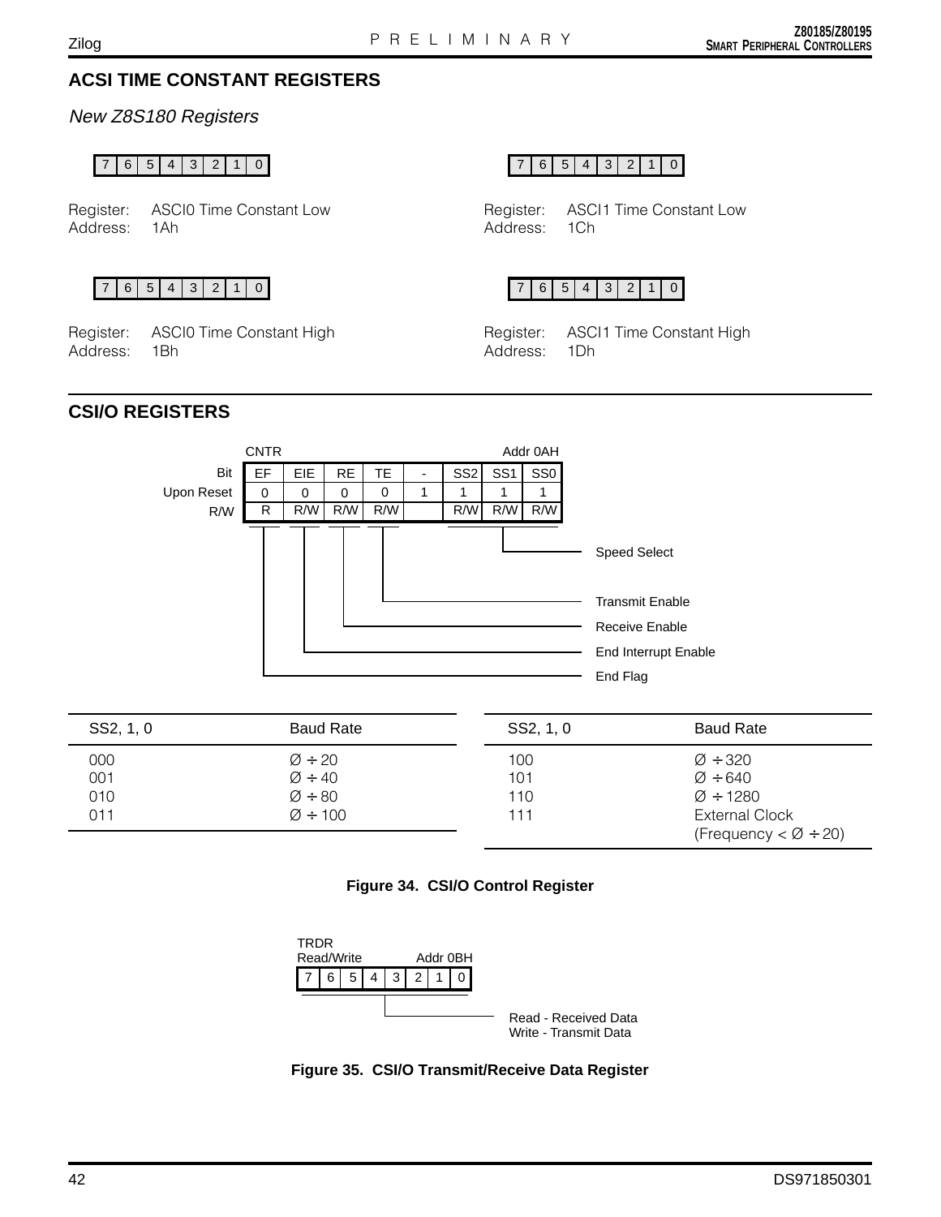## ACSI TIME CONSTANT REGISTERS

*New Z8S180 Registers*

| 7 | 6 | 5 | 4 | 3 | 2 | 1 | 0 |
|---|---|---|---|---|---|---|---|

Register: ASCI0 Time Constant Low
Address: 1Ah

| 7 | 6 | 5 | 4 | 3 | 2 | 1 | 0 |
|---|---|---|---|---|---|---|---|

Register: ASCI0 Time Constant High
Address: 1Bh

| 7 | 6 | 5 | 4 | 3 | 2 | 1 | 0 |
|---|---|---|---|---|---|---|---|

Register: ASCI1 Time Constant Low
Address: 1Ch

| 7 | 6 | 5 | 4 | 3 | 2 | 1 | 0 |
|---|---|---|---|---|---|---|---|

Register: ASCI1 Time Constant High
Address: 1Dh

## CSI/O REGISTERS

CNTR Addr 0AH

| Bit | EF | EIE | RE | TE | - | SS2 | SS1 | SS0 |
|---|---|---|---|---|---|---|---|---|
| Upon Reset | 0 | 0 | 0 | 0 | 1 | 1 | 1 | 1 |
| R/W | R | R/W | R/W | R/W | | R/W | R/W | R/W |

- SS2, SS1, SS0: Speed Select
- TE: Transmit Enable
- RE: Receive Enable
- EIE: End Interrupt Enable
- EF: End Flag

| SS2, 1, 0 | Baud Rate |
|---|---|
| 000 | Ø ÷ 20 |
| 001 | Ø ÷ 40 |
| 010 | Ø ÷ 80 |
| 011 | Ø ÷ 100 |
| 100 | Ø ÷ 320 |
| 101 | Ø ÷ 640 |
| 110 | Ø ÷ 1280 |
| 111 | External Clock (Frequency < Ø ÷ 20) |

**Figure 34. CSI/O Control Register**

TRDR
Read/Write Addr 0BH

| 7 | 6 | 5 | 4 | 3 | 2 | 1 | 0 |
|---|---|---|---|---|---|---|---|

Read - Received Data
Write - Transmit Data

**Figure 35. CSI/O Transmit/Receive Data Register**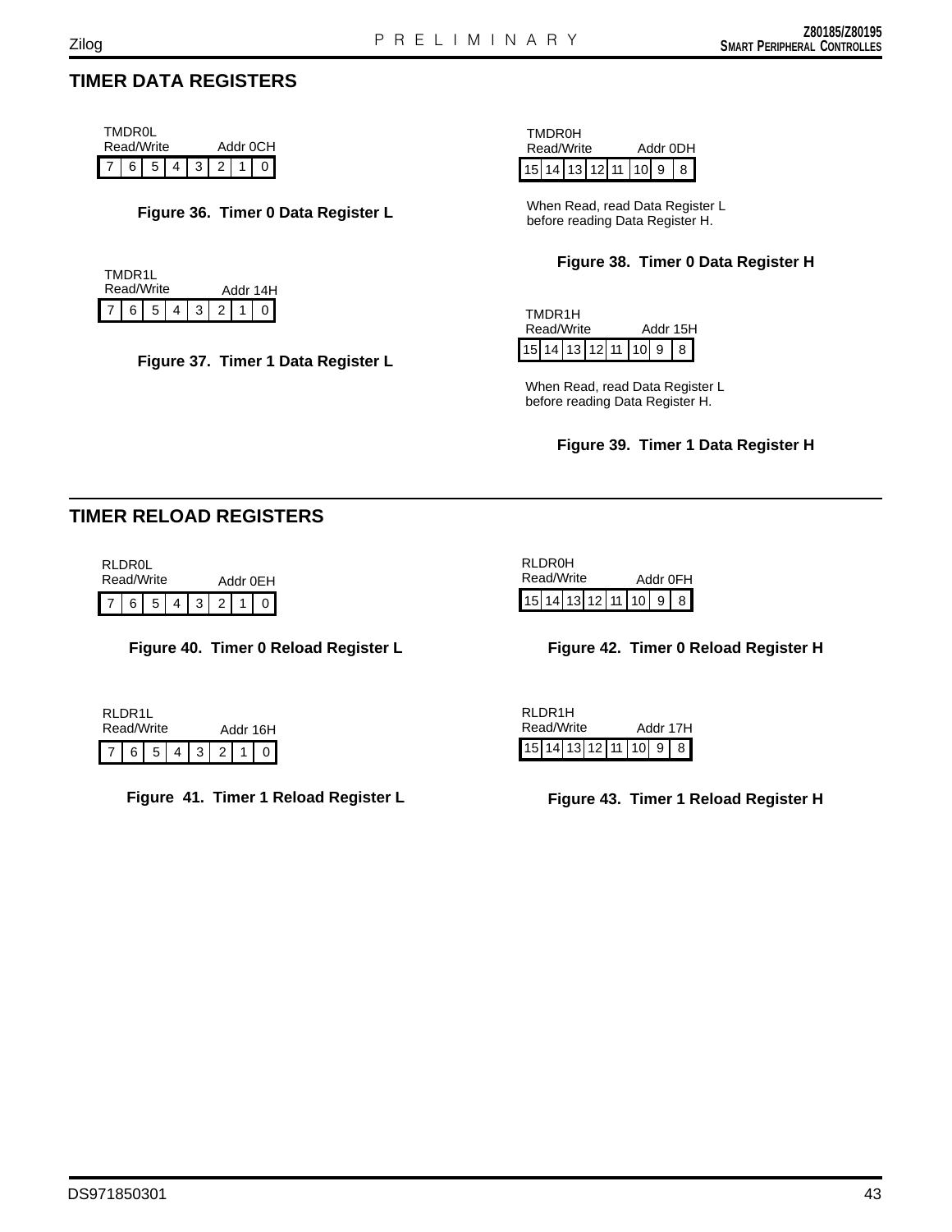## TIMER DATA REGISTERS

TMDR0L
Read/Write Addr 0CH

| 7 | 6 | 5 | 4 | 3 | 2 | 1 | 0 |
|---|---|---|---|---|---|---|---|

**Figure 36. Timer 0 Data Register L**

TMDR0H
Read/Write Addr 0DH

| 15 | 14 | 13 | 12 | 11 | 10 | 9 | 8 |
|---|---|---|---|---|---|---|---|

When Read, read Data Register L before reading Data Register H.

**Figure 38. Timer 0 Data Register H**

TMDR1L
Read/Write Addr 14H

| 7 | 6 | 5 | 4 | 3 | 2 | 1 | 0 |
|---|---|---|---|---|---|---|---|

**Figure 37. Timer 1 Data Register L**

TMDR1H
Read/Write Addr 15H

| 15 | 14 | 13 | 12 | 11 | 10 | 9 | 8 |
|---|---|---|---|---|---|---|---|

When Read, read Data Register L before reading Data Register H.

**Figure 39. Timer 1 Data Register H**

## TIMER RELOAD REGISTERS

RLDR0L
Read/Write Addr 0EH

| 7 | 6 | 5 | 4 | 3 | 2 | 1 | 0 |
|---|---|---|---|---|---|---|---|

**Figure 40. Timer 0 Reload Register L**

RLDR0H
Read/Write Addr 0FH

| 15 | 14 | 13 | 12 | 11 | 10 | 9 | 8 |
|---|---|---|---|---|---|---|---|

**Figure 42. Timer 0 Reload Register H**

RLDR1L
Read/Write Addr 16H

| 7 | 6 | 5 | 4 | 3 | 2 | 1 | 0 |
|---|---|---|---|---|---|---|---|

**Figure 41. Timer 1 Reload Register L**

RLDR1H
Read/Write Addr 17H

| 15 | 14 | 13 | 12 | 11 | 10 | 9 | 8 |
|---|---|---|---|---|---|---|---|

**Figure 43. Timer 1 Reload Register H**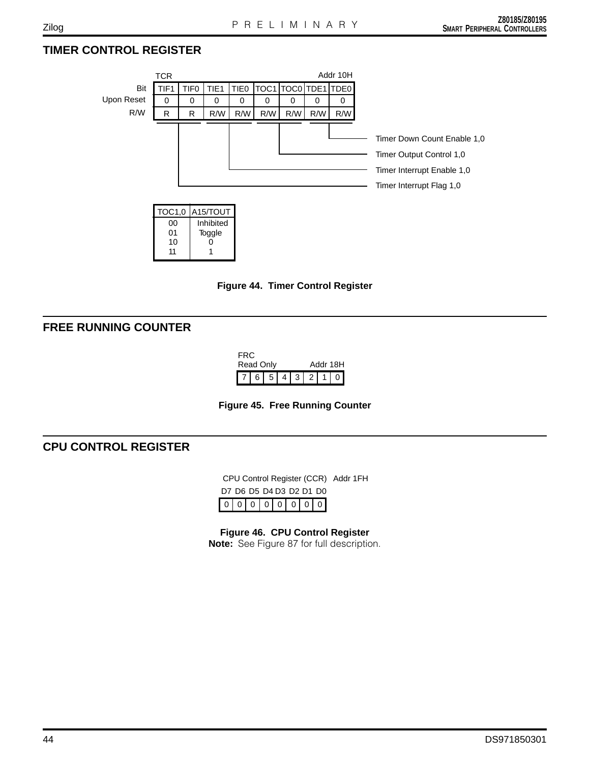## TIMER CONTROL REGISTER

TCR Addr 10H

| Bit | TIF1 | TIF0 | TIE1 | TIE0 | TOC1 | TOC0 | TDE1 | TDE0 |
|---|---|---|---|---|---|---|---|---|
| Upon Reset | 0 | 0 | 0 | 0 | 0 | 0 | 0 | 0 |
| R/W | R | R | R/W | R/W | R/W | R/W | R/W | R/W |

- TDE1, TDE0: Timer Down Count Enable 1,0
- TOC1, TOC0: Timer Output Control 1,0
- TIE1, TIE0: Timer Interrupt Enable 1,0
- TIF1, TIF0: Timer Interrupt Flag 1,0

| TOC1,0 | A15/TOUT |
|---|---|
| 00 | Inhibited |
| 01 | Toggle |
| 10 | 0 |
| 11 | 1 |

**Figure 44. Timer Control Register**

## FREE RUNNING COUNTER

FRC
Read Only Addr 18H

| 7 | 6 | 5 | 4 | 3 | 2 | 1 | 0 |
|---|---|---|---|---|---|---|---|

**Figure 45. Free Running Counter**

## CPU CONTROL REGISTER

CPU Control Register (CCR) Addr 1FH

| D7 | D6 | D5 | D4 | D3 | D2 | D1 | D0 |
|---|---|---|---|---|---|---|---|
| 0 | 0 | 0 | 0 | 0 | 0 | 0 | 0 |

**Figure 46. CPU Control Register**

**Note:** See Figure 87 for full description.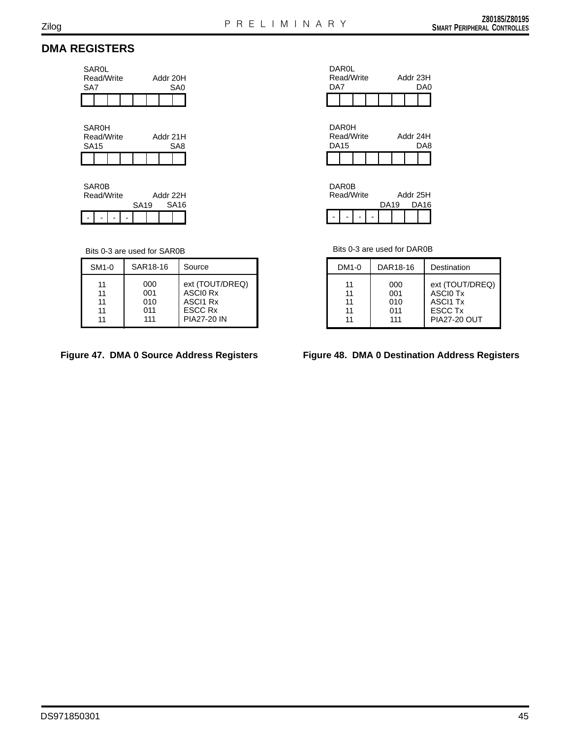## DMA REGISTERS

SAR0L
Read/Write Addr 20H
SA7 SA0

| | | | | | | | |
|---|---|---|---|---|---|---|---|
| | | | | | | | |

SAR0H
Read/Write Addr 21H
SA15 SA8

| | | | | | | | |
|---|---|---|---|---|---|---|---|
| | | | | | | | |

SAR0B
Read/Write Addr 22H
SA19 SA16

| | | | | | | | |
|---|---|---|---|---|---|---|---|
| - | - | - | - | | | | |

Bits 0-3 are used for SAR0B

| SM1-0 | SAR18-16 | Source |
|---|---|---|
| 11 | 000 | ext (TOUT/DREQ) |
| 11 | 001 | ASCI0 Rx |
| 11 | 010 | ASCI1 Rx |
| 11 | 011 | ESCC Rx |
| 11 | 111 | PIA27-20 IN |

**Figure 47. DMA 0 Source Address Registers**

DAR0L
Read/Write Addr 23H
DA7 DA0

| | | | | | | | |
|---|---|---|---|---|---|---|---|
| | | | | | | | |

DAR0H
Read/Write Addr 24H
DA15 DA8

| | | | | | | | |
|---|---|---|---|---|---|---|---|
| | | | | | | | |

DAR0B
Read/Write Addr 25H
DA19 DA16

| | | | | | | | |
|---|---|---|---|---|---|---|---|
| - | - | - | - | | | | |

Bits 0-3 are used for DAR0B

| DM1-0 | DAR18-16 | Destination |
|---|---|---|
| 11 | 000 | ext (TOUT/DREQ) |
| 11 | 001 | ASCI0 Tx |
| 11 | 010 | ASCI1 Tx |
| 11 | 011 | ESCC Tx |
| 11 | 111 | PIA27-20 OUT |

**Figure 48. DMA 0 Destination Address Registers**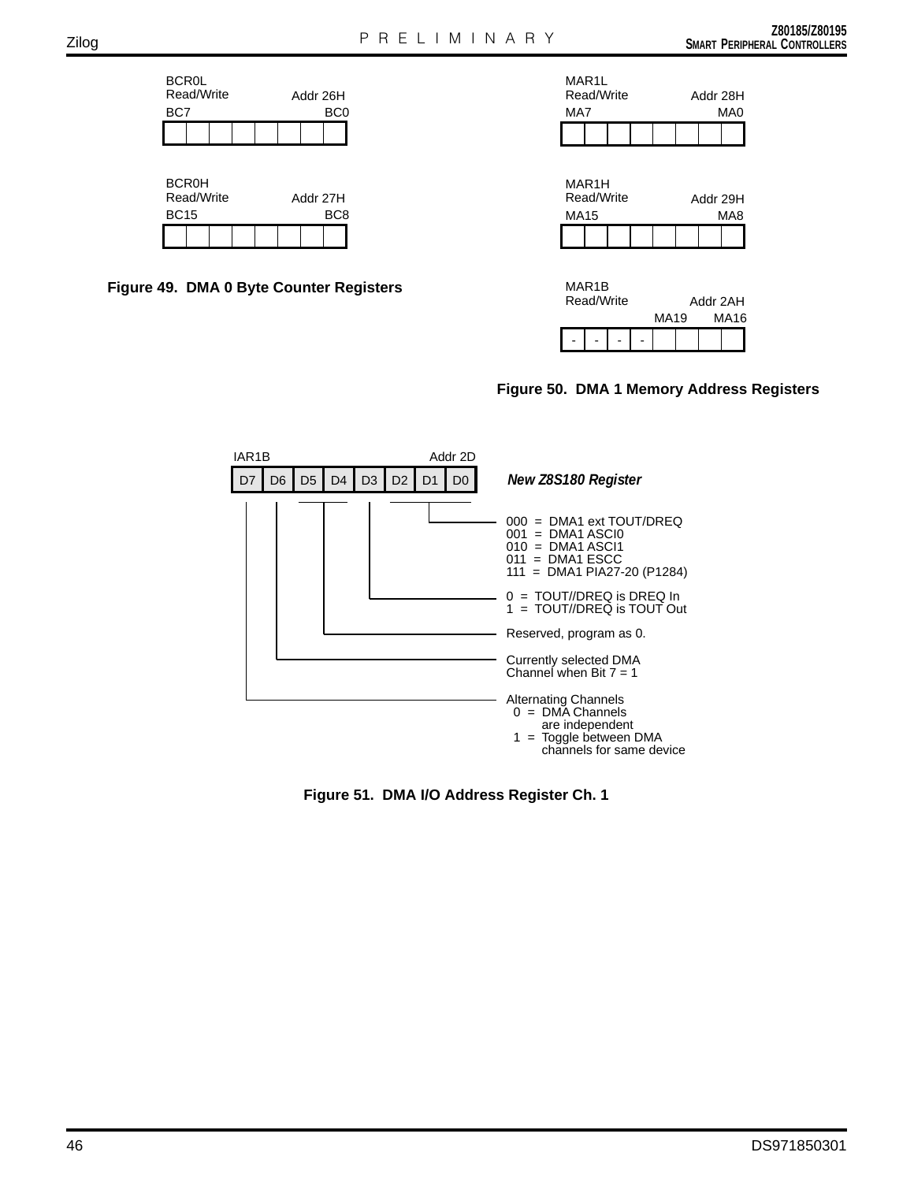BCR0L
Read/Write Addr 26H

| BC7 | | | | | | | BC0 |
|---|---|---|---|---|---|---|---|
| | | | | | | | |

BCR0H
Read/Write Addr 27H

| BC15 | | | | | | | BC8 |
|---|---|---|---|---|---|---|---|
| | | | | | | | |

**Figure 49. DMA 0 Byte Counter Registers**

MAR1L
Read/Write Addr 28H

| MA7 | | | | | | | MA0 |
|---|---|---|---|---|---|---|---|
| | | | | | | | |

MAR1H
Read/Write Addr 29H

| MA15 | | | | | | | MA8 |
|---|---|---|---|---|---|---|---|
| | | | | | | | |

MAR1B
Read/Write Addr 2AH

| | | | | MA19 | | | MA16 |
|---|---|---|---|---|---|---|---|
| - | - | - | - | | | | |

**Figure 50. DMA 1 Memory Address Registers**

IAR1B Addr 2D

| D7 | D6 | D5 | D4 | D3 | D2 | D1 | D0 |
|---|---|---|---|---|---|---|---|

***New Z8S180 Register***

- D2–D0:
  - 000 = DMA1 ext TOUT/DREQ
  - 001 = DMA1 ASCI0
  - 010 = DMA1 ASCI1
  - 011 = DMA1 ESCC
  - 111 = DMA1 PIA27-20 (P1284)
- D3:
  - 0 = TOUT//DREQ is DREQ In
  - 1 = TOUT//DREQ is TOUT Out
- D5–D4: Reserved, program as 0.
- D6: Currently selected DMA Channel when Bit 7 = 1
- D7: Alternating Channels
  - 0 = DMA Channels are independent
  - 1 = Toggle between DMA channels for same device

**Figure 51. DMA I/O Address Register Ch. 1**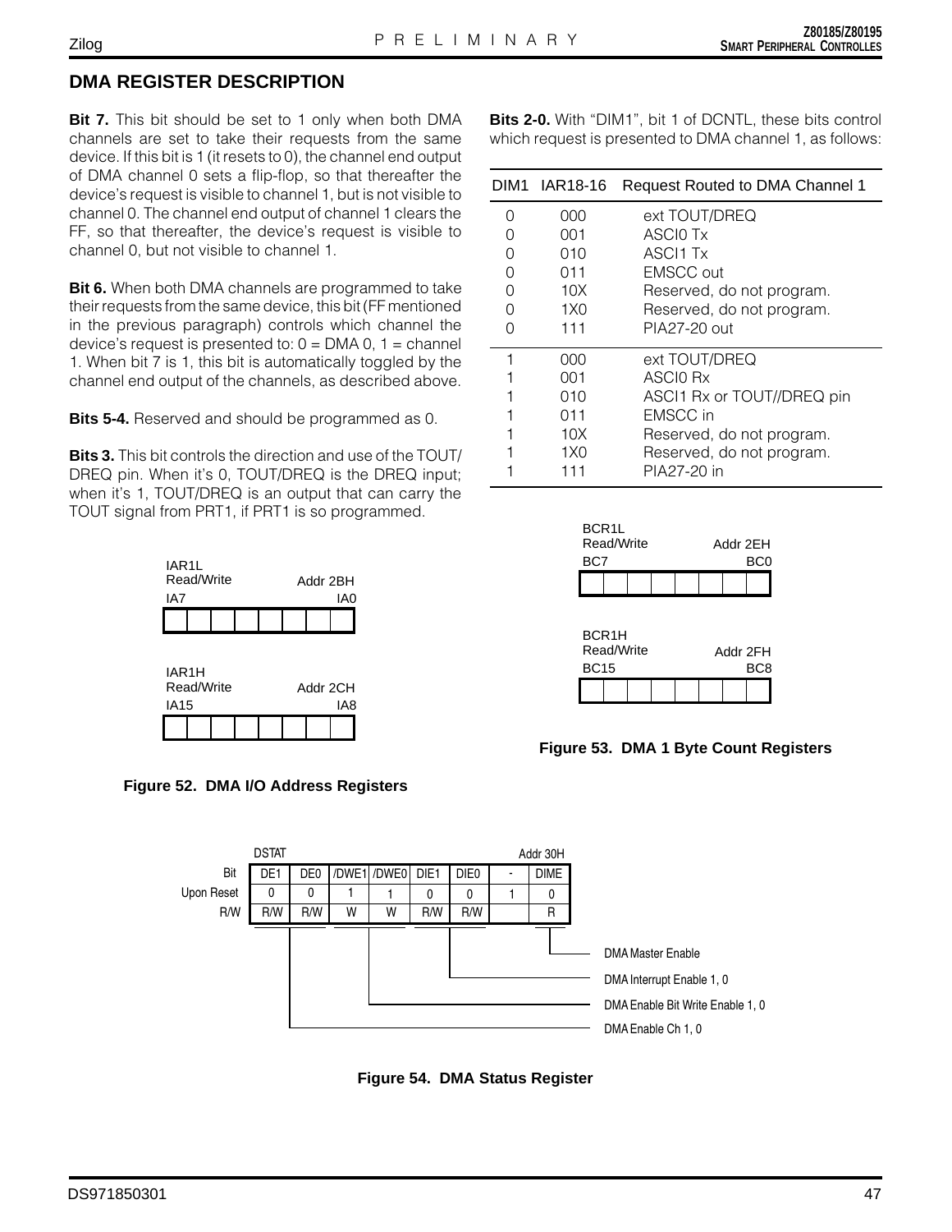## DMA REGISTER DESCRIPTION

**Bit 7.** This bit should be set to 1 only when both DMA channels are set to take their requests from the same device. If this bit is 1 (it resets to 0), the channel end output of DMA channel 0 sets a flip-flop, so that thereafter the device's request is visible to channel 1, but is not visible to channel 0. The channel end output of channel 1 clears the FF, so that thereafter, the device's request is visible to channel 0, but not visible to channel 1.

**Bit 6.** When both DMA channels are programmed to take their requests from the same device, this bit (FF mentioned in the previous paragraph) controls which channel the device's request is presented to: 0 = DMA 0, 1 = channel 1. When bit 7 is 1, this bit is automatically toggled by the channel end output of the channels, as described above.

**Bits 5-4.** Reserved and should be programmed as 0.

**Bits 3.** This bit controls the direction and use of the TOUT/DREQ pin. When it's 0, TOUT/DREQ is the DREQ input; when it's 1, TOUT/DREQ is an output that can carry the TOUT signal from PRT1, if PRT1 is so programmed.

IAR1L Read/Write Addr 2BH

IA7 ... IA0

IAR1H Read/Write Addr 2CH

IA15 ... IA8

**Figure 52. DMA I/O Address Registers**

**Bits 2-0.** With "DIM1", bit 1 of DCNTL, these bits control which request is presented to DMA channel 1, as follows:

| DIM1 | IAR18-16 | Request Routed to DMA Channel 1 |
|---|---|---|
| 0 | 000 | ext TOUT/DREQ |
| 0 | 001 | ASCI0 Tx |
| 0 | 010 | ASCI1 Tx |
| 0 | 011 | EMSCC out |
| 0 | 10X | Reserved, do not program. |
| 0 | 1X0 | Reserved, do not program. |
| 0 | 111 | PIA27-20 out |
| 1 | 000 | ext TOUT/DREQ |
| 1 | 001 | ASCI0 Rx |
| 1 | 010 | ASCI1 Rx or TOUT//DREQ pin |
| 1 | 011 | EMSCC in |
| 1 | 10X | Reserved, do not program. |
| 1 | 1X0 | Reserved, do not program. |
| 1 | 111 | PIA27-20 in |

BCR1L Read/Write Addr 2EH

BC7 ... BC0

BCR1H Read/Write Addr 2FH

BC15 ... BC8

**Figure 53. DMA 1 Byte Count Registers**

DSTAT Addr 30H

| Bit | DE1 | DE0 | /DWE1 | /DWE0 | DIE1 | DIE0 | - | DIME |
|---|---|---|---|---|---|---|---|---|
| Upon Reset | 0 | 0 | 1 | 1 | 0 | 0 | 1 | 0 |
| R/W | R/W | R/W | W | W | R/W | R/W | | R |

- DIME: DMA Master Enable
- DIE1, DIE0: DMA Interrupt Enable 1, 0
- /DWE1, /DWE0: DMA Enable Bit Write Enable 1, 0
- DE1, DE0: DMA Enable Ch 1, 0

**Figure 54. DMA Status Register**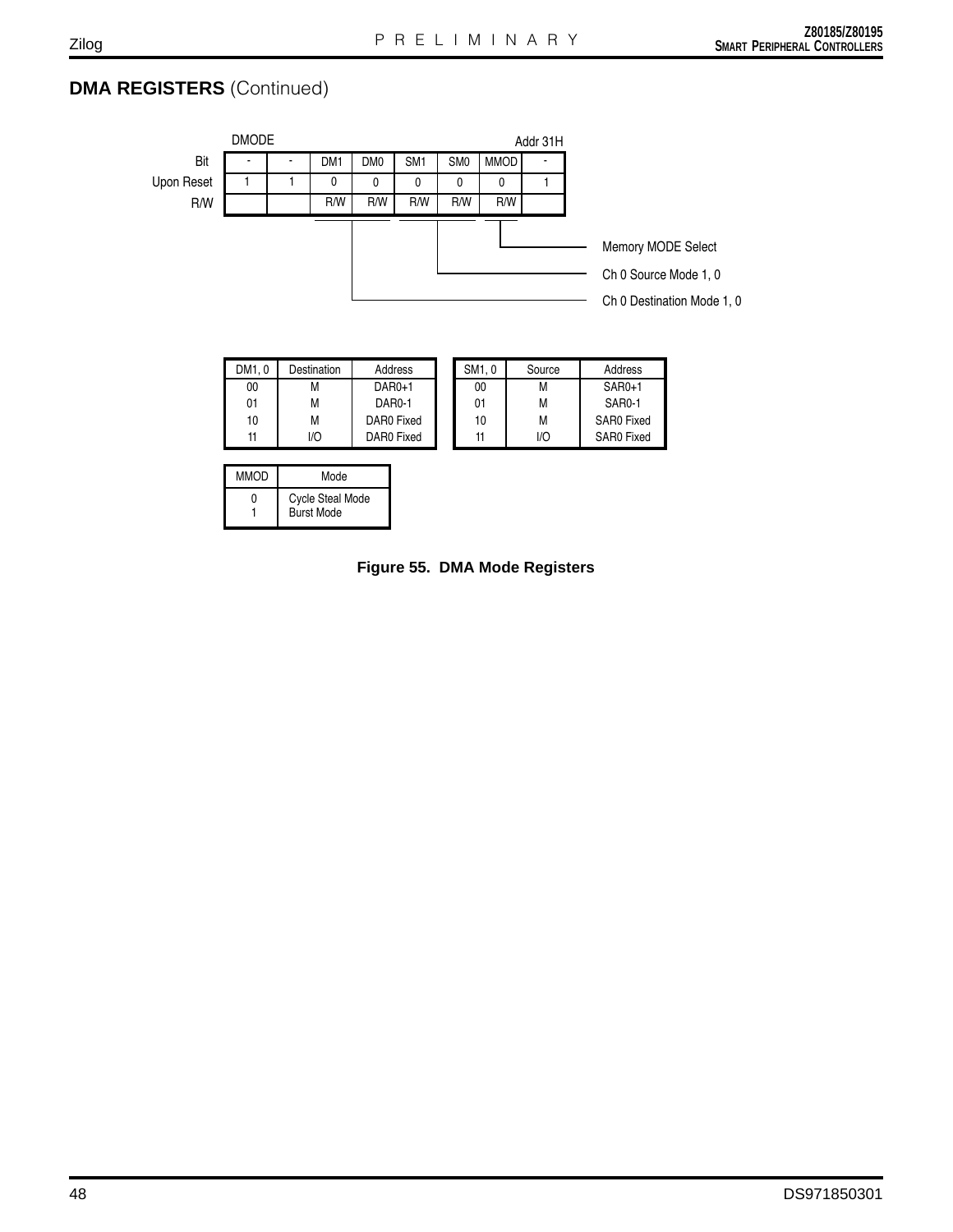## DMA REGISTERS (Continued)

DMODE — Addr 31H

| Bit | - | - | DM1 | DM0 | SM1 | SM0 | MMOD | - |
|---|---|---|---|---|---|---|---|---|
| Upon Reset | 1 | 1 | 0 | 0 | 0 | 0 | 0 | 1 |
| R/W | | | R/W | R/W | R/W | R/W | R/W | |

- MMOD: Memory MODE Select
- SM1, SM0: Ch 0 Source Mode 1, 0
- DM1, DM0: Ch 0 Destination Mode 1, 0

| DM1, 0 | Destination | Address |
|---|---|---|
| 00 | M | DAR0+1 |
| 01 | M | DAR0-1 |
| 10 | M | DAR0 Fixed |
| 11 | I/O | DAR0 Fixed |

| SM1, 0 | Source | Address |
|---|---|---|
| 00 | M | SAR0+1 |
| 01 | M | SAR0-1 |
| 10 | M | SAR0 Fixed |
| 11 | I/O | SAR0 Fixed |

| MMOD | Mode |
|---|---|
| 0 | Cycle Steal Mode |
| 1 | Burst Mode |

**Figure 55. DMA Mode Registers**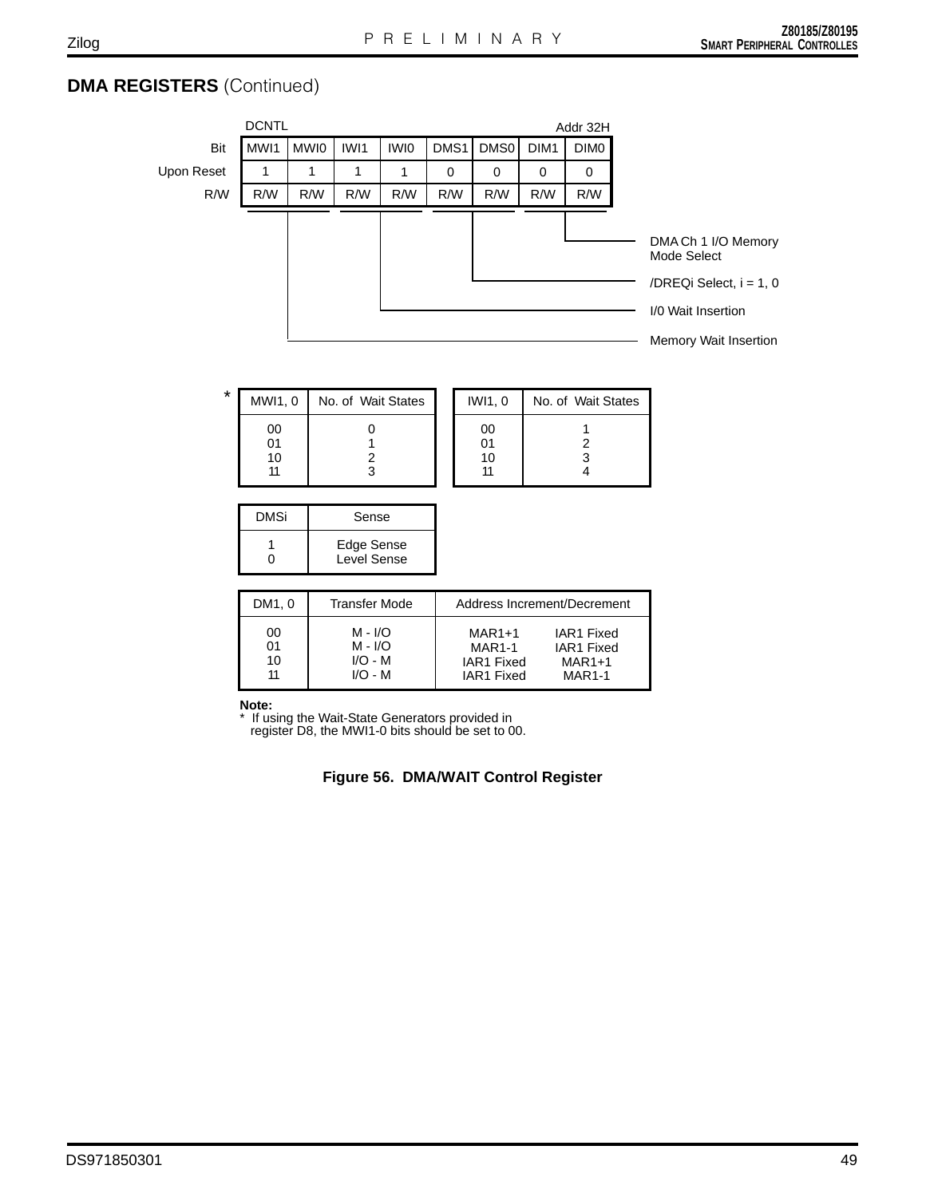## DMA REGISTERS (Continued)

DCNTL Addr 32H

| Bit | MWI1 | MWI0 | IWI1 | IWI0 | DMS1 | DMS0 | DIM1 | DIM0 |
|---|---|---|---|---|---|---|---|---|
| Upon Reset | 1 | 1 | 1 | 1 | 0 | 0 | 0 | 0 |
| R/W | R/W | R/W | R/W | R/W | R/W | R/W | R/W | R/W |

- DIM1, DIM0: DMA Ch 1 I/O Memory Mode Select
- DMS1, DMS0: /DREQi Select, i = 1, 0
- IWI1, IWI0: I/0 Wait Insertion
- MWI1, MWI0: Memory Wait Insertion

*

| MWI1, 0 | No. of Wait States |
|---|---|
| 00 | 0 |
| 01 | 1 |
| 10 | 2 |
| 11 | 3 |

| IWI1, 0 | No. of Wait States |
|---|---|
| 00 | 1 |
| 01 | 2 |
| 10 | 3 |
| 11 | 4 |

| DMSi | Sense |
|---|---|
| 1 | Edge Sense |
| 0 | Level Sense |

| DM1, 0 | Transfer Mode | Address Increment/Decrement | |
|---|---|---|---|
| 00 | M - I/O | MAR1+1 | IAR1 Fixed |
| 01 | M - I/O | MAR1-1 | IAR1 Fixed |
| 10 | I/O - M | IAR1 Fixed | MAR1+1 |
| 11 | I/O - M | IAR1 Fixed | MAR1-1 |

**Note:**
* If using the Wait-State Generators provided in register D8, the MWI1-0 bits should be set to 00.

**Figure 56. DMA/WAIT Control Register**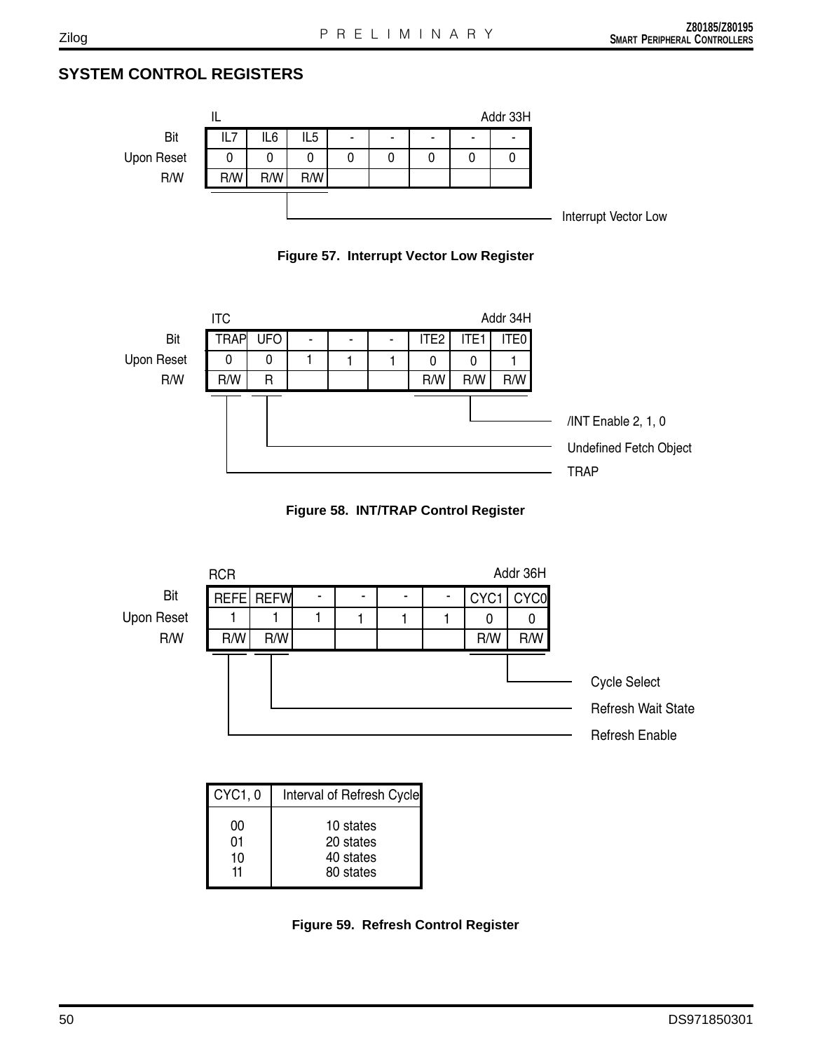## SYSTEM CONTROL REGISTERS

**IL** — Addr 33H

| | | | | | | | | |
|---|---|---|---|---|---|---|---|---|
| Bit | IL7 | IL6 | IL5 | - | - | - | - | - |
| Upon Reset | 0 | 0 | 0 | 0 | 0 | 0 | 0 | 0 |
| R/W | R/W | R/W | R/W | | | | | |

- IL7–IL5: Interrupt Vector Low

**Figure 57. Interrupt Vector Low Register**

**ITC** — Addr 34H

| | | | | | | | | |
|---|---|---|---|---|---|---|---|---|
| Bit | TRAP | UFO | - | - | - | ITE2 | ITE1 | ITE0 |
| Upon Reset | 0 | 0 | 1 | 1 | 1 | 0 | 0 | 1 |
| R/W | R/W | R | | | | R/W | R/W | R/W |

- ITE2, ITE1, ITE0: /INT Enable 2, 1, 0
- UFO: Undefined Fetch Object
- TRAP: TRAP

**Figure 58. INT/TRAP Control Register**

**RCR** — Addr 36H

| | | | | | | | | |
|---|---|---|---|---|---|---|---|---|
| Bit | REFE | REFW | - | - | - | - | CYC1 | CYC0 |
| Upon Reset | 1 | 1 | 1 | 1 | 1 | 1 | 0 | 0 |
| R/W | R/W | R/W | | | | | R/W | R/W |

- CYC1, CYC0: Cycle Select
- REFW: Refresh Wait State
- REFE: Refresh Enable

| CYC1, 0 | Interval of Refresh Cycle |
|---|---|
| 00 | 10 states |
| 01 | 20 states |
| 10 | 40 states |
| 11 | 80 states |

**Figure 59. Refresh Control Register**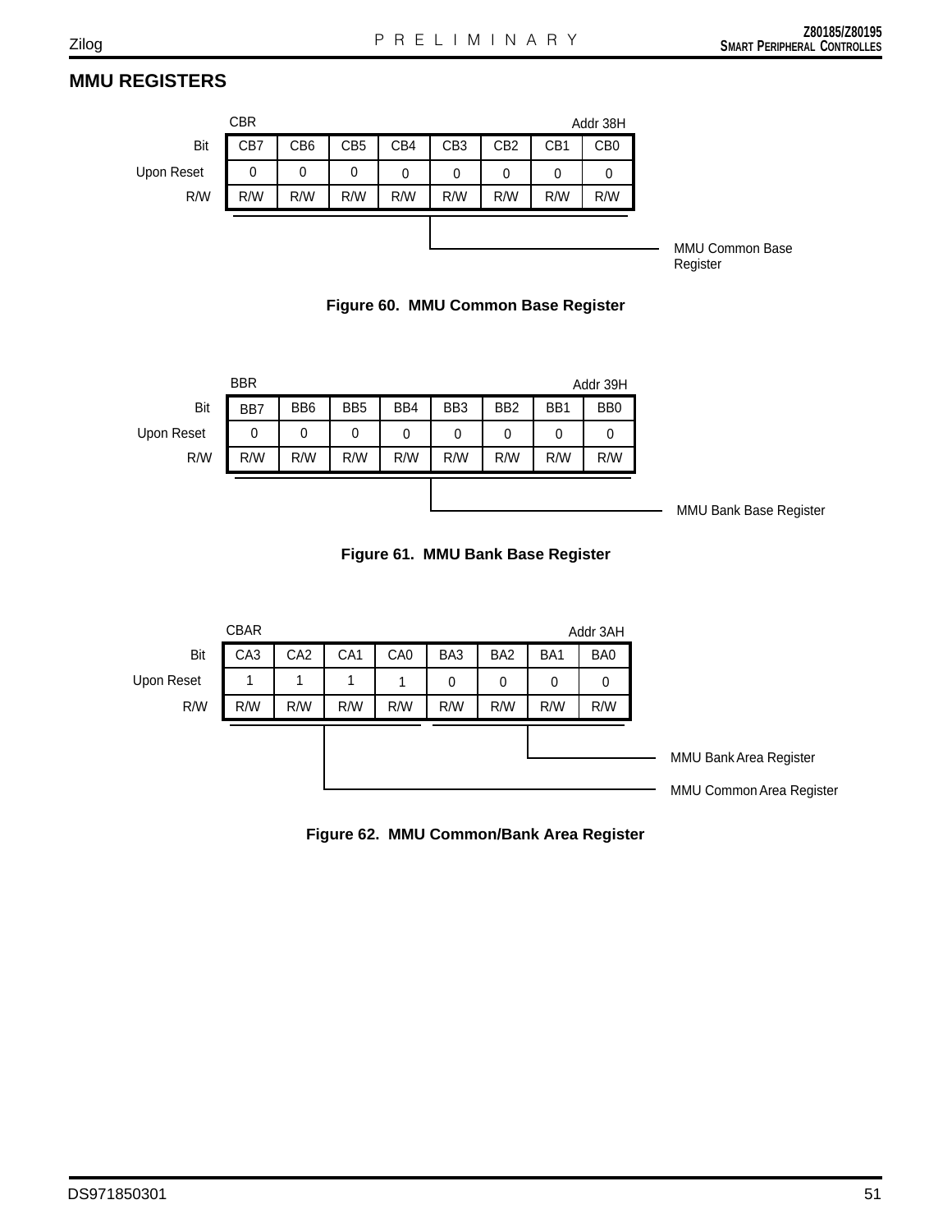## MMU REGISTERS

CBR — Addr 38H

| Bit | CB7 | CB6 | CB5 | CB4 | CB3 | CB2 | CB1 | CB0 |
|---|---|---|---|---|---|---|---|---|
| Upon Reset | 0 | 0 | 0 | 0 | 0 | 0 | 0 | 0 |
| R/W | R/W | R/W | R/W | R/W | R/W | R/W | R/W | R/W |

Bits 7–0: MMU Common Base Register

**Figure 60. MMU Common Base Register**

BBR — Addr 39H

| Bit | BB7 | BB6 | BB5 | BB4 | BB3 | BB2 | BB1 | BB0 |
|---|---|---|---|---|---|---|---|---|
| Upon Reset | 0 | 0 | 0 | 0 | 0 | 0 | 0 | 0 |
| R/W | R/W | R/W | R/W | R/W | R/W | R/W | R/W | R/W |

Bits 7–0: MMU Bank Base Register

**Figure 61. MMU Bank Base Register**

CBAR — Addr 3AH

| Bit | CA3 | CA2 | CA1 | CA0 | BA3 | BA2 | BA1 | BA0 |
|---|---|---|---|---|---|---|---|---|
| Upon Reset | 1 | 1 | 1 | 1 | 0 | 0 | 0 | 0 |
| R/W | R/W | R/W | R/W | R/W | R/W | R/W | R/W | R/W |

Bits 3–0 (BA3–BA0): MMU Bank Area Register

Bits 7–4 (CA3–CA0): MMU Common Area Register

**Figure 62. MMU Common/Bank Area Register**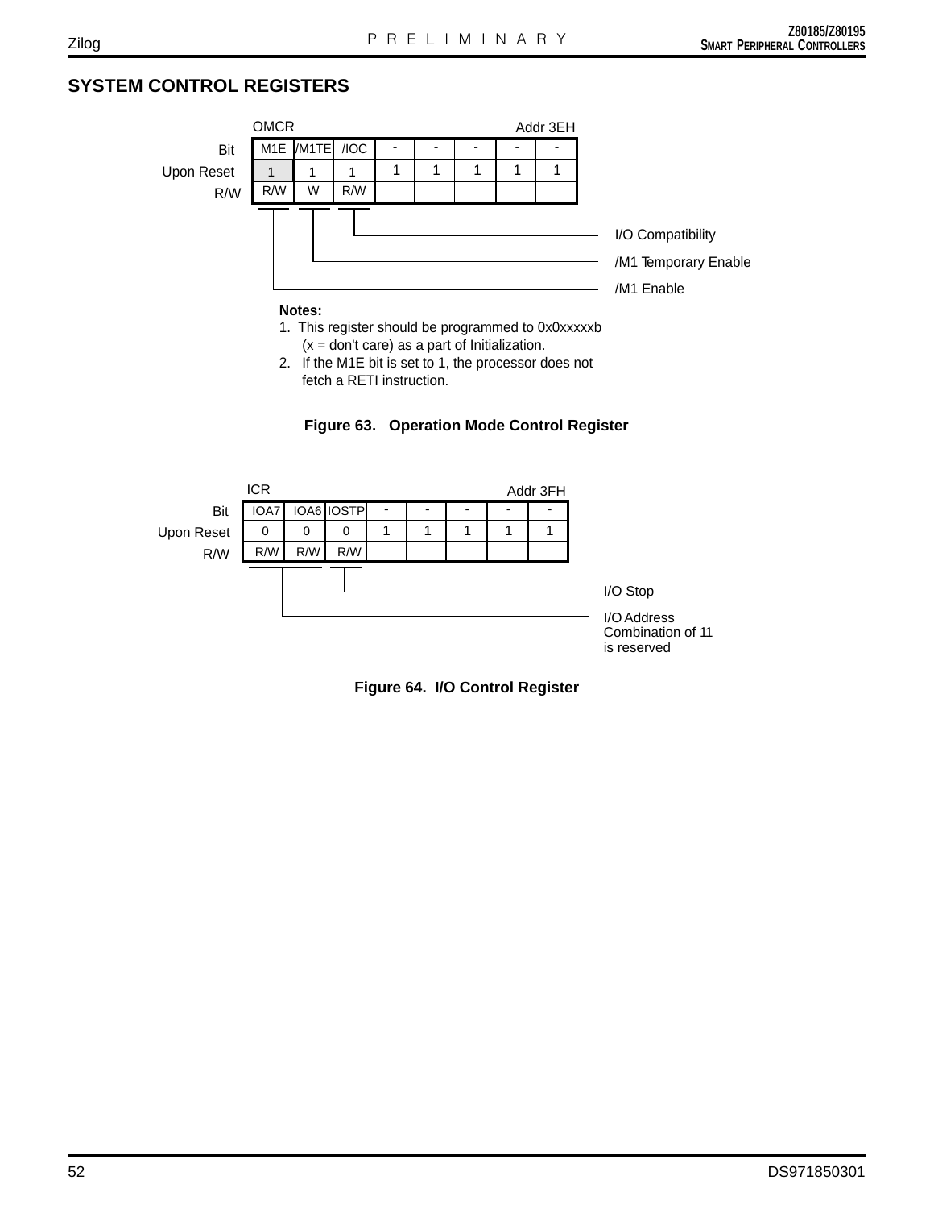## SYSTEM CONTROL REGISTERS

OMCR — Addr 3EH

| | | | | | | | | |
|---|---|---|---|---|---|---|---|---|
| Bit | M1E | /M1TE | /IOC | - | - | - | - | - |
| Upon Reset | 1 | 1 | 1 | 1 | 1 | 1 | 1 | 1 |
| R/W | R/W | W | R/W | | | | | |

- /IOC: I/O Compatibility
- /M1TE: /M1 Temporary Enable
- M1E: /M1 Enable

**Notes:**
1. This register should be programmed to 0x0xxxxxb (x = don't care) as a part of Initialization.
2. If the M1E bit is set to 1, the processor does not fetch a RETI instruction.

**Figure 63. Operation Mode Control Register**

ICR — Addr 3FH

| | | | | | | | | |
|---|---|---|---|---|---|---|---|---|
| Bit | IOA7 | IOA6 | IOSTP | - | - | - | - | - |
| Upon Reset | 0 | 0 | 0 | 1 | 1 | 1 | 1 | 1 |
| R/W | R/W | R/W | R/W | | | | | |

- IOSTP: I/O Stop
- IOA7, IOA6: I/O Address Combination of 11 is reserved

**Figure 64. I/O Control Register**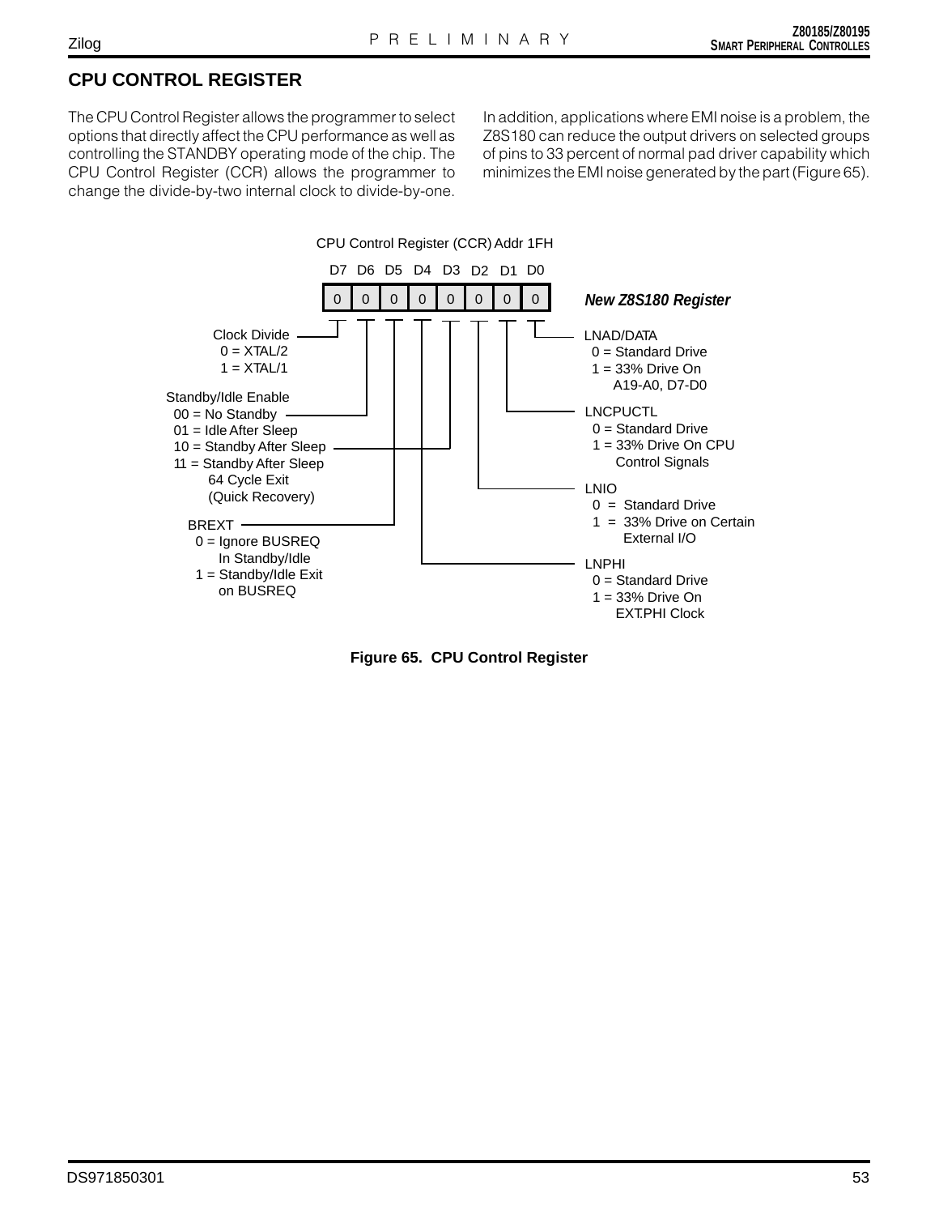## CPU CONTROL REGISTER

The CPU Control Register allows the programmer to select options that directly affect the CPU performance as well as controlling the STANDBY operating mode of the chip. The CPU Control Register (CCR) allows the programmer to change the divide-by-two internal clock to divide-by-one.

In addition, applications where EMI noise is a problem, the Z8S180 can reduce the output drivers on selected groups of pins to 33 percent of normal pad driver capability which minimizes the EMI noise generated by the part (Figure 65).

CPU Control Register (CCR) Addr 1FH

| D7 | D6 | D5 | D4 | D3 | D2 | D1 | D0 |
|---|---|---|---|---|---|---|---|
| 0 | 0 | 0 | 0 | 0 | 0 | 0 | 0 |

***New Z8S180 Register***

- D7: Clock Divide
  - 0 = XTAL/2
  - 1 = XTAL/1
- D6, D3: Standby/Idle Enable
  - 00 = No Standby
  - 01 = Idle After Sleep
  - 10 = Standby After Sleep
  - 11 = Standby After Sleep 64 Cycle Exit (Quick Recovery)
- D5: BREXT
  - 0 = Ignore BUSREQ In Standby/Idle
  - 1 = Standby/Idle Exit on BUSREQ
- D4: LNPHI
  - 0 = Standard Drive
  - 1 = 33% Drive On EXT.PHI Clock
- D2: LNIO
  - 0 = Standard Drive
  - 1 = 33% Drive on Certain External I/O
- D1: LNCPUCTL
  - 0 = Standard Drive
  - 1 = 33% Drive On CPU Control Signals
- D0: LNAD/DATA
  - 0 = Standard Drive
  - 1 = 33% Drive On A19-A0, D7-D0

**Figure 65. CPU Control Register**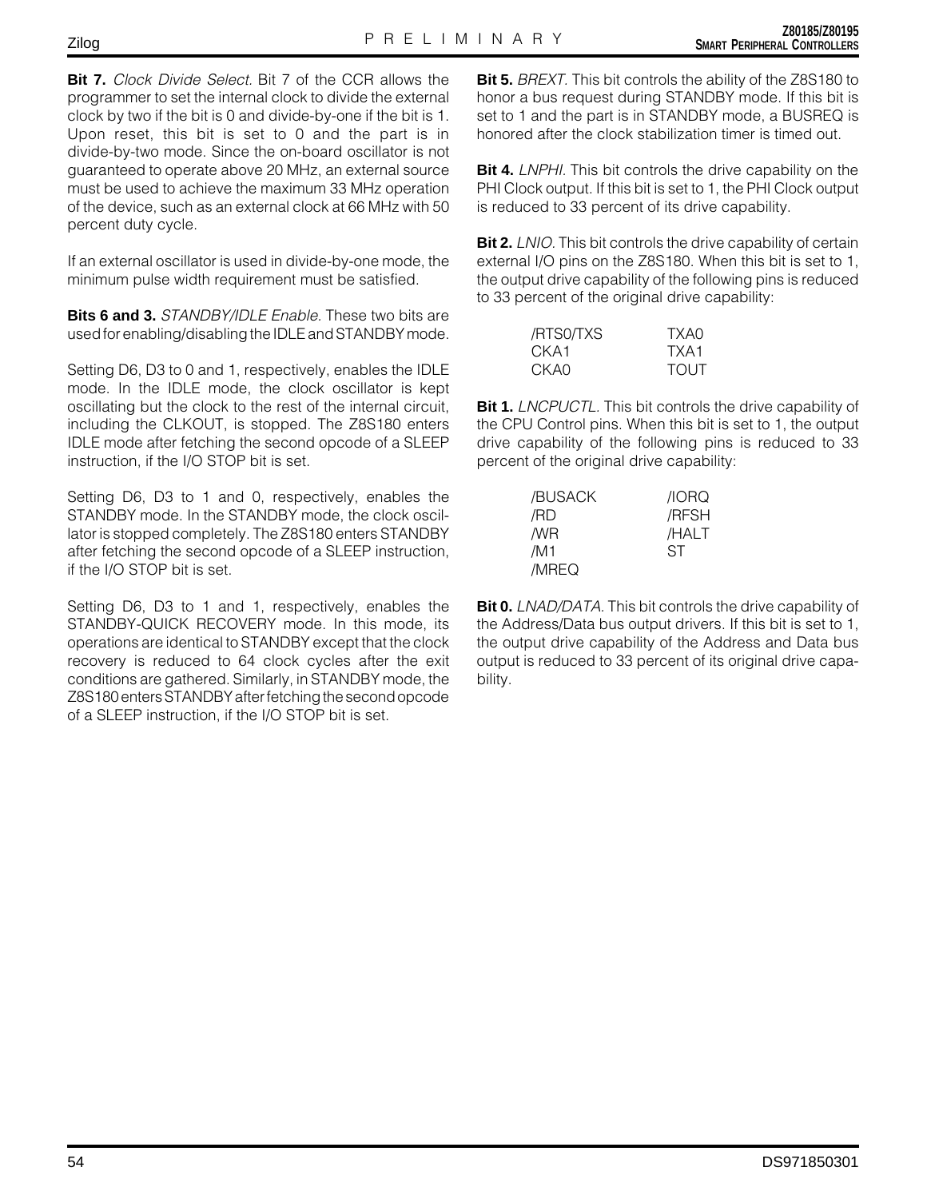**Bit 7.** *Clock Divide Select.* Bit 7 of the CCR allows the programmer to set the internal clock to divide the external clock by two if the bit is 0 and divide-by-one if the bit is 1. Upon reset, this bit is set to 0 and the part is in divide-by-two mode. Since the on-board oscillator is not guaranteed to operate above 20 MHz, an external source must be used to achieve the maximum 33 MHz operation of the device, such as an external clock at 66 MHz with 50 percent duty cycle.

If an external oscillator is used in divide-by-one mode, the minimum pulse width requirement must be satisfied.

**Bits 6 and 3.** *STANDBY/IDLE Enable.* These two bits are used for enabling/disabling the IDLE and STANDBY mode.

Setting D6, D3 to 0 and 1, respectively, enables the IDLE mode. In the IDLE mode, the clock oscillator is kept oscillating but the clock to the rest of the internal circuit, including the CLKOUT, is stopped. The Z8S180 enters IDLE mode after fetching the second opcode of a SLEEP instruction, if the I/O STOP bit is set.

Setting D6, D3 to 1 and 0, respectively, enables the STANDBY mode. In the STANDBY mode, the clock oscillator is stopped completely. The Z8S180 enters STANDBY after fetching the second opcode of a SLEEP instruction, if the I/O STOP bit is set.

Setting D6, D3 to 1 and 1, respectively, enables the STANDBY-QUICK RECOVERY mode. In this mode, its operations are identical to STANDBY except that the clock recovery is reduced to 64 clock cycles after the exit conditions are gathered. Similarly, in STANDBY mode, the Z8S180 enters STANDBY after fetching the second opcode of a SLEEP instruction, if the I/O STOP bit is set.

**Bit 5.** *BREXT.* This bit controls the ability of the Z8S180 to honor a bus request during STANDBY mode. If this bit is set to 1 and the part is in STANDBY mode, a BUSREQ is honored after the clock stabilization timer is timed out.

**Bit 4.** *LNPHI.* This bit controls the drive capability on the PHI Clock output. If this bit is set to 1, the PHI Clock output is reduced to 33 percent of its drive capability.

**Bit 2.** *LNIO.* This bit controls the drive capability of certain external I/O pins on the Z8S180. When this bit is set to 1, the output drive capability of the following pins is reduced to 33 percent of the original drive capability:

| | |
|---|---|
| /RTS0/TXS | TXA0 |
| CKA1 | TXA1 |
| CKA0 | TOUT |

**Bit 1.** *LNCPUCTL.* This bit controls the drive capability of the CPU Control pins. When this bit is set to 1, the output drive capability of the following pins is reduced to 33 percent of the original drive capability:

| | |
|---|---|
| /BUSACK | /IORQ |
| /RD | /RFSH |
| /WR | /HALT |
| /M1 | ST |
| /MREQ | |

**Bit 0.** *LNAD/DATA.* This bit controls the drive capability of the Address/Data bus output drivers. If this bit is set to 1, the output drive capability of the Address and Data bus output is reduced to 33 percent of its original drive capability.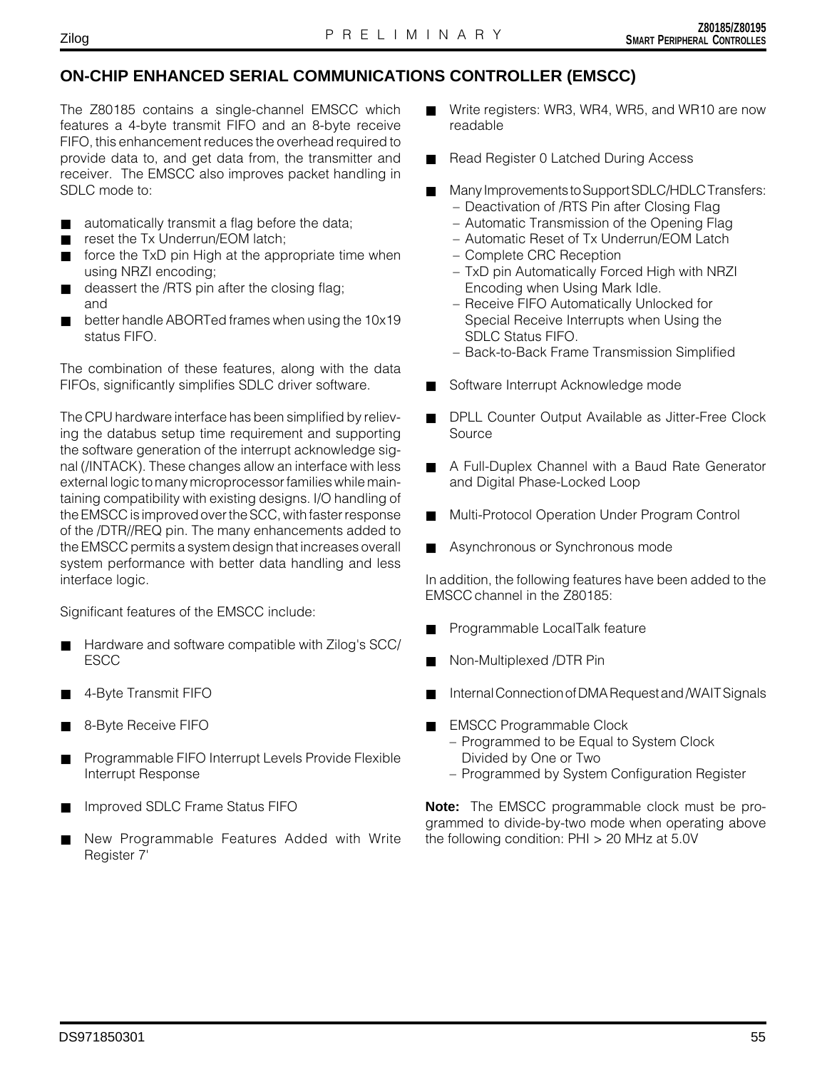## ON-CHIP ENHANCED SERIAL COMMUNICATIONS CONTROLLER (EMSCC)

The Z80185 contains a single-channel EMSCC which features a 4-byte transmit FIFO and an 8-byte receive FIFO, this enhancement reduces the overhead required to provide data to, and get data from, the transmitter and receiver. The EMSCC also improves packet handling in SDLC mode to:

- automatically transmit a flag before the data;
- reset the Tx Underrun/EOM latch;
- force the TxD pin High at the appropriate time when using NRZI encoding;
- deassert the /RTS pin after the closing flag; and
- better handle ABORTed frames when using the 10x19 status FIFO.

The combination of these features, along with the data FIFOs, significantly simplifies SDLC driver software.

The CPU hardware interface has been simplified by relieving the databus setup time requirement and supporting the software generation of the interrupt acknowledge signal (/INTACK). These changes allow an interface with less external logic to many microprocessor families while maintaining compatibility with existing designs. I/O handling of the EMSCC is improved over the SCC, with faster response of the /DTR//REQ pin. The many enhancements added to the EMSCC permits a system design that increases overall system performance with better data handling and less interface logic.

Significant features of the EMSCC include:

- Hardware and software compatible with Zilog's SCC/ESCC
- 4-Byte Transmit FIFO
- 8-Byte Receive FIFO
- Programmable FIFO Interrupt Levels Provide Flexible Interrupt Response
- Improved SDLC Frame Status FIFO
- New Programmable Features Added with Write Register 7'
- Write registers: WR3, WR4, WR5, and WR10 are now readable
- Read Register 0 Latched During Access
- Many Improvements to Support SDLC/HDLC Transfers:
  - Deactivation of /RTS Pin after Closing Flag
  - Automatic Transmission of the Opening Flag
  - Automatic Reset of Tx Underrun/EOM Latch
  - Complete CRC Reception
  - TxD pin Automatically Forced High with NRZI Encoding when Using Mark Idle.
  - Receive FIFO Automatically Unlocked for Special Receive Interrupts when Using the SDLC Status FIFO.
  - Back-to-Back Frame Transmission Simplified
- Software Interrupt Acknowledge mode
- DPLL Counter Output Available as Jitter-Free Clock Source
- A Full-Duplex Channel with a Baud Rate Generator and Digital Phase-Locked Loop
- Multi-Protocol Operation Under Program Control
- Asynchronous or Synchronous mode

In addition, the following features have been added to the EMSCC channel in the Z80185:

- Programmable LocalTalk feature
- Non-Multiplexed /DTR Pin
- Internal Connection of DMA Request and /WAIT Signals
- EMSCC Programmable Clock
  - Programmed to be Equal to System Clock Divided by One or Two
  - Programmed by System Configuration Register

**Note:** The EMSCC programmable clock must be programmed to divide-by-two mode when operating above the following condition: PHI > 20 MHz at 5.0V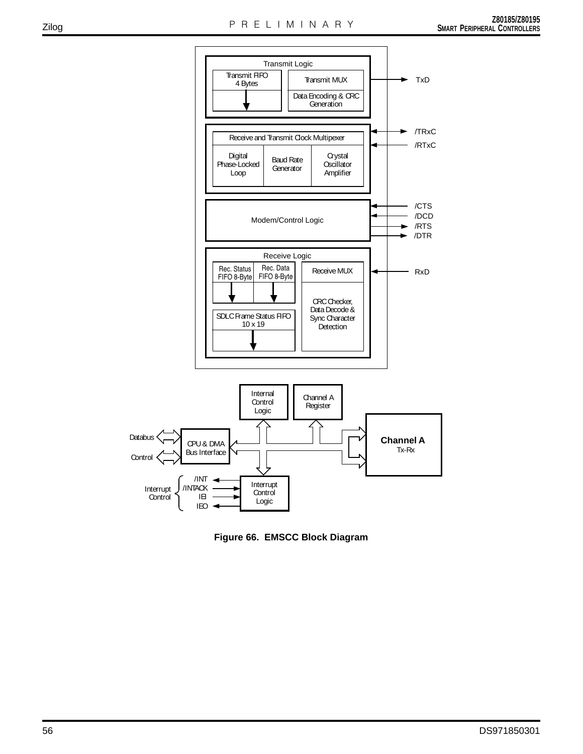Transmit Logic

Transmit FIFO 4 Bytes

Transmit MUX

Data Encoding & CRC Generation

TxD

/TRxC

/RTxC

Receive and Transmit Clock Multipexer

Digital Phase-Locked Loop

Baud Rate Generator

Crystal Oscillator Amplifier

Modem/Control Logic

/CTS

/DCD

/RTS

/DTR

Receive Logic

Rec. Status FIFO 8-Byte

Rec. Data FIFO 8-Byte

Receive MUX

RxD

SDLC Frame Status FIFO 10 x 19

CRC Checker, Data Decode & Sync Character Detection

Internal Control Logic

Channel A Register

Databus

Control

CPU & DMA Bus Interface

**Channel A** Tx-Rx

Interrupt Control

/INT

/INTACK

IEI

IEO

Interrupt Control Logic

**Figure 66. EMSCC Block Diagram**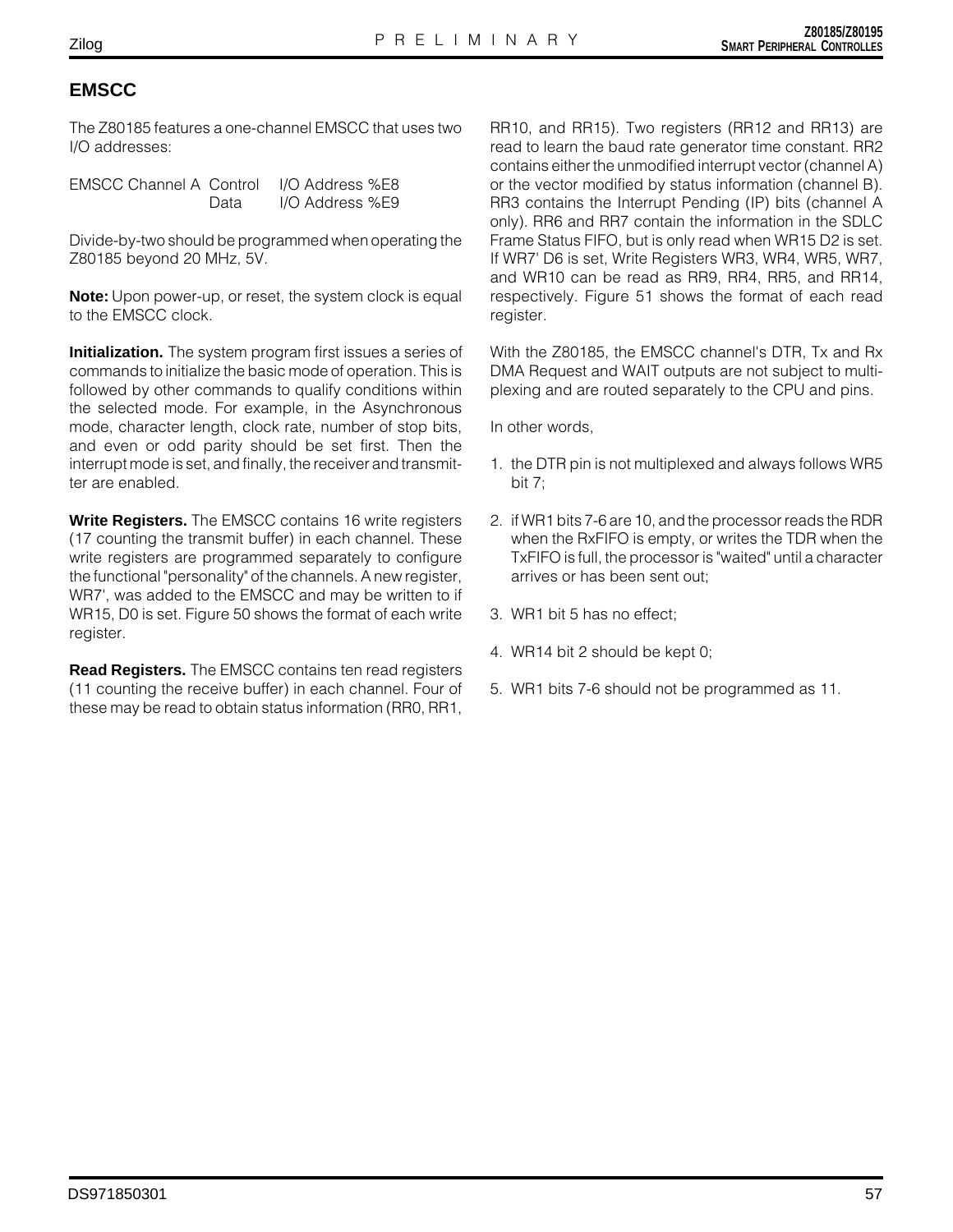## EMSCC

The Z80185 features a one-channel EMSCC that uses two I/O addresses:

| EMSCC Channel A | Control | I/O Address %E8 |
|---|---|---|
| | Data | I/O Address %E9 |

Divide-by-two should be programmed when operating the Z80185 beyond 20 MHz, 5V.

**Note:** Upon power-up, or reset, the system clock is equal to the EMSCC clock.

**Initialization.** The system program first issues a series of commands to initialize the basic mode of operation. This is followed by other commands to qualify conditions within the selected mode. For example, in the Asynchronous mode, character length, clock rate, number of stop bits, and even or odd parity should be set first. Then the interrupt mode is set, and finally, the receiver and transmitter are enabled.

**Write Registers.** The EMSCC contains 16 write registers (17 counting the transmit buffer) in each channel. These write registers are programmed separately to configure the functional "personality" of the channels. A new register, WR7', was added to the EMSCC and may be written to if WR15, D0 is set. Figure 50 shows the format of each write register.

**Read Registers.** The EMSCC contains ten read registers (11 counting the receive buffer) in each channel. Four of these may be read to obtain status information (RR0, RR1, RR10, and RR15). Two registers (RR12 and RR13) are read to learn the baud rate generator time constant. RR2 contains either the unmodified interrupt vector (channel A) or the vector modified by status information (channel B). RR3 contains the Interrupt Pending (IP) bits (channel A only). RR6 and RR7 contain the information in the SDLC Frame Status FIFO, but is only read when WR15 D2 is set. If WR7' D6 is set, Write Registers WR3, WR4, WR5, WR7, and WR10 can be read as RR9, RR4, RR5, and RR14, respectively. Figure 51 shows the format of each read register.

With the Z80185, the EMSCC channel's DTR, Tx and Rx DMA Request and WAIT outputs are not subject to multiplexing and are routed separately to the CPU and pins.

In other words,

1. the DTR pin is not multiplexed and always follows WR5 bit 7;
2. if WR1 bits 7-6 are 10, and the processor reads the RDR when the RxFIFO is empty, or writes the TDR when the TxFIFO is full, the processor is "waited" until a character arrives or has been sent out;
3. WR1 bit 5 has no effect;
4. WR14 bit 2 should be kept 0;
5. WR1 bits 7-6 should not be programmed as 11.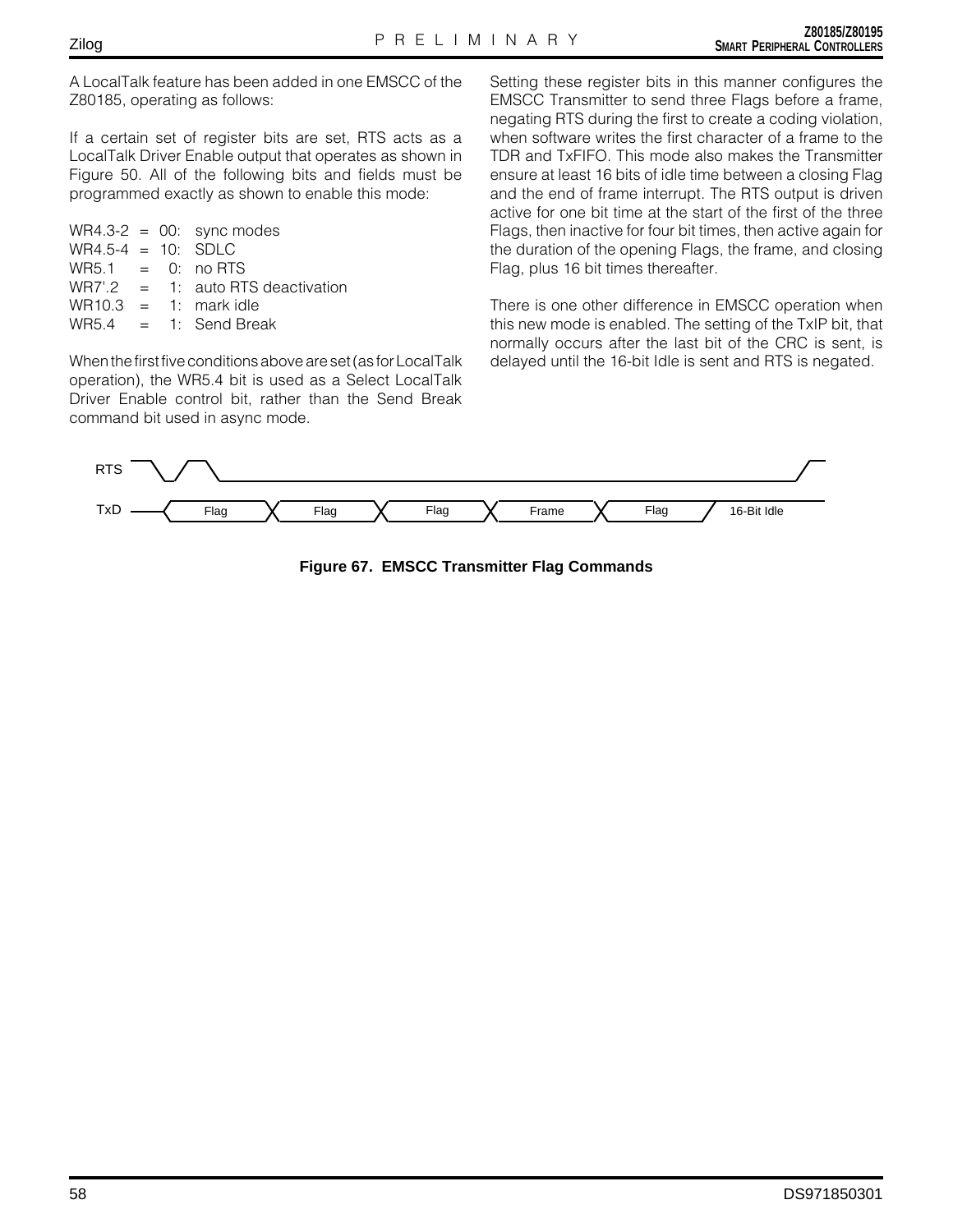A LocalTalk feature has been added in one EMSCC of the Z80185, operating as follows:

If a certain set of register bits are set, RTS acts as a LocalTalk Driver Enable output that operates as shown in Figure 50. All of the following bits and fields must be programmed exactly as shown to enable this mode:

```
WR4.3-2  =  00:  sync modes
WR4.5-4  =  10:  SDLC
WR5.1    =   0:  no RTS
WR7'.2   =   1:  auto RTS deactivation
WR10.3   =   1:  mark idle
WR5.4    =   1:  Send Break
```

When the first five conditions above are set (as for LocalTalk operation), the WR5.4 bit is used as a Select LocalTalk Driver Enable control bit, rather than the Send Break command bit used in async mode.

Setting these register bits in this manner configures the EMSCC Transmitter to send three Flags before a frame, negating RTS during the first to create a coding violation, when software writes the first character of a frame to the TDR and TxFIFO. This mode also makes the Transmitter ensure at least 16 bits of idle time between a closing Flag and the end of frame interrupt. The RTS output is driven active for one bit time at the start of the first of the three Flags, then inactive for four bit times, then active again for the duration of the opening Flags, the frame, and closing Flag, plus 16 bit times thereafter.

There is one other difference in EMSCC operation when this new mode is enabled. The setting of the TxIP bit, that normally occurs after the last bit of the CRC is sent, is delayed until the 16-bit Idle is sent and RTS is negated.

RTS

TxD — Flag — Flag — Flag — Frame — Flag — 16-Bit Idle

**Figure 67. EMSCC Transmitter Flag Commands**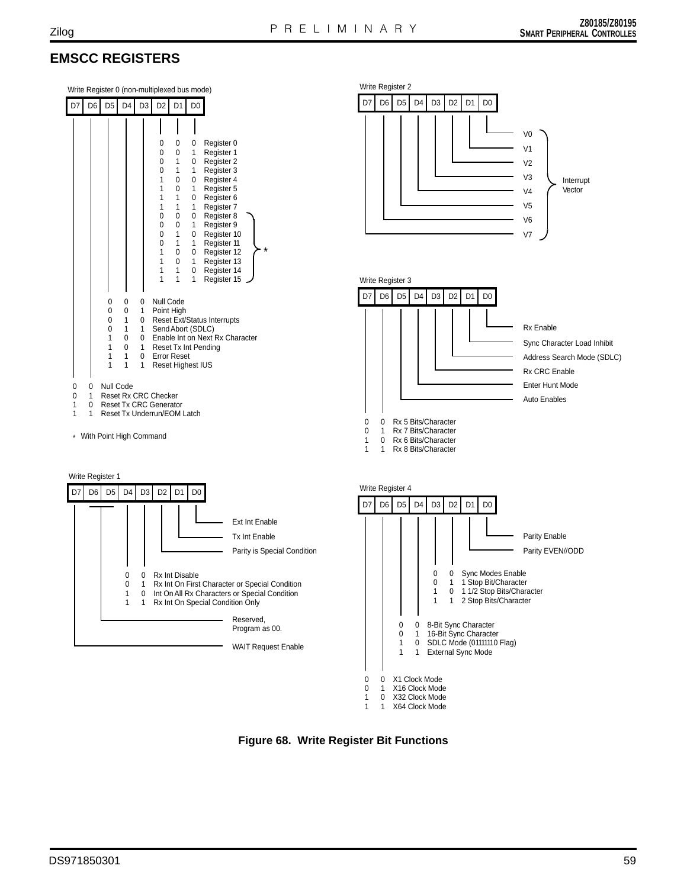## EMSCC REGISTERS

**Write Register 0 (non-multiplexed bus mode)**

| D7 | D6 | D5 | D4 | D3 | D2 | D1 | D0 |
|---|---|---|---|---|---|---|---|

| D2 | D1 | D0 | Function |
|---|---|---|---|
| 0 | 0 | 0 | Register 0 |
| 0 | 0 | 1 | Register 1 |
| 0 | 1 | 0 | Register 2 |
| 0 | 1 | 1 | Register 3 |
| 1 | 0 | 0 | Register 4 |
| 1 | 0 | 1 | Register 5 |
| 1 | 1 | 0 | Register 6 |
| 1 | 1 | 1 | Register 7 |
| 0 | 0 | 0 | Register 8 * |
| 0 | 0 | 1 | Register 9 * |
| 0 | 1 | 0 | Register 10 * |
| 0 | 1 | 1 | Register 11 * |
| 1 | 0 | 0 | Register 12 * |
| 1 | 0 | 1 | Register 13 * |
| 1 | 1 | 0 | Register 14 * |
| 1 | 1 | 1 | Register 15 * |

| D5 | D4 | D3 | Function |
|---|---|---|---|
| 0 | 0 | 0 | Null Code |
| 0 | 0 | 1 | Point High |
| 0 | 1 | 0 | Reset Ext/Status Interrupts |
| 0 | 1 | 1 | Send Abort (SDLC) |
| 1 | 0 | 0 | Enable Int on Next Rx Character |
| 1 | 0 | 1 | Reset Tx Int Pending |
| 1 | 1 | 0 | Error Reset |
| 1 | 1 | 1 | Reset Highest IUS |

| D7 | D6 | Function |
|---|---|---|
| 0 | 0 | Null Code |
| 0 | 1 | Reset Rx CRC Checker |
| 1 | 0 | Reset Tx CRC Generator |
| 1 | 1 | Reset Tx Underrun/EOM Latch |

\* With Point High Command

**Write Register 1**

| D7 | D6 | D5 | D4 | D3 | D2 | D1 | D0 |
|---|---|---|---|---|---|---|---|

- D0: Ext Int Enable
- D1: Tx Int Enable
- D2: Parity is Special Condition

| D4 | D3 | Function |
|---|---|---|
| 0 | 0 | Rx Int Disable |
| 0 | 1 | Rx Int On First Character or Special Condition |
| 1 | 0 | Int On All Rx Characters or Special Condition |
| 1 | 1 | Rx Int On Special Condition Only |

- D6, D5: Reserved, Program as 00.
- D7: WAIT Request Enable

**Write Register 2**

| D7 | D6 | D5 | D4 | D3 | D2 | D1 | D0 |
|---|---|---|---|---|---|---|---|
| V7 | V6 | V5 | V4 | V3 | V2 | V1 | V0 |

V0–V7: Interrupt Vector

**Write Register 3**

| D7 | D6 | D5 | D4 | D3 | D2 | D1 | D0 |
|---|---|---|---|---|---|---|---|

- D0: Rx Enable
- D1: Sync Character Load Inhibit
- D2: Address Search Mode (SDLC)
- D3: Rx CRC Enable
- D4: Enter Hunt Mode
- D5: Auto Enables

| D7 | D6 | Function |
|---|---|---|
| 0 | 0 | Rx 5 Bits/Character |
| 0 | 1 | Rx 7 Bits/Character |
| 1 | 0 | Rx 6 Bits/Character |
| 1 | 1 | Rx 8 Bits/Character |

**Write Register 4**

| D7 | D6 | D5 | D4 | D3 | D2 | D1 | D0 |
|---|---|---|---|---|---|---|---|

- D0: Parity Enable
- D1: Parity EVEN//ODD

| D3 | D2 | Function |
|---|---|---|
| 0 | 0 | Sync Modes Enable |
| 0 | 1 | 1 Stop Bit/Character |
| 1 | 0 | 1 1/2 Stop Bits/Character |
| 1 | 1 | 2 Stop Bits/Character |

| D5 | D4 | Function |
|---|---|---|
| 0 | 0 | 8-Bit Sync Character |
| 0 | 1 | 16-Bit Sync Character |
| 1 | 0 | SDLC Mode (01111110 Flag) |
| 1 | 1 | External Sync Mode |

| D7 | D6 | Function |
|---|---|---|
| 0 | 0 | X1 Clock Mode |
| 0 | 1 | X16 Clock Mode |
| 1 | 0 | X32 Clock Mode |
| 1 | 1 | X64 Clock Mode |

**Figure 68. Write Register Bit Functions**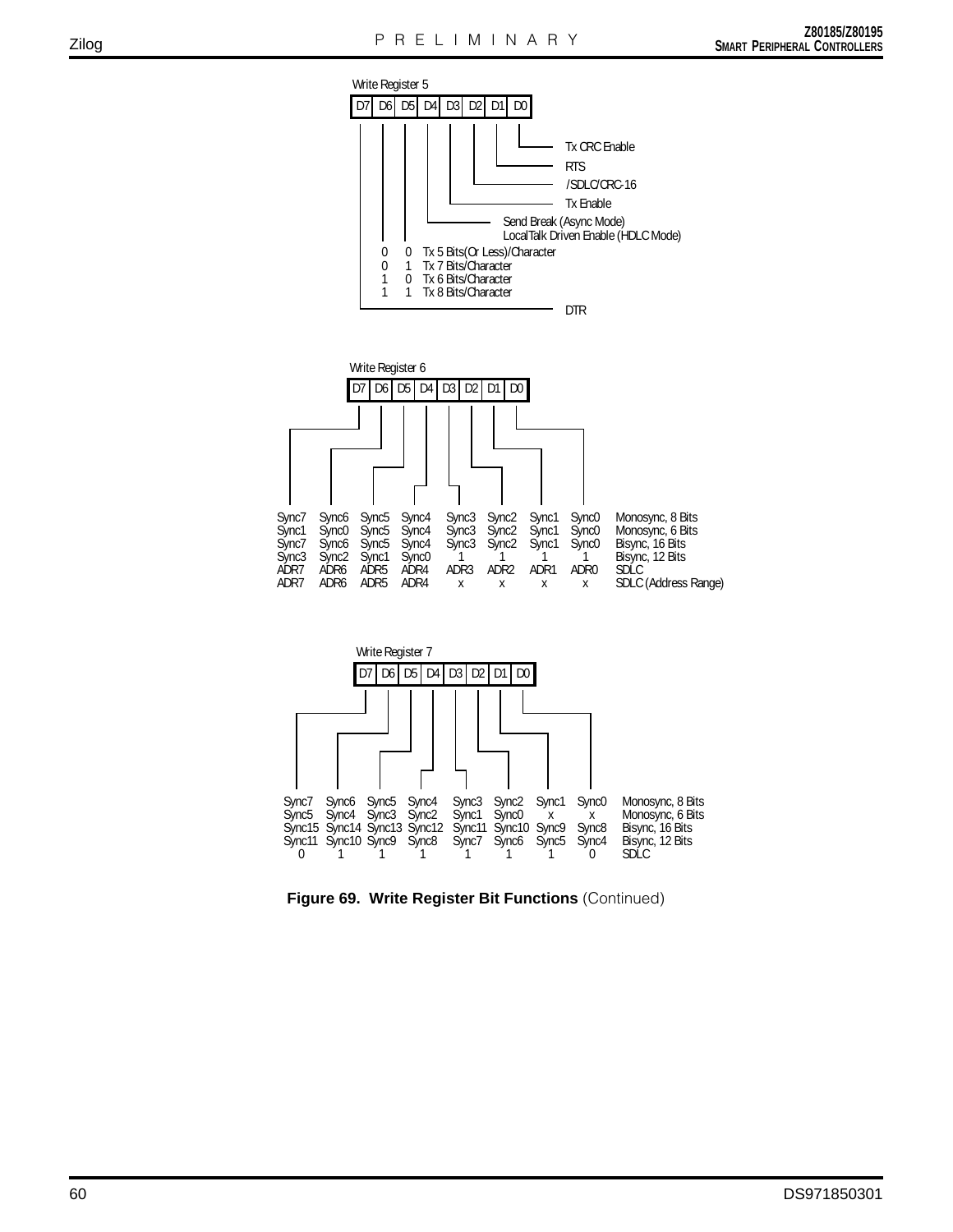**Write Register 5**

| Bit | Function |
|---|---|
| D7 | DTR |
| D6, D5 | 0 0 Tx 5 Bits (Or Less)/Character; 0 1 Tx 7 Bits/Character; 1 0 Tx 6 Bits/Character; 1 1 Tx 8 Bits/Character |
| D4 | Send Break (Async Mode) / LocalTalk Driven Enable (HDLC Mode) |
| D3 | Tx Enable |
| D2 | /SDLC/CRC-16 |
| D1 | RTS |
| D0 | Tx CRC Enable |

**Write Register 6**

| D7 | D6 | D5 | D4 | D3 | D2 | D1 | D0 | |
|---|---|---|---|---|---|---|---|---|
| Sync7 | Sync6 | Sync5 | Sync4 | Sync3 | Sync2 | Sync1 | Sync0 | Monosync, 8 Bits |
| Sync1 | Sync0 | Sync5 | Sync4 | Sync3 | Sync2 | Sync1 | Sync0 | Monosync, 6 Bits |
| Sync7 | Sync6 | Sync5 | Sync4 | Sync3 | Sync2 | Sync1 | Sync0 | Bisync, 16 Bits |
| Sync3 | Sync2 | Sync1 | Sync0 | 1 | 1 | 1 | 1 | Bisync, 12 Bits |
| ADR7 | ADR6 | ADR5 | ADR4 | ADR3 | ADR2 | ADR1 | ADR0 | SDLC |
| ADR7 | ADR6 | ADR5 | ADR4 | x | x | x | x | SDLC (Address Range) |

**Write Register 7**

| D7 | D6 | D5 | D4 | D3 | D2 | D1 | D0 | |
|---|---|---|---|---|---|---|---|---|
| Sync7 | Sync6 | Sync5 | Sync4 | Sync3 | Sync2 | Sync1 | Sync0 | Monosync, 8 Bits |
| Sync5 | Sync4 | Sync3 | Sync2 | Sync1 | Sync0 | x | x | Monosync, 6 Bits |
| Sync15 | Sync14 | Sync13 | Sync12 | Sync11 | Sync10 | Sync9 | Sync8 | Bisync, 16 Bits |
| Sync11 | Sync10 | Sync9 | Sync8 | Sync7 | Sync6 | Sync5 | Sync4 | Bisync, 12 Bits |
| 0 | 1 | 1 | 1 | 1 | 1 | 1 | 0 | SDLC |

**Figure 69. Write Register Bit Functions** (Continued)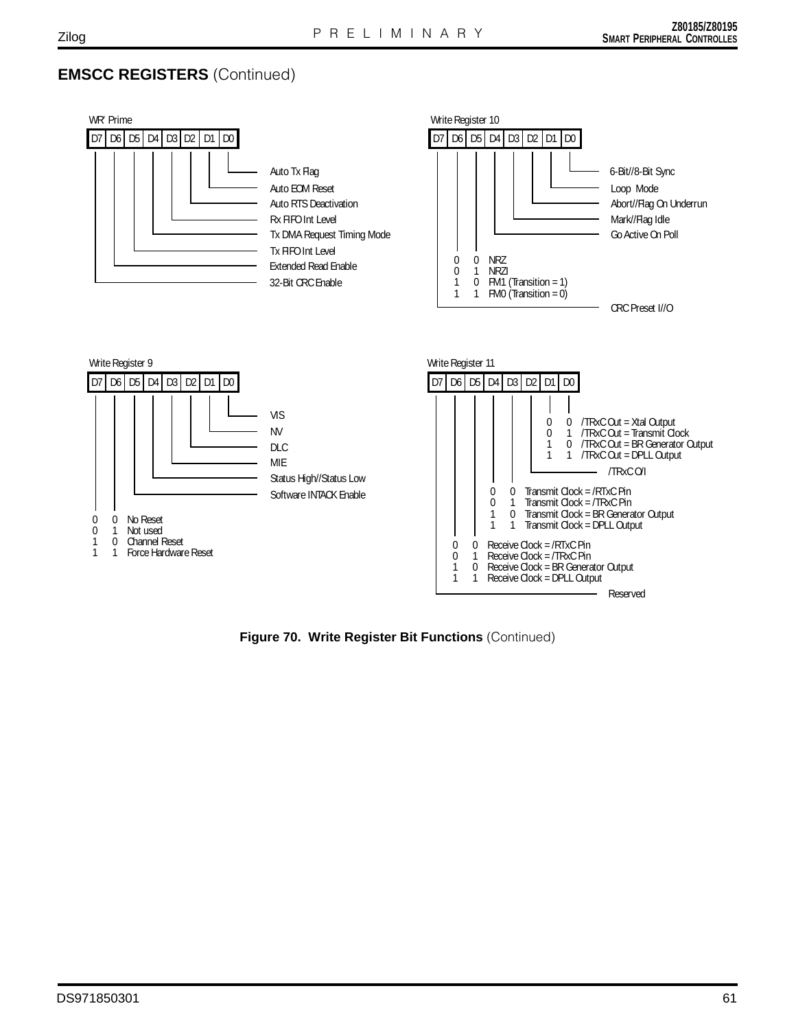## EMSCC REGISTERS (Continued)

**WR7' Prime**

| Bit | Function |
|---|---|
| D7 | 32-Bit CRC Enable |
| D6 | Extended Read Enable |
| D5 | Tx FIFO Int Level |
| D4 | Tx DMA Request Timing Mode |
| D3 | Rx FIFO Int Level |
| D2 | Auto RTS Deactivation |
| D1 | Auto EOM Reset |
| D0 | Auto Tx Flag |

**Write Register 10**

| Bit | Function |
|---|---|
| D7 | CRC Preset I//O |
| D6 D5 | 0 0 NRZ; 0 1 NRZI; 1 0 FM1 (Transition = 1); 1 1 FM0 (Transition = 0) |
| D4 | Go Active On Poll |
| D3 | Mark//Flag Idle |
| D2 | Abort//Flag On Underrun |
| D1 | Loop Mode |
| D0 | 6-Bit//8-Bit Sync |

**Write Register 9**

| Bit | Function |
|---|---|
| D7 D6 | 0 0 No Reset; 0 1 Not used; 1 0 Channel Reset; 1 1 Force Hardware Reset |
| D5 | Software INTACK Enable |
| D4 | Status High//Status Low |
| D3 | MIE |
| D2 | DLC |
| D1 | NV |
| D0 | VIS |

**Write Register 11**

| Bit | Function |
|---|---|
| D7 | Reserved |
| D6 D5 | 0 0 Receive Clock = /RTxC Pin; 0 1 Receive Clock = /TRxC Pin; 1 0 Receive Clock = BR Generator Output; 1 1 Receive Clock = DPLL Output |
| D4 D3 | 0 0 Transmit Clock = /RTxC Pin; 0 1 Transmit Clock = /TRxC Pin; 1 0 Transmit Clock = BR Generator Output; 1 1 Transmit Clock = DPLL Output |
| D2 | /TRxC O/I |
| D1 D0 | 0 0 /TRxC Out = Xtal Output; 0 1 /TRxC Out = Transmit Clock; 1 0 /TRxC Out = BR Generator Output; 1 1 /TRxC Out = DPLL Output |

**Figure 70. Write Register Bit Functions** (Continued)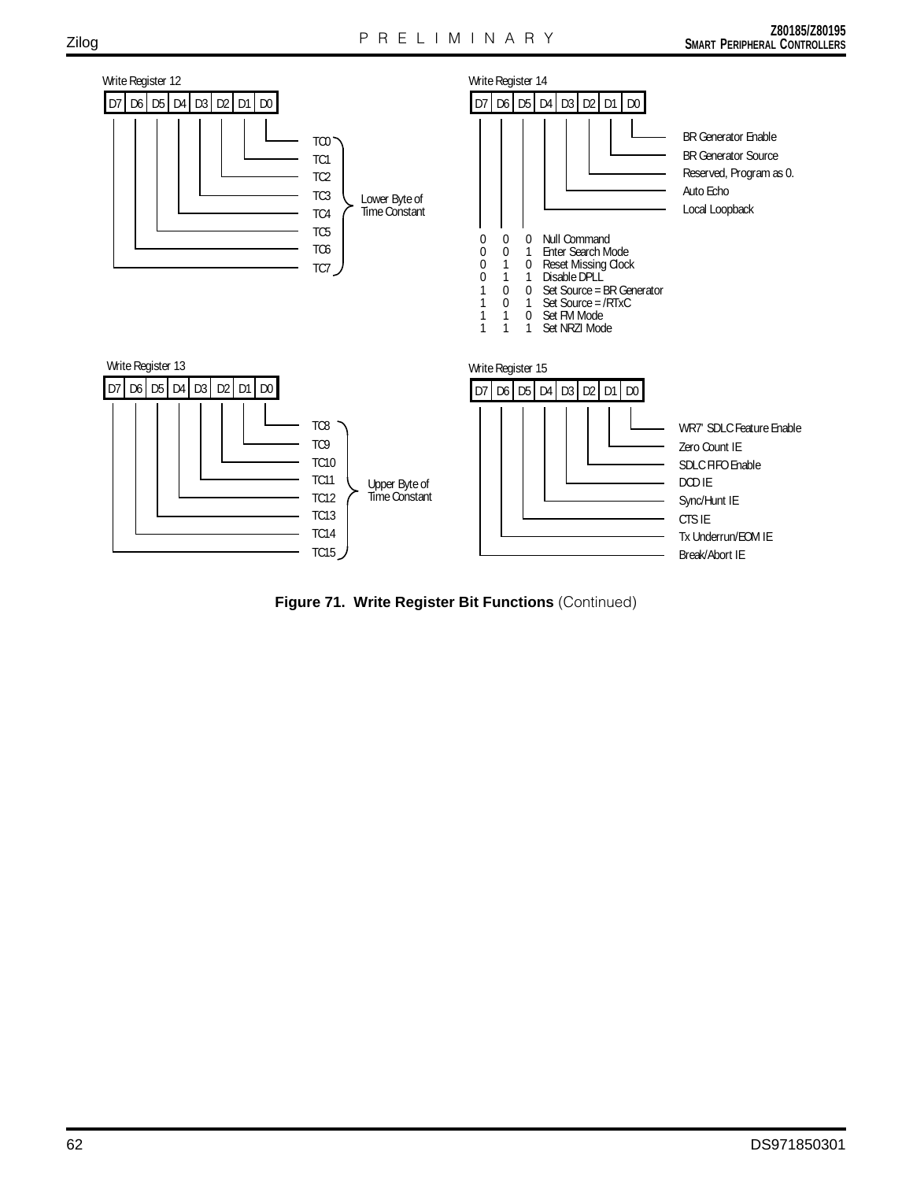**Write Register 12**

| Bit | Function |
|---|---|
| D0 | TC0 |
| D1 | TC1 |
| D2 | TC2 |
| D3 | TC3 |
| D4 | TC4 |
| D5 | TC5 |
| D6 | TC6 |
| D7 | TC7 |

TC0–TC7: Lower Byte of Time Constant

**Write Register 14**

| Bit | Function |
|---|---|
| D0 | BR Generator Enable |
| D1 | BR Generator Source |
| D2 | Reserved, Program as 0. |
| D3 | Auto Echo |
| D4 | Local Loopback |

| D7 | D6 | D5 | Command |
|---|---|---|---|
| 0 | 0 | 0 | Null Command |
| 0 | 0 | 1 | Enter Search Mode |
| 0 | 1 | 0 | Reset Missing Clock |
| 0 | 1 | 1 | Disable DPLL |
| 1 | 0 | 0 | Set Source = BR Generator |
| 1 | 0 | 1 | Set Source = /RTxC |
| 1 | 1 | 0 | Set FM Mode |
| 1 | 1 | 1 | Set NRZI Mode |

**Write Register 13**

| Bit | Function |
|---|---|
| D0 | TC8 |
| D1 | TC9 |
| D2 | TC10 |
| D3 | TC11 |
| D4 | TC12 |
| D5 | TC13 |
| D6 | TC14 |
| D7 | TC15 |

TC8–TC15: Upper Byte of Time Constant

**Write Register 15**

| Bit | Function |
|---|---|
| D0 | WR7' SDLC Feature Enable |
| D1 | Zero Count IE |
| D2 | SDLC FIFO Enable |
| D3 | DCD IE |
| D4 | Sync/Hunt IE |
| D5 | CTS IE |
| D6 | Tx Underrun/EOM IE |
| D7 | Break/Abort IE |

**Figure 71. Write Register Bit Functions** (Continued)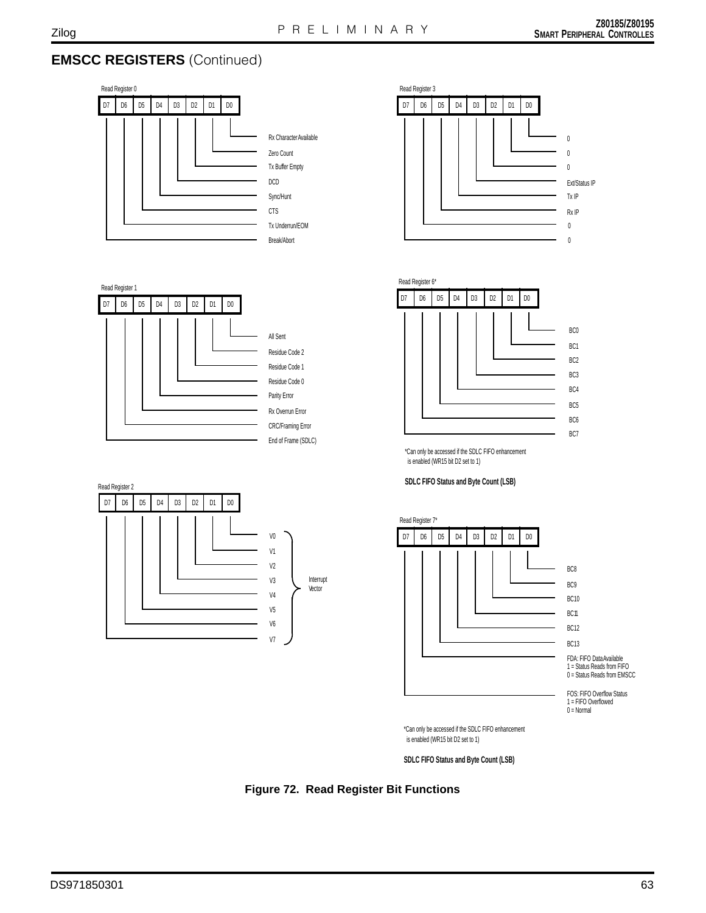## EMSCC REGISTERS (Continued)

**Read Register 0**

| Bit | Function |
|---|---|
| D0 | Rx Character Available |
| D1 | Zero Count |
| D2 | Tx Buffer Empty |
| D3 | DCD |
| D4 | Sync/Hunt |
| D5 | CTS |
| D6 | Tx Underrun/EOM |
| D7 | Break/Abort |

**Read Register 3**

| Bit | Function |
|---|---|
| D0 | 0 |
| D1 | 0 |
| D2 | 0 |
| D3 | Ext/Status IP |
| D4 | Tx IP |
| D5 | Rx IP |
| D6 | 0 |
| D7 | 0 |

**Read Register 1**

| Bit | Function |
|---|---|
| D0 | All Sent |
| D1 | Residue Code 2 |
| D2 | Residue Code 1 |
| D3 | Residue Code 0 |
| D4 | Parity Error |
| D5 | Rx Overrun Error |
| D6 | CRC/Framing Error |
| D7 | End of Frame (SDLC) |

**Read Register 6***

| Bit | Function |
|---|---|
| D0 | BC0 |
| D1 | BC1 |
| D2 | BC2 |
| D3 | BC3 |
| D4 | BC4 |
| D5 | BC5 |
| D6 | BC6 |
| D7 | BC7 |

*Can only be accessed if the SDLC FIFO enhancement is enabled (WR15 bit D2 set to 1)

**SDLC FIFO Status and Byte Count (LSB)**

**Read Register 2**

| Bit | Function |
|---|---|
| D0 | V0 |
| D1 | V1 |
| D2 | V2 |
| D3 | V3 |
| D4 | V4 |
| D5 | V5 |
| D6 | V6 |
| D7 | V7 |

V0–V7: Interrupt Vector

**Read Register 7***

| Bit | Function |
|---|---|
| D0 | BC8 |
| D1 | BC9 |
| D2 | BC10 |
| D3 | BC11 |
| D4 | BC12 |
| D5 | BC13 |
| D6 | FDA: FIFO Data Available<br>1 = Status Reads from FIFO<br>0 = Status Reads from EMSCC |
| D7 | FOS: FIFO Overflow Status<br>1 = FIFO Overflowed<br>0 = Normal |

*Can only be accessed if the SDLC FIFO enhancement is enabled (WR15 bit D2 set to 1)

**SDLC FIFO Status and Byte Count (LSB)**

**Figure 72. Read Register Bit Functions**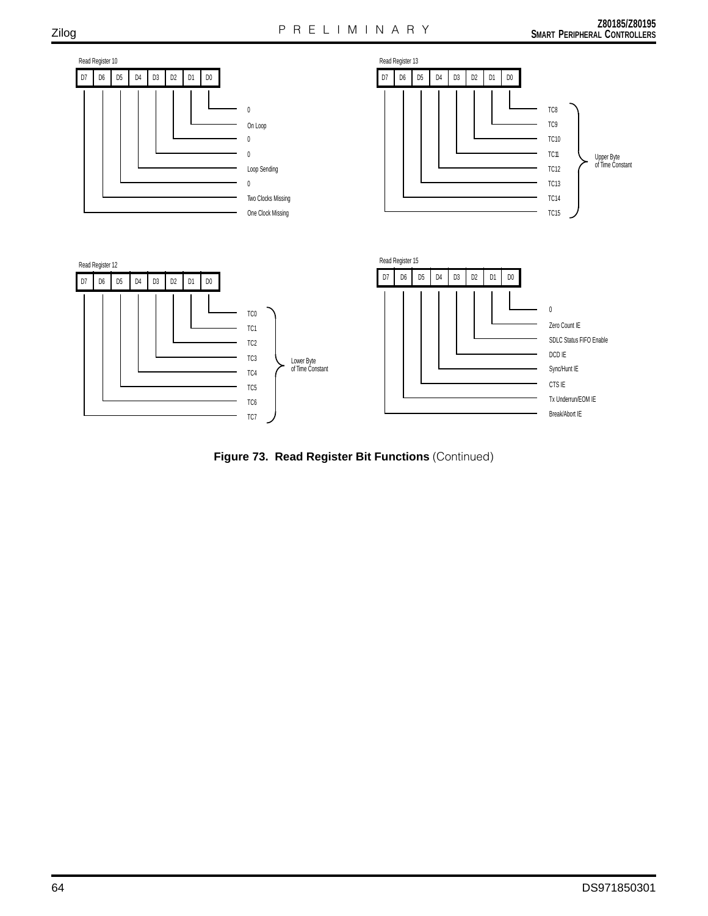**Read Register 10**

| Bit | Function |
|---|---|
| D7 | One Clock Missing |
| D6 | Two Clocks Missing |
| D5 | 0 |
| D4 | Loop Sending |
| D3 | 0 |
| D2 | 0 |
| D1 | On Loop |
| D0 | 0 |

**Read Register 13**

| Bit | Function |
|---|---|
| D7 | TC15 |
| D6 | TC14 |
| D5 | TC13 |
| D4 | TC12 |
| D3 | TC11 |
| D2 | TC10 |
| D1 | TC9 |
| D0 | TC8 |

D7–D0: Upper Byte of Time Constant

**Read Register 12**

| Bit | Function |
|---|---|
| D7 | TC7 |
| D6 | TC6 |
| D5 | TC5 |
| D4 | TC4 |
| D3 | TC3 |
| D2 | TC2 |
| D1 | TC1 |
| D0 | TC0 |

D7–D0: Lower Byte of Time Constant

**Read Register 15**

| Bit | Function |
|---|---|
| D7 | Break/Abort IE |
| D6 | Tx Underrun/EOM IE |
| D5 | CTS IE |
| D4 | Sync/Hunt IE |
| D3 | DCD IE |
| D2 | SDLC Status FIFO Enable |
| D1 | Zero Count IE |
| D0 | 0 |

**Figure 73. Read Register Bit Functions** (Continued)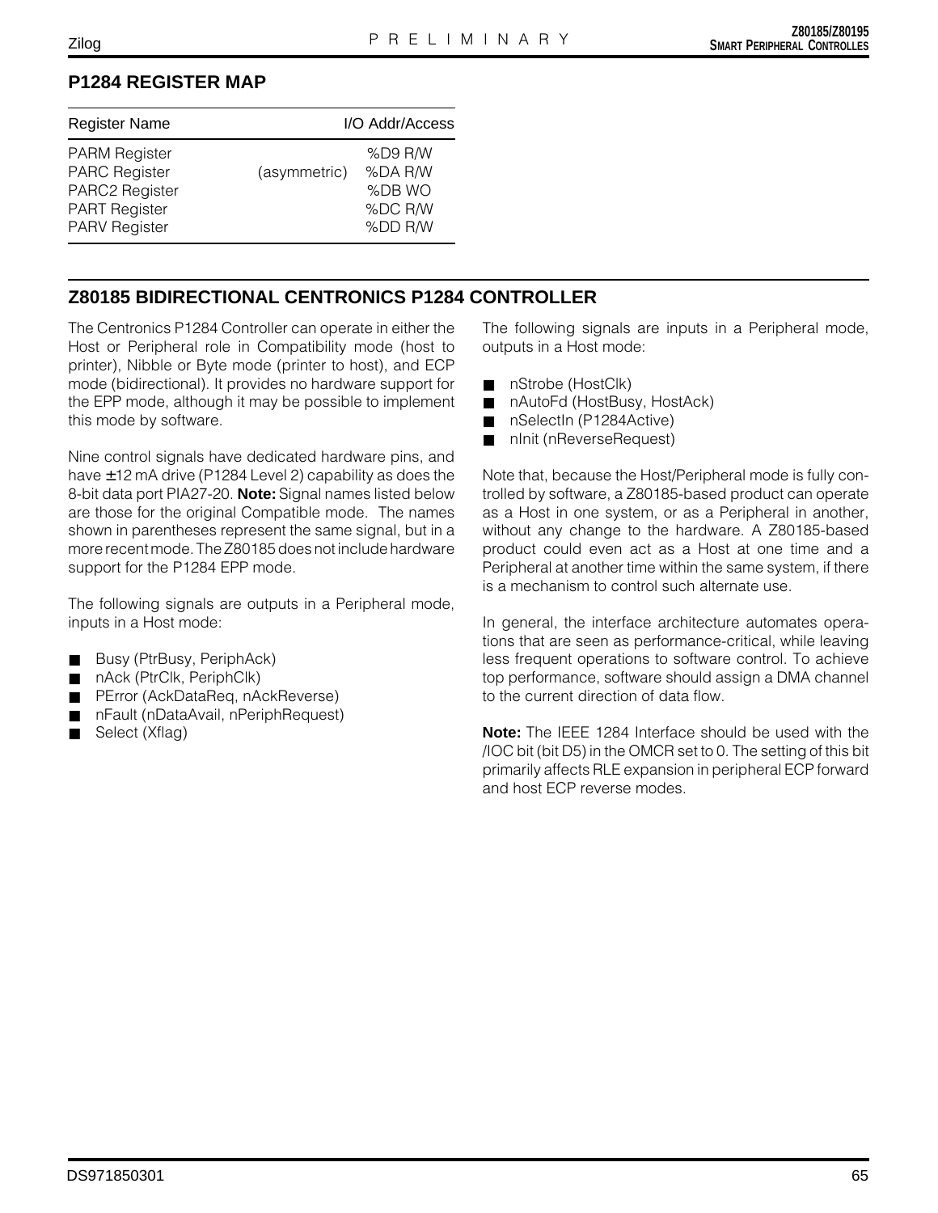## P1284 REGISTER MAP

| Register Name | | I/O Addr/Access |
|---|---|---|
| PARM Register | | %D9 R/W |
| PARC Register | (asymmetric) | %DA R/W |
| PARC2 Register | | %DB WO |
| PART Register | | %DC R/W |
| PARV Register | | %DD R/W |

## Z80185 BIDIRECTIONAL CENTRONICS P1284 CONTROLLER

The Centronics P1284 Controller can operate in either the Host or Peripheral role in Compatibility mode (host to printer), Nibble or Byte mode (printer to host), and ECP mode (bidirectional). It provides no hardware support for the EPP mode, although it may be possible to implement this mode by software.

Nine control signals have dedicated hardware pins, and have ±12 mA drive (P1284 Level 2) capability as does the 8-bit data port PIA27-20. **Note:** Signal names listed below are those for the original Compatible mode. The names shown in parentheses represent the same signal, but in a more recent mode. The Z80185 does not include hardware support for the P1284 EPP mode.

The following signals are outputs in a Peripheral mode, inputs in a Host mode:

- Busy (PtrBusy, PeriphAck)
- nAck (PtrClk, PeriphClk)
- PError (AckDataReq, nAckReverse)
- nFault (nDataAvail, nPeriphRequest)
- Select (Xflag)

The following signals are inputs in a Peripheral mode, outputs in a Host mode:

- nStrobe (HostClk)
- nAutoFd (HostBusy, HostAck)
- nSelectIn (P1284Active)
- nInit (nReverseRequest)

Note that, because the Host/Peripheral mode is fully controlled by software, a Z80185-based product can operate as a Host in one system, or as a Peripheral in another, without any change to the hardware. A Z80185-based product could even act as a Host at one time and a Peripheral at another time within the same system, if there is a mechanism to control such alternate use.

In general, the interface architecture automates operations that are seen as performance-critical, while leaving less frequent operations to software control. To achieve top performance, software should assign a DMA channel to the current direction of data flow.

**Note:** The IEEE 1284 Interface should be used with the /IOC bit (bit D5) in the OMCR set to 0. The setting of this bit primarily affects RLE expansion in peripheral ECP forward and host ECP reverse modes.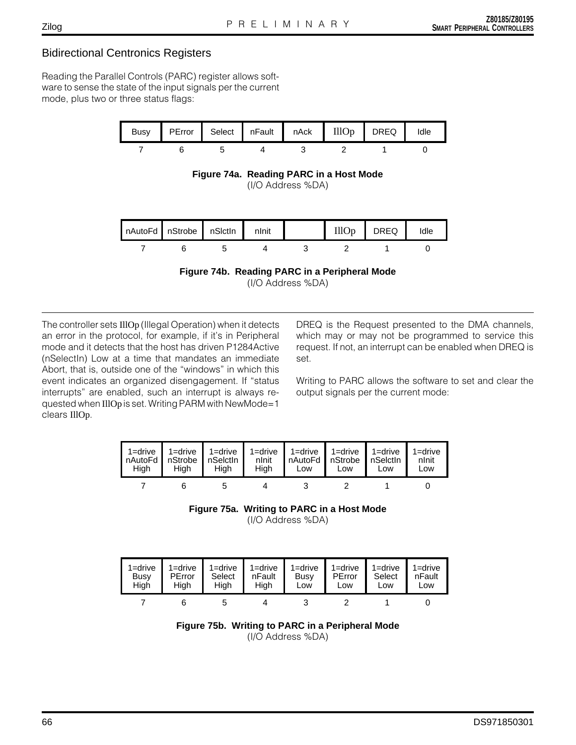## Bidirectional Centronics Registers

Reading the Parallel Controls (PARC) register allows software to sense the state of the input signals per the current mode, plus two or three status flags:

| Busy | PError | Select | nFault | nAck | IllOp | DREQ | Idle |
|---|---|---|---|---|---|---|---|
| 7 | 6 | 5 | 4 | 3 | 2 | 1 | 0 |

**Figure 74a. Reading PARC in a Host Mode**
(I/O Address %DA)

| nAutoFd | nStrobe | nSlctIn | nInit | | IllOp | DREQ | Idle |
|---|---|---|---|---|---|---|---|
| 7 | 6 | 5 | 4 | 3 | 2 | 1 | 0 |

**Figure 74b. Reading PARC in a Peripheral Mode**
(I/O Address %DA)

The controller sets IllOp (Illegal Operation) when it detects an error in the protocol, for example, if it's in Peripheral mode and it detects that the host has driven P1284Active (nSelectIn) Low at a time that mandates an immediate Abort, that is, outside one of the "windows" in which this event indicates an organized disengagement. If "status interrupts" are enabled, such an interrupt is always requested when IllOp is set. Writing PARM with NewMode=1 clears IllOp.

DREQ is the Request presented to the DMA channels, which may or may not be programmed to service this request. If not, an interrupt can be enabled when DREQ is set.

Writing to PARC allows the software to set and clear the output signals per the current mode:

| 1=drive nAutoFd High | 1=drive nStrobe High | 1=drive nSelctIn High | 1=drive nInit High | 1=drive nAutoFd Low | 1=drive nStrobe Low | 1=drive nSelctIn Low | 1=drive nInit Low |
|---|---|---|---|---|---|---|---|
| 7 | 6 | 5 | 4 | 3 | 2 | 1 | 0 |

**Figure 75a. Writing to PARC in a Host Mode**
(I/O Address %DA)

| 1=drive Busy High | 1=drive PError High | 1=drive Select High | 1=drive nFault High | 1=drive Busy Low | 1=drive PError Low | 1=drive Select Low | 1=drive nFault Low |
|---|---|---|---|---|---|---|---|
| 7 | 6 | 5 | 4 | 3 | 2 | 1 | 0 |

**Figure 75b. Writing to PARC in a Peripheral Mode**
(I/O Address %DA)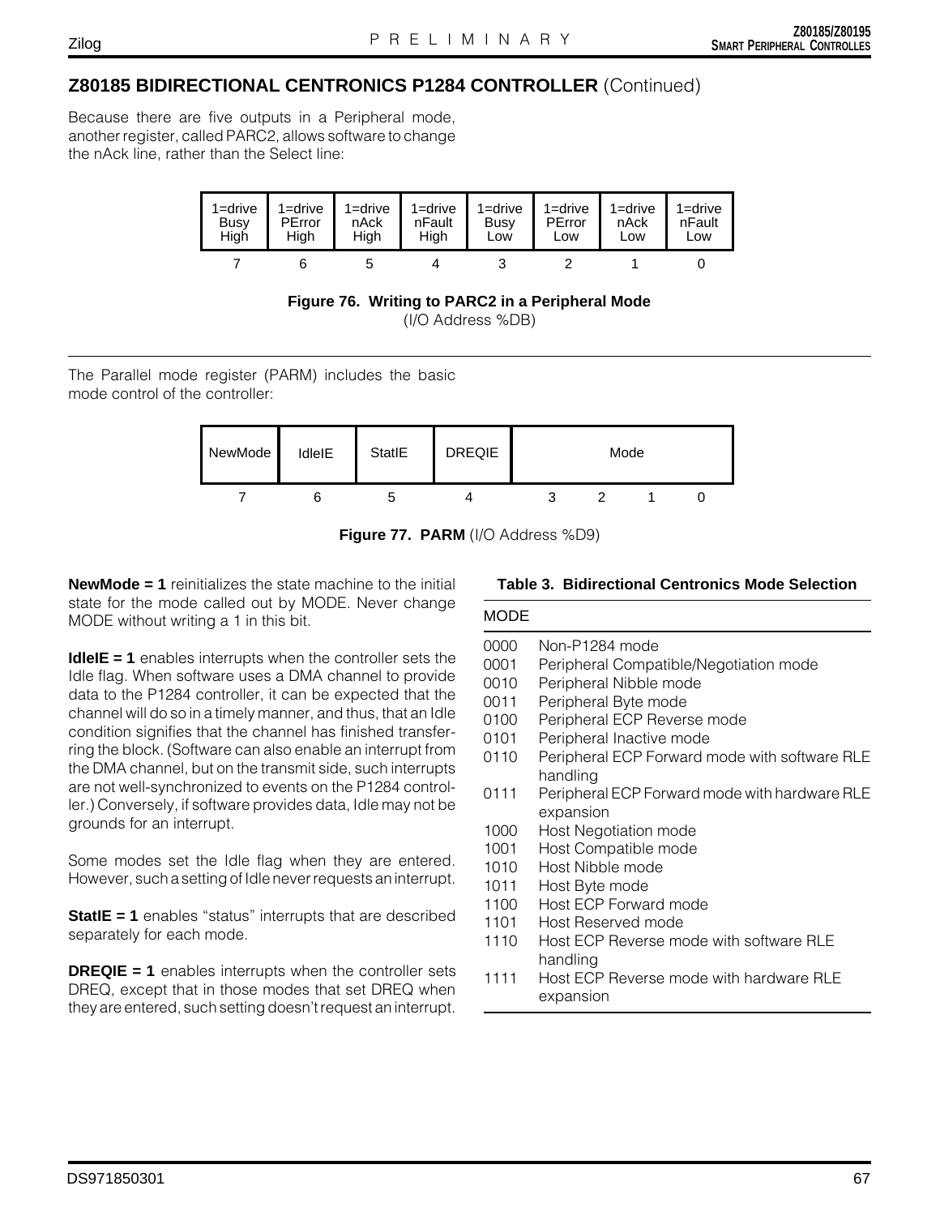## Z80185 BIDIRECTIONAL CENTRONICS P1284 CONTROLLER (Continued)

Because there are five outputs in a Peripheral mode, another register, called PARC2, allows software to change the nAck line, rather than the Select line:

| 7 | 6 | 5 | 4 | 3 | 2 | 1 | 0 |
|---|---|---|---|---|---|---|---|
| 1=drive Busy High | 1=drive PError High | 1=drive nAck High | 1=drive nFault High | 1=drive Busy Low | 1=drive PError Low | 1=drive nAck Low | 1=drive nFault Low |

**Figure 76. Writing to PARC2 in a Peripheral Mode**
(I/O Address %DB)

The Parallel mode register (PARM) includes the basic mode control of the controller:

| 7 | 6 | 5 | 4 | 3 | 2 | 1 | 0 |
|---|---|---|---|---|---|---|---|
| NewMode | IdleIE | StatIE | DREQIE | Mode | | | |

**Figure 77. PARM** (I/O Address %D9)

**NewMode = 1** reinitializes the state machine to the initial state for the mode called out by MODE. Never change MODE without writing a 1 in this bit.

**IdleIE = 1** enables interrupts when the controller sets the Idle flag. When software uses a DMA channel to provide data to the P1284 controller, it can be expected that the channel will do so in a timely manner, and thus, that an Idle condition signifies that the channel has finished transferring the block. (Software can also enable an interrupt from the DMA channel, but on the transmit side, such interrupts are not well-synchronized to events on the P1284 controller.) Conversely, if software provides data, Idle may not be grounds for an interrupt.

Some modes set the Idle flag when they are entered. However, such a setting of Idle never requests an interrupt.

**StatIE = 1** enables "status" interrupts that are described separately for each mode.

**DREQIE = 1** enables interrupts when the controller sets DREQ, except that in those modes that set DREQ when they are entered, such setting doesn't request an interrupt.

**Table 3. Bidirectional Centronics Mode Selection**

| MODE | |
|---|---|
| 0000 | Non-P1284 mode |
| 0001 | Peripheral Compatible/Negotiation mode |
| 0010 | Peripheral Nibble mode |
| 0011 | Peripheral Byte mode |
| 0100 | Peripheral ECP Reverse mode |
| 0101 | Peripheral Inactive mode |
| 0110 | Peripheral ECP Forward mode with software RLE handling |
| 0111 | Peripheral ECP Forward mode with hardware RLE expansion |
| 1000 | Host Negotiation mode |
| 1001 | Host Compatible mode |
| 1010 | Host Nibble mode |
| 1011 | Host Byte mode |
| 1100 | Host ECP Forward mode |
| 1101 | Host Reserved mode |
| 1110 | Host ECP Reverse mode with software RLE handling |
| 1111 | Host ECP Reverse mode with hardware RLE expansion |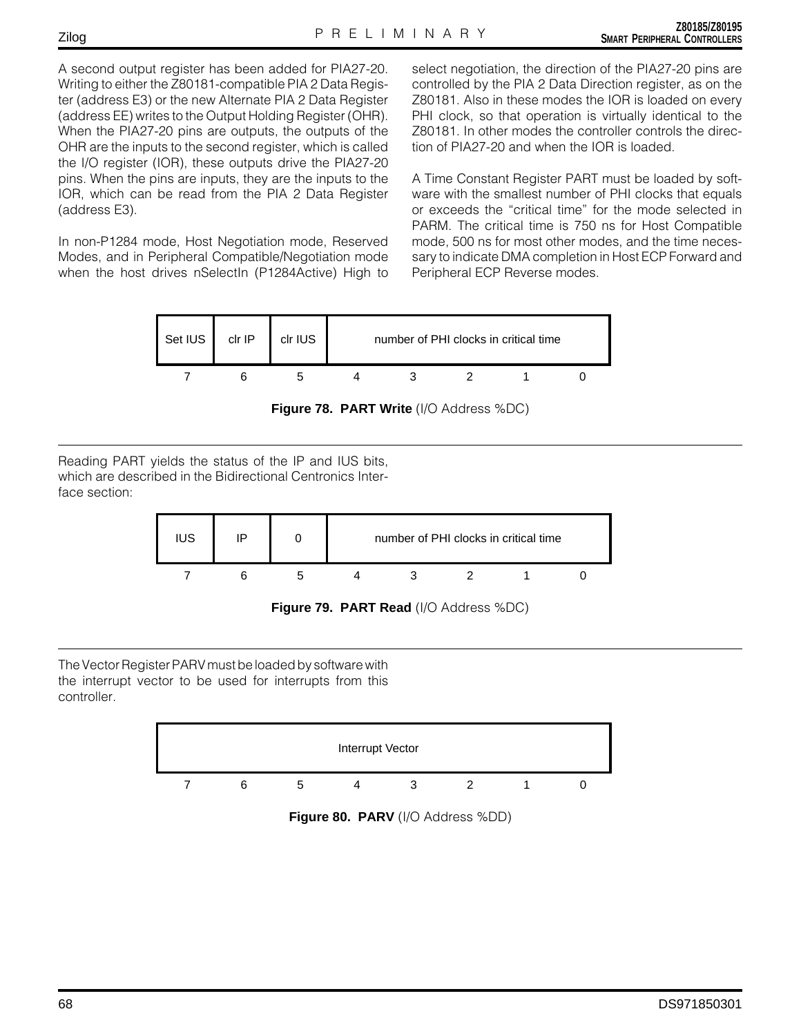A second output register has been added for PIA27-20. Writing to either the Z80181-compatible PIA 2 Data Register (address E3) or the new Alternate PIA 2 Data Register (address EE) writes to the Output Holding Register (OHR). When the PIA27-20 pins are outputs, the outputs of the OHR are the inputs to the second register, which is called the I/O register (IOR), these outputs drive the PIA27-20 pins. When the pins are inputs, they are the inputs to the IOR, which can be read from the PIA 2 Data Register (address E3).

In non-P1284 mode, Host Negotiation mode, Reserved Modes, and in Peripheral Compatible/Negotiation mode when the host drives nSelectIn (P1284Active) High to select negotiation, the direction of the PIA27-20 pins are controlled by the PIA 2 Data Direction register, as on the Z80181. Also in these modes the IOR is loaded on every PHI clock, so that operation is virtually identical to the Z80181. In other modes the controller controls the direction of PIA27-20 and when the IOR is loaded.

A Time Constant Register PART must be loaded by software with the smallest number of PHI clocks that equals or exceeds the "critical time" for the mode selected in PARM. The critical time is 750 ns for Host Compatible mode, 500 ns for most other modes, and the time necessary to indicate DMA completion in Host ECP Forward and Peripheral ECP Reverse modes.

| 7 | 6 | 5 | 4 | 3 | 2 | 1 | 0 |
|---|---|---|---|---|---|---|---|
| Set IUS | clr IP | clr IUS | number of PHI clocks in critical time | | | | |

**Figure 78. PART Write** (I/O Address %DC)

Reading PART yields the status of the IP and IUS bits, which are described in the Bidirectional Centronics Interface section:

| 7 | 6 | 5 | 4 | 3 | 2 | 1 | 0 |
|---|---|---|---|---|---|---|---|
| IUS | IP | 0 | number of PHI clocks in critical time | | | | |

**Figure 79. PART Read** (I/O Address %DC)

The Vector Register PARV must be loaded by software with the interrupt vector to be used for interrupts from this controller.

| 7 | 6 | 5 | 4 | 3 | 2 | 1 | 0 |
|---|---|---|---|---|---|---|---|
| Interrupt Vector | | | | | | | |

**Figure 80. PARV** (I/O Address %DD)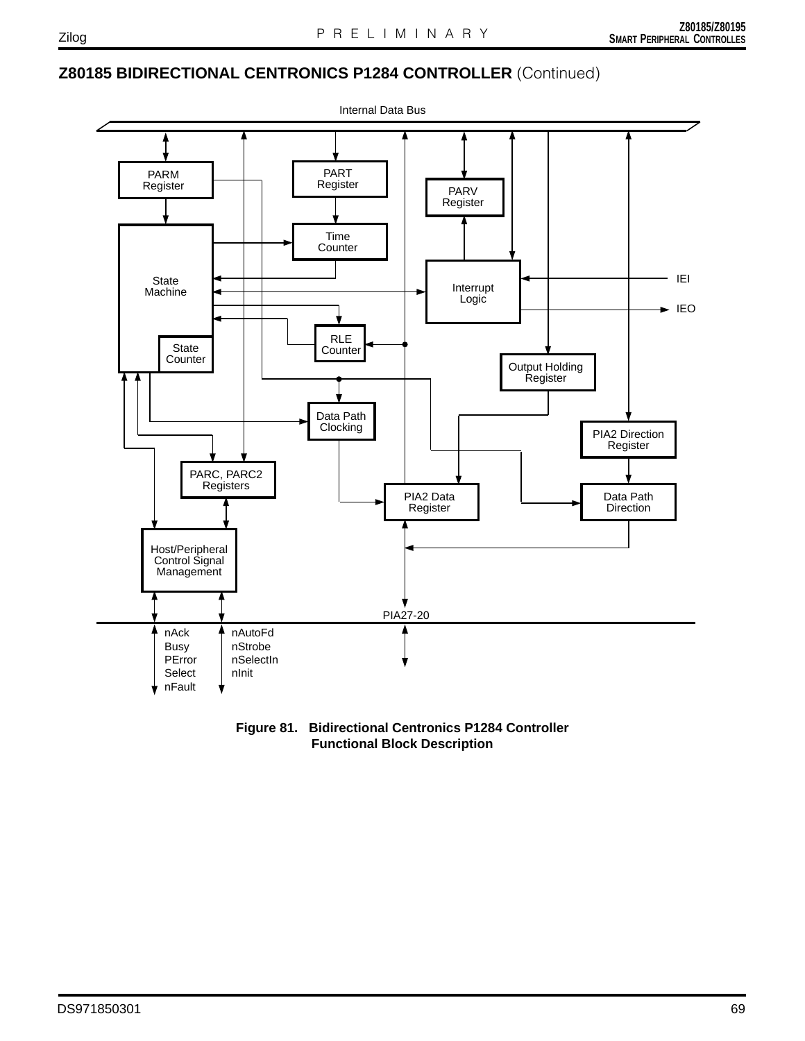## Z80185 BIDIRECTIONAL CENTRONICS P1284 CONTROLLER (Continued)

Internal Data Bus

PARM Register

PART Register

PARV Register

Time Counter

State Machine

Interrupt Logic

IEI

IEO

RLE Counter

State Counter

Output Holding Register

Data Path Clocking

PIA2 Direction Register

PARC, PARC2 Registers

PIA2 Data Register

Data Path Direction

Host/Peripheral Control Signal Management

PIA27-20

nAck
Busy
PError
Select
nFault

nAutoFd
nStrobe
nSelectIn
nInit

**Figure 81. Bidirectional Centronics P1284 Controller Functional Block Description**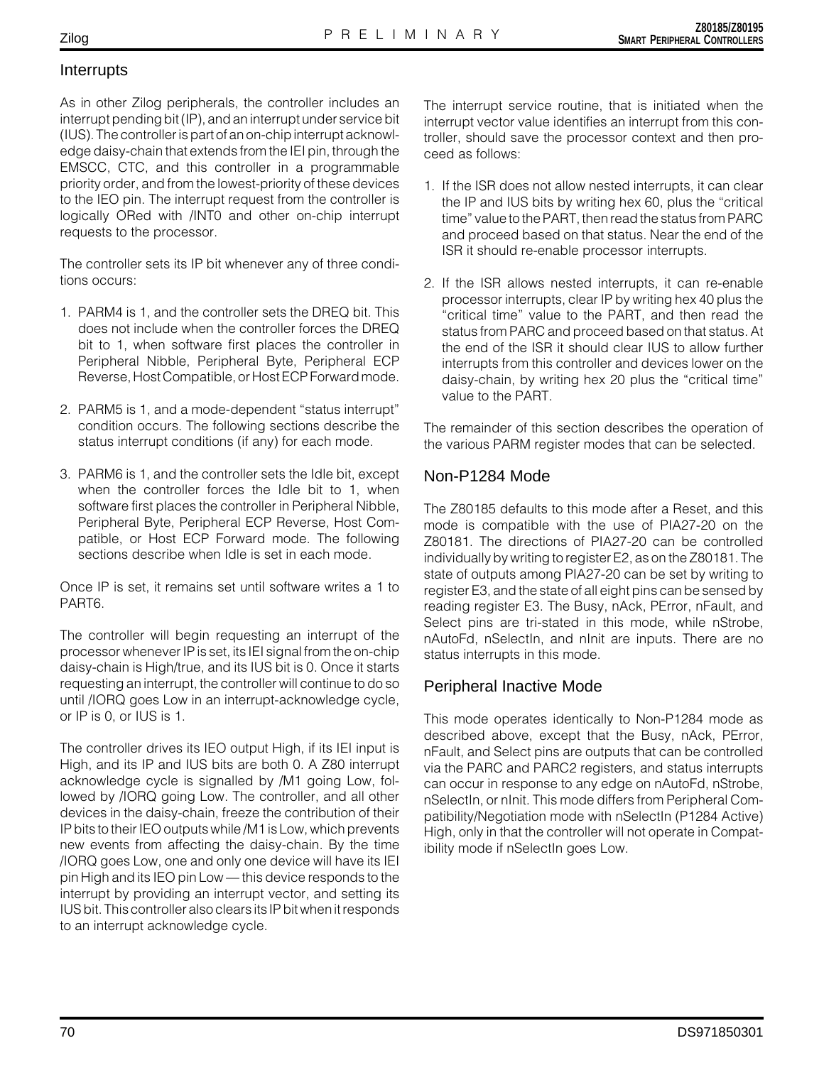## Interrupts

As in other Zilog peripherals, the controller includes an interrupt pending bit (IP), and an interrupt under service bit (IUS). The controller is part of an on-chip interrupt acknowledge daisy-chain that extends from the IEI pin, through the EMSCC, CTC, and this controller in a programmable priority order, and from the lowest-priority of these devices to the IEO pin. The interrupt request from the controller is logically ORed with /INT0 and other on-chip interrupt requests to the processor.

The controller sets its IP bit whenever any of three conditions occurs:

1. PARM4 is 1, and the controller sets the DREQ bit. This does not include when the controller forces the DREQ bit to 1, when software first places the controller in Peripheral Nibble, Peripheral Byte, Peripheral ECP Reverse, Host Compatible, or Host ECP Forward mode.
2. PARM5 is 1, and a mode-dependent "status interrupt" condition occurs. The following sections describe the status interrupt conditions (if any) for each mode.
3. PARM6 is 1, and the controller sets the Idle bit, except when the controller forces the Idle bit to 1, when software first places the controller in Peripheral Nibble, Peripheral Byte, Peripheral ECP Reverse, Host Compatible, or Host ECP Forward mode. The following sections describe when Idle is set in each mode.

Once IP is set, it remains set until software writes a 1 to PART6.

The controller will begin requesting an interrupt of the processor whenever IP is set, its IEI signal from the on-chip daisy-chain is High/true, and its IUS bit is 0. Once it starts requesting an interrupt, the controller will continue to do so until /IORQ goes Low in an interrupt-acknowledge cycle, or IP is 0, or IUS is 1.

The controller drives its IEO output High, if its IEI input is High, and its IP and IUS bits are both 0. A Z80 interrupt acknowledge cycle is signalled by /M1 going Low, followed by /IORQ going Low. The controller, and all other devices in the daisy-chain, freeze the contribution of their IP bits to their IEO outputs while /M1 is Low, which prevents new events from affecting the daisy-chain. By the time /IORQ goes Low, one and only one device will have its IEI pin High and its IEO pin Low — this device responds to the interrupt by providing an interrupt vector, and setting its IUS bit. This controller also clears its IP bit when it responds to an interrupt acknowledge cycle.

The interrupt service routine, that is initiated when the interrupt vector value identifies an interrupt from this controller, should save the processor context and then proceed as follows:

1. If the ISR does not allow nested interrupts, it can clear the IP and IUS bits by writing hex 60, plus the "critical time" value to the PART, then read the status from PARC and proceed based on that status. Near the end of the ISR it should re-enable processor interrupts.
2. If the ISR allows nested interrupts, it can re-enable processor interrupts, clear IP by writing hex 40 plus the "critical time" value to the PART, and then read the status from PARC and proceed based on that status. At the end of the ISR it should clear IUS to allow further interrupts from this controller and devices lower on the daisy-chain, by writing hex 20 plus the "critical time" value to the PART.

The remainder of this section describes the operation of the various PARM register modes that can be selected.

## Non-P1284 Mode

The Z80185 defaults to this mode after a Reset, and this mode is compatible with the use of PIA27-20 on the Z80181. The directions of PIA27-20 can be controlled individually by writing to register E2, as on the Z80181. The state of outputs among PIA27-20 can be set by writing to register E3, and the state of all eight pins can be sensed by reading register E3. The Busy, nAck, PError, nFault, and Select pins are tri-stated in this mode, while nStrobe, nAutoFd, nSelectIn, and nInit are inputs. There are no status interrupts in this mode.

## Peripheral Inactive Mode

This mode operates identically to Non-P1284 mode as described above, except that the Busy, nAck, PError, nFault, and Select pins are outputs that can be controlled via the PARC and PARC2 registers, and status interrupts can occur in response to any edge on nAutoFd, nStrobe, nSelectIn, or nInit. This mode differs from Peripheral Compatibility/Negotiation mode with nSelectIn (P1284 Active) High, only in that the controller will not operate in Compatibility mode if nSelectIn goes Low.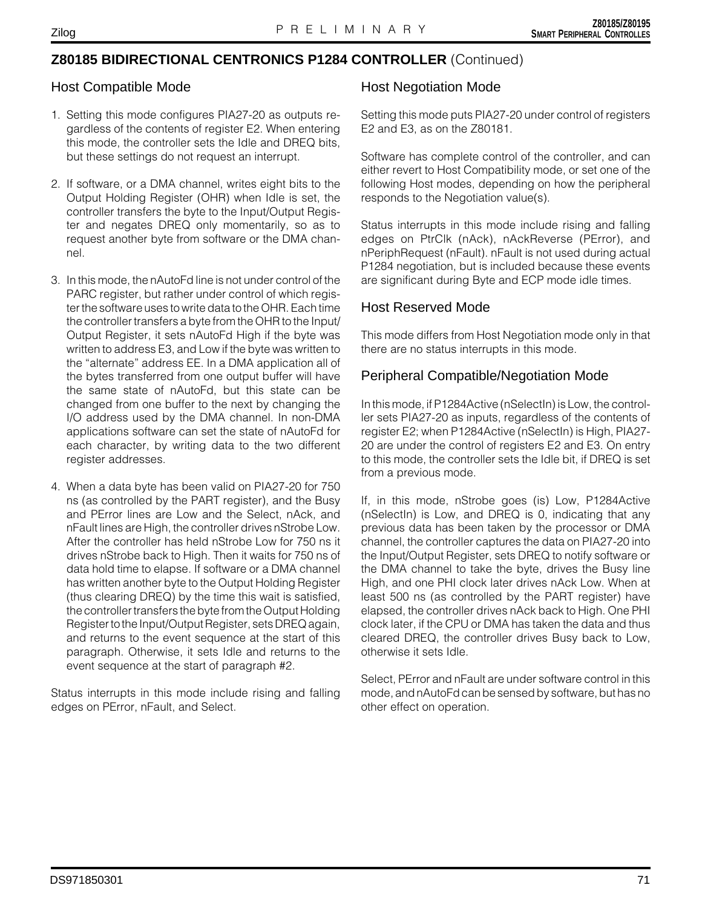## Z80185 BIDIRECTIONAL CENTRONICS P1284 CONTROLLER (Continued)

### Host Compatible Mode

1. Setting this mode configures PIA27-20 as outputs regardless of the contents of register E2. When entering this mode, the controller sets the Idle and DREQ bits, but these settings do not request an interrupt.

2. If software, or a DMA channel, writes eight bits to the Output Holding Register (OHR) when Idle is set, the controller transfers the byte to the Input/Output Register and negates DREQ only momentarily, so as to request another byte from software or the DMA channel.

3. In this mode, the nAutoFd line is not under control of the PARC register, but rather under control of which register the software uses to write data to the OHR. Each time the controller transfers a byte from the OHR to the Input/Output Register, it sets nAutoFd High if the byte was written to address E3, and Low if the byte was written to the "alternate" address EE. In a DMA application all of the bytes transferred from one output buffer will have the same state of nAutoFd, but this state can be changed from one buffer to the next by changing the I/O address used by the DMA channel. In non-DMA applications software can set the state of nAutoFd for each character, by writing data to the two different register addresses.

4. When a data byte has been valid on PIA27-20 for 750 ns (as controlled by the PART register), and the Busy and PError lines are Low and the Select, nAck, and nFault lines are High, the controller drives nStrobe Low. After the controller has held nStrobe Low for 750 ns it drives nStrobe back to High. Then it waits for 750 ns of data hold time to elapse. If software or a DMA channel has written another byte to the Output Holding Register (thus clearing DREQ) by the time this wait is satisfied, the controller transfers the byte from the Output Holding Register to the Input/Output Register, sets DREQ again, and returns to the event sequence at the start of this paragraph. Otherwise, it sets Idle and returns to the event sequence at the start of paragraph #2.

Status interrupts in this mode include rising and falling edges on PError, nFault, and Select.

### Host Negotiation Mode

Setting this mode puts PIA27-20 under control of registers E2 and E3, as on the Z80181.

Software has complete control of the controller, and can either revert to Host Compatibility mode, or set one of the following Host modes, depending on how the peripheral responds to the Negotiation value(s).

Status interrupts in this mode include rising and falling edges on PtrClk (nAck), nAckReverse (PError), and nPeriphRequest (nFault). nFault is not used during actual P1284 negotiation, but is included because these events are significant during Byte and ECP mode idle times.

### Host Reserved Mode

This mode differs from Host Negotiation mode only in that there are no status interrupts in this mode.

### Peripheral Compatible/Negotiation Mode

In this mode, if P1284Active (nSelectIn) is Low, the controller sets PIA27-20 as inputs, regardless of the contents of register E2; when P1284Active (nSelectIn) is High, PIA27-20 are under the control of registers E2 and E3. On entry to this mode, the controller sets the Idle bit, if DREQ is set from a previous mode.

If, in this mode, nStrobe goes (is) Low, P1284Active (nSelectIn) is Low, and DREQ is 0, indicating that any previous data has been taken by the processor or DMA channel, the controller captures the data on PIA27-20 into the Input/Output Register, sets DREQ to notify software or the DMA channel to take the byte, drives the Busy line High, and one PHI clock later drives nAck Low. When at least 500 ns (as controlled by the PART register) have elapsed, the controller drives nAck back to High. One PHI clock later, if the CPU or DMA has taken the data and thus cleared DREQ, the controller drives Busy back to Low, otherwise it sets Idle.

Select, PError and nFault are under software control in this mode, and nAutoFd can be sensed by software, but has no other effect on operation.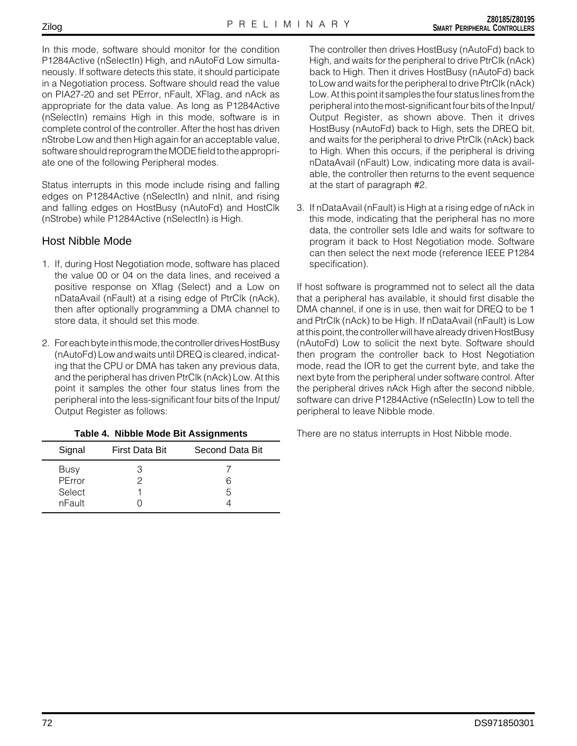In this mode, software should monitor for the condition P1284Active (nSelectIn) High, and nAutoFd Low simultaneously. If software detects this state, it should participate in a Negotiation process. Software should read the value on PIA27-20 and set PError, nFault, XFlag, and nAck as appropriate for the data value. As long as P1284Active (nSelectIn) remains High in this mode, software is in complete control of the controller. After the host has driven nStrobe Low and then High again for an acceptable value, software should reprogram the MODE field to the appropriate one of the following Peripheral modes.

Status interrupts in this mode include rising and falling edges on P1284Active (nSelectIn) and nInit, and rising and falling edges on HostBusy (nAutoFd) and HostClk (nStrobe) while P1284Active (nSelectIn) is High.

## Host Nibble Mode

1. If, during Host Negotiation mode, software has placed the value 00 or 04 on the data lines, and received a positive response on Xflag (Select) and a Low on nDataAvail (nFault) at a rising edge of PtrClk (nAck), then after optionally programming a DMA channel to store data, it should set this mode.

2. For each byte in this mode, the controller drives HostBusy (nAutoFd) Low and waits until DREQ is cleared, indicating that the CPU or DMA has taken any previous data, and the peripheral has driven PtrClk (nAck) Low. At this point it samples the other four status lines from the peripheral into the less-significant four bits of the Input/Output Register as follows:

**Table 4. Nibble Mode Bit Assignments**

| Signal | First Data Bit | Second Data Bit |
|---|---|---|
| Busy | 3 | 7 |
| PError | 2 | 6 |
| Select | 1 | 5 |
| nFault | 0 | 4 |

   The controller then drives HostBusy (nAutoFd) back to High, and waits for the peripheral to drive PtrClk (nAck) back to High. Then it drives HostBusy (nAutoFd) back to Low and waits for the peripheral to drive PtrClk (nAck) Low. At this point it samples the four status lines from the peripheral into the most-significant four bits of the Input/Output Register, as shown above. Then it drives HostBusy (nAutoFd) back to High, sets the DREQ bit, and waits for the peripheral to drive PtrClk (nAck) back to High. When this occurs, if the peripheral is driving nDataAvail (nFault) Low, indicating more data is available, the controller then returns to the event sequence at the start of paragraph #2.

3. If nDataAvail (nFault) is High at a rising edge of nAck in this mode, indicating that the peripheral has no more data, the controller sets Idle and waits for software to program it back to Host Negotiation mode. Software can then select the next mode (reference IEEE P1284 specification).

If host software is programmed not to select all the data that a peripheral has available, it should first disable the DMA channel, if one is in use, then wait for DREQ to be 1 and PtrClk (nAck) to be High. If nDataAvail (nFault) is Low at this point, the controller will have already driven HostBusy (nAutoFd) Low to solicit the next byte. Software should then program the controller back to Host Negotiation mode, read the IOR to get the current byte, and take the next byte from the peripheral under software control. After the peripheral drives nAck High after the second nibble, software can drive P1284Active (nSelectIn) Low to tell the peripheral to leave Nibble mode.

There are no status interrupts in Host Nibble mode.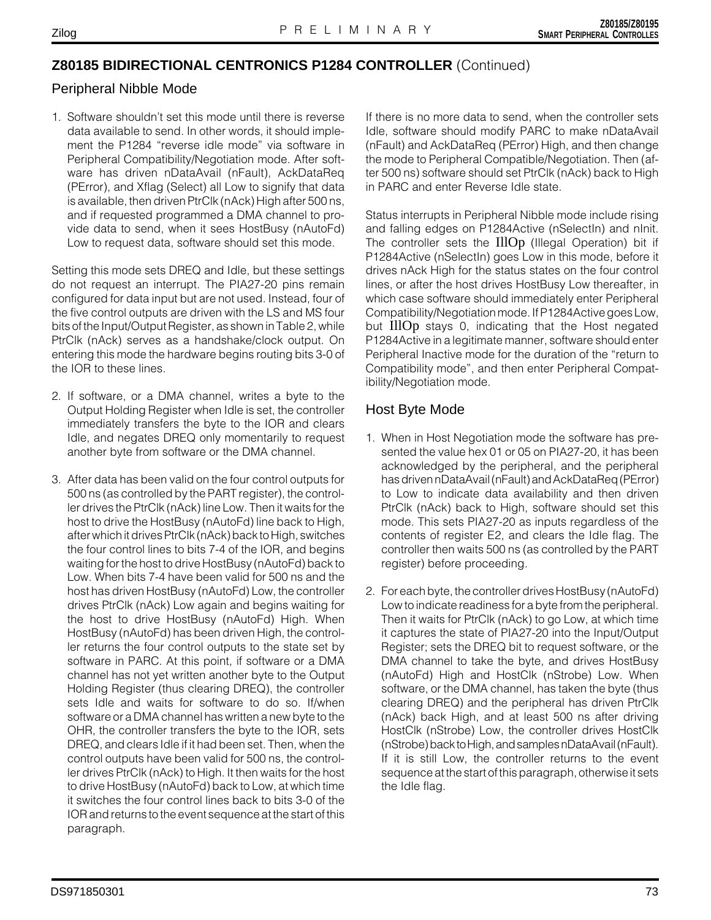## Z80185 BIDIRECTIONAL CENTRONICS P1284 CONTROLLER (Continued)

### Peripheral Nibble Mode

1. Software shouldn't set this mode until there is reverse data available to send. In other words, it should implement the P1284 "reverse idle mode" via software in Peripheral Compatibility/Negotiation mode. After software has driven nDataAvail (nFault), AckDataReq (PError), and Xflag (Select) all Low to signify that data is available, then driven PtrClk (nAck) High after 500 ns, and if requested programmed a DMA channel to provide data to send, when it sees HostBusy (nAutoFd) Low to request data, software should set this mode.

Setting this mode sets DREQ and Idle, but these settings do not request an interrupt. The PIA27-20 pins remain configured for data input but are not used. Instead, four of the five control outputs are driven with the LS and MS four bits of the Input/Output Register, as shown in Table 2, while PtrClk (nAck) serves as a handshake/clock output. On entering this mode the hardware begins routing bits 3-0 of the IOR to these lines.

2. If software, or a DMA channel, writes a byte to the Output Holding Register when Idle is set, the controller immediately transfers the byte to the IOR and clears Idle, and negates DREQ only momentarily to request another byte from software or the DMA channel.

3. After data has been valid on the four control outputs for 500 ns (as controlled by the PART register), the controller drives the PtrClk (nAck) line Low. Then it waits for the host to drive the HostBusy (nAutoFd) line back to High, after which it drives PtrClk (nAck) back to High, switches the four control lines to bits 7-4 of the IOR, and begins waiting for the host to drive HostBusy (nAutoFd) back to Low. When bits 7-4 have been valid for 500 ns and the host has driven HostBusy (nAutoFd) Low, the controller drives PtrClk (nAck) Low again and begins waiting for the host to drive HostBusy (nAutoFd) High. When HostBusy (nAutoFd) has been driven High, the controller returns the four control outputs to the state set by software in PARC. At this point, if software or a DMA channel has not yet written another byte to the Output Holding Register (thus clearing DREQ), the controller sets Idle and waits for software to do so. If/when software or a DMA channel has written a new byte to the OHR, the controller transfers the byte to the IOR, sets DREQ, and clears Idle if it had been set. Then, when the control outputs have been valid for 500 ns, the controller drives PtrClk (nAck) to High. It then waits for the host to drive HostBusy (nAutoFd) back to Low, at which time it switches the four control lines back to bits 3-0 of the IOR and returns to the event sequence at the start of this paragraph.

If there is no more data to send, when the controller sets Idle, software should modify PARC to make nDataAvail (nFault) and AckDataReq (PError) High, and then change the mode to Peripheral Compatible/Negotiation. Then (after 500 ns) software should set PtrClk (nAck) back to High in PARC and enter Reverse Idle state.

Status interrupts in Peripheral Nibble mode include rising and falling edges on P1284Active (nSelectIn) and nInit. The controller sets the IllOp (Illegal Operation) bit if P1284Active (nSelectIn) goes Low in this mode, before it drives nAck High for the status states on the four control lines, or after the host drives HostBusy Low thereafter, in which case software should immediately enter Peripheral Compatibility/Negotiation mode. If P1284Active goes Low, but IllOp stays 0, indicating that the Host negated P1284Active in a legitimate manner, software should enter Peripheral Inactive mode for the duration of the "return to Compatibility mode", and then enter Peripheral Compatibility/Negotiation mode.

### Host Byte Mode

1. When in Host Negotiation mode the software has presented the value hex 01 or 05 on PIA27-20, it has been acknowledged by the peripheral, and the peripheral has driven nDataAvail (nFault) and AckDataReq (PError) to Low to indicate data availability and then driven PtrClk (nAck) back to High, software should set this mode. This sets PIA27-20 as inputs regardless of the contents of register E2, and clears the Idle flag. The controller then waits 500 ns (as controlled by the PART register) before proceeding.

2. For each byte, the controller drives HostBusy (nAutoFd) Low to indicate readiness for a byte from the peripheral. Then it waits for PtrClk (nAck) to go Low, at which time it captures the state of PIA27-20 into the Input/Output Register; sets the DREQ bit to request software, or the DMA channel to take the byte, and drives HostBusy (nAutoFd) High and HostClk (nStrobe) Low. When software, or the DMA channel, has taken the byte (thus clearing DREQ) and the peripheral has driven PtrClk (nAck) back High, and at least 500 ns after driving HostClk (nStrobe) Low, the controller drives HostClk (nStrobe) back to High, and samples nDataAvail (nFault). If it is still Low, the controller returns to the event sequence at the start of this paragraph, otherwise it sets the Idle flag.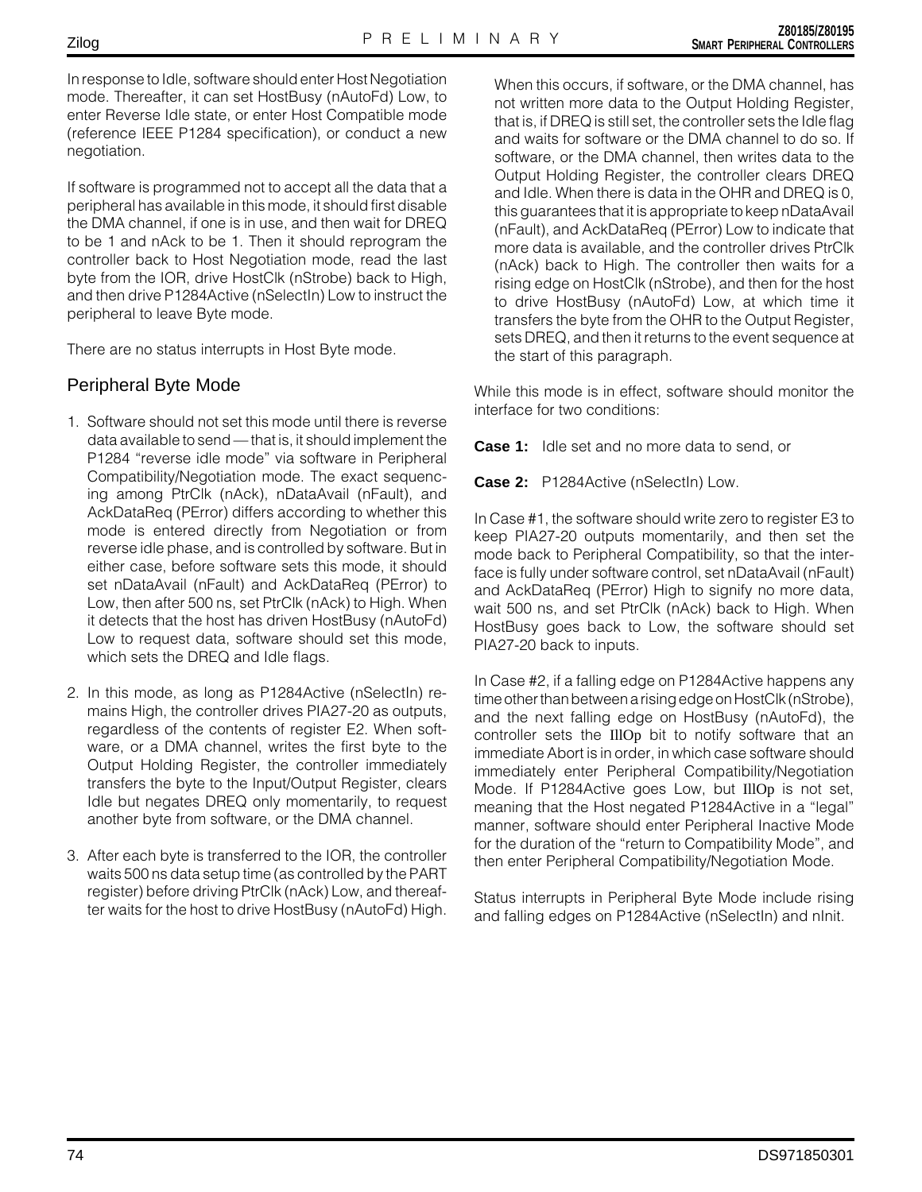In response to Idle, software should enter Host Negotiation mode. Thereafter, it can set HostBusy (nAutoFd) Low, to enter Reverse Idle state, or enter Host Compatible mode (reference IEEE P1284 specification), or conduct a new negotiation.

If software is programmed not to accept all the data that a peripheral has available in this mode, it should first disable the DMA channel, if one is in use, and then wait for DREQ to be 1 and nAck to be 1. Then it should reprogram the controller back to Host Negotiation mode, read the last byte from the IOR, drive HostClk (nStrobe) back to High, and then drive P1284Active (nSelectIn) Low to instruct the peripheral to leave Byte mode.

There are no status interrupts in Host Byte mode.

## Peripheral Byte Mode

1. Software should not set this mode until there is reverse data available to send — that is, it should implement the P1284 "reverse idle mode" via software in Peripheral Compatibility/Negotiation mode. The exact sequencing among PtrClk (nAck), nDataAvail (nFault), and AckDataReq (PError) differs according to whether this mode is entered directly from Negotiation or from reverse idle phase, and is controlled by software. But in either case, before software sets this mode, it should set nDataAvail (nFault) and AckDataReq (PError) to Low, then after 500 ns, set PtrClk (nAck) to High. When it detects that the host has driven HostBusy (nAutoFd) Low to request data, software should set this mode, which sets the DREQ and Idle flags.

2. In this mode, as long as P1284Active (nSelectIn) remains High, the controller drives PIA27-20 as outputs, regardless of the contents of register E2. When software, or a DMA channel, writes the first byte to the Output Holding Register, the controller immediately transfers the byte to the Input/Output Register, clears Idle but negates DREQ only momentarily, to request another byte from software, or the DMA channel.

3. After each byte is transferred to the IOR, the controller waits 500 ns data setup time (as controlled by the PART register) before driving PtrClk (nAck) Low, and thereafter waits for the host to drive HostBusy (nAutoFd) High. When this occurs, if software, or the DMA channel, has not written more data to the Output Holding Register, that is, if DREQ is still set, the controller sets the Idle flag and waits for software or the DMA channel to do so. If software, or the DMA channel, then writes data to the Output Holding Register, the controller clears DREQ and Idle. When there is data in the OHR and DREQ is 0, this guarantees that it is appropriate to keep nDataAvail (nFault), and AckDataReq (PError) Low to indicate that more data is available, and the controller drives PtrClk (nAck) back to High. The controller then waits for a rising edge on HostClk (nStrobe), and then for the host to drive HostBusy (nAutoFd) Low, at which time it transfers the byte from the OHR to the Output Register, sets DREQ, and then it returns to the event sequence at the start of this paragraph.

While this mode is in effect, software should monitor the interface for two conditions:

**Case 1:** Idle set and no more data to send, or

**Case 2:** P1284Active (nSelectIn) Low.

In Case #1, the software should write zero to register E3 to keep PIA27-20 outputs momentarily, and then set the mode back to Peripheral Compatibility, so that the interface is fully under software control, set nDataAvail (nFault) and AckDataReq (PError) High to signify no more data, wait 500 ns, and set PtrClk (nAck) back to High. When HostBusy goes back to Low, the software should set PIA27-20 back to inputs.

In Case #2, if a falling edge on P1284Active happens any time other than between a rising edge on HostClk (nStrobe), and the next falling edge on HostBusy (nAutoFd), the controller sets the IllOp bit to notify software that an immediate Abort is in order, in which case software should immediately enter Peripheral Compatibility/Negotiation Mode. If P1284Active goes Low, but IllOp is not set, meaning that the Host negated P1284Active in a "legal" manner, software should enter Peripheral Inactive Mode for the duration of the "return to Compatibility Mode", and then enter Peripheral Compatibility/Negotiation Mode.

Status interrupts in Peripheral Byte Mode include rising and falling edges on P1284Active (nSelectIn) and nInit.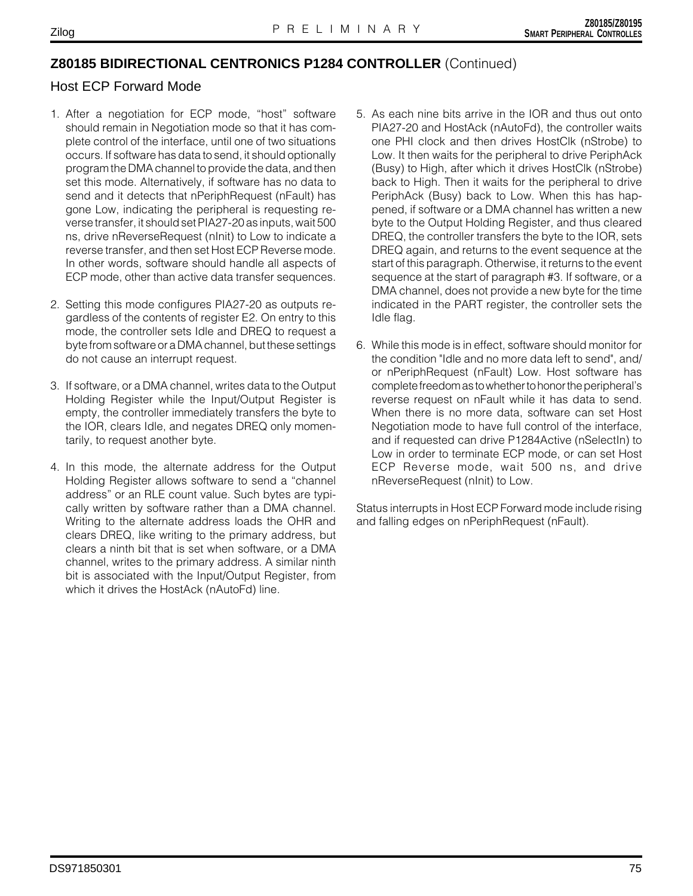## Z80185 BIDIRECTIONAL CENTRONICS P1284 CONTROLLER (Continued)

### Host ECP Forward Mode

1. After a negotiation for ECP mode, "host" software should remain in Negotiation mode so that it has complete control of the interface, until one of two situations occurs. If software has data to send, it should optionally program the DMA channel to provide the data, and then set this mode. Alternatively, if software has no data to send and it detects that nPeriphRequest (nFault) has gone Low, indicating the peripheral is requesting reverse transfer, it should set PIA27-20 as inputs, wait 500 ns, drive nReverseRequest (nInit) to Low to indicate a reverse transfer, and then set Host ECP Reverse mode. In other words, software should handle all aspects of ECP mode, other than active data transfer sequences.

2. Setting this mode configures PIA27-20 as outputs regardless of the contents of register E2. On entry to this mode, the controller sets Idle and DREQ to request a byte from software or a DMA channel, but these settings do not cause an interrupt request.

3. If software, or a DMA channel, writes data to the Output Holding Register while the Input/Output Register is empty, the controller immediately transfers the byte to the IOR, clears Idle, and negates DREQ only momentarily, to request another byte.

4. In this mode, the alternate address for the Output Holding Register allows software to send a "channel address" or an RLE count value. Such bytes are typically written by software rather than a DMA channel. Writing to the alternate address loads the OHR and clears DREQ, like writing to the primary address, but clears a ninth bit that is set when software, or a DMA channel, writes to the primary address. A similar ninth bit is associated with the Input/Output Register, from which it drives the HostAck (nAutoFd) line.

5. As each nine bits arrive in the IOR and thus out onto PIA27-20 and HostAck (nAutoFd), the controller waits one PHI clock and then drives HostClk (nStrobe) to Low. It then waits for the peripheral to drive PeriphAck (Busy) to High, after which it drives HostClk (nStrobe) back to High. Then it waits for the peripheral to drive PeriphAck (Busy) back to Low. When this has happened, if software or a DMA channel has written a new byte to the Output Holding Register, and thus cleared DREQ, the controller transfers the byte to the IOR, sets DREQ again, and returns to the event sequence at the start of this paragraph. Otherwise, it returns to the event sequence at the start of paragraph #3. If software, or a DMA channel, does not provide a new byte for the time indicated in the PART register, the controller sets the Idle flag.

6. While this mode is in effect, software should monitor for the condition "Idle and no more data left to send", and/or nPeriphRequest (nFault) Low. Host software has complete freedom as to whether to honor the peripheral's reverse request on nFault while it has data to send. When there is no more data, software can set Host Negotiation mode to have full control of the interface, and if requested can drive P1284Active (nSelectIn) to Low in order to terminate ECP mode, or can set Host ECP Reverse mode, wait 500 ns, and drive nReverseRequest (nInit) to Low.

Status interrupts in Host ECP Forward mode include rising and falling edges on nPeriphRequest (nFault).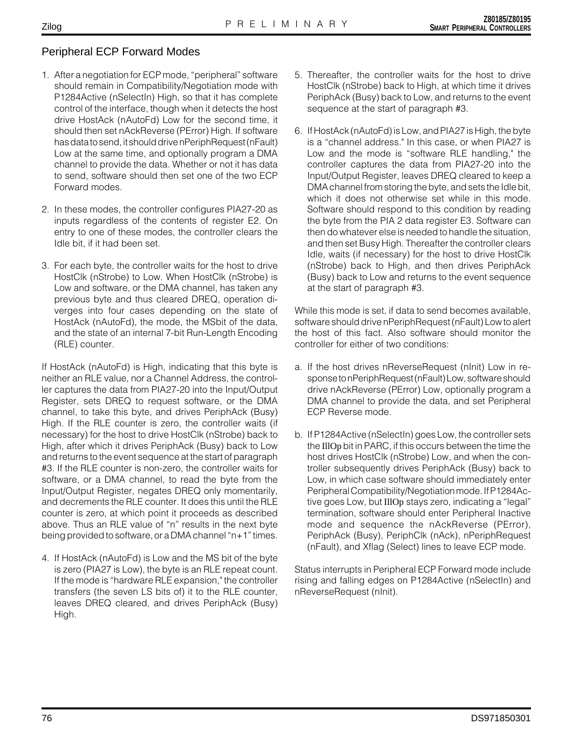## Peripheral ECP Forward Modes

1. After a negotiation for ECP mode, "peripheral" software should remain in Compatibility/Negotiation mode with P1284Active (nSelectIn) High, so that it has complete control of the interface, though when it detects the host drive HostAck (nAutoFd) Low for the second time, it should then set nAckReverse (PError) High. If software has data to send, it should drive nPeriphRequest (nFault) Low at the same time, and optionally program a DMA channel to provide the data. Whether or not it has data to send, software should then set one of the two ECP Forward modes.

2. In these modes, the controller configures PIA27-20 as inputs regardless of the contents of register E2. On entry to one of these modes, the controller clears the Idle bit, if it had been set.

3. For each byte, the controller waits for the host to drive HostClk (nStrobe) to Low. When HostClk (nStrobe) is Low and software, or the DMA channel, has taken any previous byte and thus cleared DREQ, operation diverges into four cases depending on the state of HostAck (nAutoFd), the mode, the MSbit of the data, and the state of an internal 7-bit Run-Length Encoding (RLE) counter.

If HostAck (nAutoFd) is High, indicating that this byte is neither an RLE value, nor a Channel Address, the controller captures the data from PIA27-20 into the Input/Output Register, sets DREQ to request software, or the DMA channel, to take this byte, and drives PeriphAck (Busy) High. If the RLE counter is zero, the controller waits (if necessary) for the host to drive HostClk (nStrobe) back to High, after which it drives PeriphAck (Busy) back to Low and returns to the event sequence at the start of paragraph #3. If the RLE counter is non-zero, the controller waits for software, or a DMA channel, to read the byte from the Input/Output Register, negates DREQ only momentarily, and decrements the RLE counter. It does this until the RLE counter is zero, at which point it proceeds as described above. Thus an RLE value of "n" results in the next byte being provided to software, or a DMA channel "n+1" times.

4. If HostAck (nAutoFd) is Low and the MS bit of the byte is zero (PIA27 is Low), the byte is an RLE repeat count. If the mode is "hardware RLE expansion," the controller transfers (the seven LS bits of) it to the RLE counter, leaves DREQ cleared, and drives PeriphAck (Busy) High.

5. Thereafter, the controller waits for the host to drive HostClk (nStrobe) back to High, at which time it drives PeriphAck (Busy) back to Low, and returns to the event sequence at the start of paragraph #3.

6. If HostAck (nAutoFd) is Low, and PIA27 is High, the byte is a "channel address." In this case, or when PIA27 is Low and the mode is "software RLE handling," the controller captures the data from PIA27-20 into the Input/Output Register, leaves DREQ cleared to keep a DMA channel from storing the byte, and sets the Idle bit, which it does not otherwise set while in this mode. Software should respond to this condition by reading the byte from the PIA 2 data register E3. Software can then do whatever else is needed to handle the situation, and then set Busy High. Thereafter the controller clears Idle, waits (if necessary) for the host to drive HostClk (nStrobe) back to High, and then drives PeriphAck (Busy) back to Low and returns to the event sequence at the start of paragraph #3.

While this mode is set, if data to send becomes available, software should drive nPeriphRequest (nFault) Low to alert the host of this fact. Also software should monitor the controller for either of two conditions:

a. If the host drives nReverseRequest (nInit) Low in response to nPeriphRequest (nFault) Low, software should drive nAckReverse (PError) Low, optionally program a DMA channel to provide the data, and set Peripheral ECP Reverse mode.

b. If P1284Active (nSelectIn) goes Low, the controller sets the IllOp bit in PARC, if this occurs between the time the host drives HostClk (nStrobe) Low, and when the controller subsequently drives PeriphAck (Busy) back to Low, in which case software should immediately enter Peripheral Compatibility/Negotiation mode. If P1284Active goes Low, but IllOp stays zero, indicating a "legal" termination, software should enter Peripheral Inactive mode and sequence the nAckReverse (PError), PeriphAck (Busy), PeriphClk (nAck), nPeriphRequest (nFault), and Xflag (Select) lines to leave ECP mode.

Status interrupts in Peripheral ECP Forward mode include rising and falling edges on P1284Active (nSelectIn) and nReverseRequest (nInit).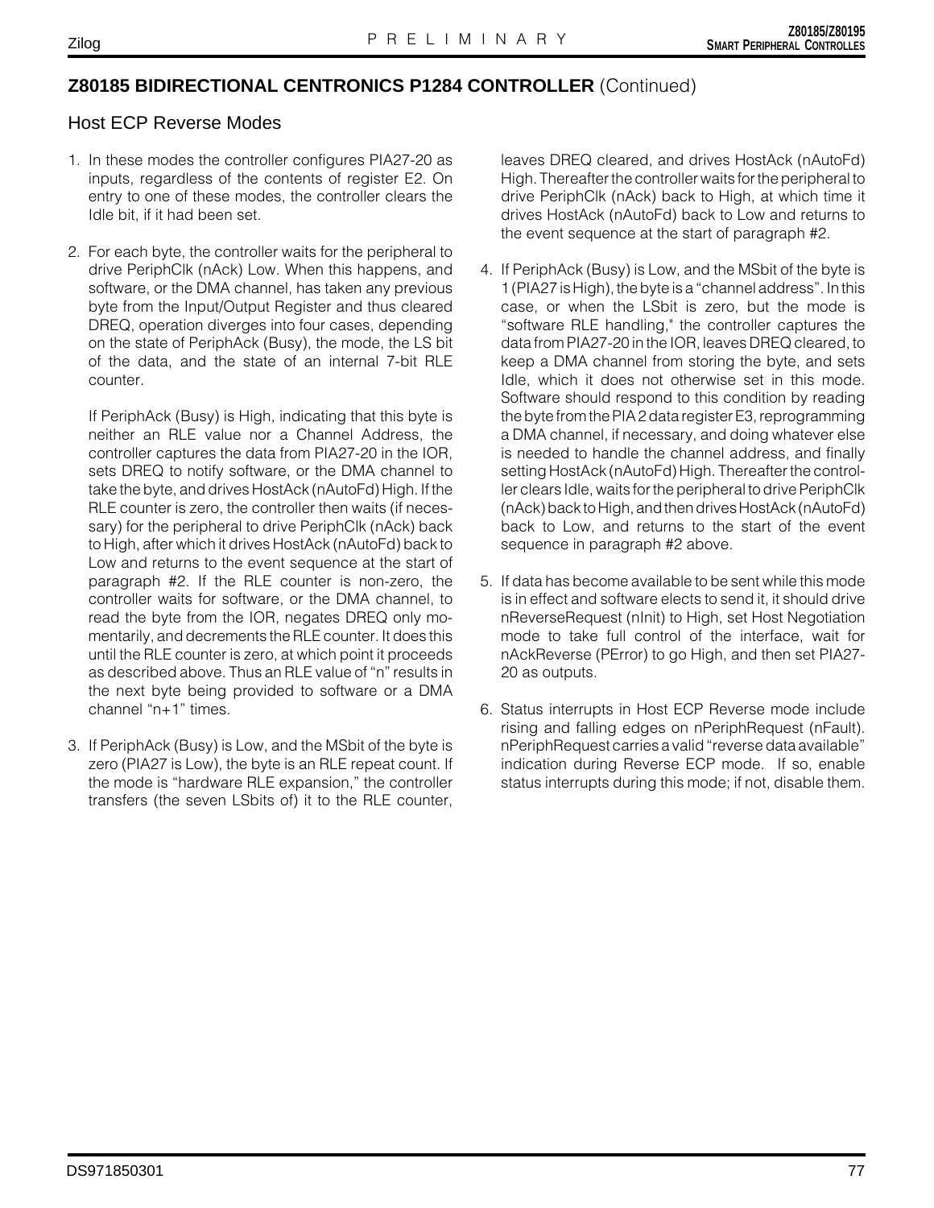## Z80185 BIDIRECTIONAL CENTRONICS P1284 CONTROLLER (Continued)

### Host ECP Reverse Modes

1. In these modes the controller configures PIA27-20 as inputs, regardless of the contents of register E2. On entry to one of these modes, the controller clears the Idle bit, if it had been set.

2. For each byte, the controller waits for the peripheral to drive PeriphClk (nAck) Low. When this happens, and software, or the DMA channel, has taken any previous byte from the Input/Output Register and thus cleared DREQ, operation diverges into four cases, depending on the state of PeriphAck (Busy), the mode, the LS bit of the data, and the state of an internal 7-bit RLE counter.

   If PeriphAck (Busy) is High, indicating that this byte is neither an RLE value nor a Channel Address, the controller captures the data from PIA27-20 in the IOR, sets DREQ to notify software, or the DMA channel to take the byte, and drives HostAck (nAutoFd) High. If the RLE counter is zero, the controller then waits (if necessary) for the peripheral to drive PeriphClk (nAck) back to High, after which it drives HostAck (nAutoFd) back to Low and returns to the event sequence at the start of paragraph #2. If the RLE counter is non-zero, the controller waits for software, or the DMA channel, to read the byte from the IOR, negates DREQ only momentarily, and decrements the RLE counter. It does this until the RLE counter is zero, at which point it proceeds as described above. Thus an RLE value of "n" results in the next byte being provided to software or a DMA channel "n+1" times.

3. If PeriphAck (Busy) is Low, and the MSbit of the byte is zero (PIA27 is Low), the byte is an RLE repeat count. If the mode is "hardware RLE expansion," the controller transfers (the seven LSbits of) it to the RLE counter, leaves DREQ cleared, and drives HostAck (nAutoFd) High. Thereafter the controller waits for the peripheral to drive PeriphClk (nAck) back to High, at which time it drives HostAck (nAutoFd) back to Low and returns to the event sequence at the start of paragraph #2.

4. If PeriphAck (Busy) is Low, and the MSbit of the byte is 1 (PIA27 is High), the byte is a "channel address". In this case, or when the LSbit is zero, but the mode is "software RLE handling," the controller captures the data from PIA27-20 in the IOR, leaves DREQ cleared, to keep a DMA channel from storing the byte, and sets Idle, which it does not otherwise set in this mode. Software should respond to this condition by reading the byte from the PIA 2 data register E3, reprogramming a DMA channel, if necessary, and doing whatever else is needed to handle the channel address, and finally setting HostAck (nAutoFd) High. Thereafter the controller clears Idle, waits for the peripheral to drive PeriphClk (nAck) back to High, and then drives HostAck (nAutoFd) back to Low, and returns to the start of the event sequence in paragraph #2 above.

5. If data has become available to be sent while this mode is in effect and software elects to send it, it should drive nReverseRequest (nInit) to High, set Host Negotiation mode to take full control of the interface, wait for nAckReverse (PError) to go High, and then set PIA27-20 as outputs.

6. Status interrupts in Host ECP Reverse mode include rising and falling edges on nPeriphRequest (nFault). nPeriphRequest carries a valid "reverse data available" indication during Reverse ECP mode. If so, enable status interrupts during this mode; if not, disable them.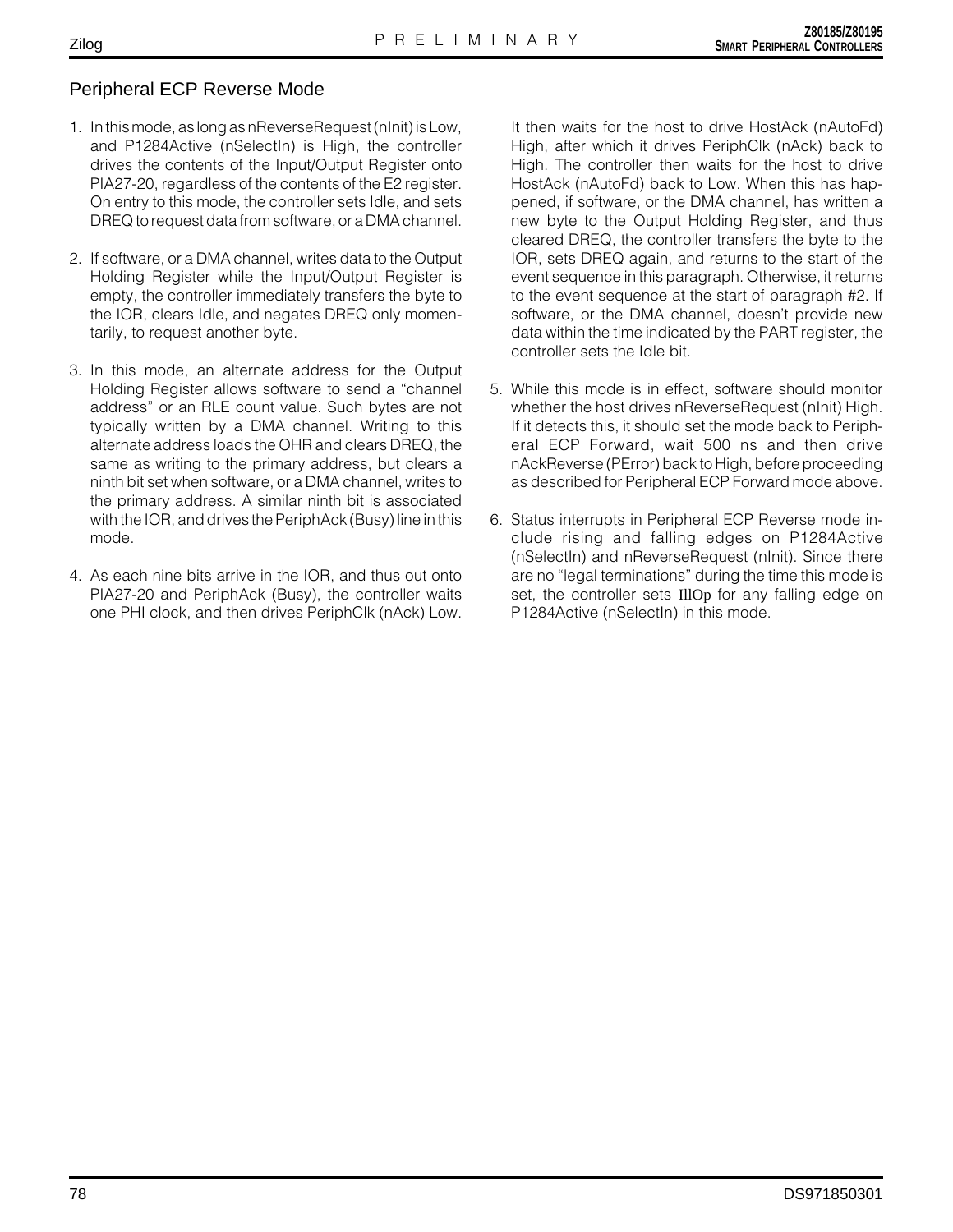## Peripheral ECP Reverse Mode

1. In this mode, as long as nReverseRequest (nInit) is Low, and P1284Active (nSelectIn) is High, the controller drives the contents of the Input/Output Register onto PIA27-20, regardless of the contents of the E2 register. On entry to this mode, the controller sets Idle, and sets DREQ to request data from software, or a DMA channel.

2. If software, or a DMA channel, writes data to the Output Holding Register while the Input/Output Register is empty, the controller immediately transfers the byte to the IOR, clears Idle, and negates DREQ only momentarily, to request another byte.

3. In this mode, an alternate address for the Output Holding Register allows software to send a “channel address” or an RLE count value. Such bytes are not typically written by a DMA channel. Writing to this alternate address loads the OHR and clears DREQ, the same as writing to the primary address, but clears a ninth bit set when software, or a DMA channel, writes to the primary address. A similar ninth bit is associated with the IOR, and drives the PeriphAck (Busy) line in this mode.

4. As each nine bits arrive in the IOR, and thus out onto PIA27-20 and PeriphAck (Busy), the controller waits one PHI clock, and then drives PeriphClk (nAck) Low. It then waits for the host to drive HostAck (nAutoFd) High, after which it drives PeriphClk (nAck) back to High. The controller then waits for the host to drive HostAck (nAutoFd) back to Low. When this has happened, if software, or the DMA channel, has written a new byte to the Output Holding Register, and thus cleared DREQ, the controller transfers the byte to the IOR, sets DREQ again, and returns to the start of the event sequence in this paragraph. Otherwise, it returns to the event sequence at the start of paragraph #2. If software, or the DMA channel, doesn’t provide new data within the time indicated by the PART register, the controller sets the Idle bit.

5. While this mode is in effect, software should monitor whether the host drives nReverseRequest (nInit) High. If it detects this, it should set the mode back to Peripheral ECP Forward, wait 500 ns and then drive nAckReverse (PError) back to High, before proceeding as described for Peripheral ECP Forward mode above.

6. Status interrupts in Peripheral ECP Reverse mode include rising and falling edges on P1284Active (nSelectIn) and nReverseRequest (nInit). Since there are no “legal terminations” during the time this mode is set, the controller sets IllOp for any falling edge on P1284Active (nSelectIn) in this mode.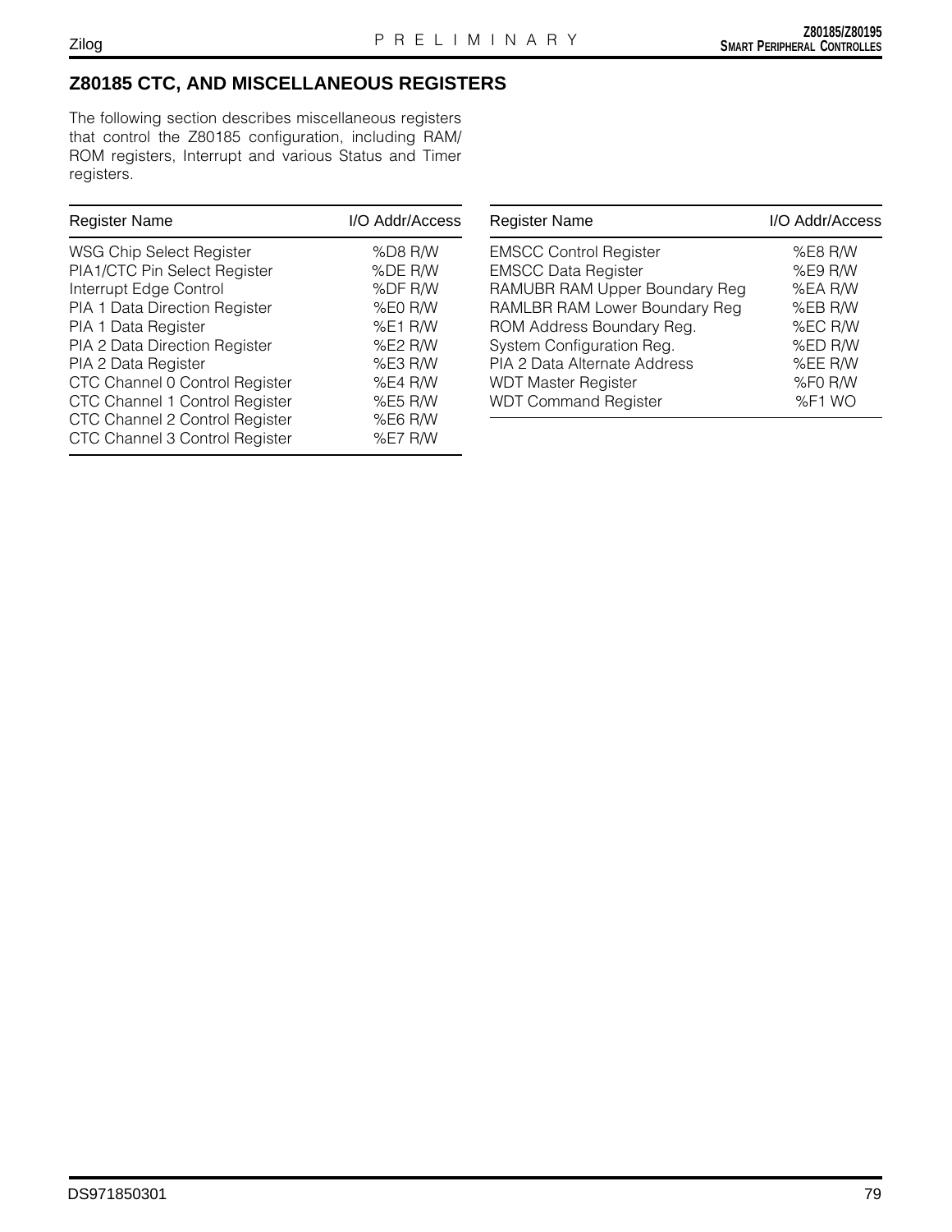## Z80185 CTC, AND MISCELLANEOUS REGISTERS

The following section describes miscellaneous registers that control the Z80185 configuration, including RAM/ ROM registers, Interrupt and various Status and Timer registers.

| Register Name | I/O Addr/Access |
|---|---|
| WSG Chip Select Register | %D8 R/W |
| PIA1/CTC Pin Select Register | %DE R/W |
| Interrupt Edge Control | %DF R/W |
| PIA 1 Data Direction Register | %E0 R/W |
| PIA 1 Data Register | %E1 R/W |
| PIA 2 Data Direction Register | %E2 R/W |
| PIA 2 Data Register | %E3 R/W |
| CTC Channel 0 Control Register | %E4 R/W |
| CTC Channel 1 Control Register | %E5 R/W |
| CTC Channel 2 Control Register | %E6 R/W |
| CTC Channel 3 Control Register | %E7 R/W |

| Register Name | I/O Addr/Access |
|---|---|
| EMSCC Control Register | %E8 R/W |
| EMSCC Data Register | %E9 R/W |
| RAMUBR RAM Upper Boundary Reg | %EA R/W |
| RAMLBR RAM Lower Boundary Reg | %EB R/W |
| ROM Address Boundary Reg. | %EC R/W |
| System Configuration Reg. | %ED R/W |
| PIA 2 Data Alternate Address | %EE R/W |
| WDT Master Register | %F0 R/W |
| WDT Command Register | %F1 WO |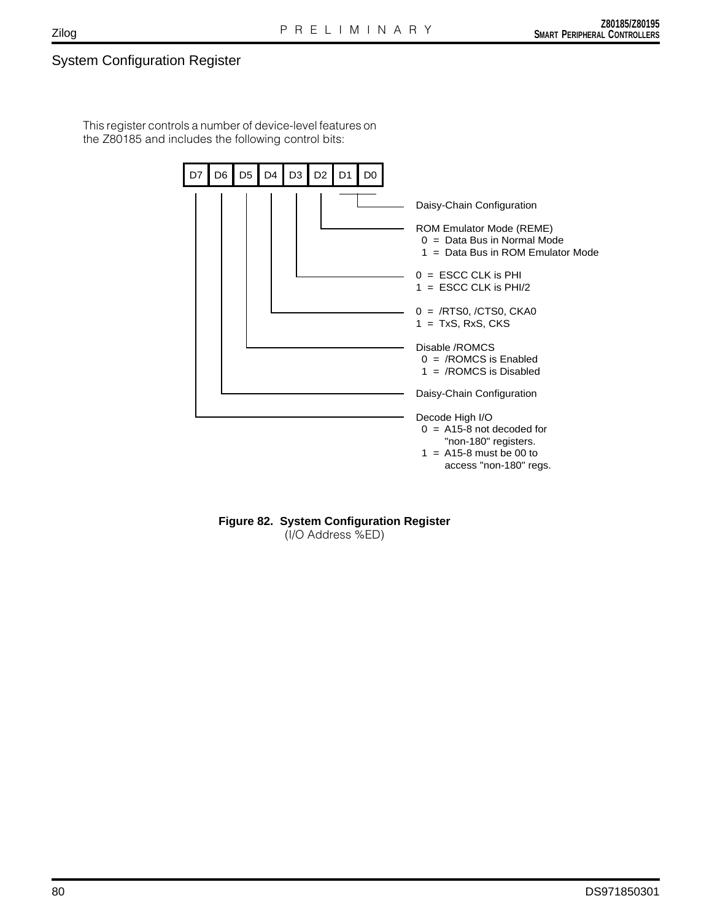## System Configuration Register

This register controls a number of device-level features on the Z80185 and includes the following control bits:

| Bit | Function |
|---|---|
| D7 | Decode High I/O<br>0 = A15-8 not decoded for "non-180" registers.<br>1 = A15-8 must be 00 to access "non-180" regs. |
| D6 | Daisy-Chain Configuration |
| D5 | Disable /ROMCS<br>0 = /ROMCS is Enabled<br>1 = /ROMCS is Disabled |
| D4 | 0 = /RTS0, /CTS0, CKA0<br>1 = TxS, RxS, CKS |
| D3 | 0 = ESCC CLK is PHI<br>1 = ESCC CLK is PHI/2 |
| D2 | ROM Emulator Mode (REME)<br>0 = Data Bus in Normal Mode<br>1 = Data Bus in ROM Emulator Mode |
| D1–D0 | Daisy-Chain Configuration |

**Figure 82. System Configuration Register**
(I/O Address %ED)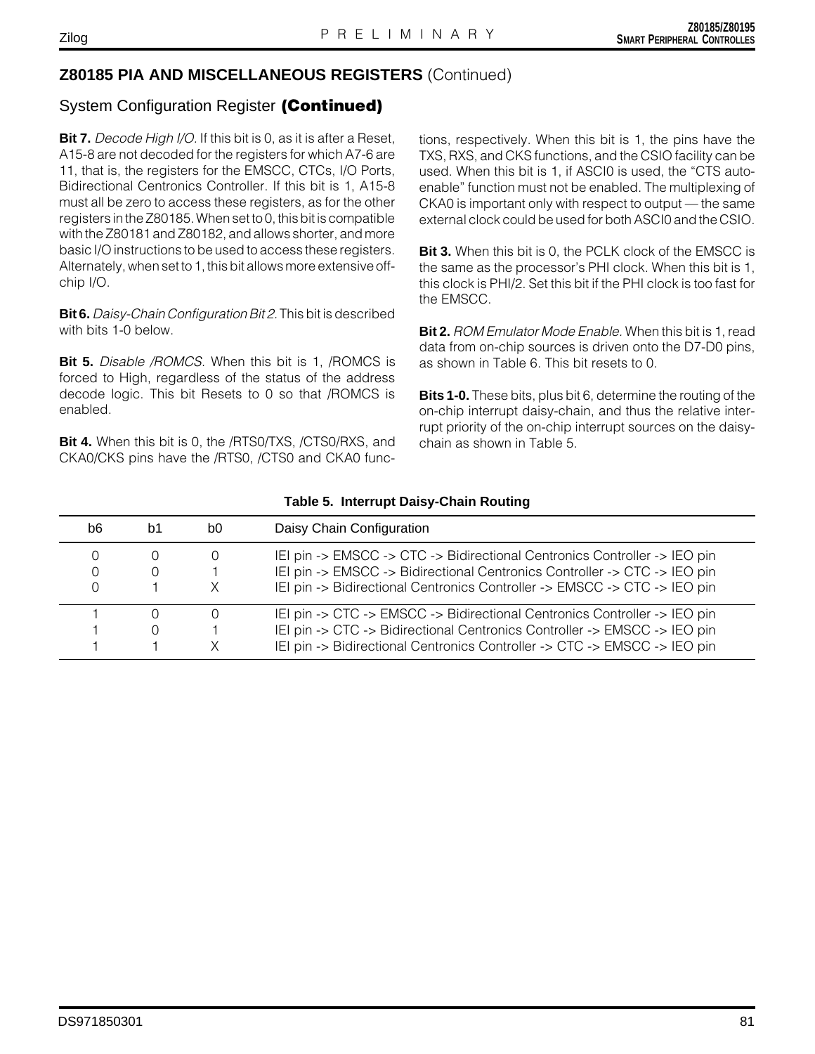## Z80185 PIA AND MISCELLANEOUS REGISTERS (Continued)

### System Configuration Register **(Continued)**

**Bit 7.** *Decode High I/O.* If this bit is 0, as it is after a Reset, A15-8 are not decoded for the registers for which A7-6 are 11, that is, the registers for the EMSCC, CTCs, I/O Ports, Bidirectional Centronics Controller. If this bit is 1, A15-8 must all be zero to access these registers, as for the other registers in the Z80185. When set to 0, this bit is compatible with the Z80181 and Z80182, and allows shorter, and more basic I/O instructions to be used to access these registers. Alternately, when set to 1, this bit allows more extensive off-chip I/O.

**Bit 6.** *Daisy-Chain Configuration Bit 2.* This bit is described with bits 1-0 below.

**Bit 5.** *Disable /ROMCS.* When this bit is 1, /ROMCS is forced to High, regardless of the status of the address decode logic. This bit Resets to 0 so that /ROMCS is enabled.

**Bit 4.** When this bit is 0, the /RTS0/TXS, /CTS0/RXS, and CKA0/CKS pins have the /RTS0, /CTS0 and CKA0 functions, respectively. When this bit is 1, the pins have the TXS, RXS, and CKS functions, and the CSIO facility can be used. When this bit is 1, if ASCI0 is used, the "CTS auto-enable" function must not be enabled. The multiplexing of CKA0 is important only with respect to output — the same external clock could be used for both ASCI0 and the CSIO.

**Bit 3.** When this bit is 0, the PCLK clock of the EMSCC is the same as the processor's PHI clock. When this bit is 1, this clock is PHI/2. Set this bit if the PHI clock is too fast for the EMSCC.

**Bit 2.** *ROM Emulator Mode Enable.* When this bit is 1, read data from on-chip sources is driven onto the D7-D0 pins, as shown in Table 6. This bit resets to 0.

**Bits 1-0.** These bits, plus bit 6, determine the routing of the on-chip interrupt daisy-chain, and thus the relative interrupt priority of the on-chip interrupt sources on the daisy-chain as shown in Table 5.

**Table 5. Interrupt Daisy-Chain Routing**

| b6 | b1 | b0 | Daisy Chain Configuration |
|---|---|---|---|
| 0 | 0 | 0 | IEI pin -> EMSCC -> CTC -> Bidirectional Centronics Controller -> IEO pin |
| 0 | 0 | 1 | IEI pin -> EMSCC -> Bidirectional Centronics Controller -> CTC -> IEO pin |
| 0 | 1 | X | IEI pin -> Bidirectional Centronics Controller -> EMSCC -> CTC -> IEO pin |
| 1 | 0 | 0 | IEI pin -> CTC -> EMSCC -> Bidirectional Centronics Controller -> IEO pin |
| 1 | 0 | 1 | IEI pin -> CTC -> Bidirectional Centronics Controller -> EMSCC -> IEO pin |
| 1 | 1 | X | IEI pin -> Bidirectional Centronics Controller -> CTC -> EMSCC -> IEO pin |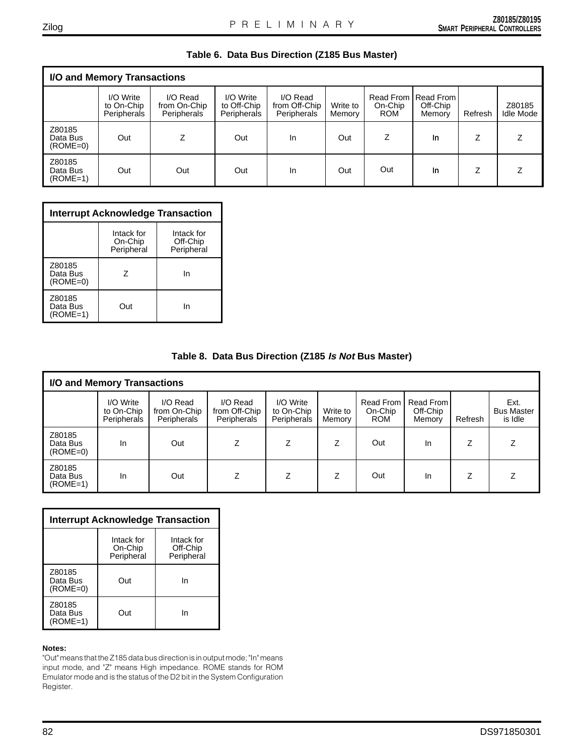**Table 6. Data Bus Direction (Z185 Bus Master)**

| I/O and Memory Transactions | | | | | | | | | |
|---|---|---|---|---|---|---|---|---|---|
| | I/O Write to On-Chip Peripherals | I/O Read from On-Chip Peripherals | I/O Write to Off-Chip Peripherals | I/O Read from Off-Chip Peripherals | Write to Memory | Read From On-Chip ROM | Read From Off-Chip Memory | Refresh | Z80185 Idle Mode |
| Z80185 Data Bus (ROME=0) | Out | Z | Out | In | Out | Z | In | Z | Z |
| Z80185 Data Bus (ROME=1) | Out | Out | Out | In | Out | Out | In | Z | Z |

| Interrupt Acknowledge Transaction | | |
|---|---|---|
| | Intack for On-Chip Peripheral | Intack for Off-Chip Peripheral |
| Z80185 Data Bus (ROME=0) | Z | In |
| Z80185 Data Bus (ROME=1) | Out | In |

**Table 8. Data Bus Direction (Z185 *Is Not* Bus Master)**

| I/O and Memory Transactions | | | | | | | | | |
|---|---|---|---|---|---|---|---|---|---|
| | I/O Write to On-Chip Peripherals | I/O Read from On-Chip Peripherals | I/O Read from Off-Chip Peripherals | I/O Write to On-Chip Peripherals | Write to Memory | Read From On-Chip ROM | Read From Off-Chip Memory | Refresh | Ext. Bus Master is Idle |
| Z80185 Data Bus (ROME=0) | In | Out | Z | Z | Z | Out | In | Z | Z |
| Z80185 Data Bus (ROME=1) | In | Out | Z | Z | Z | Out | In | Z | Z |

| Interrupt Acknowledge Transaction | | |
|---|---|---|
| | Intack for On-Chip Peripheral | Intack for Off-Chip Peripheral |
| Z80185 Data Bus (ROME=0) | Out | In |
| Z80185 Data Bus (ROME=1) | Out | In |

**Notes:**

"Out" means that the Z185 data bus direction is in output mode; "In" means input mode, and "Z" means High impedance. ROME stands for ROM Emulator mode and is the status of the D2 bit in the System Configuration Register.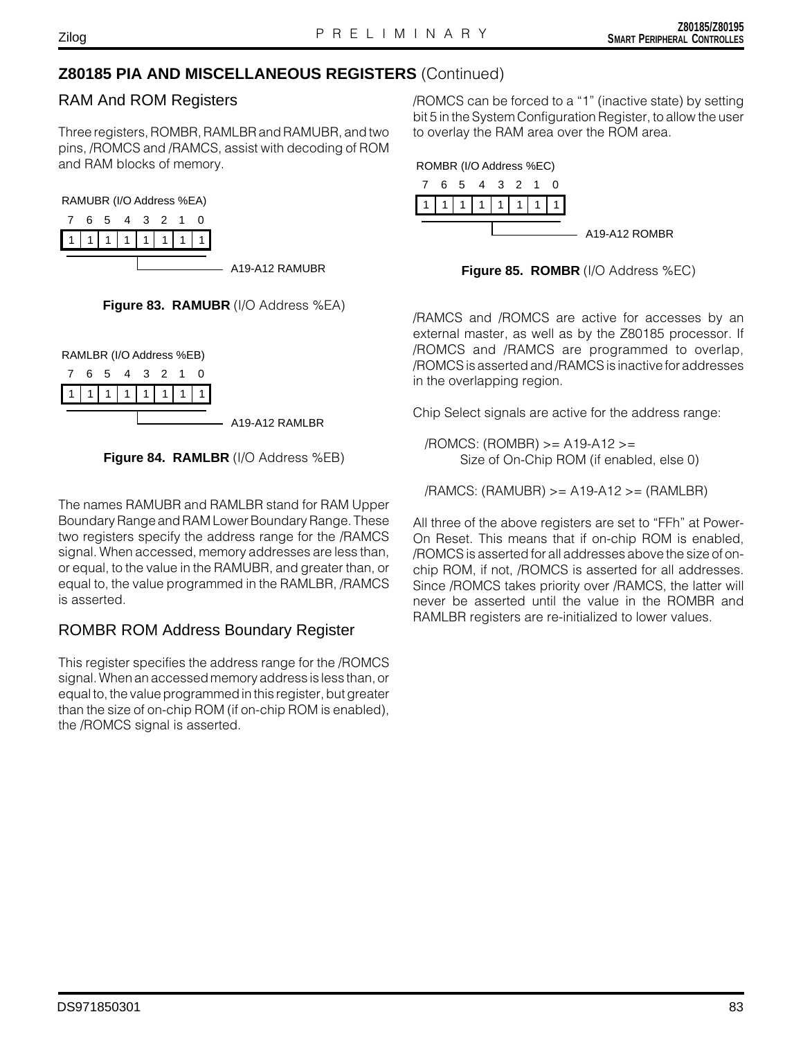## Z80185 PIA AND MISCELLANEOUS REGISTERS (Continued)

### RAM And ROM Registers

Three registers, ROMBR, RAMLBR and RAMUBR, and two pins, /ROMCS and /RAMCS, assist with decoding of ROM and RAM blocks of memory.

RAMUBR (I/O Address %EA)

| 7 | 6 | 5 | 4 | 3 | 2 | 1 | 0 |
|---|---|---|---|---|---|---|---|
| 1 | 1 | 1 | 1 | 1 | 1 | 1 | 1 |

A19-A12 RAMUBR

**Figure 83. RAMUBR** (I/O Address %EA)

RAMLBR (I/O Address %EB)

| 7 | 6 | 5 | 4 | 3 | 2 | 1 | 0 |
|---|---|---|---|---|---|---|---|
| 1 | 1 | 1 | 1 | 1 | 1 | 1 | 1 |

A19-A12 RAMLBR

**Figure 84. RAMLBR** (I/O Address %EB)

The names RAMUBR and RAMLBR stand for RAM Upper Boundary Range and RAM Lower Boundary Range. These two registers specify the address range for the /RAMCS signal. When accessed, memory addresses are less than, or equal to, the value in the RAMUBR, and greater than, or equal to, the value programmed in the RAMLBR, /RAMCS is asserted.

### ROMBR ROM Address Boundary Register

This register specifies the address range for the /ROMCS signal. When an accessed memory address is less than, or equal to, the value programmed in this register, but greater than the size of on-chip ROM (if on-chip ROM is enabled), the /ROMCS signal is asserted.

/ROMCS can be forced to a "1" (inactive state) by setting bit 5 in the System Configuration Register, to allow the user to overlay the RAM area over the ROM area.

ROMBR (I/O Address %EC)

| 7 | 6 | 5 | 4 | 3 | 2 | 1 | 0 |
|---|---|---|---|---|---|---|---|
| 1 | 1 | 1 | 1 | 1 | 1 | 1 | 1 |

A19-A12 ROMBR

**Figure 85. ROMBR** (I/O Address %EC)

/RAMCS and /ROMCS are active for accesses by an external master, as well as by the Z80185 processor. If /ROMCS and /RAMCS are programmed to overlap, /ROMCS is asserted and /RAMCS is inactive for addresses in the overlapping region.

Chip Select signals are active for the address range:

/ROMCS: (ROMBR) >= A19-A12 >=
Size of On-Chip ROM (if enabled, else 0)

/RAMCS: (RAMUBR) >= A19-A12 >= (RAMLBR)

All three of the above registers are set to "FFh" at Power-On Reset. This means that if on-chip ROM is enabled, /ROMCS is asserted for all addresses above the size of on-chip ROM, if not, /ROMCS is asserted for all addresses. Since /ROMCS takes priority over /RAMCS, the latter will never be asserted until the value in the ROMBR and RAMLBR registers are re-initialized to lower values.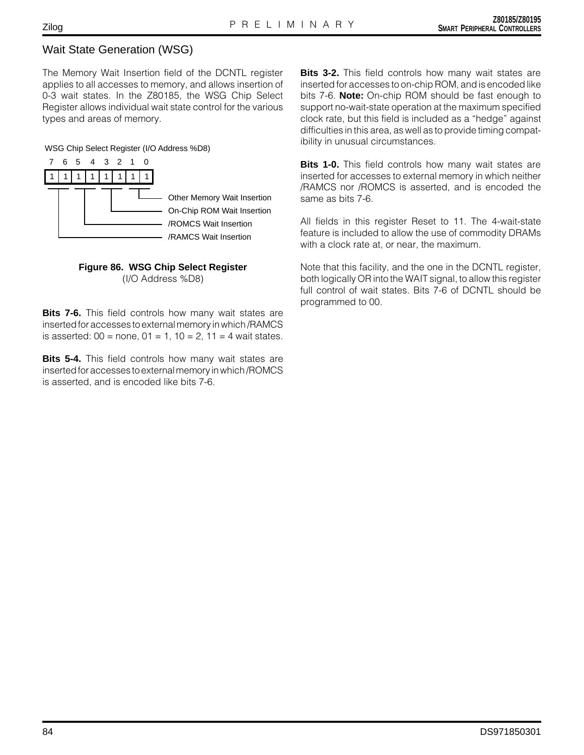## Wait State Generation (WSG)

The Memory Wait Insertion field of the DCNTL register applies to all accesses to memory, and allows insertion of 0-3 wait states. In the Z80185, the WSG Chip Select Register allows individual wait state control for the various types and areas of memory.

WSG Chip Select Register (I/O Address %D8)

| 7 | 6 | 5 | 4 | 3 | 2 | 1 | 0 |
|---|---|---|---|---|---|---|---|
| 1 | 1 | 1 | 1 | 1 | 1 | 1 | 1 |

- Bits 1-0: Other Memory Wait Insertion
- Bits 3-2: On-Chip ROM Wait Insertion
- Bits 5-4: /ROMCS Wait Insertion
- Bits 7-6: /RAMCS Wait Insertion

**Figure 86. WSG Chip Select Register**
(I/O Address %D8)

**Bits 7-6.** This field controls how many wait states are inserted for accesses to external memory in which /RAMCS is asserted: 00 = none, 01 = 1, 10 = 2, 11 = 4 wait states.

**Bits 5-4.** This field controls how many wait states are inserted for accesses to external memory in which /ROMCS is asserted, and is encoded like bits 7-6.

**Bits 3-2.** This field controls how many wait states are inserted for accesses to on-chip ROM, and is encoded like bits 7-6. **Note:** On-chip ROM should be fast enough to support no-wait-state operation at the maximum specified clock rate, but this field is included as a "hedge" against difficulties in this area, as well as to provide timing compatibility in unusual circumstances.

**Bits 1-0.** This field controls how many wait states are inserted for accesses to external memory in which neither /RAMCS nor /ROMCS is asserted, and is encoded the same as bits 7-6.

All fields in this register Reset to 11. The 4-wait-state feature is included to allow the use of commodity DRAMs with a clock rate at, or near, the maximum.

Note that this facility, and the one in the DCNTL register, both logically OR into the WAIT signal, to allow this register full control of wait states. Bits 7-6 of DCNTL should be programmed to 00.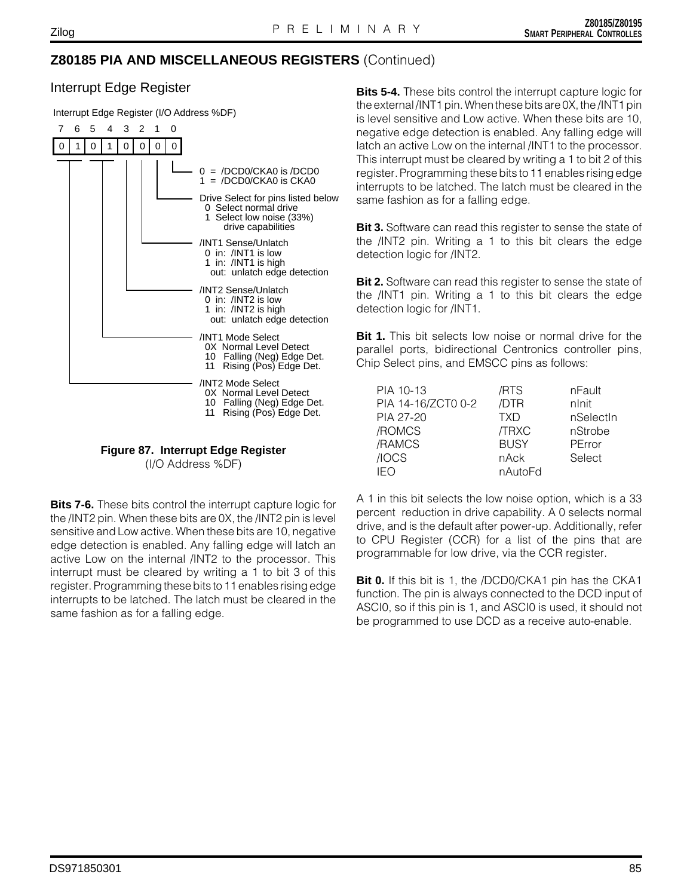## Z80185 PIA AND MISCELLANEOUS REGISTERS (Continued)

### Interrupt Edge Register

Interrupt Edge Register (I/O Address %DF)

| 7 | 6 | 5 | 4 | 3 | 2 | 1 | 0 |
|---|---|---|---|---|---|---|---|
| 0 | 1 | 0 | 1 | 0 | 0 | 0 | 0 |

- Bit 0: 0 = /DCD0/CKA0 is /DCD0; 1 = /DCD0/CKA0 is CKA0
- Bit 1: Drive Select for pins listed below
  - 0 Select normal drive
  - 1 Select low noise (33%) drive capabilities
- Bit 2: /INT1 Sense/Unlatch
  - 0 in: /INT1 is low
  - 1 in: /INT1 is high
  - out: unlatch edge detection
- Bit 3: /INT2 Sense/Unlatch
  - 0 in: /INT2 is low
  - 1 in: /INT2 is high
  - out: unlatch edge detection
- Bits 5-4: /INT1 Mode Select
  - 0X Normal Level Detect
  - 10 Falling (Neg) Edge Det.
  - 11 Rising (Pos) Edge Det.
- Bits 7-6: /INT2 Mode Select
  - 0X Normal Level Detect
  - 10 Falling (Neg) Edge Det.
  - 11 Rising (Pos) Edge Det.

**Figure 87. Interrupt Edge Register**
(I/O Address %DF)

**Bits 7-6.** These bits control the interrupt capture logic for the /INT2 pin. When these bits are 0X, the /INT2 pin is level sensitive and Low active. When these bits are 10, negative edge detection is enabled. Any falling edge will latch an active Low on the internal /INT2 to the processor. This interrupt must be cleared by writing a 1 to bit 3 of this register. Programming these bits to 11 enables rising edge interrupts to be latched. The latch must be cleared in the same fashion as for a falling edge.

**Bits 5-4.** These bits control the interrupt capture logic for the external /INT1 pin. When these bits are 0X, the /INT1 pin is level sensitive and Low active. When these bits are 10, negative edge detection is enabled. Any falling edge will latch an active Low on the internal /INT1 to the processor. This interrupt must be cleared by writing a 1 to bit 2 of this register. Programming these bits to 11 enables rising edge interrupts to be latched. The latch must be cleared in the same fashion as for a falling edge.

**Bit 3.** Software can read this register to sense the state of the /INT2 pin. Writing a 1 to this bit clears the edge detection logic for /INT2.

**Bit 2.** Software can read this register to sense the state of the /INT1 pin. Writing a 1 to this bit clears the edge detection logic for /INT1.

**Bit 1.** This bit selects low noise or normal drive for the parallel ports, bidirectional Centronics controller pins, Chip Select pins, and EMSCC pins as follows:

| | | |
|---|---|---|
| PIA 10-13 | /RTS | nFault |
| PIA 14-16/ZCT0 0-2 | /DTR | nInit |
| PIA 27-20 | TXD | nSelectIn |
| /ROMCS | /TRXC | nStrobe |
| /RAMCS | BUSY | PError |
| /IOCS | nAck | Select |
| IEO | nAutoFd | |

A 1 in this bit selects the low noise option, which is a 33 percent reduction in drive capability. A 0 selects normal drive, and is the default after power-up. Additionally, refer to CPU Register (CCR) for a list of the pins that are programmable for low drive, via the CCR register.

**Bit 0.** If this bit is 1, the /DCD0/CKA1 pin has the CKA1 function. The pin is always connected to the DCD input of ASCI0, so if this pin is 1, and ASCI0 is used, it should not be programmed to use DCD as a receive auto-enable.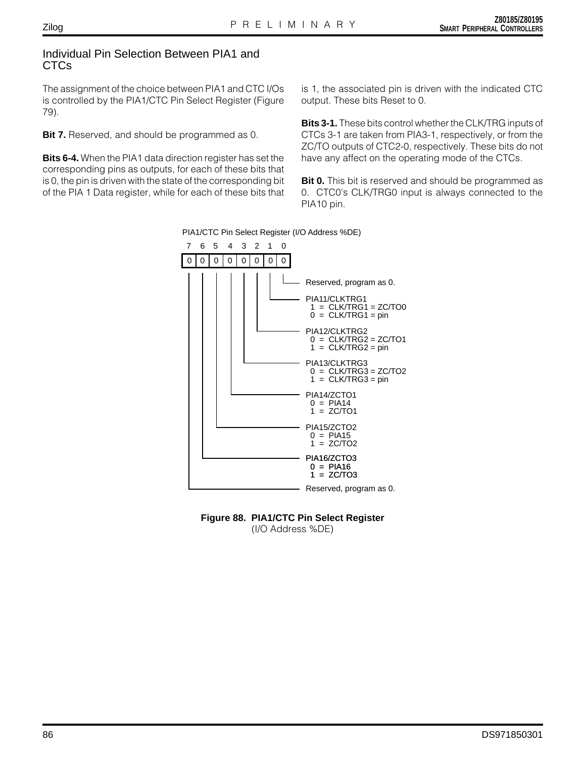## Individual Pin Selection Between PIA1 and CTCs

The assignment of the choice between PIA1 and CTC I/Os is controlled by the PIA1/CTC Pin Select Register (Figure 79).

**Bit 7.** Reserved, and should be programmed as 0.

**Bits 6-4.** When the PIA1 data direction register has set the corresponding pins as outputs, for each of these bits that is 0, the pin is driven with the state of the corresponding bit of the PIA 1 Data register, while for each of these bits that is 1, the associated pin is driven with the indicated CTC output. These bits Reset to 0.

**Bits 3-1.** These bits control whether the CLK/TRG inputs of CTCs 3-1 are taken from PIA3-1, respectively, or from the ZC/TO outputs of CTC2-0, respectively. These bits do not have any affect on the operating mode of the CTCs.

**Bit 0.** This bit is reserved and should be programmed as 0. CTC0's CLK/TRG0 input is always connected to the PIA10 pin.

PIA1/CTC Pin Select Register (I/O Address %DE)

| 7 | 6 | 5 | 4 | 3 | 2 | 1 | 0 |
|---|---|---|---|---|---|---|---|
| 0 | 0 | 0 | 0 | 0 | 0 | 0 | 0 |

- Bit 0: Reserved, program as 0.
- Bit 1: PIA11/CLKTRG1
  - 1 = CLK/TRG1 = ZC/TO0
  - 0 = CLK/TRG1 = pin
- Bit 2: PIA12/CLKTRG2
  - 0 = CLK/TRG2 = ZC/TO1
  - 1 = CLK/TRG2 = pin
- Bit 3: PIA13/CLKTRG3
  - 0 = CLK/TRG3 = ZC/TO2
  - 1 = CLK/TRG3 = pin
- Bit 4: PIA14/ZCTO1
  - 0 = PIA14
  - 1 = ZC/TO1
- Bit 5: PIA15/ZCTO2
  - 0 = PIA15
  - 1 = ZC/TO2
- Bit 6: PIA16/ZCTO3
  - 0 = PIA16
  - 1 = ZC/TO3
- Bit 7: Reserved, program as 0.

**Figure 88. PIA1/CTC Pin Select Register**
(I/O Address %DE)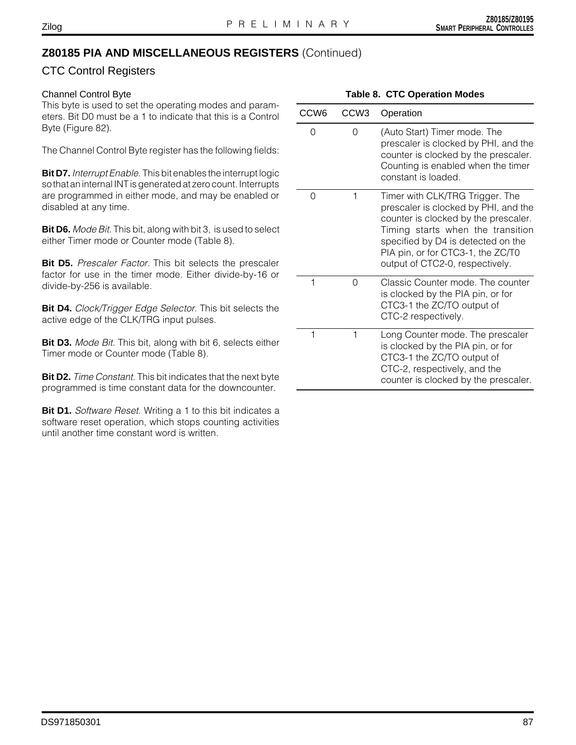## Z80185 PIA AND MISCELLANEOUS REGISTERS (Continued)

### CTC Control Registers

#### Channel Control Byte

This byte is used to set the operating modes and parameters. Bit D0 must be a 1 to indicate that this is a Control Byte (Figure 82).

The Channel Control Byte register has the following fields:

**Bit D7.** *Interrupt Enable.* This bit enables the interrupt logic so that an internal INT is generated at zero count. Interrupts are programmed in either mode, and may be enabled or disabled at any time.

**Bit D6.** *Mode Bit.* This bit, along with bit 3, is used to select either Timer mode or Counter mode (Table 8).

**Bit D5.** *Prescaler Factor.* This bit selects the prescaler factor for use in the timer mode. Either divide-by-16 or divide-by-256 is available.

**Bit D4.** *Clock/Trigger Edge Selector.* This bit selects the active edge of the CLK/TRG input pulses.

**Bit D3.** *Mode Bit.* This bit, along with bit 6, selects either Timer mode or Counter mode (Table 8).

**Bit D2.** *Time Constant.* This bit indicates that the next byte programmed is time constant data for the downcounter.

**Bit D1.** *Software Reset.* Writing a 1 to this bit indicates a software reset operation, which stops counting activities until another time constant word is written.

**Table 8. CTC Operation Modes**

| CCW6 | CCW3 | Operation |
|---|---|---|
| 0 | 0 | (Auto Start) Timer mode. The prescaler is clocked by PHI, and the counter is clocked by the prescaler. Counting is enabled when the timer constant is loaded. |
| 0 | 1 | Timer with CLK/TRG Trigger. The prescaler is clocked by PHI, and the counter is clocked by the prescaler. Timing starts when the transition specified by D4 is detected on the PIA pin, or for CTC3-1, the ZC/T0 output of CTC2-0, respectively. |
| 1 | 0 | Classic Counter mode. The counter is clocked by the PIA pin, or for CTC3-1 the ZC/TO output of CTC-2 respectively. |
| 1 | 1 | Long Counter mode. The prescaler is clocked by the PIA pin, or for CTC3-1 the ZC/TO output of CTC-2, respectively, and the counter is clocked by the prescaler. |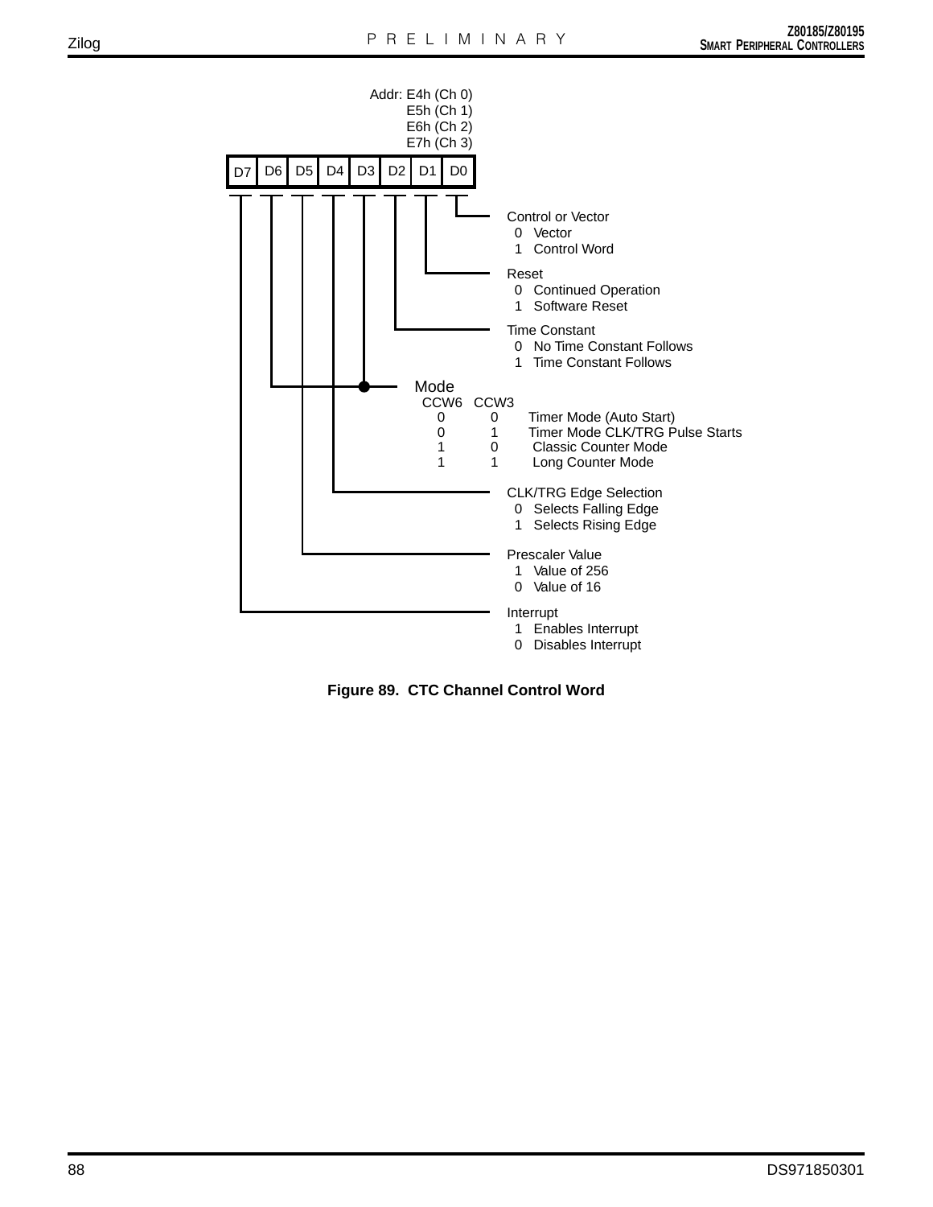Addr: E4h (Ch 0)
E5h (Ch 1)
E6h (Ch 2)
E7h (Ch 3)

| D7 | D6 | D5 | D4 | D3 | D2 | D1 | D0 |
|---|---|---|---|---|---|---|---|

**D0 – Control or Vector**
- 0 Vector
- 1 Control Word

**D1 – Reset**
- 0 Continued Operation
- 1 Software Reset

**D2 – Time Constant**
- 0 No Time Constant Follows
- 1 Time Constant Follows

**D6, D3 – Mode**

| CCW6 | CCW3 | |
|---|---|---|
| 0 | 0 | Timer Mode (Auto Start) |
| 0 | 1 | Timer Mode CLK/TRG Pulse Starts |
| 1 | 0 | Classic Counter Mode |
| 1 | 1 | Long Counter Mode |

**D4 – CLK/TRG Edge Selection**
- 0 Selects Falling Edge
- 1 Selects Rising Edge

**D5 – Prescaler Value**
- 1 Value of 256
- 0 Value of 16

**D7 – Interrupt**
- 1 Enables Interrupt
- 0 Disables Interrupt

**Figure 89. CTC Channel Control Word**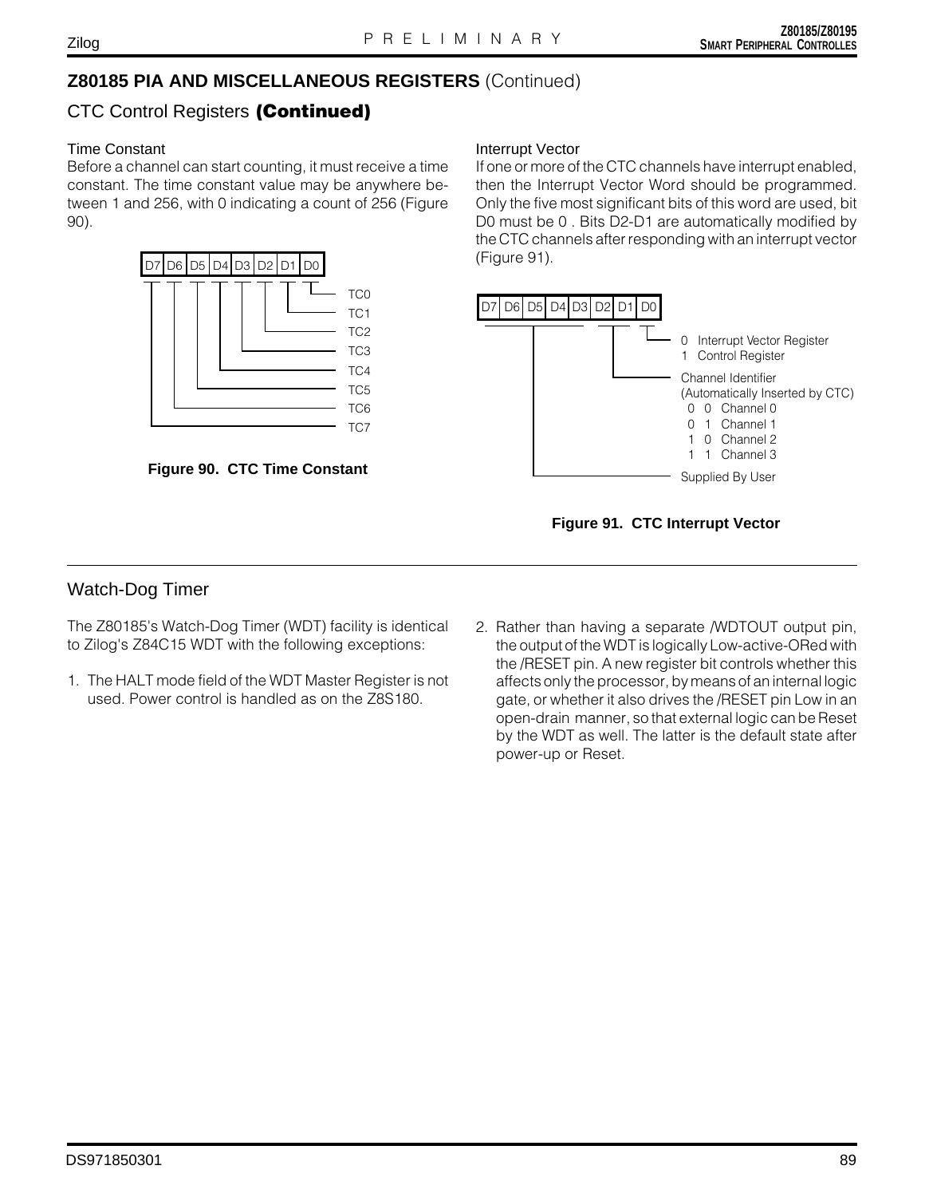## Z80185 PIA AND MISCELLANEOUS REGISTERS (Continued)

### CTC Control Registers **(Continued)**

#### Time Constant

Before a channel can start counting, it must receive a time constant. The time constant value may be anywhere between 1 and 256, with 0 indicating a count of 256 (Figure 90).

| D7 | D6 | D5 | D4 | D3 | D2 | D1 | D0 |
|---|---|---|---|---|---|---|---|
| TC7 | TC6 | TC5 | TC4 | TC3 | TC2 | TC1 | TC0 |

**Figure 90. CTC Time Constant**

#### Interrupt Vector

If one or more of the CTC channels have interrupt enabled, then the Interrupt Vector Word should be programmed. Only the five most significant bits of this word are used, bit D0 must be 0 . Bits D2-D1 are automatically modified by the CTC channels after responding with an interrupt vector (Figure 91).

| D7 | D6 | D5 | D4 | D3 | D2 | D1 | D0 |
|---|---|---|---|---|---|---|---|

- D0:
  - 0 Interrupt Vector Register
  - 1 Control Register
- D2–D1: Channel Identifier (Automatically Inserted by CTC)
  - 0 0 Channel 0
  - 0 1 Channel 1
  - 1 0 Channel 2
  - 1 1 Channel 3
- D7–D3: Supplied By User

**Figure 91. CTC Interrupt Vector**

## Watch-Dog Timer

The Z80185's Watch-Dog Timer (WDT) facility is identical to Zilog's Z84C15 WDT with the following exceptions:

1. The HALT mode field of the WDT Master Register is not used. Power control is handled as on the Z8S180.
2. Rather than having a separate /WDTOUT output pin, the output of the WDT is logically Low-active-ORed with the /RESET pin. A new register bit controls whether this affects only the processor, by means of an internal logic gate, or whether it also drives the /RESET pin Low in an open-drain manner, so that external logic can be Reset by the WDT as well. The latter is the default state after power-up or Reset.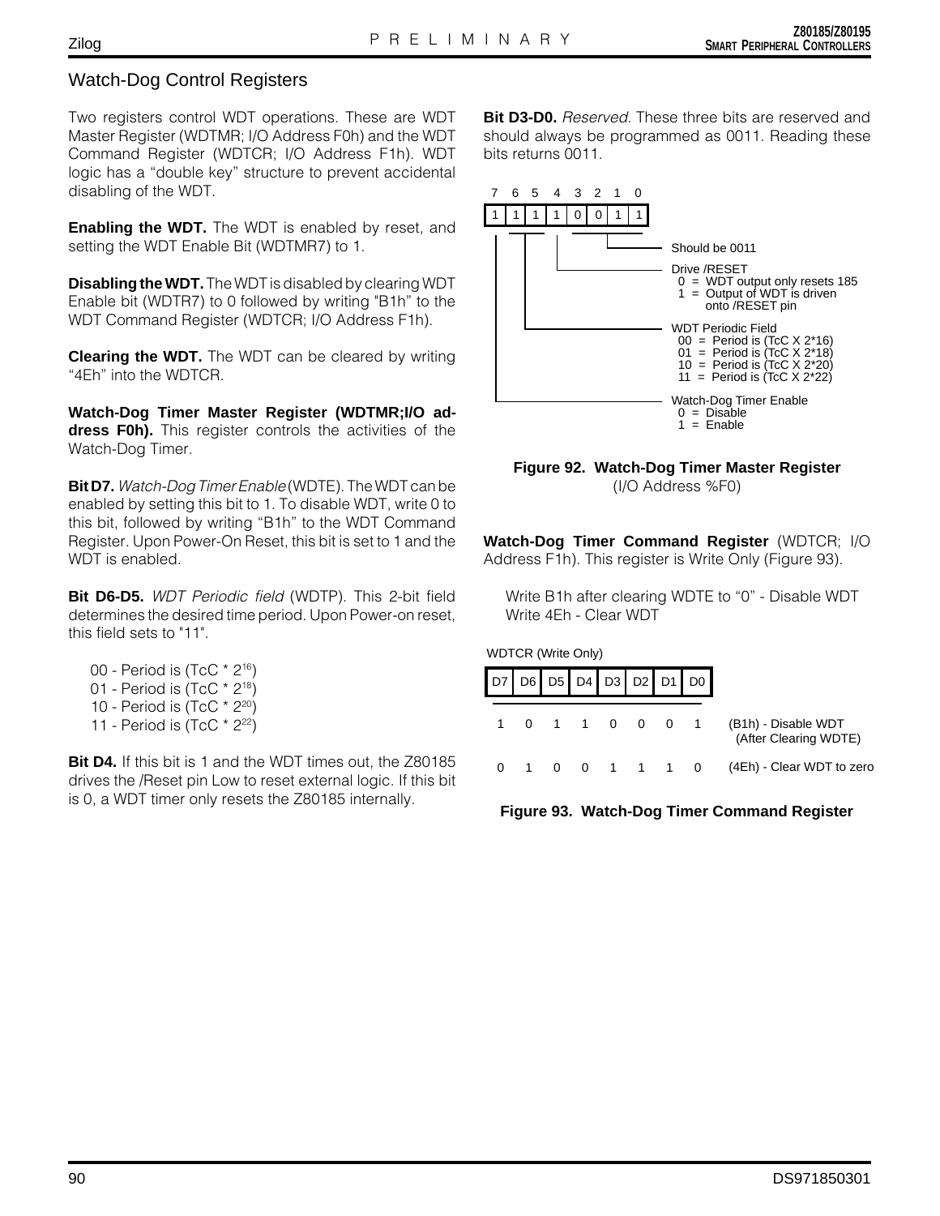## Watch-Dog Control Registers

Two registers control WDT operations. These are WDT Master Register (WDTMR; I/O Address F0h) and the WDT Command Register (WDTCR; I/O Address F1h). WDT logic has a "double key" structure to prevent accidental disabling of the WDT.

**Enabling the WDT.** The WDT is enabled by reset, and setting the WDT Enable Bit (WDTMR7) to 1.

**Disabling the WDT.** The WDT is disabled by clearing WDT Enable bit (WDTR7) to 0 followed by writing "B1h" to the WDT Command Register (WDTCR; I/O Address F1h).

**Clearing the WDT.** The WDT can be cleared by writing "4Eh" into the WDTCR.

**Watch-Dog Timer Master Register (WDTMR;I/O address F0h).** This register controls the activities of the Watch-Dog Timer.

**Bit D7.** *Watch-Dog Timer Enable* (WDTE). The WDT can be enabled by setting this bit to 1. To disable WDT, write 0 to this bit, followed by writing "B1h" to the WDT Command Register. Upon Power-On Reset, this bit is set to 1 and the WDT is enabled.

**Bit D6-D5.** *WDT Periodic field* (WDTP). This 2-bit field determines the desired time period. Upon Power-on reset, this field sets to "11".

- 00 - Period is (TcC * $2^{16}$)
- 01 - Period is (TcC * $2^{18}$)
- 10 - Period is (TcC * $2^{20}$)
- 11 - Period is (TcC * $2^{22}$)

**Bit D4.** If this bit is 1 and the WDT times out, the Z80185 drives the /Reset pin Low to reset external logic. If this bit is 0, a WDT timer only resets the Z80185 internally.

**Bit D3-D0.** *Reserved.* These three bits are reserved and should always be programmed as 0011. Reading these bits returns 0011.

| 7 | 6 | 5 | 4 | 3 | 2 | 1 | 0 |
|---|---|---|---|---|---|---|---|
| 1 | 1 | 1 | 1 | 0 | 0 | 1 | 1 |

- Bits 3-0: Should be 0011
- Bit 4: Drive /RESET
  - 0 = WDT output only resets 185
  - 1 = Output of WDT is driven onto /RESET pin
- Bits 6-5: WDT Periodic Field
  - 00 = Period is (TcC X 2*16)
  - 01 = Period is (TcC X 2*18)
  - 10 = Period is (TcC X 2*20)
  - 11 = Period is (TcC X 2*22)
- Bit 7: Watch-Dog Timer Enable
  - 0 = Disable
  - 1 = Enable

**Figure 92. Watch-Dog Timer Master Register**
(I/O Address %F0)

**Watch-Dog Timer Command Register** (WDTCR; I/O Address F1h). This register is Write Only (Figure 93).

Write B1h after clearing WDTE to "0" - Disable WDT
Write 4Eh - Clear WDT

WDTCR (Write Only)

| D7 | D6 | D5 | D4 | D3 | D2 | D1 | D0 | |
|---|---|---|---|---|---|---|---|---|
| 1 | 0 | 1 | 1 | 0 | 0 | 0 | 1 | (B1h) - Disable WDT (After Clearing WDTE) |
| 0 | 1 | 0 | 0 | 1 | 1 | 1 | 0 | (4Eh) - Clear WDT to zero |

**Figure 93. Watch-Dog Timer Command Register**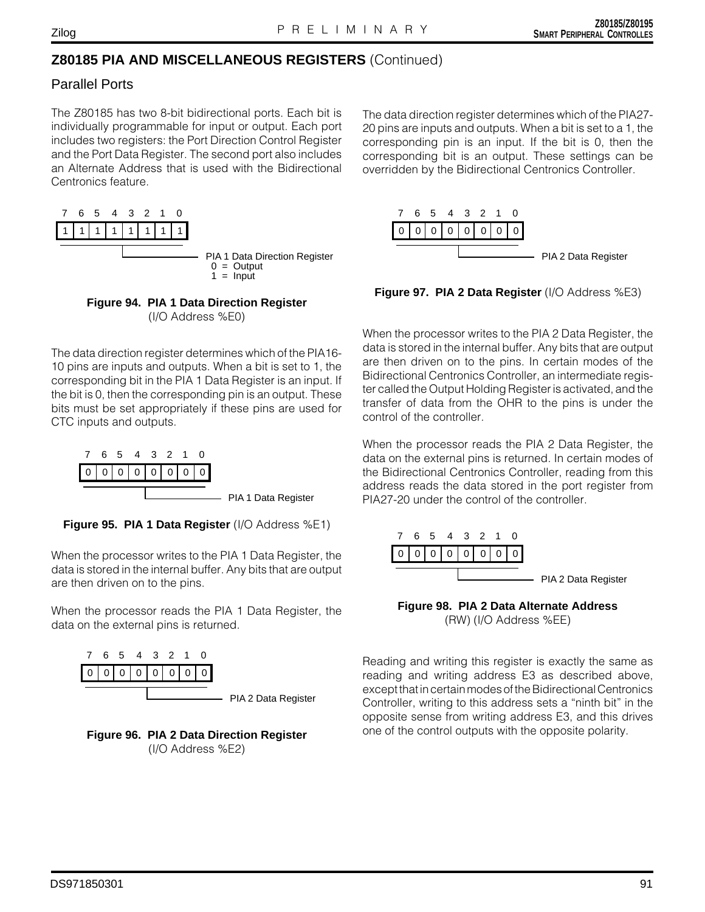## Z80185 PIA AND MISCELLANEOUS REGISTERS (Continued)

### Parallel Ports

The Z80185 has two 8-bit bidirectional ports. Each bit is individually programmable for input or output. Each port includes two registers: the Port Direction Control Register and the Port Data Register. The second port also includes an Alternate Address that is used with the Bidirectional Centronics feature.

| 7 | 6 | 5 | 4 | 3 | 2 | 1 | 0 |
|---|---|---|---|---|---|---|---|
| 1 | 1 | 1 | 1 | 1 | 1 | 1 | 1 |

PIA 1 Data Direction Register
0 = Output
1 = Input

**Figure 94. PIA 1 Data Direction Register** (I/O Address %E0)

The data direction register determines which of the PIA16-10 pins are inputs and outputs. When a bit is set to 1, the corresponding bit in the PIA 1 Data Register is an input. If the bit is 0, then the corresponding pin is an output. These bits must be set appropriately if these pins are used for CTC inputs and outputs.

| 7 | 6 | 5 | 4 | 3 | 2 | 1 | 0 |
|---|---|---|---|---|---|---|---|
| 0 | 0 | 0 | 0 | 0 | 0 | 0 | 0 |

PIA 1 Data Register

**Figure 95. PIA 1 Data Register** (I/O Address %E1)

When the processor writes to the PIA 1 Data Register, the data is stored in the internal buffer. Any bits that are output are then driven on to the pins.

When the processor reads the PIA 1 Data Register, the data on the external pins is returned.

| 7 | 6 | 5 | 4 | 3 | 2 | 1 | 0 |
|---|---|---|---|---|---|---|---|
| 0 | 0 | 0 | 0 | 0 | 0 | 0 | 0 |

PIA 2 Data Register

**Figure 96. PIA 2 Data Direction Register** (I/O Address %E2)

The data direction register determines which of the PIA27-20 pins are inputs and outputs. When a bit is set to a 1, the corresponding pin is an input. If the bit is 0, then the corresponding bit is an output. These settings can be overridden by the Bidirectional Centronics Controller.

| 7 | 6 | 5 | 4 | 3 | 2 | 1 | 0 |
|---|---|---|---|---|---|---|---|
| 0 | 0 | 0 | 0 | 0 | 0 | 0 | 0 |

PIA 2 Data Register

**Figure 97. PIA 2 Data Register** (I/O Address %E3)

When the processor writes to the PIA 2 Data Register, the data is stored in the internal buffer. Any bits that are output are then driven on to the pins. In certain modes of the Bidirectional Centronics Controller, an intermediate register called the Output Holding Register is activated, and the transfer of data from the OHR to the pins is under the control of the controller.

When the processor reads the PIA 2 Data Register, the data on the external pins is returned. In certain modes of the Bidirectional Centronics Controller, reading from this address reads the data stored in the port register from PIA27-20 under the control of the controller.

| 7 | 6 | 5 | 4 | 3 | 2 | 1 | 0 |
|---|---|---|---|---|---|---|---|
| 0 | 0 | 0 | 0 | 0 | 0 | 0 | 0 |

PIA 2 Data Register

**Figure 98. PIA 2 Data Alternate Address** (RW) (I/O Address %EE)

Reading and writing this register is exactly the same as reading and writing address E3 as described above, except that in certain modes of the Bidirectional Centronics Controller, writing to this address sets a "ninth bit" in the opposite sense from writing address E3, and this drives one of the control outputs with the opposite polarity.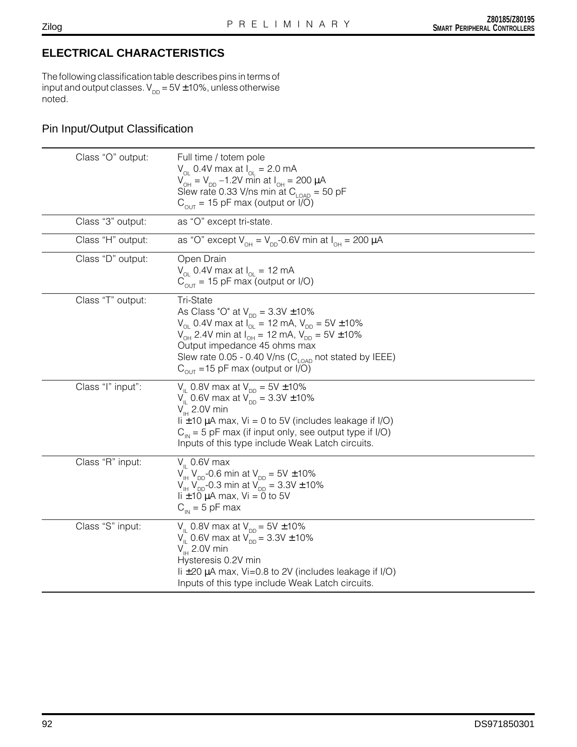## ELECTRICAL CHARACTERISTICS

The following classification table describes pins in terms of input and output classes. $V_{DD}$ = 5V ±10%, unless otherwise noted.

### Pin Input/Output Classification

| Class | Description |
|---|---|
| Class "O" output: | Full time / totem pole<br>$V_{OL}$ 0.4V max at $I_{OL}$ = 2.0 mA<br>$V_{OH}$ = $V_{DD}$ −1.2V min at $I_{OH}$ = 200 µA<br>Slew rate 0.33 V/ns min at $C_{LOAD}$ = 50 pF<br>$C_{OUT}$ = 15 pF max (output or I/O) |
| Class "3" output: | as "O" except tri-state. |
| Class "H" output: | as "O" except $V_{OH}$ = $V_{DD}$-0.6V min at $I_{OH}$ = 200 µA |
| Class "D" output: | Open Drain<br>$V_{OL}$ 0.4V max at $I_{OL}$ = 12 mA<br>$C_{OUT}$ = 15 pF max (output or I/O) |
| Class "T" output: | Tri-State<br>As Class "O" at $V_{DD}$ = 3.3V ±10%<br>$V_{OL}$ 0.4V max at $I_{OL}$ = 12 mA, $V_{DD}$ = 5V ±10%<br>$V_{OH}$ 2.4V min at $I_{OH}$ = 12 mA, $V_{DD}$ = 5V ±10%<br>Output impedance 45 ohms max<br>Slew rate 0.05 - 0.40 V/ns ($C_{LOAD}$ not stated by IEEE)<br>$C_{OUT}$ =15 pF max (output or I/O) |
| Class "I" input": | $V_{IL}$ 0.8V max at $V_{DD}$ = 5V ±10%<br>$V_{IL}$ 0.6V max at $V_{DD}$ = 3.3V ±10%<br>$V_{IH}$ 2.0V min<br>Ii ±10 µA max, Vi = 0 to 5V (includes leakage if I/O)<br>$C_{IN}$ = 5 pF max (if input only, see output type if I/O)<br>Inputs of this type include Weak Latch circuits. |
| Class "R" input: | $V_{IL}$ 0.6V max<br>$V_{IH}$ $V_{DD}$-0.6 min at $V_{DD}$ = 5V ±10%<br>$V_{IH}$ $V_{DD}$-0.3 min at $V_{DD}$ = 3.3V ±10%<br>Ii ±10 µA max, Vi = 0 to 5V<br>$C_{IN}$ = 5 pF max |
| Class "S" input: | $V_{IL}$ 0.8V max at $V_{DD}$ = 5V ±10%<br>$V_{IL}$ 0.6V max at $V_{DD}$ = 3.3V ±10%<br>$V_{IH}$ 2.0V min<br>Hysteresis 0.2V min<br>Ii ±20 µA max, Vi=0.8 to 2V (includes leakage if I/O)<br>Inputs of this type include Weak Latch circuits. |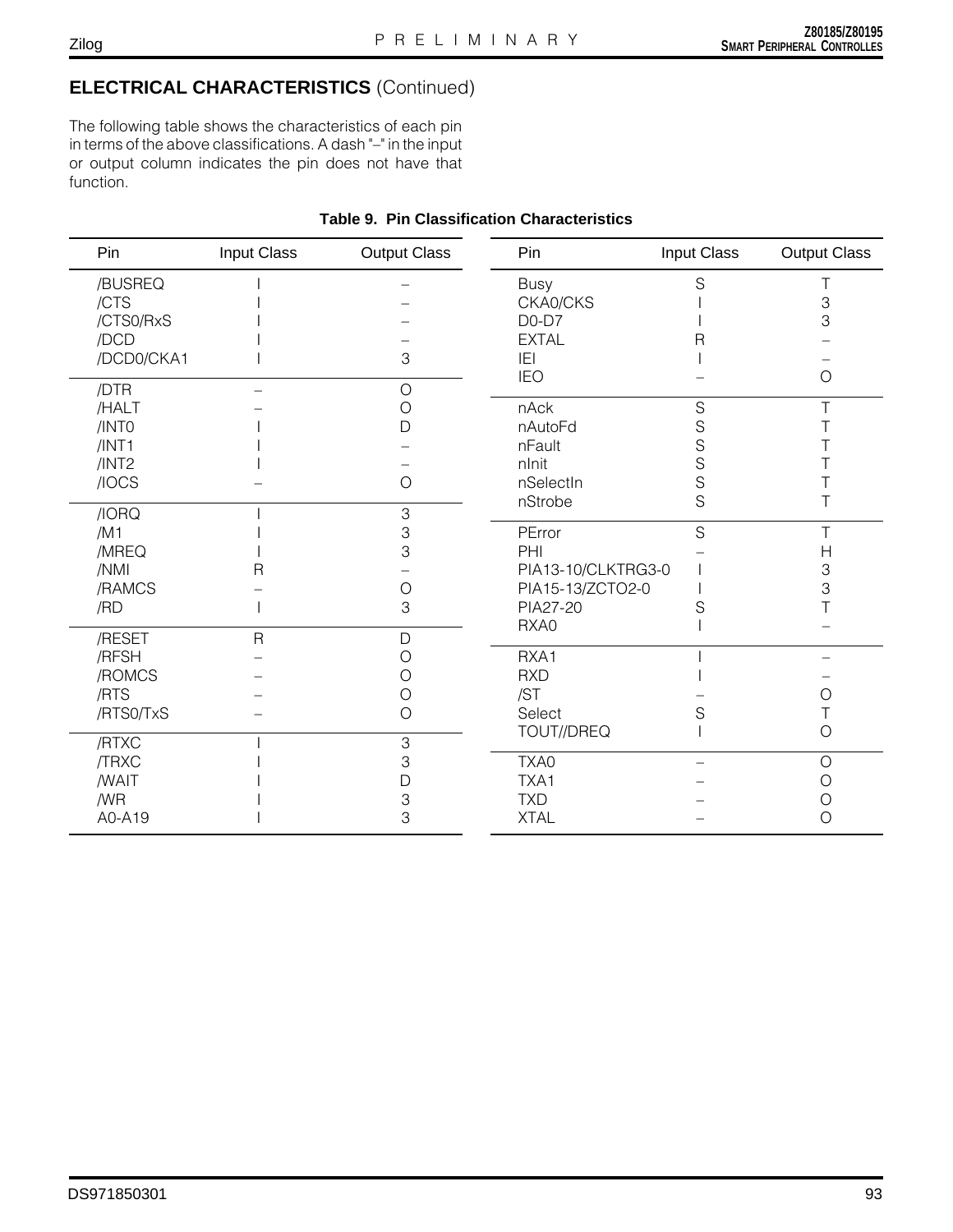## ELECTRICAL CHARACTERISTICS (Continued)

The following table shows the characteristics of each pin in terms of the above classifications. A dash "–" in the input or output column indicates the pin does not have that function.

**Table 9. Pin Classification Characteristics**

| Pin | Input Class | Output Class | Pin | Input Class | Output Class |
|---|---|---|---|---|---|
| /BUSREQ | I | – | Busy | S | T |
| /CTS | I | – | CKA0/CKS | I | 3 |
| /CTS0/RxS | I | – | D0-D7 | I | 3 |
| /DCD | I | – | EXTAL | R | – |
| /DCD0/CKA1 | I | 3 | IEI | I | – |
| /DTR | – | O | IEO | – | O |
| /HALT | – | O | nAck | S | T |
| /INT0 | I | D | nAutoFd | S | T |
| /INT1 | I | – | nFault | S | T |
| /INT2 | I | – | nInit | S | T |
| /IOCS | – | O | nSelectIn | S | T |
| /IORQ | I | 3 | nStrobe | S | T |
| /M1 | I | 3 | PError | S | T |
| /MREQ | I | 3 | PHI | – | H |
| /NMI | R | – | PIA13-10/CLKTRG3-0 | I | 3 |
| /RAMCS | – | O | PIA15-13/ZCTO2-0 | I | 3 |
| /RD | I | 3 | PIA27-20 | S | T |
| /RESET | R | D | RXA0 | I | – |
| /RFSH | – | O | RXA1 | I | – |
| /ROMCS | – | O | RXD | I | – |
| /RTS | – | O | /ST | – | O |
| /RTS0/TxS | – | O | Select | S | T |
| /RTXC | I | 3 | TOUT//DREQ | I | O |
| /TRXC | I | 3 | TXA0 | – | O |
| /WAIT | I | D | TXA1 | – | O |
| /WR | I | 3 | TXD | – | O |
| A0-A19 | I | 3 | XTAL | – | O |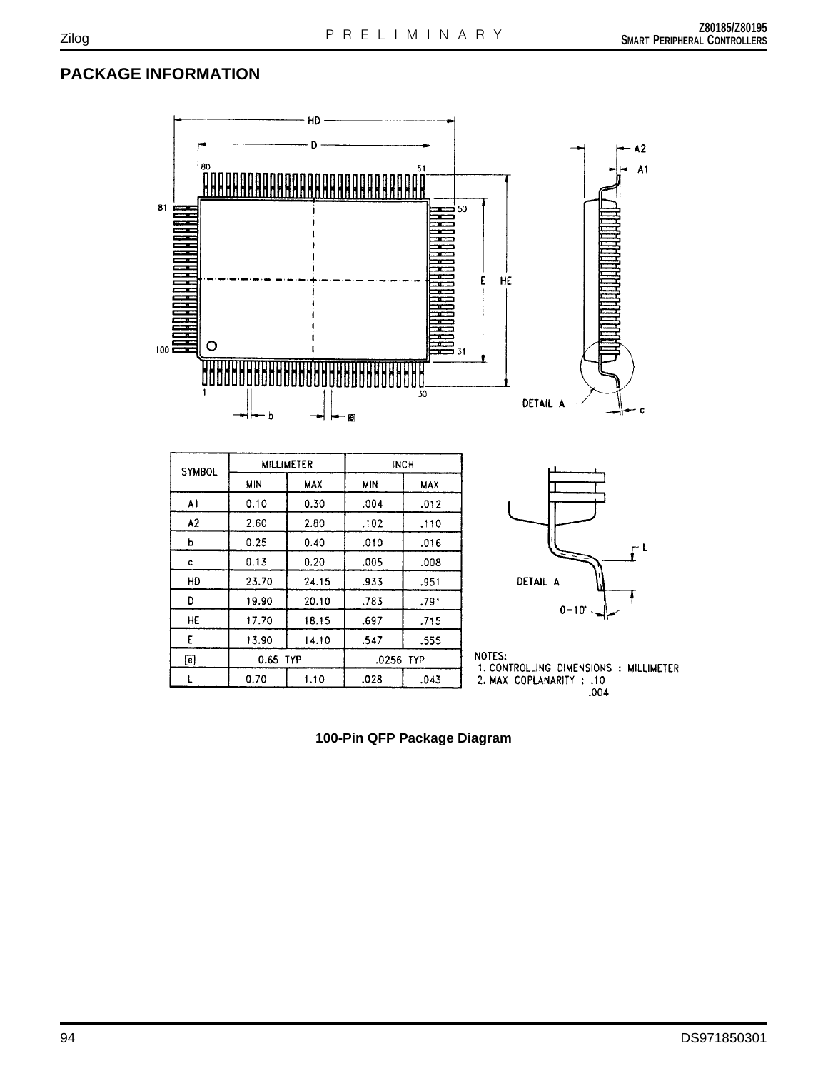## PACKAGE INFORMATION

| SYMBOL | MILLIMETER | | INCH | |
|---|---|---|---|---|
| | MIN | MAX | MIN | MAX |
| A1 | 0.10 | 0.30 | .004 | .012 |
| A2 | 2.60 | 2.80 | .102 | .110 |
| b | 0.25 | 0.40 | .010 | .016 |
| c | 0.13 | 0.20 | .005 | .008 |
| HD | 23.70 | 24.15 | .933 | .951 |
| D | 19.90 | 20.10 | .783 | .791 |
| HE | 17.70 | 18.15 | .697 | .715 |
| E | 13.90 | 14.10 | .547 | .555 |
| e | 0.65 TYP | | .0256 TYP | |
| L | 0.70 | 1.10 | .028 | .043 |

NOTES:
1. CONTROLLING DIMENSIONS : MILLIMETER
2. MAX COPLANARITY : .10 / .004

**100-Pin QFP Package Diagram**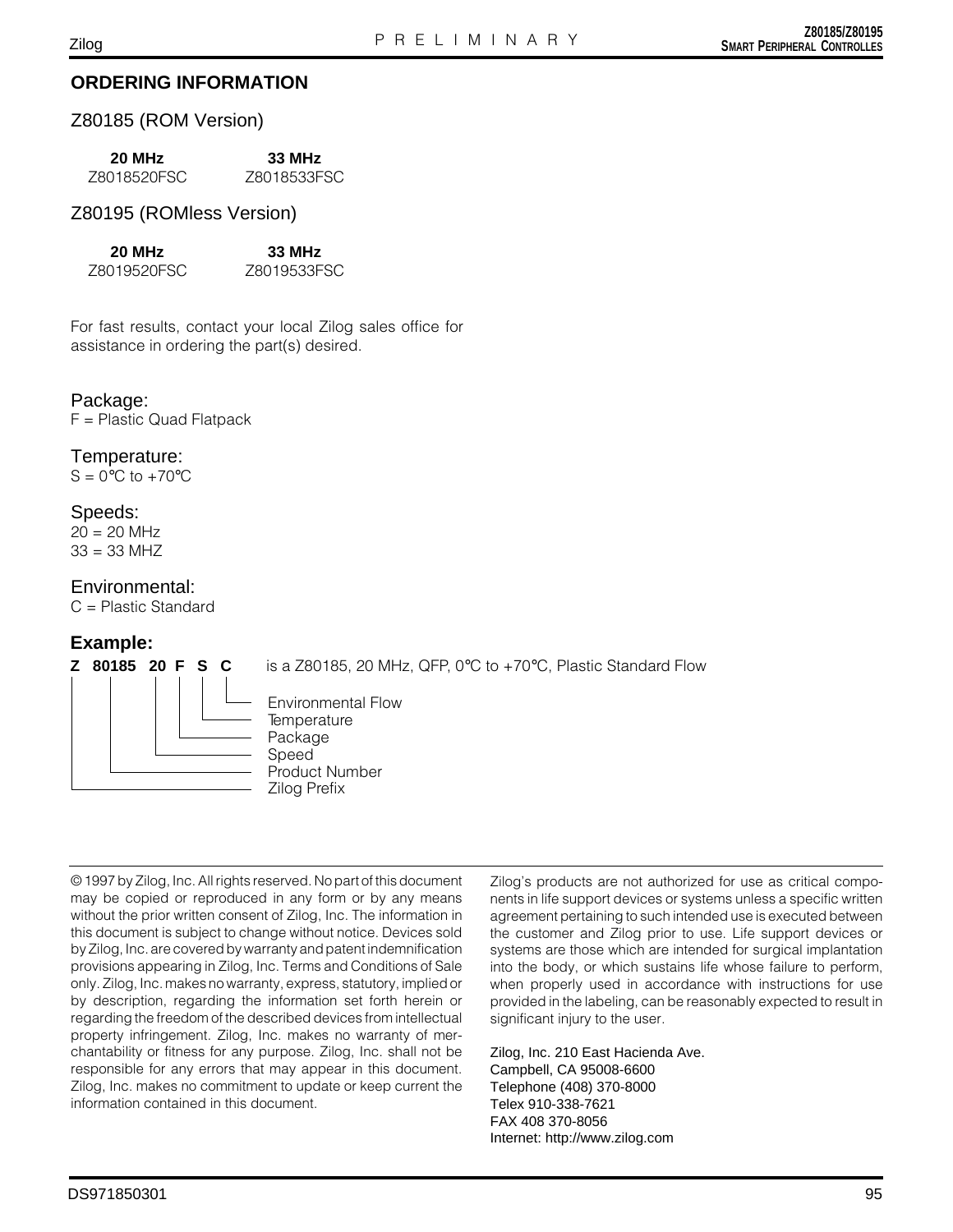## ORDERING INFORMATION

### Z80185 (ROM Version)

| 20 MHz | 33 MHz |
|---|---|
| Z8018520FSC | Z8018533FSC |

### Z80195 (ROMless Version)

| 20 MHz | 33 MHz |
|---|---|
| Z8019520FSC | Z8019533FSC |

For fast results, contact your local Zilog sales office for assistance in ordering the part(s) desired.

**Package:**
F = Plastic Quad Flatpack

**Temperature:**
S = 0°C to +70°C

**Speeds:**
20 = 20 MHz
33 = 33 MHZ

**Environmental:**
C = Plastic Standard

**Example:**

**Z 80185 20 F S C** is a Z80185, 20 MHz, QFP, 0°C to +70°C, Plastic Standard Flow

- C — Environmental Flow
- S — Temperature
- F — Package
- 20 — Speed
- 80185 — Product Number
- Z — Zilog Prefix

© 1997 by Zilog, Inc. All rights reserved. No part of this document may be copied or reproduced in any form or by any means without the prior written consent of Zilog, Inc. The information in this document is subject to change without notice. Devices sold by Zilog, Inc. are covered by warranty and patent indemnification provisions appearing in Zilog, Inc. Terms and Conditions of Sale only. Zilog, Inc. makes no warranty, express, statutory, implied or by description, regarding the information set forth herein or regarding the freedom of the described devices from intellectual property infringement. Zilog, Inc. makes no warranty of merchantability or fitness for any purpose. Zilog, Inc. shall not be responsible for any errors that may appear in this document. Zilog, Inc. makes no commitment to update or keep current the information contained in this document.

Zilog's products are not authorized for use as critical components in life support devices or systems unless a specific written agreement pertaining to such intended use is executed between the customer and Zilog prior to use. Life support devices or systems are those which are intended for surgical implantation into the body, or which sustains life whose failure to perform, when properly used in accordance with instructions for use provided in the labeling, can be reasonably expected to result in significant injury to the user.

Zilog, Inc. 210 East Hacienda Ave.
Campbell, CA 95008-6600
Telephone (408) 370-8000
Telex 910-338-7621
FAX 408 370-8056
Internet: http://www.zilog.com